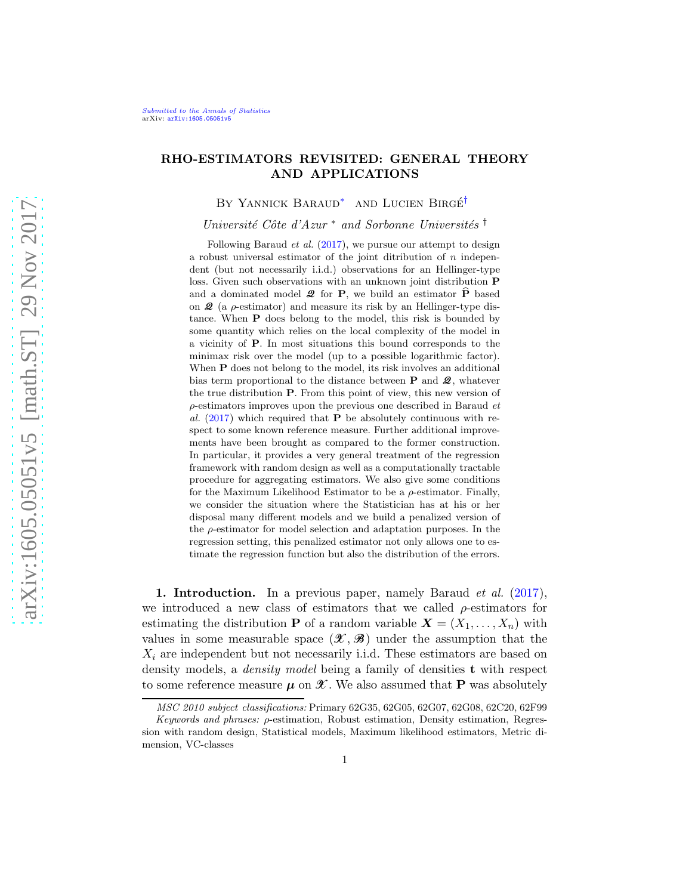# RHO-ESTIMATORS REVISITED: GENERAL THEORY AND APPLICATIONS

By Yannick Baraud[*] and Lucien Birgé[†]

*Université Côte d'Azur* [*] *and Sorbonne Universités* [†]

Following Baraud *et al.* (2017), we pursue our attempt to design a robust universal estimator of the joint ditribution of $n$ independent (but not necessarily i.i.d.) observations for an Hellinger-type loss. Given such observations with an unknown joint distribution $\mathbf{P}$ and a dominated model $\mathscr{Q}$ for $\mathbf{P}$, we build an estimator $\widehat{\mathbf{P}}$ based on $\mathscr{Q}$ (a $\rho$-estimator) and measure its risk by an Hellinger-type distance. When $\mathbf{P}$ does belong to the model, this risk is bounded by some quantity which relies on the local complexity of the model in a vicinity of $\mathbf{P}$. In most situations this bound corresponds to the minimax risk over the model (up to a possible logarithmic factor). When $\mathbf{P}$ does not belong to the model, its risk involves an additional bias term proportional to the distance between $\mathbf{P}$ and $\mathscr{Q}$, whatever the true distribution $\mathbf{P}$. From this point of view, this new version of $\rho$-estimators improves upon the previous one described in Baraud *et al.* (2017) which required that $\mathbf{P}$ be absolutely continuous with respect to some known reference measure. Further additional improvements have been brought as compared to the former construction. In particular, it provides a very general treatment of the regression framework with random design as well as a computationally tractable procedure for aggregating estimators. We also give some conditions for the Maximum Likelihood Estimator to be a $\rho$-estimator. Finally, we consider the situation where the Statistician has at his or her disposal many different models and we build a penalized version of the $\rho$-estimator for model selection and adaptation purposes. In the regression setting, this penalized estimator not only allows one to estimate the regression function but also the distribution of the errors.

## 1. Introduction.

In a previous paper, namely Baraud *et al.* (2017), we introduced a new class of estimators that we called $\rho$-estimators for estimating the distribution $\mathbf{P}$ of a random variable $\boldsymbol{X} = (X_1, \ldots, X_n)$ with values in some measurable space $(\mathscr{X}, \mathscr{B})$ under the assumption that the $X_i$ are independent but not necessarily i.i.d. These estimators are based on density models, a *density model* being a family of densities $\mathbf{t}$ with respect to some reference measure $\boldsymbol{\mu}$ on $\mathscr{X}$. We also assumed that $\mathbf{P}$ was absolutely

*MSC 2010 subject classifications:* Primary 62G35, 62G05, 62G07, 62G08, 62C20, 62F99

*Keywords and phrases:* $\rho$-estimation, Robust estimation, Density estimation, Regression with random design, Statistical models, Maximum likelihood estimators, Metric dimension, VC-classes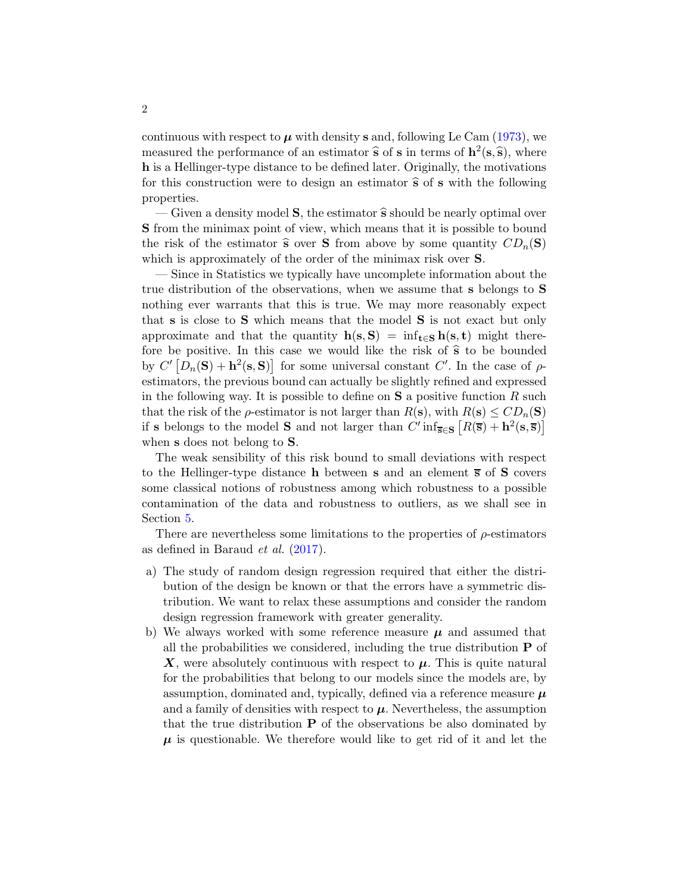continuous with respect to $\boldsymbol{\mu}$ with density $\mathbf{s}$ and, following Le Cam (1973), we measured the performance of an estimator $\widehat{\mathbf{s}}$ of $\mathbf{s}$ in terms of $\mathbf{h}^2(\mathbf{s},\widehat{\mathbf{s}})$, where $\mathbf{h}$ is a Hellinger-type distance to be defined later. Originally, the motivations for this construction were to design an estimator $\widehat{\mathbf{s}}$ of $\mathbf{s}$ with the following properties.

— Given a density model $\mathbf{S}$, the estimator $\widehat{\mathbf{s}}$ should be nearly optimal over $\mathbf{S}$ from the minimax point of view, which means that it is possible to bound the risk of the estimator $\widehat{\mathbf{s}}$ over $\mathbf{S}$ from above by some quantity $CD_n(\mathbf{S})$ which is approximately of the order of the minimax risk over $\mathbf{S}$.

— Since in Statistics we typically have uncomplete information about the true distribution of the observations, when we assume that $\mathbf{s}$ belongs to $\mathbf{S}$ nothing ever warrants that this is true. We may more reasonably expect that $\mathbf{s}$ is close to $\mathbf{S}$ which means that the model $\mathbf{S}$ is not exact but only approximate and that the quantity $\mathbf{h}(\mathbf{s},\mathbf{S}) = \inf_{\mathbf{t}\in\mathbf{S}}\mathbf{h}(\mathbf{s},\mathbf{t})$ might therefore be positive. In this case we would like the risk of $\widehat{\mathbf{s}}$ to be bounded by $C'\left[D_n(\mathbf{S}) + \mathbf{h}^2(\mathbf{s},\mathbf{S})\right]$ for some universal constant $C'$. In the case of $\rho$-estimators, the previous bound can actually be slightly refined and expressed in the following way. It is possible to define on $\mathbf{S}$ a positive function $R$ such that the risk of the $\rho$-estimator is not larger than $R(\mathbf{s})$, with $R(\mathbf{s}) \le CD_n(\mathbf{S})$ if $\mathbf{s}$ belongs to the model $\mathbf{S}$ and not larger than $C'\inf_{\overline{\mathbf{s}}\in\mathbf{S}}\left[R(\overline{\mathbf{s}}) + \mathbf{h}^2(\mathbf{s},\overline{\mathbf{s}})\right]$ when $\mathbf{s}$ does not belong to $\mathbf{S}$.

The weak sensibility of this risk bound to small deviations with respect to the Hellinger-type distance $\mathbf{h}$ between $\mathbf{s}$ and an element $\overline{\mathbf{s}}$ of $\mathbf{S}$ covers some classical notions of robustness among which robustness to a possible contamination of the data and robustness to outliers, as we shall see in Section 5.

There are nevertheless some limitations to the properties of $\rho$-estimators as defined in Baraud *et al.* (2017).

a) The study of random design regression required that either the distribution of the design be known or that the errors have a symmetric distribution. We want to relax these assumptions and consider the random design regression framework with greater generality.

b) We always worked with some reference measure $\boldsymbol{\mu}$ and assumed that all the probabilities we considered, including the true distribution $\mathbf{P}$ of $\boldsymbol{X}$, were absolutely continuous with respect to $\boldsymbol{\mu}$. This is quite natural for the probabilities that belong to our models since the models are, by assumption, dominated and, typically, defined via a reference measure $\boldsymbol{\mu}$ and a family of densities with respect to $\boldsymbol{\mu}$. Nevertheless, the assumption that the true distribution $\mathbf{P}$ of the observations be also dominated by $\boldsymbol{\mu}$ is questionable. We therefore would like to get rid of it and let the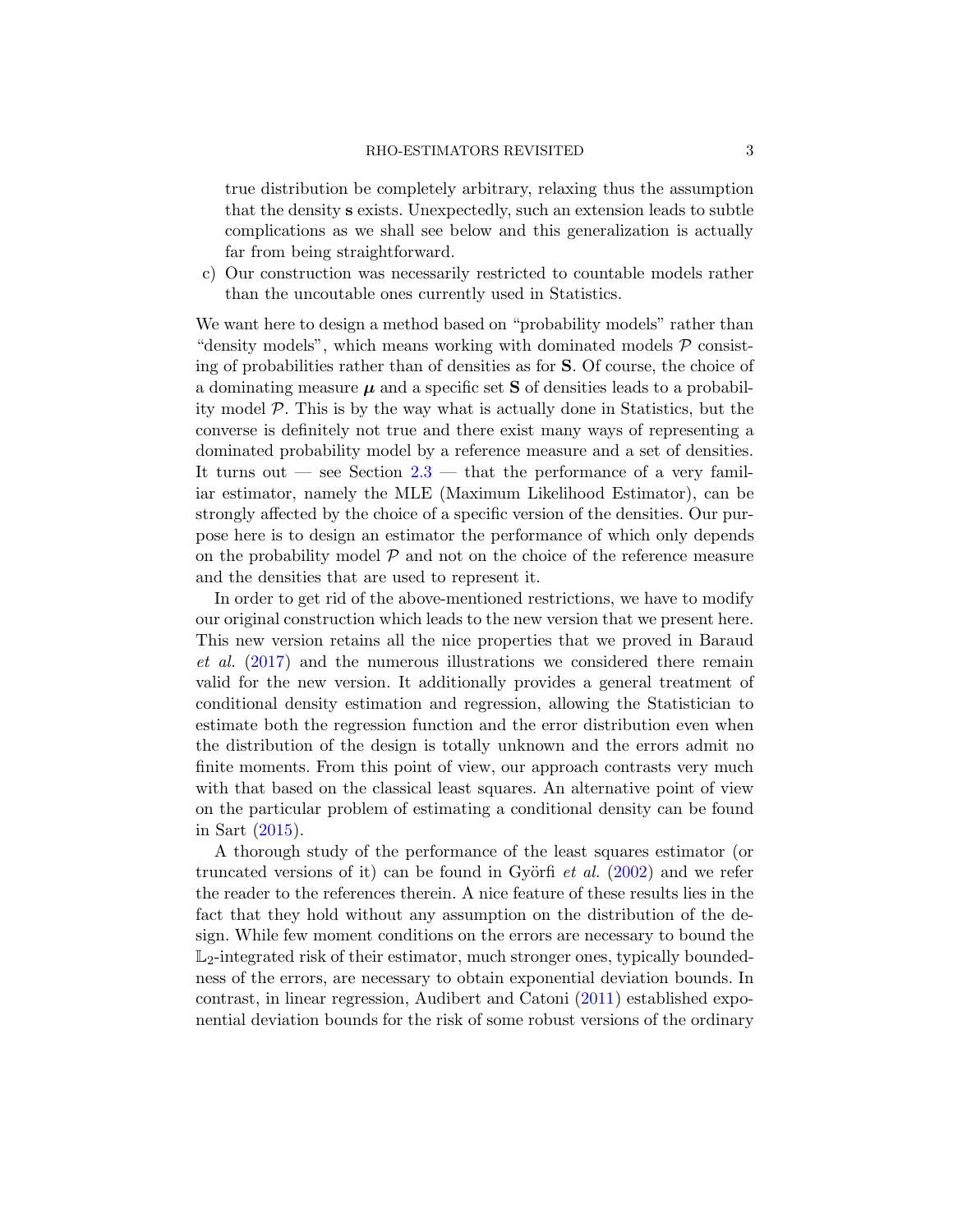true distribution be completely arbitrary, relaxing thus the assumption that the density $\mathbf{s}$ exists. Unexpectedly, such an extension leads to subtle complications as we shall see below and this generalization is actually far from being straightforward.

c) Our construction was necessarily restricted to countable models rather than the uncoutable ones currently used in Statistics.

We want here to design a method based on "probability models" rather than "density models", which means working with dominated models $\mathscr{P}$ consisting of probabilities rather than of densities as for $\mathbf{S}$. Of course, the choice of a dominating measure $\boldsymbol{\mu}$ and a specific set $\mathbf{S}$ of densities leads to a probability model $\mathscr{P}$. This is by the way what is actually done in Statistics, but the converse is definitely not true and there exist many ways of representing a dominated probability model by a reference measure and a set of densities. It turns out — see Section 2.3 — that the performance of a very familiar estimator, namely the MLE (Maximum Likelihood Estimator), can be strongly affected by the choice of a specific version of the densities. Our purpose here is to design an estimator the performance of which only depends on the probability model $\mathscr{P}$ and not on the choice of the reference measure and the densities that are used to represent it.

In order to get rid of the above-mentioned restrictions, we have to modify our original construction which leads to the new version that we present here. This new version retains all the nice properties that we proved in Baraud *et al.* (2017) and the numerous illustrations we considered there remain valid for the new version. It additionally provides a general treatment of conditional density estimation and regression, allowing the Statistician to estimate both the regression function and the error distribution even when the distribution of the design is totally unknown and the errors admit no finite moments. From this point of view, our approach contrasts very much with that based on the classical least squares. An alternative point of view on the particular problem of estimating a conditional density can be found in Sart (2015).

A thorough study of the performance of the least squares estimator (or truncated versions of it) can be found in Györfi *et al.* (2002) and we refer the reader to the references therein. A nice feature of these results lies in the fact that they hold without any assumption on the distribution of the design. While few moment conditions on the errors are necessary to bound the $\mathbb{L}_2$-integrated risk of their estimator, much stronger ones, typically boundedness of the errors, are necessary to obtain exponential deviation bounds. In contrast, in linear regression, Audibert and Catoni (2011) established exponential deviation bounds for the risk of some robust versions of the ordinary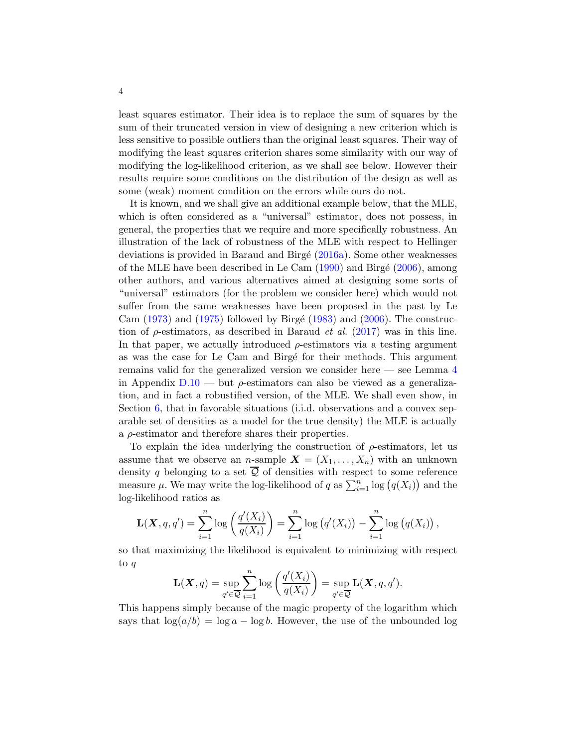least squares estimator. Their idea is to replace the sum of squares by the sum of their truncated version in view of designing a new criterion which is less sensitive to possible outliers than the original least squares. Their way of modifying the least squares criterion shares some similarity with our way of modifying the log-likelihood criterion, as we shall see below. However their results require some conditions on the distribution of the design as well as some (weak) moment condition on the errors while ours do not.

It is known, and we shall give an additional example below, that the MLE, which is often considered as a "universal" estimator, does not possess, in general, the properties that we require and more specifically robustness. An illustration of the lack of robustness of the MLE with respect to Hellinger deviations is provided in Baraud and Birgé (2016a). Some other weaknesses of the MLE have been described in Le Cam (1990) and Birgé (2006), among other authors, and various alternatives aimed at designing some sorts of "universal" estimators (for the problem we consider here) which would not suffer from the same weaknesses have been proposed in the past by Le Cam (1973) and (1975) followed by Birgé (1983) and (2006). The construction of $\rho$-estimators, as described in Baraud *et al.* (2017) was in this line. In that paper, we actually introduced $\rho$-estimators via a testing argument as was the case for Le Cam and Birgé for their methods. This argument remains valid for the generalized version we consider here — see Lemma 4 in Appendix D.10 — but $\rho$-estimators can also be viewed as a generalization, and in fact a robustified version, of the MLE. We shall even show, in Section 6, that in favorable situations (i.i.d. observations and a convex separable set of densities as a model for the true density) the MLE is actually a $\rho$-estimator and therefore shares their properties.

To explain the idea underlying the construction of $\rho$-estimators, let us assume that we observe an $n$-sample $\boldsymbol{X} = (X_1, \ldots, X_n)$ with an unknown density $q$ belonging to a set $\overline{\mathcal{Q}}$ of densities with respect to some reference measure $\mu$. We may write the log-likelihood of $q$ as $\sum_{i=1}^{n} \log\left(q(X_i)\right)$ and the log-likelihood ratios as

$$\mathbf{L}(\boldsymbol{X}, q, q') = \sum_{i=1}^{n} \log\left(\frac{q'(X_i)}{q(X_i)}\right) = \sum_{i=1}^{n} \log\left(q'(X_i)\right) - \sum_{i=1}^{n} \log\left(q(X_i)\right),$$

so that maximizing the likelihood is equivalent to minimizing with respect to $q$

$$\mathbf{L}(\boldsymbol{X}, q) = \sup_{q' \in \overline{\mathcal{Q}}} \sum_{i=1}^{n} \log\left(\frac{q'(X_i)}{q(X_i)}\right) = \sup_{q' \in \overline{\mathcal{Q}}} \mathbf{L}(\boldsymbol{X}, q, q').$$

This happens simply because of the magic property of the logarithm which says that $\log(a/b) = \log a - \log b$. However, the use of the unbounded log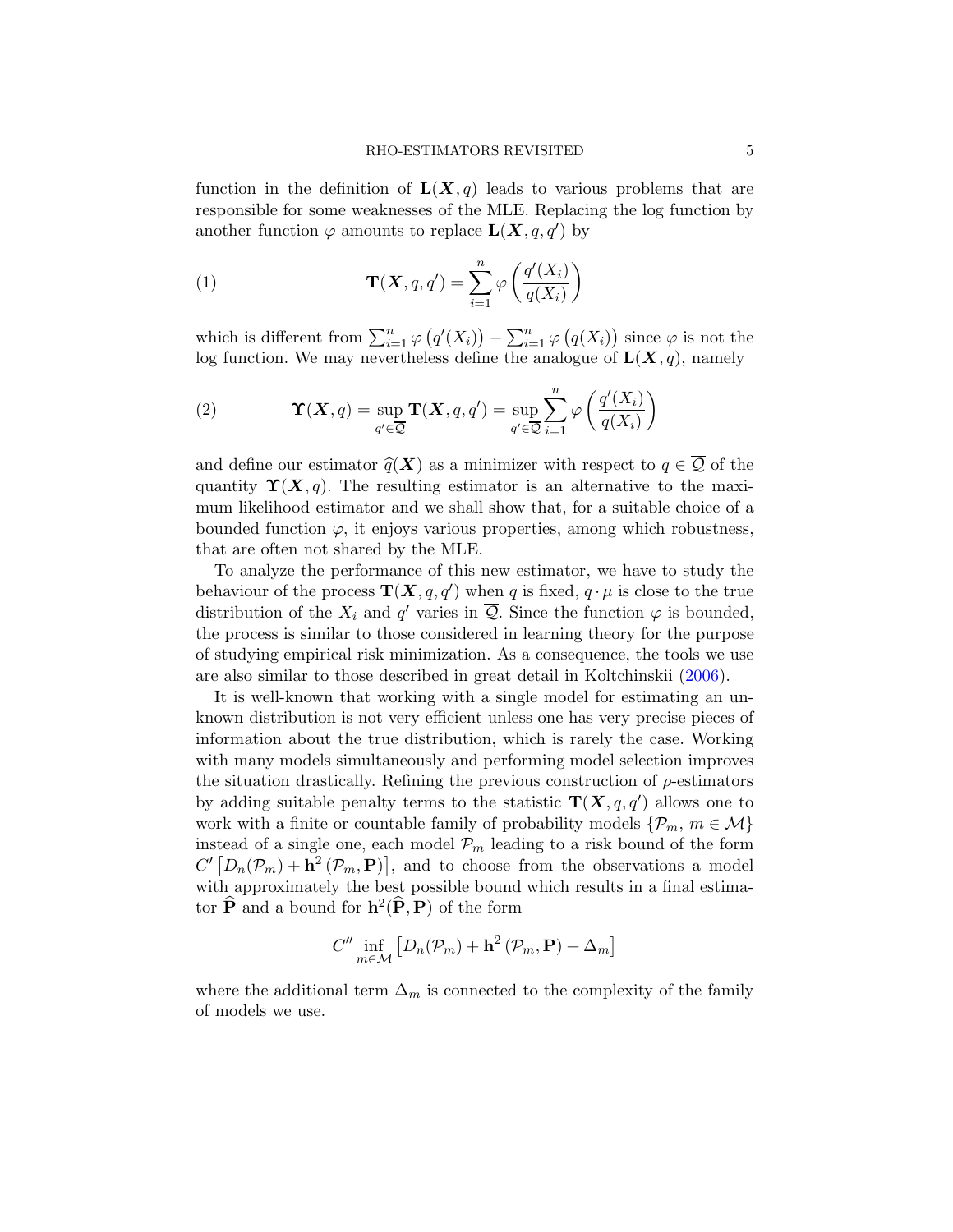function in the definition of $\mathbf{L}(\boldsymbol{X}, q)$ leads to various problems that are responsible for some weaknesses of the MLE. Replacing the log function by another function $\varphi$ amounts to replace $\mathbf{L}(\boldsymbol{X}, q, q')$ by

$$\mathbf{T}(\boldsymbol{X}, q, q') = \sum_{i=1}^{n} \varphi\left(\frac{q'(X_i)}{q(X_i)}\right) \tag{1}$$

which is different from $\sum_{i=1}^{n} \varphi\left(q'(X_i)\right) - \sum_{i=1}^{n} \varphi\left(q(X_i)\right)$ since $\varphi$ is not the log function. We may nevertheless define the analogue of $\mathbf{L}(\boldsymbol{X}, q)$, namely

$$\boldsymbol{\Upsilon}(\boldsymbol{X}, q) = \sup_{q' \in \overline{\mathcal{Q}}} \mathbf{T}(\boldsymbol{X}, q, q') = \sup_{q' \in \overline{\mathcal{Q}}} \sum_{i=1}^{n} \varphi\left(\frac{q'(X_i)}{q(X_i)}\right) \tag{2}$$

and define our estimator $\widehat{q}(\boldsymbol{X})$ as a minimizer with respect to $q \in \overline{\mathcal{Q}}$ of the quantity $\boldsymbol{\Upsilon}(\boldsymbol{X}, q)$. The resulting estimator is an alternative to the maximum likelihood estimator and we shall show that, for a suitable choice of a bounded function $\varphi$, it enjoys various properties, among which robustness, that are often not shared by the MLE.

To analyze the performance of this new estimator, we have to study the behaviour of the process $\mathbf{T}(\boldsymbol{X}, q, q')$ when $q$ is fixed, $q \cdot \mu$ is close to the true distribution of the $X_i$ and $q'$ varies in $\overline{\mathcal{Q}}$. Since the function $\varphi$ is bounded, the process is similar to those considered in learning theory for the purpose of studying empirical risk minimization. As a consequence, the tools we use are also similar to those described in great detail in Koltchinskii (2006).

It is well-known that working with a single model for estimating an unknown distribution is not very efficient unless one has very precise pieces of information about the true distribution, which is rarely the case. Working with many models simultaneously and performing model selection improves the situation drastically. Refining the previous construction of $\rho$-estimators by adding suitable penalty terms to the statistic $\mathbf{T}(\boldsymbol{X}, q, q')$ allows one to work with a finite or countable family of probability models $\{\mathcal{P}_m,\ m \in \mathcal{M}\}$ instead of a single one, each model $\mathcal{P}_m$ leading to a risk bound of the form $C'\left[D_n(\mathcal{P}_m) + \mathbf{h}^2\left(\mathcal{P}_m, \mathbf{P}\right)\right]$, and to choose from the observations a model with approximately the best possible bound which results in a final estimator $\widehat{\mathbf{P}}$ and a bound for $\mathbf{h}^2(\widehat{\mathbf{P}}, \mathbf{P})$ of the form

$$C'' \inf_{m \in \mathcal{M}} \left[D_n(\mathcal{P}_m) + \mathbf{h}^2\left(\mathcal{P}_m, \mathbf{P}\right) + \Delta_m\right]$$

where the additional term $\Delta_m$ is connected to the complexity of the family of models we use.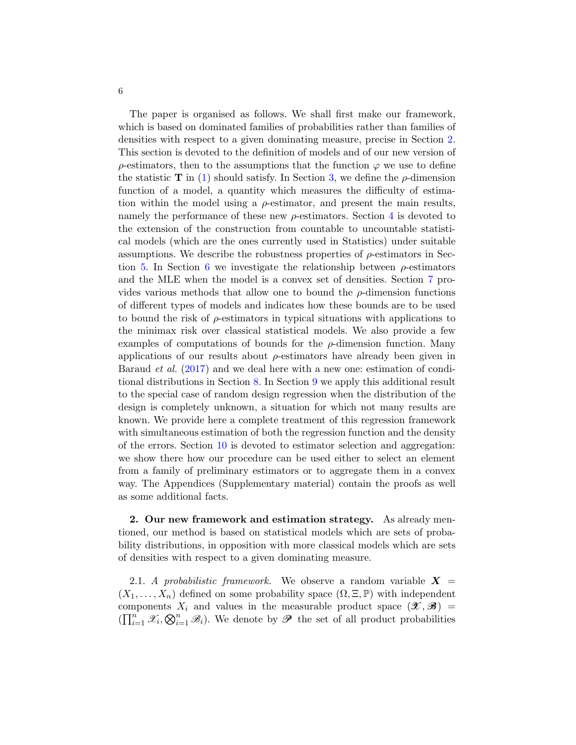The paper is organised as follows. We shall first make our framework, which is based on dominated families of probabilities rather than families of densities with respect to a given dominating measure, precise in Section 2. This section is devoted to the definition of models and of our new version of $\rho$-estimators, then to the assumptions that the function $\varphi$ we use to define the statistic $\mathbf{T}$ in (1) should satisfy. In Section 3, we define the $\rho$-dimension function of a model, a quantity which measures the difficulty of estimation within the model using a $\rho$-estimator, and present the main results, namely the performance of these new $\rho$-estimators. Section 4 is devoted to the extension of the construction from countable to uncountable statistical models (which are the ones currently used in Statistics) under suitable assumptions. We describe the robustness properties of $\rho$-estimators in Section 5. In Section 6 we investigate the relationship between $\rho$-estimators and the MLE when the model is a convex set of densities. Section 7 provides various methods that allow one to bound the $\rho$-dimension functions of different types of models and indicates how these bounds are to be used to bound the risk of $\rho$-estimators in typical situations with applications to the minimax risk over classical statistical models. We also provide a few examples of computations of bounds for the $\rho$-dimension function. Many applications of our results about $\rho$-estimators have already been given in Baraud *et al.* (2017) and we deal here with a new one: estimation of conditional distributions in Section 8. In Section 9 we apply this additional result to the special case of random design regression when the distribution of the design is completely unknown, a situation for which not many results are known. We provide here a complete treatment of this regression framework with simultaneous estimation of both the regression function and the density of the errors. Section 10 is devoted to estimator selection and aggregation: we show there how our procedure can be used either to select an element from a family of preliminary estimators or to aggregate them in a convex way. The Appendices (Supplementary material) contain the proofs as well as some additional facts.

## 2. Our new framework and estimation strategy.

As already mentioned, our method is based on statistical models which are sets of probability distributions, in opposition with more classical models which are sets of densities with respect to a given dominating measure.

2.1. *A probabilistic framework.* We observe a random variable $\boldsymbol{X} = (X_1, \dots, X_n)$ defined on some probability space $(\Omega, \Xi, \mathbb{P})$ with independent components $X_i$ and values in the measurable product space $(\mathscr{X}, \mathscr{B}) = (\prod_{i=1}^n \mathscr{X}_i, \bigotimes_{i=1}^n \mathscr{B}_i)$. We denote by $\mathscr{P}$ the set of all product probabilities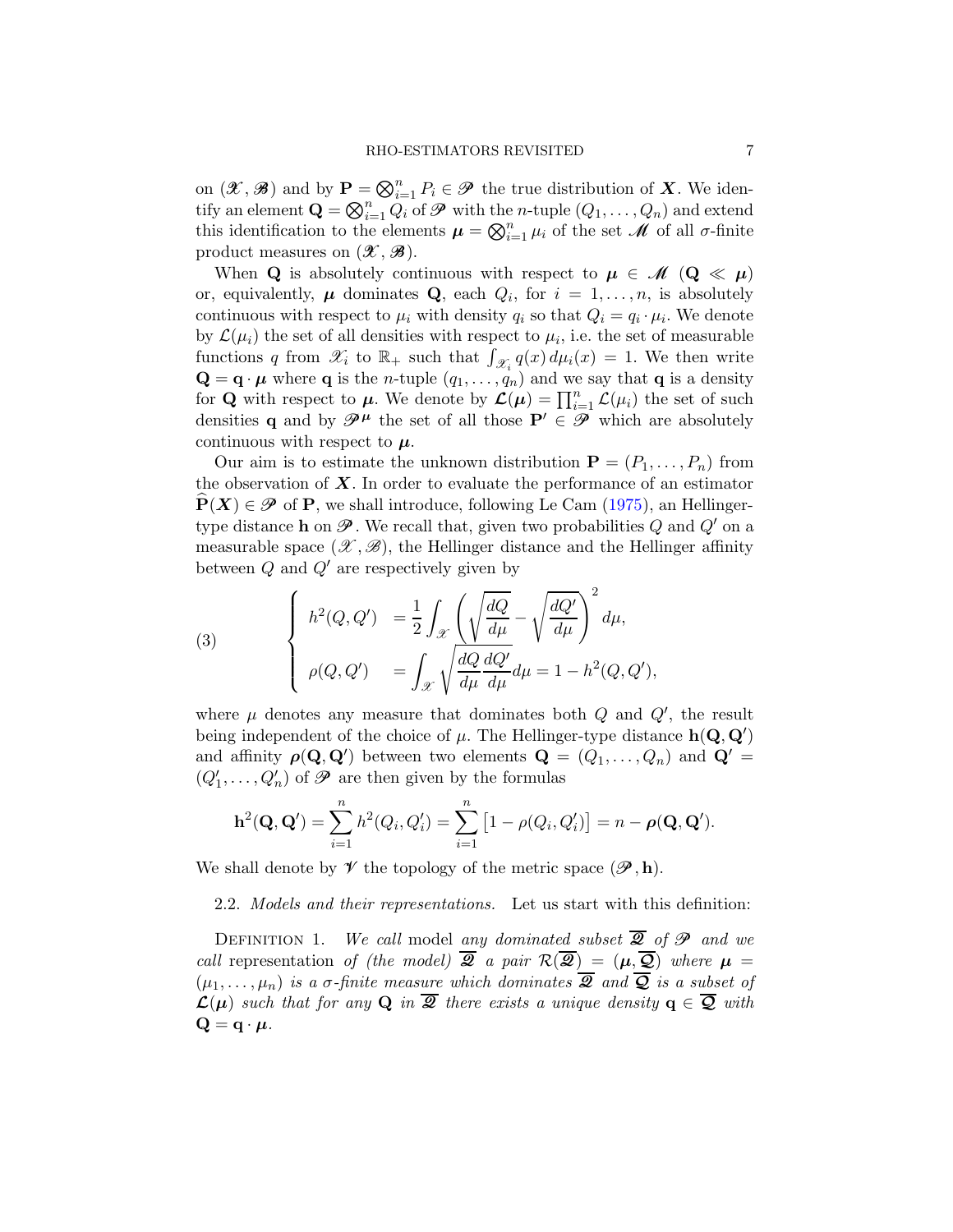on $(\mathscr{X}, \mathscr{B})$ and by $\mathbf{P} = \bigotimes_{i=1}^n P_i \in \mathscr{P}$ the true distribution of $\boldsymbol{X}$. We identify an element $\mathbf{Q} = \bigotimes_{i=1}^n Q_i$ of $\mathscr{P}$ with the $n$-tuple $(Q_1, \ldots, Q_n)$ and extend this identification to the elements $\boldsymbol{\mu} = \bigotimes_{i=1}^n \mu_i$ of the set $\mathscr{M}$ of all $\sigma$-finite product measures on $(\mathscr{X}, \mathscr{B})$.

When $\mathbf{Q}$ is absolutely continuous with respect to $\boldsymbol{\mu} \in \mathscr{M}$ ($\mathbf{Q} \ll \boldsymbol{\mu}$) or, equivalently, $\boldsymbol{\mu}$ dominates $\mathbf{Q}$, each $Q_i$, for $i = 1, \ldots, n$, is absolutely continuous with respect to $\mu_i$ with density $q_i$ so that $Q_i = q_i \cdot \mu_i$. We denote by $\mathcal{L}(\mu_i)$ the set of all densities with respect to $\mu_i$, i.e. the set of measurable functions $q$ from $\mathscr{X}_i$ to $\mathbb{R}_+$ such that $\int_{\mathscr{X}_i} q(x)\, d\mu_i(x) = 1$. We then write $\mathbf{Q} = \mathbf{q} \cdot \boldsymbol{\mu}$ where $\mathbf{q}$ is the $n$-tuple $(q_1, \ldots, q_n)$ and we say that $\mathbf{q}$ is a density for $\mathbf{Q}$ with respect to $\boldsymbol{\mu}$. We denote by $\boldsymbol{\mathcal{L}}(\boldsymbol{\mu}) = \prod_{i=1}^n \mathcal{L}(\mu_i)$ the set of such densities $\mathbf{q}$ and by $\mathscr{P}^{\boldsymbol{\mu}}$ the set of all those $\mathbf{P}' \in \mathscr{P}$ which are absolutely continuous with respect to $\boldsymbol{\mu}$.

Our aim is to estimate the unknown distribution $\mathbf{P} = (P_1, \ldots, P_n)$ from the observation of $\boldsymbol{X}$. In order to evaluate the performance of an estimator $\widehat{\mathbf{P}}(\boldsymbol{X}) \in \mathscr{P}$ of $\mathbf{P}$, we shall introduce, following Le Cam (1975), an Hellinger-type distance $\mathbf{h}$ on $\mathscr{P}$. We recall that, given two probabilities $Q$ and $Q'$ on a measurable space $(\mathscr{X}, \mathscr{B})$, the Hellinger distance and the Hellinger affinity between $Q$ and $Q'$ are respectively given by

$$
(3) \qquad \left\{
\begin{array}{ll}
h^2(Q, Q') & = \dfrac{1}{2} \displaystyle\int_{\mathscr{X}} \left( \sqrt{\dfrac{dQ}{d\mu}} - \sqrt{\dfrac{dQ'}{d\mu}} \right)^2 d\mu, \\[2ex]
\rho(Q, Q') & = \displaystyle\int_{\mathscr{X}} \sqrt{\dfrac{dQ}{d\mu}\dfrac{dQ'}{d\mu}} d\mu = 1 - h^2(Q, Q'),
\end{array}
\right.
$$

where $\mu$ denotes any measure that dominates both $Q$ and $Q'$, the result being independent of the choice of $\mu$. The Hellinger-type distance $\mathbf{h}(\mathbf{Q}, \mathbf{Q}')$ and affinity $\boldsymbol{\rho}(\mathbf{Q}, \mathbf{Q}')$ between two elements $\mathbf{Q} = (Q_1, \ldots, Q_n)$ and $\mathbf{Q}' = (Q'_1, \ldots, Q'_n)$ of $\mathscr{P}$ are then given by the formulas

$$
\mathbf{h}^2(\mathbf{Q}, \mathbf{Q}') = \sum_{i=1}^n h^2(Q_i, Q'_i) = \sum_{i=1}^n \left[ 1 - \rho(Q_i, Q'_i) \right] = n - \boldsymbol{\rho}(\mathbf{Q}, \mathbf{Q}').
$$

We shall denote by $\mathscr{V}$ the topology of the metric space $(\mathscr{P}, \mathbf{h})$.

## 2.2. *Models and their representations.*

Let us start with this definition:

Definition 1. *We call* model *any dominated subset* $\overline{\boldsymbol{\mathscr{Q}}}$ *of* $\mathscr{P}$ *and we call* representation *of (the model)* $\overline{\boldsymbol{\mathscr{Q}}}$ *a pair* $\mathcal{R}(\overline{\boldsymbol{\mathscr{Q}}}) = (\boldsymbol{\mu}, \overline{\boldsymbol{\mathcal{Q}}})$ *where* $\boldsymbol{\mu} = (\mu_1, \ldots, \mu_n)$ *is a $\sigma$-finite measure which dominates* $\overline{\boldsymbol{\mathscr{Q}}}$ *and* $\overline{\boldsymbol{\mathcal{Q}}}$ *is a subset of* $\boldsymbol{\mathcal{L}}(\boldsymbol{\mu})$ *such that for any* $\mathbf{Q}$ *in* $\overline{\boldsymbol{\mathscr{Q}}}$ *there exists a unique density* $\mathbf{q} \in \overline{\boldsymbol{\mathcal{Q}}}$ *with* $\mathbf{Q} = \mathbf{q} \cdot \boldsymbol{\mu}$.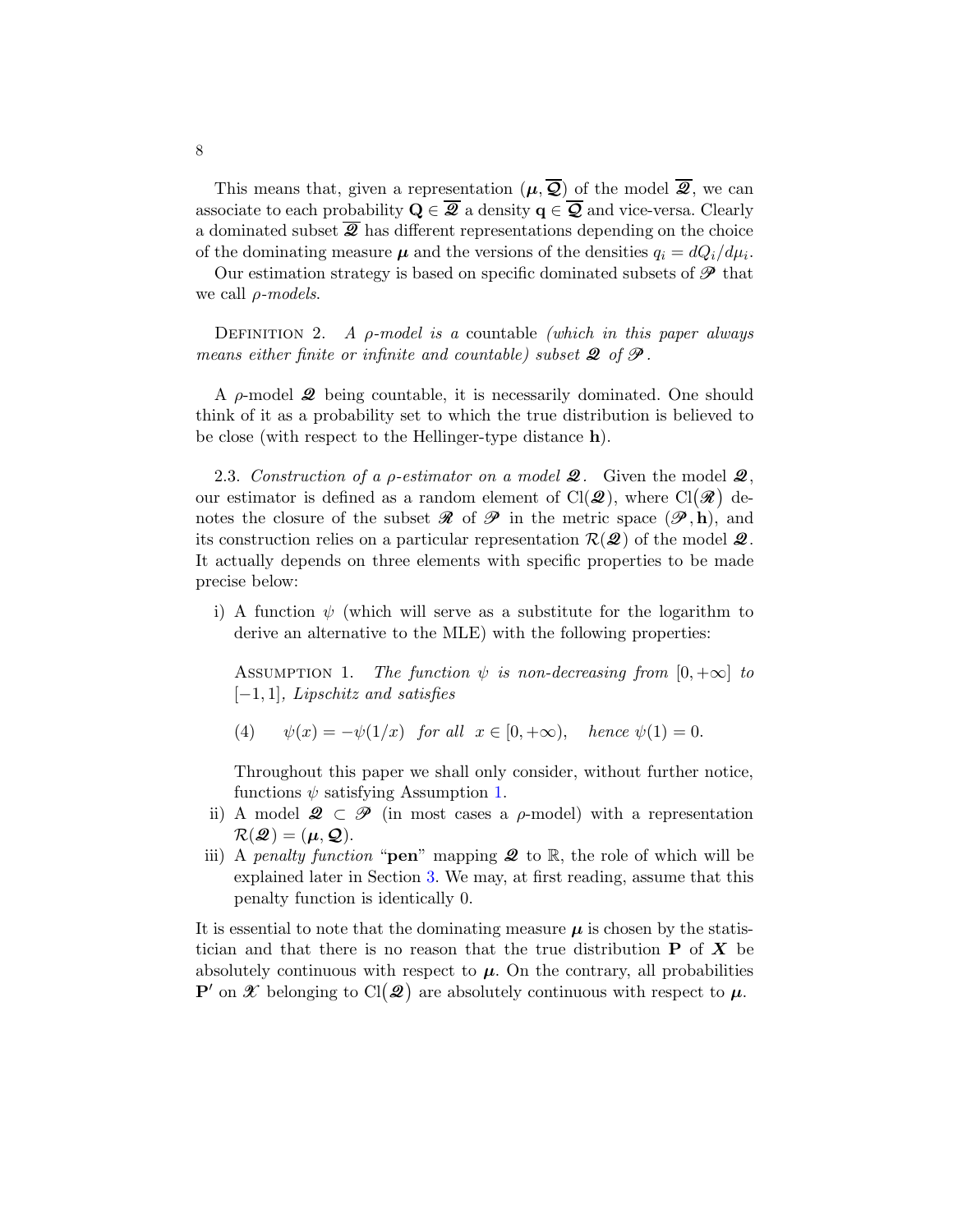This means that, given a representation $(\boldsymbol{\mu}, \overline{\boldsymbol{\mathcal{Q}}})$ of the model $\overline{\boldsymbol{\mathscr{Q}}}$, we can associate to each probability $\mathbf{Q} \in \overline{\boldsymbol{\mathscr{Q}}}$ a density $\mathbf{q} \in \overline{\boldsymbol{\mathcal{Q}}}$ and vice-versa. Clearly a dominated subset $\overline{\boldsymbol{\mathscr{Q}}}$ has different representations depending on the choice of the dominating measure $\boldsymbol{\mu}$ and the versions of the densities $q_i = dQ_i/d\mu_i$.

Our estimation strategy is based on specific dominated subsets of $\mathscr{P}$ that we call *ρ-models*.

DEFINITION 2. *A ρ-model is a* countable *(which in this paper always means either finite or infinite and countable) subset* $\boldsymbol{\mathscr{Q}}$ *of* $\boldsymbol{\mathscr{P}}$.

A $\rho$-model $\boldsymbol{\mathscr{Q}}$ being countable, it is necessarily dominated. One should think of it as a probability set to which the true distribution is believed to be close (with respect to the Hellinger-type distance $\mathbf{h}$).

2.3. *Construction of a ρ-estimator on a model* $\boldsymbol{\mathscr{Q}}$. Given the model $\boldsymbol{\mathscr{Q}}$, our estimator is defined as a random element of $\mathrm{Cl}(\boldsymbol{\mathscr{Q}})$, where $\mathrm{Cl}(\boldsymbol{\mathscr{R}})$ denotes the closure of the subset $\boldsymbol{\mathscr{R}}$ of $\boldsymbol{\mathscr{P}}$ in the metric space $(\boldsymbol{\mathscr{P}}, \mathbf{h})$, and its construction relies on a particular representation $\mathcal{R}(\boldsymbol{\mathscr{Q}})$ of the model $\boldsymbol{\mathscr{Q}}$. It actually depends on three elements with specific properties to be made precise below:

i) A function $\psi$ (which will serve as a substitute for the logarithm to derive an alternative to the MLE) with the following properties:

   ASSUMPTION 1. *The function* $\psi$ *is non-decreasing from* $[0, +\infty]$ *to* $[-1, 1]$*, Lipschitz and satisfies*

   $$\psi(x) = -\psi(1/x) \quad \text{for all} \;\; x \in [0, +\infty), \quad \text{hence } \psi(1) = 0. \tag{4}$$

   Throughout this paper we shall only consider, without further notice, functions $\psi$ satisfying Assumption 1.

ii) A model $\boldsymbol{\mathscr{Q}} \subset \boldsymbol{\mathscr{P}}$ (in most cases a $\rho$-model) with a representation $\mathcal{R}(\boldsymbol{\mathscr{Q}}) = (\boldsymbol{\mu}, \boldsymbol{\mathcal{Q}})$.

iii) A *penalty function* "**pen**" mapping $\boldsymbol{\mathscr{Q}}$ to $\mathbb{R}$, the role of which will be explained later in Section 3. We may, at first reading, assume that this penalty function is identically 0.

It is essential to note that the dominating measure $\boldsymbol{\mu}$ is chosen by the statistician and that there is no reason that the true distribution $\mathbf{P}$ of $\boldsymbol{X}$ be absolutely continuous with respect to $\boldsymbol{\mu}$. On the contrary, all probabilities $\mathbf{P}'$ on $\mathscr{X}$ belonging to $\mathrm{Cl}(\boldsymbol{\mathscr{Q}})$ are absolutely continuous with respect to $\boldsymbol{\mu}$.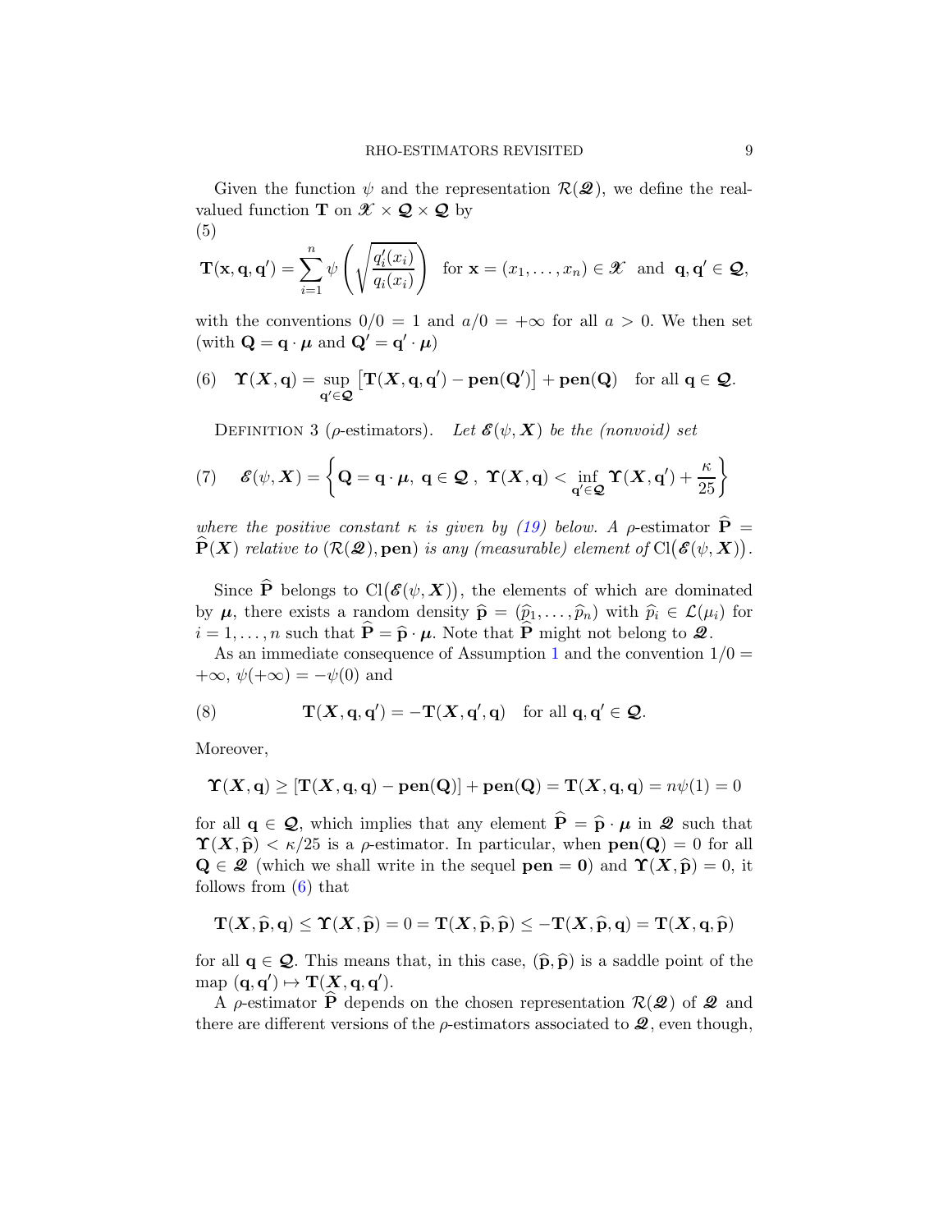Given the function $\psi$ and the representation $\mathcal{R}(\mathscr{Q})$, we define the real-valued function $\mathbf{T}$ on $\mathscr{X} \times \boldsymbol{\mathcal{Q}} \times \boldsymbol{\mathcal{Q}}$ by

(5)

$$\mathbf{T}(\mathbf{x}, \mathbf{q}, \mathbf{q}') = \sum_{i=1}^{n} \psi\left(\sqrt{\frac{q_i'(x_i)}{q_i(x_i)}}\right) \quad \text{for } \mathbf{x} = (x_1, \ldots, x_n) \in \mathscr{X} \text{ and } \mathbf{q}, \mathbf{q}' \in \boldsymbol{\mathcal{Q}},$$

with the conventions $0/0 = 1$ and $a/0 = +\infty$ for all $a > 0$. We then set (with $\mathbf{Q} = \mathbf{q} \cdot \boldsymbol{\mu}$ and $\mathbf{Q}' = \mathbf{q}' \cdot \boldsymbol{\mu}$)

$$\boldsymbol{\Upsilon}(\boldsymbol{X}, \mathbf{q}) = \sup_{\mathbf{q}' \in \boldsymbol{\mathcal{Q}}} \left[\mathbf{T}(\boldsymbol{X}, \mathbf{q}, \mathbf{q}') - \mathbf{pen}(\mathbf{Q}')\right] + \mathbf{pen}(\mathbf{Q}) \quad \text{for all } \mathbf{q} \in \boldsymbol{\mathcal{Q}}. \tag{6}$$

Definition 3 ($\rho$-estimators). *Let $\mathscr{E}(\psi, \boldsymbol{X})$ be the (nonvoid) set*

$$\mathscr{E}(\psi, \boldsymbol{X}) = \left\{\mathbf{Q} = \mathbf{q} \cdot \boldsymbol{\mu},\ \mathbf{q} \in \boldsymbol{\mathcal{Q}}\ ,\ \boldsymbol{\Upsilon}(\boldsymbol{X}, \mathbf{q}) < \inf_{\mathbf{q}' \in \boldsymbol{\mathcal{Q}}} \boldsymbol{\Upsilon}(\boldsymbol{X}, \mathbf{q}') + \frac{\kappa}{25}\right\} \tag{7}$$

*where the positive constant $\kappa$ is given by (19) below. A $\rho$-estimator $\widehat{\mathbf{P}} = \widehat{\mathbf{P}}(\boldsymbol{X})$ relative to $(\mathcal{R}(\mathscr{Q}), \mathbf{pen})$ is any (measurable) element of $\mathrm{Cl}\big(\mathscr{E}(\psi, \boldsymbol{X})\big)$.*

Since $\widehat{\mathbf{P}}$ belongs to $\mathrm{Cl}\big(\mathscr{E}(\psi, \boldsymbol{X})\big)$, the elements of which are dominated by $\boldsymbol{\mu}$, there exists a random density $\widehat{\mathbf{p}} = (\widehat{p}_1, \ldots, \widehat{p}_n)$ with $\widehat{p}_i \in \mathcal{L}(\mu_i)$ for $i = 1, \ldots, n$ such that $\widehat{\mathbf{P}} = \widehat{\mathbf{p}} \cdot \boldsymbol{\mu}$. Note that $\widehat{\mathbf{P}}$ might not belong to $\mathscr{Q}$.

As an immediate consequence of Assumption 1 and the convention $1/0 = +\infty$, $\psi(+\infty) = -\psi(0)$ and

$$\mathbf{T}(\boldsymbol{X}, \mathbf{q}, \mathbf{q}') = -\mathbf{T}(\boldsymbol{X}, \mathbf{q}', \mathbf{q}) \quad \text{for all } \mathbf{q}, \mathbf{q}' \in \boldsymbol{\mathcal{Q}}. \tag{8}$$

Moreover,

$$\boldsymbol{\Upsilon}(\boldsymbol{X}, \mathbf{q}) \geq [\mathbf{T}(\boldsymbol{X}, \mathbf{q}, \mathbf{q}) - \mathbf{pen}(\mathbf{Q})] + \mathbf{pen}(\mathbf{Q}) = \mathbf{T}(\boldsymbol{X}, \mathbf{q}, \mathbf{q}) = n\psi(1) = 0$$

for all $\mathbf{q} \in \boldsymbol{\mathcal{Q}}$, which implies that any element $\widehat{\mathbf{P}} = \widehat{\mathbf{p}} \cdot \boldsymbol{\mu}$ in $\mathscr{Q}$ such that $\boldsymbol{\Upsilon}(\boldsymbol{X}, \widehat{\mathbf{p}}) < \kappa/25$ is a $\rho$-estimator. In particular, when $\mathbf{pen}(\mathbf{Q}) = 0$ for all $\mathbf{Q} \in \mathscr{Q}$ (which we shall write in the sequel $\mathbf{pen} = \mathbf{0}$) and $\boldsymbol{\Upsilon}(\boldsymbol{X}, \widehat{\mathbf{p}}) = 0$, it follows from (6) that

$$\mathbf{T}(\boldsymbol{X}, \widehat{\mathbf{p}}, \mathbf{q}) \leq \boldsymbol{\Upsilon}(\boldsymbol{X}, \widehat{\mathbf{p}}) = 0 = \mathbf{T}(\boldsymbol{X}, \widehat{\mathbf{p}}, \widehat{\mathbf{p}}) \leq -\mathbf{T}(\boldsymbol{X}, \widehat{\mathbf{p}}, \mathbf{q}) = \mathbf{T}(\boldsymbol{X}, \mathbf{q}, \widehat{\mathbf{p}})$$

for all $\mathbf{q} \in \boldsymbol{\mathcal{Q}}$. This means that, in this case, $(\widehat{\mathbf{p}}, \widehat{\mathbf{p}})$ is a saddle point of the map $(\mathbf{q}, \mathbf{q}') \mapsto \mathbf{T}(\boldsymbol{X}, \mathbf{q}, \mathbf{q}')$.

A $\rho$-estimator $\widehat{\mathbf{P}}$ depends on the chosen representation $\mathcal{R}(\mathscr{Q})$ of $\mathscr{Q}$ and there are different versions of the $\rho$-estimators associated to $\mathscr{Q}$, even though,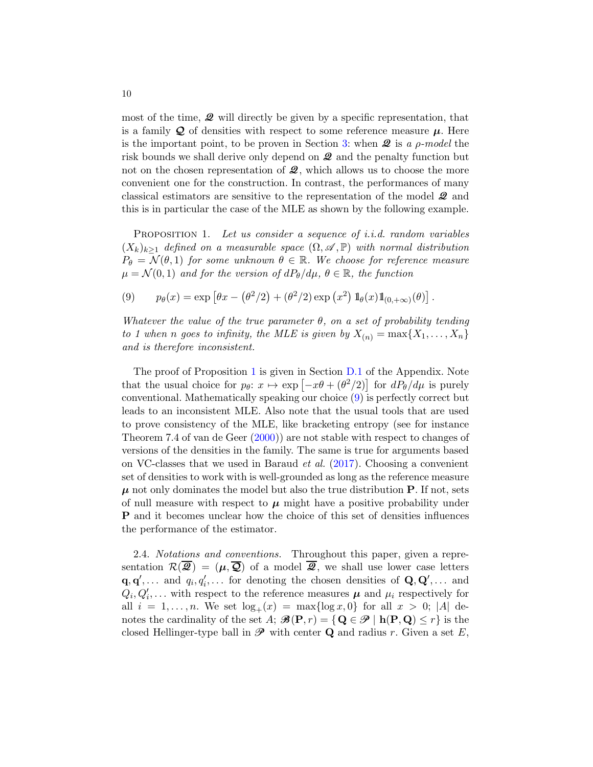most of the time, $\mathscr{Q}$ will directly be given by a specific representation, that is a family $\boldsymbol{\mathcal{Q}}$ of densities with respect to some reference measure $\boldsymbol{\mu}$. Here is the important point, to be proven in Section 3: when $\mathscr{Q}$ is *a $\rho$-model* the risk bounds we shall derive only depend on $\mathscr{Q}$ and the penalty function but not on the chosen representation of $\mathscr{Q}$, which allows us to choose the more convenient one for the construction. In contrast, the performances of many classical estimators are sensitive to the representation of the model $\mathscr{Q}$ and this is in particular the case of the MLE as shown by the following example.

PROPOSITION 1. *Let us consider a sequence of i.i.d. random variables $(X_k)_{k\geq 1}$ defined on a measurable space $(\Omega, \mathscr{A}, \mathbb{P})$ with normal distribution $P_\theta = \mathcal{N}(\theta, 1)$ for some unknown $\theta \in \mathbb{R}$. We choose for reference measure $\mu = \mathcal{N}(0,1)$ and for the version of $dP_\theta/d\mu$, $\theta \in \mathbb{R}$, the function*

$$
(9) \qquad p_\theta(x) = \exp\left[\theta x - \left(\theta^2/2\right) + \left(\theta^2/2\right)\exp\left(x^2\right) \mathbb{1}_\theta(x) \mathbb{1}_{(0,+\infty)}(\theta)\right].
$$

*Whatever the value of the true parameter $\theta$, on a set of probability tending to 1 when $n$ goes to infinity, the MLE is given by $X_{(n)} = \max\{X_1, \ldots, X_n\}$ and is therefore inconsistent.*

The proof of Proposition 1 is given in Section D.1 of the Appendix. Note that the usual choice for $p_\theta$: $x \mapsto \exp\left[-x\theta + (\theta^2/2)\right]$ for $dP_\theta/d\mu$ is purely conventional. Mathematically speaking our choice (9) is perfectly correct but leads to an inconsistent MLE. Also note that the usual tools that are used to prove consistency of the MLE, like bracketing entropy (see for instance Theorem 7.4 of van de Geer (2000)) are not stable with respect to changes of versions of the densities in the family. The same is true for arguments based on VC-classes that we used in Baraud *et al.* (2017). Choosing a convenient set of densities to work with is well-grounded as long as the reference measure $\boldsymbol{\mu}$ not only dominates the model but also the true distribution $\mathbf{P}$. If not, sets of null measure with respect to $\boldsymbol{\mu}$ might have a positive probability under $\mathbf{P}$ and it becomes unclear how the choice of this set of densities influences the performance of the estimator.

2.4. *Notations and conventions.* Throughout this paper, given a representation $\mathcal{R}(\overline{\mathscr{Q}}) = (\boldsymbol{\mu}, \overline{\boldsymbol{\mathcal{Q}}})$ of a model $\overline{\mathscr{Q}}$, we shall use lower case letters $\mathbf{q}, \mathbf{q}', \ldots$ and $q_i, q_i', \ldots$ for denoting the chosen densities of $\mathbf{Q}, \mathbf{Q}', \ldots$ and $Q_i, Q_i', \ldots$ with respect to the reference measures $\boldsymbol{\mu}$ and $\mu_i$ respectively for all $i = 1, \ldots, n$. We set $\log_+(x) = \max\{\log x, 0\}$ for all $x > 0$; $|A|$ denotes the cardinality of the set $A$; $\mathscr{B}(\mathbf{P}, r) = \{\mathbf{Q} \in \mathscr{P} \mid \mathbf{h}(\mathbf{P}, \mathbf{Q}) \leq r\}$ is the closed Hellinger-type ball in $\mathscr{P}$ with center $\mathbf{Q}$ and radius $r$. Given a set $E$,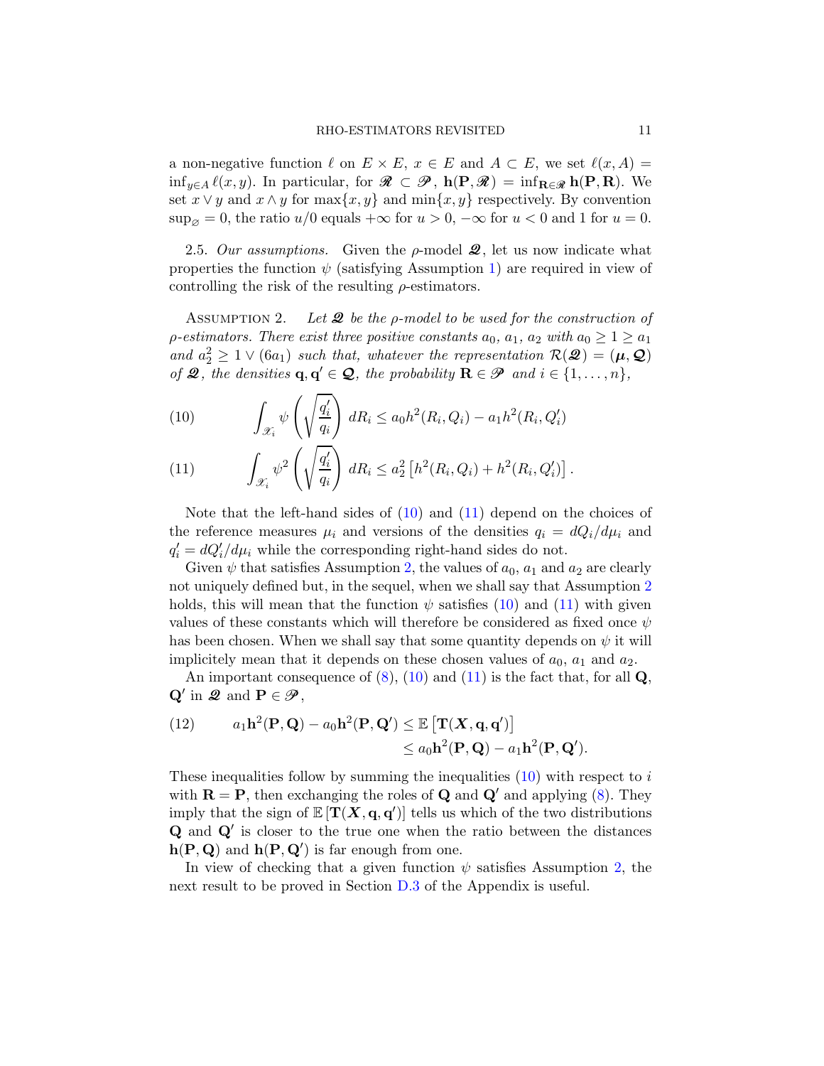a non-negative function $\ell$ on $E \times E$, $x \in E$ and $A \subset E$, we set $\ell(x, A) = \inf_{y \in A} \ell(x, y)$. In particular, for $\mathscr{R} \subset \mathscr{P}$, $\mathbf{h}(\mathbf{P}, \mathscr{R}) = \inf_{\mathbf{R} \in \mathscr{R}} \mathbf{h}(\mathbf{P}, \mathbf{R})$. We set $x \vee y$ and $x \wedge y$ for $\max\{x, y\}$ and $\min\{x, y\}$ respectively. By convention $\sup_{\varnothing} = 0$, the ratio $u/0$ equals $+\infty$ for $u > 0$, $-\infty$ for $u < 0$ and 1 for $u = 0$.

2.5. *Our assumptions.* Given the $\rho$-model $\boldsymbol{\mathscr{Q}}$, let us now indicate what properties the function $\psi$ (satisfying Assumption 1) are required in view of controlling the risk of the resulting $\rho$-estimators.

Assumption 2. *Let $\boldsymbol{\mathscr{Q}}$ be the $\rho$-model to be used for the construction of $\rho$-estimators. There exist three positive constants $a_0$, $a_1$, $a_2$ with $a_0 \geq 1 \geq a_1$ and $a_2^2 \geq 1 \vee (6a_1)$ such that, whatever the representation $\mathcal{R}(\boldsymbol{\mathscr{Q}}) = (\boldsymbol{\mu}, \boldsymbol{\mathcal{Q}})$ of $\boldsymbol{\mathscr{Q}}$, the densities $\mathbf{q}, \mathbf{q}' \in \boldsymbol{\mathcal{Q}}$, the probability $\mathbf{R} \in \mathscr{P}$ and $i \in \{1, \ldots, n\}$,*

$$
\int_{\mathscr{X}_i} \psi\left(\sqrt{\frac{q_i'}{q_i}}\right) dR_i \leq a_0 h^2(R_i, Q_i) - a_1 h^2(R_i, Q_i') \tag{10}
$$

$$
\int_{\mathscr{X}_i} \psi^2\left(\sqrt{\frac{q_i'}{q_i}}\right) dR_i \leq a_2^2 \left[h^2(R_i, Q_i) + h^2(R_i, Q_i')\right]. \tag{11}
$$

Note that the left-hand sides of (10) and (11) depend on the choices of the reference measures $\mu_i$ and versions of the densities $q_i = dQ_i/d\mu_i$ and $q_i' = dQ_i'/d\mu_i$ while the corresponding right-hand sides do not.

Given $\psi$ that satisfies Assumption 2, the values of $a_0$, $a_1$ and $a_2$ are clearly not uniquely defined but, in the sequel, when we shall say that Assumption 2 holds, this will mean that the function $\psi$ satisfies (10) and (11) with given values of these constants which will therefore be considered as fixed once $\psi$ has been chosen. When we shall say that some quantity depends on $\psi$ it will implicitely mean that it depends on these chosen values of $a_0$, $a_1$ and $a_2$.

An important consequence of (8), (10) and (11) is the fact that, for all $\mathbf{Q}$, $\mathbf{Q}'$ in $\boldsymbol{\mathscr{Q}}$ and $\mathbf{P} \in \mathscr{P}$,

$$
\begin{aligned}
a_1 \mathbf{h}^2(\mathbf{P}, \mathbf{Q}) - a_0 \mathbf{h}^2(\mathbf{P}, \mathbf{Q}') &\leq \mathbb{E}\left[\mathbf{T}(\boldsymbol{X}, \mathbf{q}, \mathbf{q}')\right] \\
&\leq a_0 \mathbf{h}^2(\mathbf{P}, \mathbf{Q}) - a_1 \mathbf{h}^2(\mathbf{P}, \mathbf{Q}').
\end{aligned} \tag{12}
$$

These inequalities follow by summing the inequalities (10) with respect to $i$ with $\mathbf{R} = \mathbf{P}$, then exchanging the roles of $\mathbf{Q}$ and $\mathbf{Q}'$ and applying (8). They imply that the sign of $\mathbb{E}\left[\mathbf{T}(\boldsymbol{X}, \mathbf{q}, \mathbf{q}')\right]$ tells us which of the two distributions $\mathbf{Q}$ and $\mathbf{Q}'$ is closer to the true one when the ratio between the distances $\mathbf{h}(\mathbf{P}, \mathbf{Q})$ and $\mathbf{h}(\mathbf{P}, \mathbf{Q}')$ is far enough from one.

In view of checking that a given function $\psi$ satisfies Assumption 2, the next result to be proved in Section D.3 of the Appendix is useful.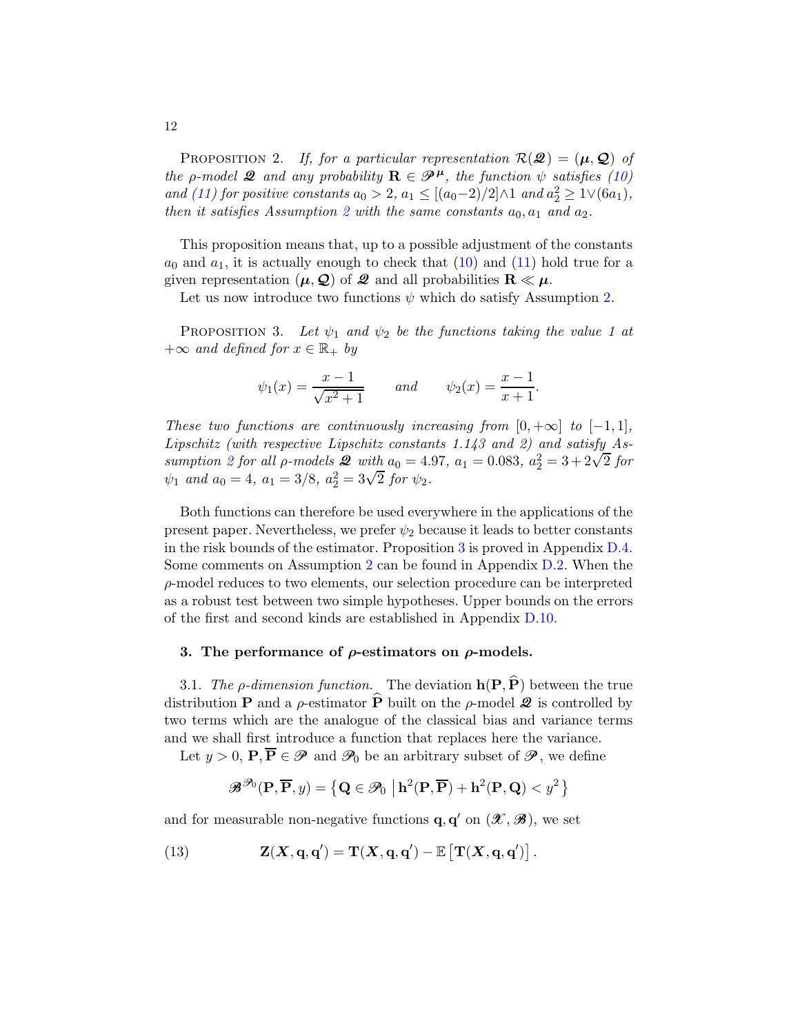PROPOSITION 2. *If, for a particular representation $\mathcal{R}(\boldsymbol{\mathscr{Q}}) = (\boldsymbol{\mu}, \boldsymbol{\mathcal{Q}})$ of the $\rho$-model $\boldsymbol{\mathscr{Q}}$ and any probability $\mathbf{R} \in \mathscr{P}^{\boldsymbol{\mu}}$, the function $\psi$ satisfies (10) and (11) for positive constants $a_0 > 2$, $a_1 \leq [(a_0-2)/2] \wedge 1$ and $a_2^2 \geq 1 \vee (6a_1)$, then it satisfies Assumption 2 with the same constants $a_0, a_1$ and $a_2$.*

This proposition means that, up to a possible adjustment of the constants $a_0$ and $a_1$, it is actually enough to check that (10) and (11) hold true for a given representation $(\boldsymbol{\mu}, \boldsymbol{\mathcal{Q}})$ of $\boldsymbol{\mathscr{Q}}$ and all probabilities $\mathbf{R} \ll \boldsymbol{\mu}$.

Let us now introduce two functions $\psi$ which do satisfy Assumption 2.

PROPOSITION 3. *Let $\psi_1$ and $\psi_2$ be the functions taking the value 1 at $+\infty$ and defined for $x \in \mathbb{R}_+$ by*

$$\psi_1(x) = \frac{x-1}{\sqrt{x^2+1}} \qquad \text{and} \qquad \psi_2(x) = \frac{x-1}{x+1}.$$

*These two functions are continuously increasing from $[0, +\infty]$ to $[-1, 1]$, Lipschitz (with respective Lipschitz constants 1.143 and 2) and satisfy Assumption 2 for all $\rho$-models $\boldsymbol{\mathscr{Q}}$ with $a_0 = 4.97$, $a_1 = 0.083$, $a_2^2 = 3 + 2\sqrt{2}$ for $\psi_1$ and $a_0 = 4$, $a_1 = 3/8$, $a_2^2 = 3\sqrt{2}$ for $\psi_2$.*

Both functions can therefore be used everywhere in the applications of the present paper. Nevertheless, we prefer $\psi_2$ because it leads to better constants in the risk bounds of the estimator. Proposition 3 is proved in Appendix D.4. Some comments on Assumption 2 can be found in Appendix D.2. When the $\rho$-model reduces to two elements, our selection procedure can be interpreted as a robust test between two simple hypotheses. Upper bounds on the errors of the first and second kinds are established in Appendix D.10.

## 3. The performance of $\rho$-estimators on $\rho$-models.

3.1. *The $\rho$-dimension function.* The deviation $\mathbf{h}(\mathbf{P}, \widehat{\mathbf{P}})$ between the true distribution $\mathbf{P}$ and a $\rho$-estimator $\widehat{\mathbf{P}}$ built on the $\rho$-model $\boldsymbol{\mathscr{Q}}$ is controlled by two terms which are the analogue of the classical bias and variance terms and we shall first introduce a function that replaces here the variance.

Let $y > 0$, $\mathbf{P}, \overline{\mathbf{P}} \in \mathscr{P}$ and $\mathscr{P}_0$ be an arbitrary subset of $\mathscr{P}$, we define

$$\mathscr{B}^{\mathscr{P}_0}(\mathbf{P}, \overline{\mathbf{P}}, y) = \left\{ \mathbf{Q} \in \mathscr{P}_0 \,\middle|\, \mathbf{h}^2(\mathbf{P}, \overline{\mathbf{P}}) + \mathbf{h}^2(\mathbf{P}, \mathbf{Q}) < y^2 \right\}$$

and for measurable non-negative functions $\mathbf{q}, \mathbf{q}'$ on $(\mathscr{X}, \mathscr{B})$, we set

$$\mathbf{Z}(\boldsymbol{X}, \mathbf{q}, \mathbf{q}') = \mathbf{T}(\boldsymbol{X}, \mathbf{q}, \mathbf{q}') - \mathbb{E}\left[\mathbf{T}(\boldsymbol{X}, \mathbf{q}, \mathbf{q}')\right]. \tag{13}$$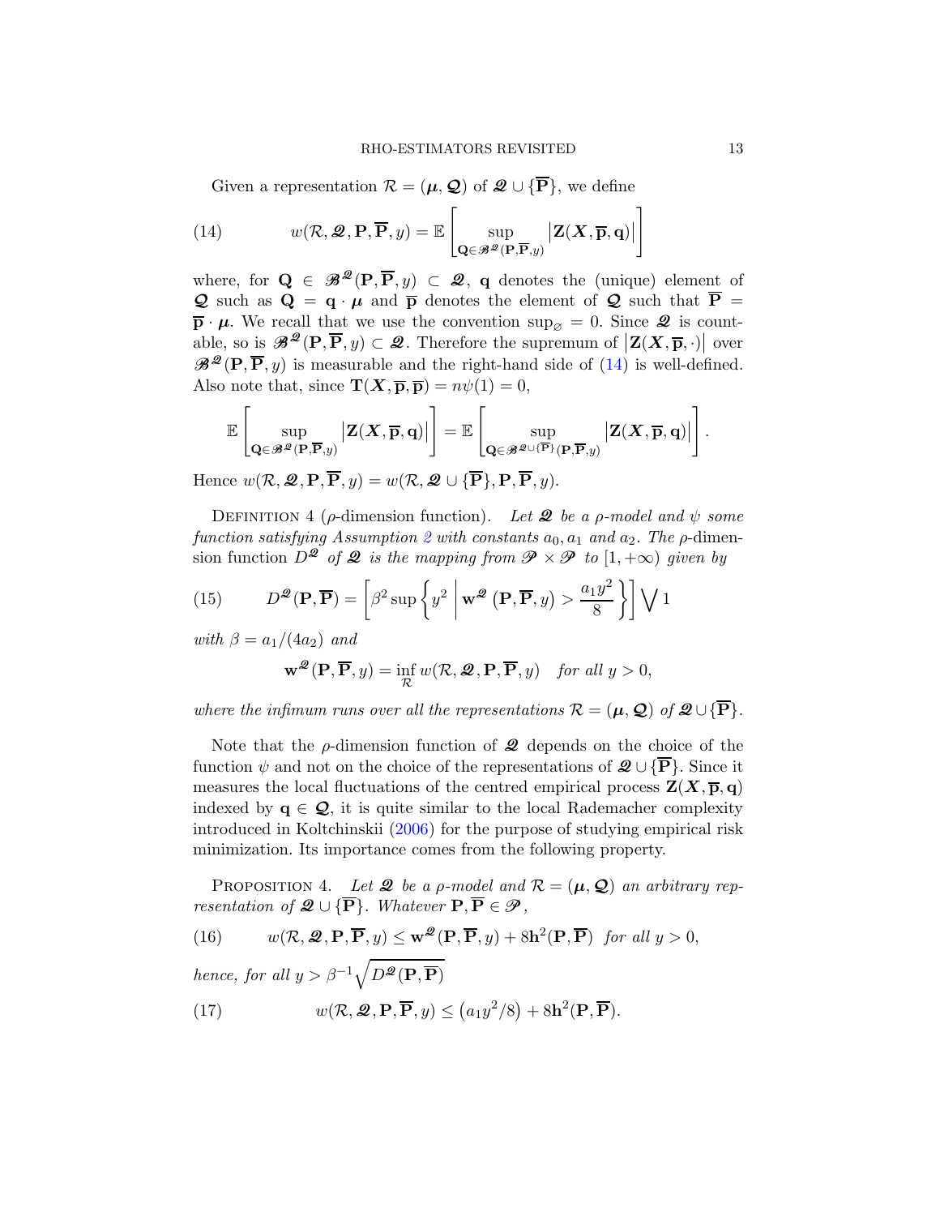Given a representation $\mathcal{R} = (\boldsymbol{\mu}, \boldsymbol{\mathcal{Q}})$ of $\boldsymbol{\mathscr{Q}} \cup \{\overline{\mathbf{P}}\}$, we define

$$
w(\mathcal{R}, \boldsymbol{\mathscr{Q}}, \mathbf{P}, \overline{\mathbf{P}}, y) = \mathbb{E}\left[\sup_{\mathbf{Q} \in \mathscr{B}^{\boldsymbol{\mathscr{Q}}}(\mathbf{P}, \overline{\mathbf{P}}, y)} \left|\mathbf{Z}(\boldsymbol{X}, \overline{\mathbf{p}}, \mathbf{q})\right|\right] \tag{14}
$$

where, for $\mathbf{Q} \in \mathscr{B}^{\boldsymbol{\mathscr{Q}}}(\mathbf{P}, \overline{\mathbf{P}}, y) \subset \boldsymbol{\mathscr{Q}}$, $\mathbf{q}$ denotes the (unique) element of $\boldsymbol{\mathcal{Q}}$ such as $\mathbf{Q} = \mathbf{q} \cdot \boldsymbol{\mu}$ and $\overline{\mathbf{p}}$ denotes the element of $\boldsymbol{\mathcal{Q}}$ such that $\overline{\mathbf{P}} = \overline{\mathbf{p}} \cdot \boldsymbol{\mu}$. We recall that we use the convention $\sup_{\varnothing} = 0$. Since $\boldsymbol{\mathscr{Q}}$ is countable, so is $\mathscr{B}^{\boldsymbol{\mathscr{Q}}}(\mathbf{P}, \overline{\mathbf{P}}, y) \subset \boldsymbol{\mathscr{Q}}$. Therefore the supremum of $\left|\mathbf{Z}(\boldsymbol{X}, \overline{\mathbf{p}}, \cdot)\right|$ over $\mathscr{B}^{\boldsymbol{\mathscr{Q}}}(\mathbf{P}, \overline{\mathbf{P}}, y)$ is measurable and the right-hand side of (14) is well-defined. Also note that, since $\mathbf{T}(\boldsymbol{X}, \overline{\mathbf{p}}, \overline{\mathbf{p}}) = n\psi(1) = 0$,

$$
\mathbb{E}\left[\sup_{\mathbf{Q} \in \mathscr{B}^{\boldsymbol{\mathscr{Q}}}(\mathbf{P}, \overline{\mathbf{P}}, y)} \left|\mathbf{Z}(\boldsymbol{X}, \overline{\mathbf{p}}, \mathbf{q})\right|\right] = \mathbb{E}\left[\sup_{\mathbf{Q} \in \mathscr{B}^{\boldsymbol{\mathscr{Q}} \cup \{\overline{\mathbf{P}}\}}(\mathbf{P}, \overline{\mathbf{P}}, y)} \left|\mathbf{Z}(\boldsymbol{X}, \overline{\mathbf{p}}, \mathbf{q})\right|\right].
$$

Hence $w(\mathcal{R}, \boldsymbol{\mathscr{Q}}, \mathbf{P}, \overline{\mathbf{P}}, y) = w(\mathcal{R}, \boldsymbol{\mathscr{Q}} \cup \{\overline{\mathbf{P}}\}, \mathbf{P}, \overline{\mathbf{P}}, y)$.

Definition 4 ($\rho$-dimension function). *Let $\boldsymbol{\mathscr{Q}}$ be a $\rho$-model and $\psi$ some function satisfying Assumption 2 with constants $a_0, a_1$ and $a_2$. The $\rho$-dimension function $D^{\boldsymbol{\mathscr{Q}}}$ of $\boldsymbol{\mathscr{Q}}$ is the mapping from $\boldsymbol{\mathscr{P}} \times \boldsymbol{\mathscr{P}}$ to $[1, +\infty)$ given by*

$$
D^{\boldsymbol{\mathscr{Q}}}(\mathbf{P}, \overline{\mathbf{P}}) = \left[\beta^2 \sup\left\{y^2 \;\middle|\; \mathbf{w}^{\boldsymbol{\mathscr{Q}}}\left(\mathbf{P}, \overline{\mathbf{P}}, y\right) > \frac{a_1 y^2}{8}\right\}\right] \bigvee 1 \tag{15}
$$

*with $\beta = a_1/(4a_2)$ and*

$$
\mathbf{w}^{\boldsymbol{\mathscr{Q}}}(\mathbf{P}, \overline{\mathbf{P}}, y) = \inf_{\mathcal{R}} w(\mathcal{R}, \boldsymbol{\mathscr{Q}}, \mathbf{P}, \overline{\mathbf{P}}, y) \quad \text{for all } y > 0,
$$

*where the infimum runs over all the representations $\mathcal{R} = (\boldsymbol{\mu}, \boldsymbol{\mathcal{Q}})$ of $\boldsymbol{\mathscr{Q}} \cup \{\overline{\mathbf{P}}\}$.*

Note that the $\rho$-dimension function of $\boldsymbol{\mathscr{Q}}$ depends on the choice of the function $\psi$ and not on the choice of the representations of $\boldsymbol{\mathscr{Q}} \cup \{\overline{\mathbf{P}}\}$. Since it measures the local fluctuations of the centred empirical process $\mathbf{Z}(\boldsymbol{X}, \overline{\mathbf{p}}, \mathbf{q})$ indexed by $\mathbf{q} \in \boldsymbol{\mathcal{Q}}$, it is quite similar to the local Rademacher complexity introduced in Koltchinskii (2006) for the purpose of studying empirical risk minimization. Its importance comes from the following property.

Proposition 4. *Let $\boldsymbol{\mathscr{Q}}$ be a $\rho$-model and $\mathcal{R} = (\boldsymbol{\mu}, \boldsymbol{\mathcal{Q}})$ an arbitrary representation of $\boldsymbol{\mathscr{Q}} \cup \{\overline{\mathbf{P}}\}$. Whatever $\mathbf{P}, \overline{\mathbf{P}} \in \boldsymbol{\mathscr{P}}$,*

$$
w(\mathcal{R}, \boldsymbol{\mathscr{Q}}, \mathbf{P}, \overline{\mathbf{P}}, y) \leq \mathbf{w}^{\boldsymbol{\mathscr{Q}}}(\mathbf{P}, \overline{\mathbf{P}}, y) + 8\mathbf{h}^2(\mathbf{P}, \overline{\mathbf{P}}) \quad \text{for all } y > 0, \tag{16}
$$

*hence, for all $y > \beta^{-1}\sqrt{D^{\boldsymbol{\mathscr{Q}}}(\mathbf{P}, \overline{\mathbf{P}})}$*

$$
w(\mathcal{R}, \boldsymbol{\mathscr{Q}}, \mathbf{P}, \overline{\mathbf{P}}, y) \leq \left(a_1 y^2/8\right) + 8\mathbf{h}^2(\mathbf{P}, \overline{\mathbf{P}}). \tag{17}
$$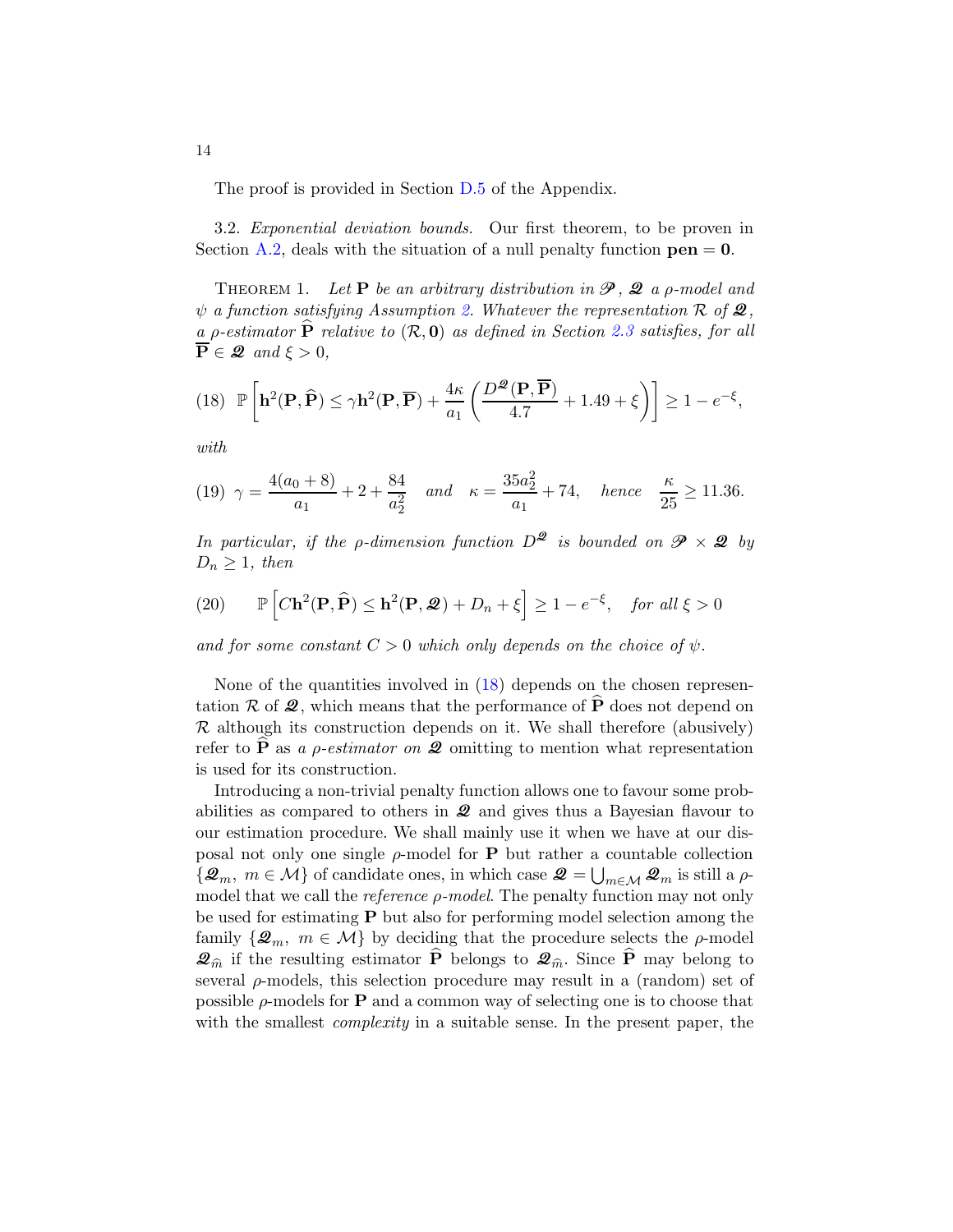The proof is provided in Section D.5 of the Appendix.

3.2. *Exponential deviation bounds.* Our first theorem, to be proven in Section A.2, deals with the situation of a null penalty function $\mathbf{pen} = \mathbf{0}$.

THEOREM 1. *Let $\mathbf{P}$ be an arbitrary distribution in $\mathscr{P}$, $\mathscr{Q}$ a $\rho$-model and $\psi$ a function satisfying Assumption 2. Whatever the representation $\mathcal{R}$ of $\mathscr{Q}$, a $\rho$-estimator $\widehat{\mathbf{P}}$ relative to $(\mathcal{R}, \mathbf{0})$ as defined in Section 2.3 satisfies, for all $\overline{\mathbf{P}} \in \mathscr{Q}$ and $\xi > 0$,*

$$
(18)\quad \mathbb{P}\left[\mathbf{h}^2(\mathbf{P}, \widehat{\mathbf{P}}) \le \gamma \mathbf{h}^2(\mathbf{P}, \overline{\mathbf{P}}) + \frac{4\kappa}{a_1}\left(\frac{D^{\mathscr{Q}}(\mathbf{P}, \overline{\mathbf{P}})}{4.7} + 1.49 + \xi\right)\right] \ge 1 - e^{-\xi},
$$

*with*

$$
(19)\quad \gamma = \frac{4(a_0 + 8)}{a_1} + 2 + \frac{84}{a_2^2} \quad \text{and} \quad \kappa = \frac{35 a_2^2}{a_1} + 74, \quad \text{hence} \quad \frac{\kappa}{25} \ge 11.36.
$$

*In particular, if the $\rho$-dimension function $D^{\mathscr{Q}}$ is bounded on $\mathscr{P} \times \mathscr{Q}$ by $D_n \ge 1$, then*

$$
(20)\qquad \mathbb{P}\left[C\mathbf{h}^2(\mathbf{P}, \widehat{\mathbf{P}}) \le \mathbf{h}^2(\mathbf{P}, \mathscr{Q}) + D_n + \xi\right] \ge 1 - e^{-\xi}, \quad \text{for all } \xi > 0
$$

*and for some constant $C > 0$ which only depends on the choice of $\psi$.*

None of the quantities involved in (18) depends on the chosen representation $\mathcal{R}$ of $\mathscr{Q}$, which means that the performance of $\widehat{\mathbf{P}}$ does not depend on $\mathcal{R}$ although its construction depends on it. We shall therefore (abusively) refer to $\widehat{\mathbf{P}}$ as *a $\rho$-estimator on $\mathscr{Q}$* omitting to mention what representation is used for its construction.

Introducing a non-trivial penalty function allows one to favour some probabilities as compared to others in $\mathscr{Q}$ and gives thus a Bayesian flavour to our estimation procedure. We shall mainly use it when we have at our disposal not only one single $\rho$-model for $\mathbf{P}$ but rather a countable collection $\{\mathscr{Q}_m,\ m \in \mathcal{M}\}$ of candidate ones, in which case $\mathscr{Q} = \bigcup_{m \in \mathcal{M}} \mathscr{Q}_m$ is still a $\rho$-model that we call the *reference $\rho$-model*. The penalty function may not only be used for estimating $\mathbf{P}$ but also for performing model selection among the family $\{\mathscr{Q}_m,\ m \in \mathcal{M}\}$ by deciding that the procedure selects the $\rho$-model $\mathscr{Q}_{\widehat{m}}$ if the resulting estimator $\widehat{\mathbf{P}}$ belongs to $\mathscr{Q}_{\widehat{m}}$. Since $\widehat{\mathbf{P}}$ may belong to several $\rho$-models, this selection procedure may result in a (random) set of possible $\rho$-models for $\mathbf{P}$ and a common way of selecting one is to choose that with the smallest *complexity* in a suitable sense. In the present paper, the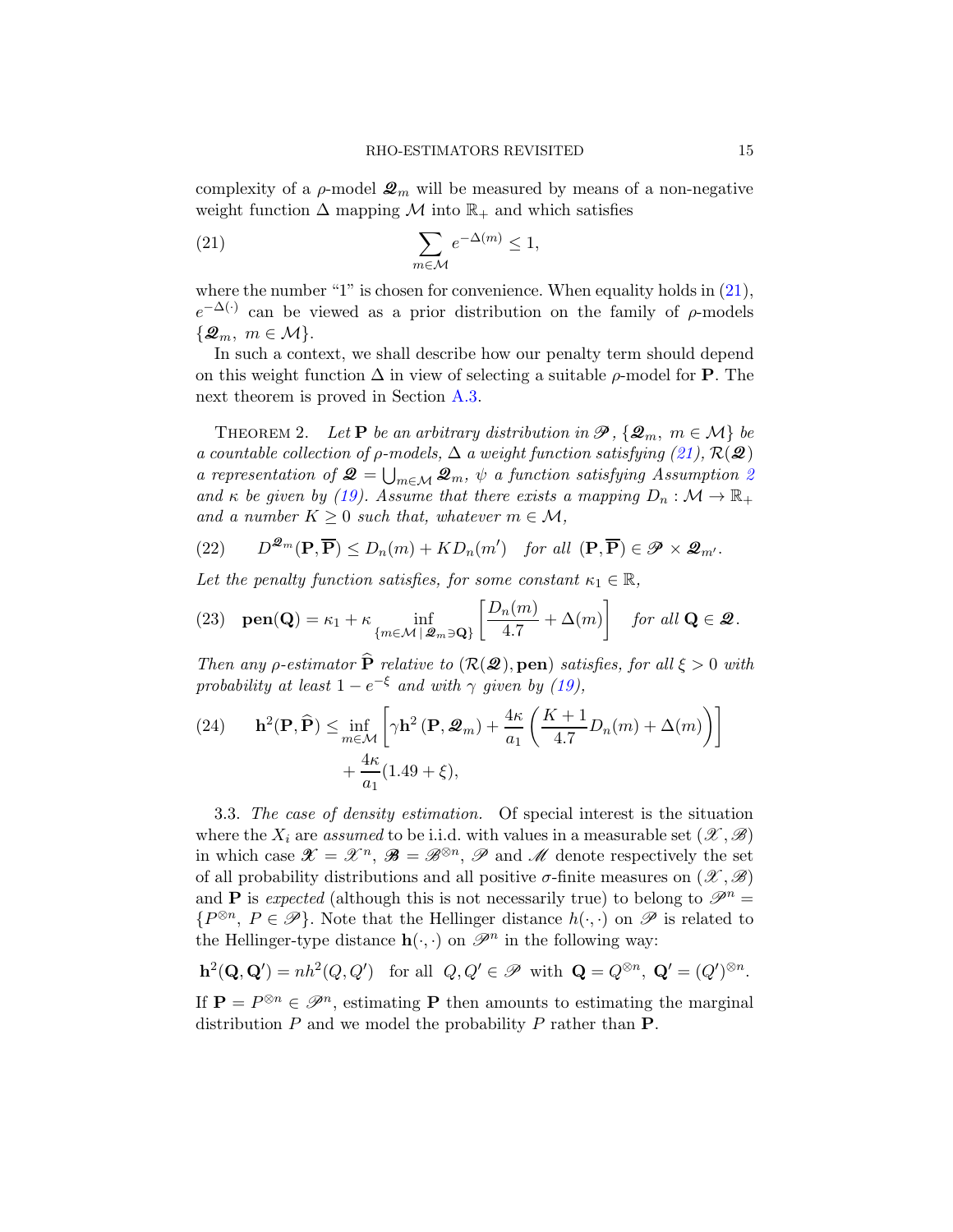complexity of a $\rho$-model $\mathscr{Q}_m$ will be measured by means of a non-negative weight function $\Delta$ mapping $\mathcal{M}$ into $\mathbb{R}_+$ and which satisfies

$$\sum_{m\in\mathcal{M}} e^{-\Delta(m)} \le 1, \tag{21}$$

where the number "1" is chosen for convenience. When equality holds in (21), $e^{-\Delta(\cdot)}$ can be viewed as a prior distribution on the family of $\rho$-models $\{\mathscr{Q}_m,\ m \in \mathcal{M}\}$.

In such a context, we shall describe how our penalty term should depend on this weight function $\Delta$ in view of selecting a suitable $\rho$-model for $\mathbf{P}$. The next theorem is proved in Section A.3.

Theorem 2. *Let $\mathbf{P}$ be an arbitrary distribution in $\mathscr{P}$, $\{\mathscr{Q}_m,\ m \in \mathcal{M}\}$ be a countable collection of $\rho$-models, $\Delta$ a weight function satisfying (21), $\mathcal{R}(\mathscr{Q})$ a representation of $\mathscr{Q} = \bigcup_{m\in\mathcal{M}} \mathscr{Q}_m$, $\psi$ a function satisfying Assumption 2 and $\kappa$ be given by (19). Assume that there exists a mapping $D_n : \mathcal{M} \to \mathbb{R}_+$ and a number $K \ge 0$ such that, whatever $m \in \mathcal{M}$,*

$$D^{\mathscr{Q}_m}(\mathbf{P}, \overline{\mathbf{P}}) \le D_n(m) + K D_n(m') \quad \text{for all } (\mathbf{P}, \overline{\mathbf{P}}) \in \mathscr{P} \times \mathscr{Q}_{m'}. \tag{22}$$

*Let the penalty function satisfies, for some constant $\kappa_1 \in \mathbb{R}$,*

$$\mathbf{pen}(\mathbf{Q}) = \kappa_1 + \kappa \inf_{\{m\in\mathcal{M}\,|\,\mathscr{Q}_m \ni \mathbf{Q}\}} \left[\frac{D_n(m)}{4.7} + \Delta(m)\right] \quad \text{for all } \mathbf{Q} \in \mathscr{Q}. \tag{23}$$

*Then any $\rho$-estimator $\widehat{\mathbf{P}}$ relative to $(\mathcal{R}(\mathscr{Q}), \mathbf{pen})$ satisfies, for all $\xi > 0$ with probability at least $1 - e^{-\xi}$ and with $\gamma$ given by (19),*

$$\begin{aligned}\mathbf{h}^2(\mathbf{P}, \widehat{\mathbf{P}}) \le \inf_{m\in\mathcal{M}} &\left[\gamma \mathbf{h}^2(\mathbf{P}, \mathscr{Q}_m) + \frac{4\kappa}{a_1}\left(\frac{K+1}{4.7} D_n(m) + \Delta(m)\right)\right] \\ &+ \frac{4\kappa}{a_1}(1.49 + \xi),\end{aligned} \tag{24}$$

3.3. *The case of density estimation.* Of special interest is the situation where the $X_i$ are *assumed* to be i.i.d. with values in a measurable set $(\mathscr{X}, \mathscr{B})$ in which case $\mathscr{X} = \mathscr{X}^n$, $\mathscr{B} = \mathscr{B}^{\otimes n}$, $\mathscr{P}$ and $\mathscr{M}$ denote respectively the set of all probability distributions and all positive $\sigma$-finite measures on $(\mathscr{X}, \mathscr{B})$ and $\mathbf{P}$ is *expected* (although this is not necessarily true) to belong to $\mathscr{P}^n = \{P^{\otimes n},\ P \in \mathscr{P}\}$. Note that the Hellinger distance $h(\cdot,\cdot)$ on $\mathscr{P}$ is related to the Hellinger-type distance $\mathbf{h}(\cdot,\cdot)$ on $\mathscr{P}^n$ in the following way:

$$\mathbf{h}^2(\mathbf{Q}, \mathbf{Q}') = n h^2(Q, Q') \quad \text{for all } Q, Q' \in \mathscr{P} \text{ with } \mathbf{Q} = Q^{\otimes n},\ \mathbf{Q}' = (Q')^{\otimes n}.$$

If $\mathbf{P} = P^{\otimes n} \in \mathscr{P}^n$, estimating $\mathbf{P}$ then amounts to estimating the marginal distribution $P$ and we model the probability $P$ rather than $\mathbf{P}$.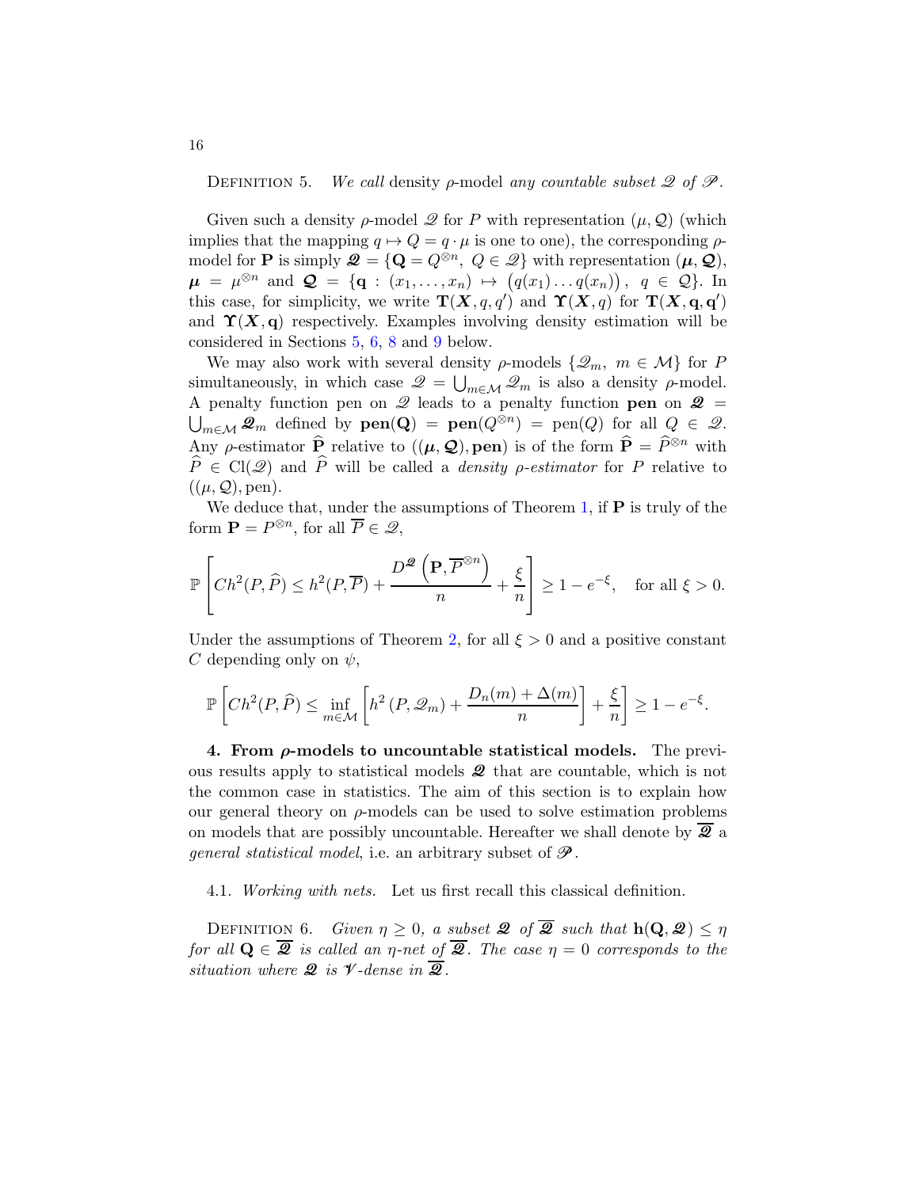DEFINITION 5. *We call* density $\rho$-model *any countable subset* $\mathscr{Q}$ *of* $\mathscr{P}$.

Given such a density $\rho$-model $\mathscr{Q}$ for $P$ with representation $(\mu, \mathcal{Q})$ (which implies that the mapping $q \mapsto Q = q \cdot \mu$ is one to one), the corresponding $\rho$-model for $\mathbf{P}$ is simply $\boldsymbol{\mathscr{Q}} = \{\mathbf{Q} = Q^{\otimes n},\ Q \in \mathscr{Q}\}$ with representation $(\boldsymbol{\mu}, \boldsymbol{\mathcal{Q}})$, $\boldsymbol{\mu} = \mu^{\otimes n}$ and $\boldsymbol{\mathcal{Q}} = \{\mathbf{q} : (x_1, \ldots, x_n) \mapsto (q(x_1) \ldots q(x_n)),\ q \in \mathcal{Q}\}$. In this case, for simplicity, we write $\mathbf{T}(\boldsymbol{X}, q, q')$ and $\boldsymbol{\Upsilon}(\boldsymbol{X}, q)$ for $\mathbf{T}(\boldsymbol{X}, \mathbf{q}, \mathbf{q}')$ and $\boldsymbol{\Upsilon}(\boldsymbol{X}, \mathbf{q})$ respectively. Examples involving density estimation will be considered in Sections 5, 6, 8 and 9 below.

We may also work with several density $\rho$-models $\{\mathscr{Q}_m,\ m \in \mathcal{M}\}$ for $P$ simultaneously, in which case $\mathscr{Q} = \bigcup_{m \in \mathcal{M}} \mathscr{Q}_m$ is also a density $\rho$-model. A penalty function pen on $\mathscr{Q}$ leads to a penalty function $\mathbf{pen}$ on $\boldsymbol{\mathscr{Q}} = \bigcup_{m \in \mathcal{M}} \boldsymbol{\mathscr{Q}}_m$ defined by $\mathbf{pen}(\mathbf{Q}) = \mathbf{pen}(Q^{\otimes n}) = \mathrm{pen}(Q)$ for all $Q \in \mathscr{Q}$. Any $\rho$-estimator $\widehat{\mathbf{P}}$ relative to $((\boldsymbol{\mu}, \boldsymbol{\mathcal{Q}}), \mathbf{pen})$ is of the form $\widehat{\mathbf{P}} = \widehat{P}^{\otimes n}$ with $\widehat{P} \in \mathrm{Cl}(\mathscr{Q})$ and $\widehat{P}$ will be called a *density $\rho$-estimator* for $P$ relative to $((\mu, \mathcal{Q}), \mathrm{pen})$.

We deduce that, under the assumptions of Theorem 1, if $\mathbf{P}$ is truly of the form $\mathbf{P} = P^{\otimes n}$, for all $\overline{P} \in \mathscr{Q}$,

$$\mathbb{P}\left[Ch^2(P, \widehat{P}) \le h^2(P, \overline{P}) + \frac{D^{\boldsymbol{\mathscr{Q}}}\left(\mathbf{P}, \overline{P}^{\otimes n}\right)}{n} + \frac{\xi}{n}\right] \ge 1 - e^{-\xi}, \quad \text{for all } \xi > 0.$$

Under the assumptions of Theorem 2, for all $\xi > 0$ and a positive constant $C$ depending only on $\psi$,

$$\mathbb{P}\left[Ch^2(P, \widehat{P}) \le \inf_{m \in \mathcal{M}} \left[h^2(P, \mathscr{Q}_m) + \frac{D_n(m) + \Delta(m)}{n}\right] + \frac{\xi}{n}\right] \ge 1 - e^{-\xi}.$$

## 4. From $\rho$-models to uncountable statistical models.

The previous results apply to statistical models $\boldsymbol{\mathscr{Q}}$ that are countable, which is not the common case in statistics. The aim of this section is to explain how our general theory on $\rho$-models can be used to solve estimation problems on models that are possibly uncountable. Hereafter we shall denote by $\overline{\boldsymbol{\mathscr{Q}}}$ a *general statistical model*, i.e. an arbitrary subset of $\boldsymbol{\mathscr{P}}$.

### 4.1. *Working with nets.*

Let us first recall this classical definition.

DEFINITION 6. *Given $\eta \ge 0$, a subset $\boldsymbol{\mathscr{Q}}$ of $\overline{\boldsymbol{\mathscr{Q}}}$ such that $\mathbf{h}(\mathbf{Q}, \boldsymbol{\mathscr{Q}}) \le \eta$ for all $\mathbf{Q} \in \overline{\boldsymbol{\mathscr{Q}}}$ is called an $\eta$-net of $\overline{\boldsymbol{\mathscr{Q}}}$. The case $\eta = 0$ corresponds to the situation where $\boldsymbol{\mathscr{Q}}$ is $\boldsymbol{\mathscr{V}}$-dense in $\overline{\boldsymbol{\mathscr{Q}}}$.*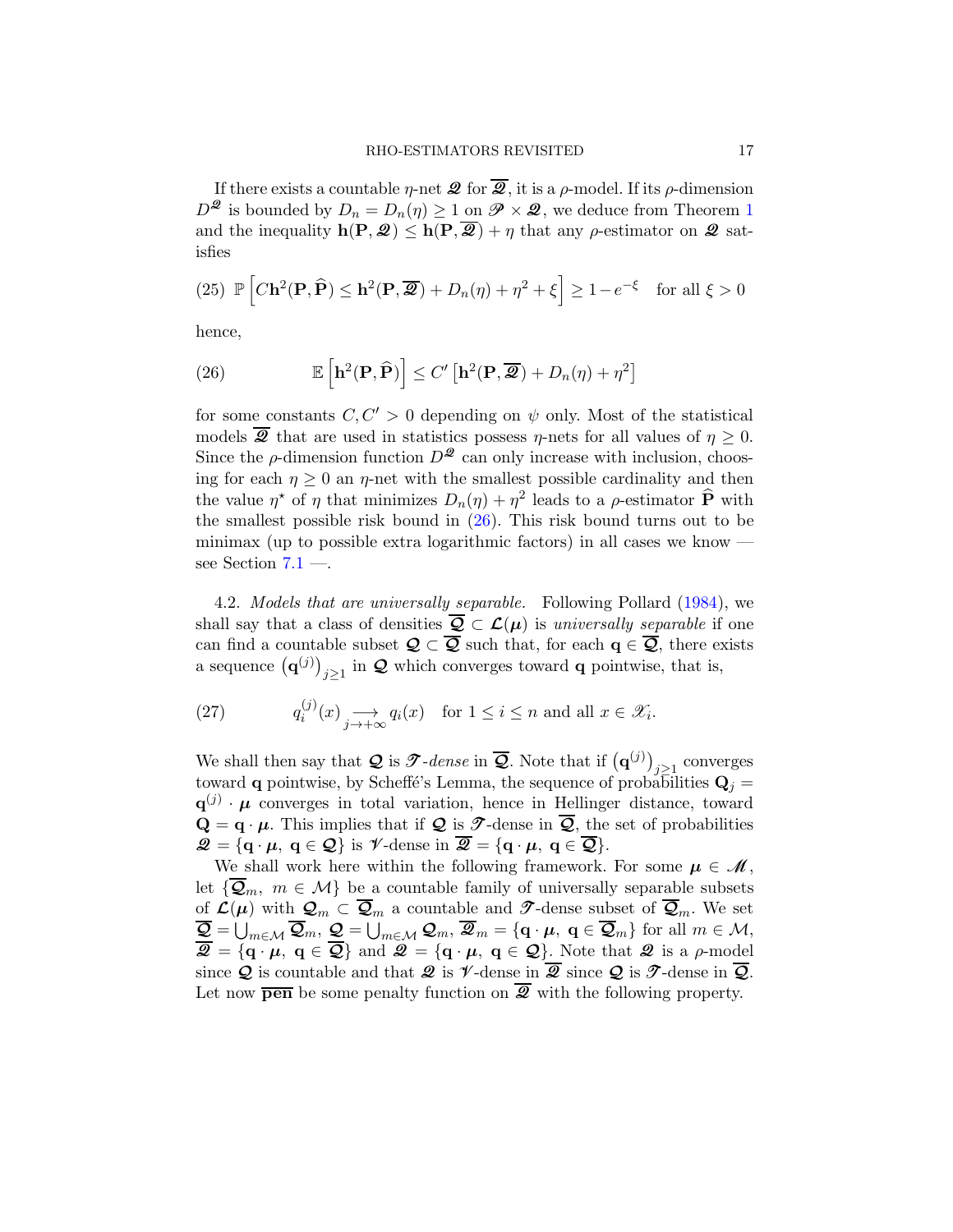If there exists a countable $\eta$-net $\mathscr{Q}$ for $\overline{\mathscr{Q}}$, it is a $\rho$-model. If its $\rho$-dimension $D^{\mathscr{Q}}$ is bounded by $D_n = D_n(\eta) \geq 1$ on $\mathscr{P} \times \mathscr{Q}$, we deduce from Theorem 1 and the inequality $\mathbf{h}(\mathbf{P}, \mathscr{Q}) \leq \mathbf{h}(\mathbf{P}, \overline{\mathscr{Q}}) + \eta$ that any $\rho$-estimator on $\mathscr{Q}$ satisfies

$$\mathbb{P}\left[C\mathbf{h}^2(\mathbf{P}, \widehat{\mathbf{P}}) \leq \mathbf{h}^2(\mathbf{P}, \overline{\mathscr{Q}}) + D_n(\eta) + \eta^2 + \xi\right] \geq 1 - e^{-\xi} \quad \text{for all } \xi > 0 \tag{25}$$

hence,

$$\mathbb{E}\left[\mathbf{h}^2(\mathbf{P}, \widehat{\mathbf{P}})\right] \leq C'\left[\mathbf{h}^2(\mathbf{P}, \overline{\mathscr{Q}}) + D_n(\eta) + \eta^2\right] \tag{26}$$

for some constants $C, C' > 0$ depending on $\psi$ only. Most of the statistical models $\overline{\mathscr{Q}}$ that are used in statistics possess $\eta$-nets for all values of $\eta \geq 0$. Since the $\rho$-dimension function $D^{\mathscr{Q}}$ can only increase with inclusion, choosing for each $\eta \geq 0$ an $\eta$-net with the smallest possible cardinality and then the value $\eta^\star$ of $\eta$ that minimizes $D_n(\eta) + \eta^2$ leads to a $\rho$-estimator $\widehat{\mathbf{P}}$ with the smallest possible risk bound in (26). This risk bound turns out to be minimax (up to possible extra logarithmic factors) in all cases we know — see Section 7.1 —.

4.2. *Models that are universally separable.* Following Pollard (1984), we shall say that a class of densities $\overline{\boldsymbol{\mathcal{Q}}} \subset \boldsymbol{\mathcal{L}}(\boldsymbol{\mu})$ is *universally separable* if one can find a countable subset $\boldsymbol{\mathcal{Q}} \subset \overline{\boldsymbol{\mathcal{Q}}}$ such that, for each $\mathbf{q} \in \overline{\boldsymbol{\mathcal{Q}}}$, there exists a sequence $\left(\mathbf{q}^{(j)}\right)_{j\geq 1}$ in $\boldsymbol{\mathcal{Q}}$ which converges toward $\mathbf{q}$ pointwise, that is,

$$q_i^{(j)}(x) \underset{j\to+\infty}{\longrightarrow} q_i(x) \quad \text{for } 1 \leq i \leq n \text{ and all } x \in \mathscr{X}_i. \tag{27}$$

We shall then say that $\boldsymbol{\mathcal{Q}}$ is $\mathscr{T}$*-dense* in $\overline{\boldsymbol{\mathcal{Q}}}$. Note that if $\left(\mathbf{q}^{(j)}\right)_{j\geq 1}$ converges toward $\mathbf{q}$ pointwise, by Scheffé's Lemma, the sequence of probabilities $\mathbf{Q}_j = \mathbf{q}^{(j)} \cdot \boldsymbol{\mu}$ converges in total variation, hence in Hellinger distance, toward $\mathbf{Q} = \mathbf{q} \cdot \boldsymbol{\mu}$. This implies that if $\boldsymbol{\mathcal{Q}}$ is $\mathscr{T}$-dense in $\overline{\boldsymbol{\mathcal{Q}}}$, the set of probabilities $\mathscr{Q} = \{\mathbf{q} \cdot \boldsymbol{\mu},\ \mathbf{q} \in \boldsymbol{\mathcal{Q}}\}$ is $\mathscr{V}$-dense in $\overline{\mathscr{Q}} = \{\mathbf{q} \cdot \boldsymbol{\mu},\ \mathbf{q} \in \overline{\boldsymbol{\mathcal{Q}}}\}$.

We shall work here within the following framework. For some $\boldsymbol{\mu} \in \mathscr{M}$, let $\{\overline{\boldsymbol{\mathcal{Q}}}_m,\ m \in \mathcal{M}\}$ be a countable family of universally separable subsets of $\boldsymbol{\mathcal{L}}(\boldsymbol{\mu})$ with $\boldsymbol{\mathcal{Q}}_m \subset \overline{\boldsymbol{\mathcal{Q}}}_m$ a countable and $\mathscr{T}$-dense subset of $\overline{\boldsymbol{\mathcal{Q}}}_m$. We set $\overline{\boldsymbol{\mathcal{Q}}} = \bigcup_{m\in\mathcal{M}} \overline{\boldsymbol{\mathcal{Q}}}_m$, $\boldsymbol{\mathcal{Q}} = \bigcup_{m\in\mathcal{M}} \boldsymbol{\mathcal{Q}}_m$, $\overline{\mathscr{Q}}_m = \{\mathbf{q} \cdot \boldsymbol{\mu},\ \mathbf{q} \in \overline{\boldsymbol{\mathcal{Q}}}_m\}$ for all $m \in \mathcal{M}$, $\overline{\mathscr{Q}} = \{\mathbf{q} \cdot \boldsymbol{\mu},\ \mathbf{q} \in \overline{\boldsymbol{\mathcal{Q}}}\}$ and $\mathscr{Q} = \{\mathbf{q} \cdot \boldsymbol{\mu},\ \mathbf{q} \in \boldsymbol{\mathcal{Q}}\}$. Note that $\mathscr{Q}$ is a $\rho$-model since $\boldsymbol{\mathcal{Q}}$ is countable and that $\mathscr{Q}$ is $\mathscr{V}$-dense in $\overline{\mathscr{Q}}$ since $\boldsymbol{\mathcal{Q}}$ is $\mathscr{T}$-dense in $\overline{\boldsymbol{\mathcal{Q}}}$. Let now $\overline{\mathbf{pen}}$ be some penalty function on $\overline{\mathscr{Q}}$ with the following property.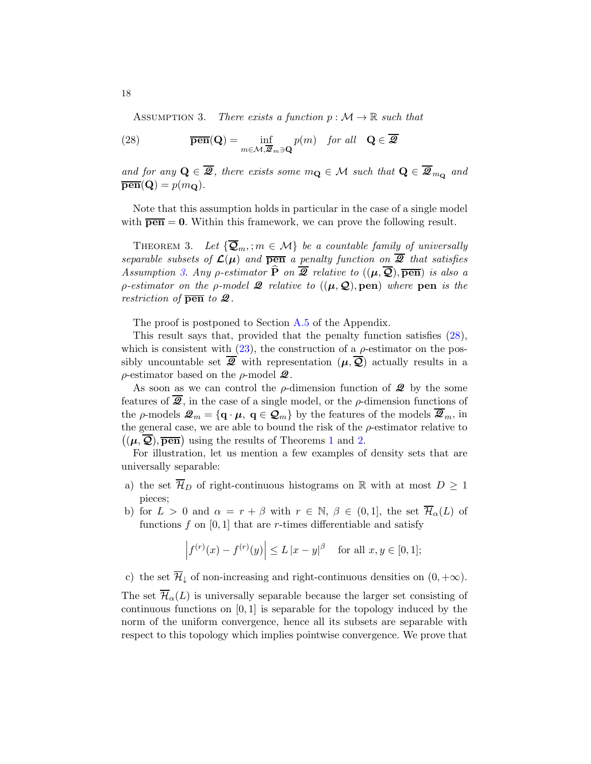Assumption 3. *There exists a function $p : \mathcal{M} \to \mathbb{R}$ such that*

$$\overline{\mathbf{pen}}(\mathbf{Q}) = \inf_{m \in \mathcal{M}, \overline{\boldsymbol{\mathscr{Q}}}_m \ni \mathbf{Q}} p(m) \quad \text{for all} \quad \mathbf{Q} \in \overline{\boldsymbol{\mathscr{Q}}} \tag{28}$$

*and for any $\mathbf{Q} \in \overline{\boldsymbol{\mathscr{Q}}}$, there exists some $m_{\mathbf{Q}} \in \mathcal{M}$ such that $\mathbf{Q} \in \overline{\boldsymbol{\mathscr{Q}}}_{m_{\mathbf{Q}}}$ and $\overline{\mathbf{pen}}(\mathbf{Q}) = p(m_{\mathbf{Q}})$.*

Note that this assumption holds in particular in the case of a single model with $\overline{\mathbf{pen}} = \mathbf{0}$. Within this framework, we can prove the following result.

Theorem 3. *Let $\{\overline{\boldsymbol{\mathcal{Q}}}_m, ; m \in \mathcal{M}\}$ be a countable family of universally separable subsets of $\boldsymbol{\mathcal{L}}(\boldsymbol{\mu})$ and $\overline{\mathbf{pen}}$ a penalty function on $\overline{\boldsymbol{\mathscr{Q}}}$ that satisfies Assumption 3. Any $\rho$-estimator $\widehat{\mathbf{P}}$ on $\overline{\boldsymbol{\mathscr{Q}}}$ relative to $((\boldsymbol{\mu}, \overline{\boldsymbol{\mathcal{Q}}}), \overline{\mathbf{pen}})$ is also a $\rho$-estimator on the $\rho$-model $\boldsymbol{\mathscr{Q}}$ relative to $((\boldsymbol{\mu}, \boldsymbol{\mathcal{Q}}), \mathbf{pen})$ where $\mathbf{pen}$ is the restriction of $\overline{\mathbf{pen}}$ to $\boldsymbol{\mathscr{Q}}$.*

The proof is postponed to Section A.5 of the Appendix.

This result says that, provided that the penalty function satisfies (28), which is consistent with (23), the construction of a $\rho$-estimator on the possibly uncountable set $\overline{\boldsymbol{\mathscr{Q}}}$ with representation $(\boldsymbol{\mu}, \overline{\boldsymbol{\mathcal{Q}}})$ actually results in a $\rho$-estimator based on the $\rho$-model $\boldsymbol{\mathscr{Q}}$.

As soon as we can control the $\rho$-dimension function of $\boldsymbol{\mathscr{Q}}$ by the some features of $\overline{\boldsymbol{\mathscr{Q}}}$, in the case of a single model, or the $\rho$-dimension functions of the $\rho$-models $\boldsymbol{\mathscr{Q}}_m = \{\mathbf{q} \cdot \boldsymbol{\mu},\ \mathbf{q} \in \boldsymbol{\mathcal{Q}}_m\}$ by the features of the models $\overline{\boldsymbol{\mathscr{Q}}}_m$, in the general case, we are able to bound the risk of the $\rho$-estimator relative to $\left((\boldsymbol{\mu}, \overline{\boldsymbol{\mathcal{Q}}}), \overline{\mathbf{pen}}\right)$ using the results of Theorems 1 and 2.

For illustration, let us mention a few examples of density sets that are universally separable:

a) the set $\overline{\mathcal{H}}_D$ of right-continuous histograms on $\mathbb{R}$ with at most $D \geq 1$ pieces;
b) for $L > 0$ and $\alpha = r + \beta$ with $r \in \mathbb{N}$, $\beta \in (0, 1]$, the set $\overline{\mathcal{H}}_\alpha(L)$ of functions $f$ on $[0, 1]$ that are $r$-times differentiable and satisfy

$$\left| f^{(r)}(x) - f^{(r)}(y) \right| \leq L \left| x - y \right|^\beta \quad \text{for all } x, y \in [0, 1];$$

c) the set $\overline{\mathcal{H}}_\downarrow$ of non-increasing and right-continuous densities on $(0, +\infty)$.

The set $\overline{\mathcal{H}}_\alpha(L)$ is universally separable because the larger set consisting of continuous functions on $[0, 1]$ is separable for the topology induced by the norm of the uniform convergence, hence all its subsets are separable with respect to this topology which implies pointwise convergence. We prove that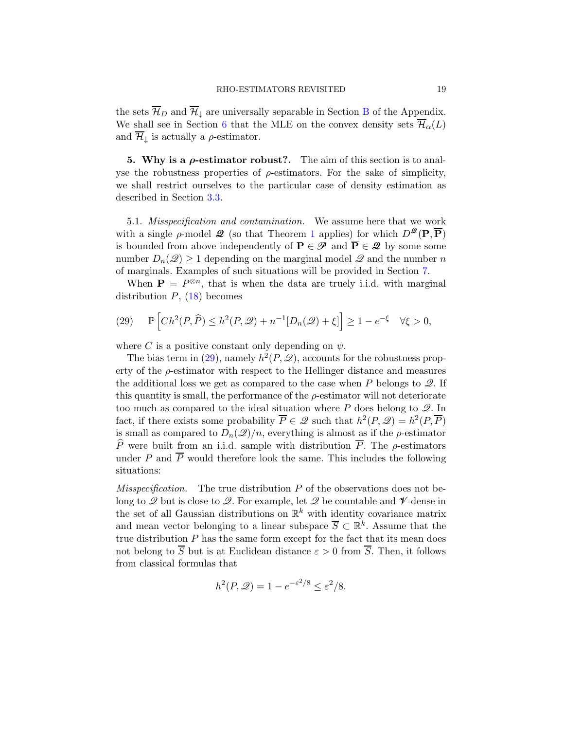the sets $\overline{\mathcal{H}}_D$ and $\overline{\mathcal{H}}_\downarrow$ are universally separable in Section B of the Appendix. We shall see in Section 6 that the MLE on the convex density sets $\overline{\mathcal{H}}_\alpha(L)$ and $\overline{\mathcal{H}}_\downarrow$ is actually a $\rho$-estimator.

## 5. Why is a $\rho$-estimator robust?.

The aim of this section is to analyse the robustness properties of $\rho$-estimators. For the sake of simplicity, we shall restrict ourselves to the particular case of density estimation as described in Section 3.3.

### 5.1. *Misspecification and contamination.*

We assume here that we work with a single $\rho$-model $\boldsymbol{\mathscr{Q}}$ (so that Theorem 1 applies) for which $D^{\boldsymbol{\mathscr{Q}}}(\mathbf{P},\overline{\mathbf{P}})$ is bounded from above independently of $\mathbf{P}\in\boldsymbol{\mathscr{P}}$ and $\overline{\mathbf{P}}\in\boldsymbol{\mathscr{Q}}$ by some some number $D_n(\mathscr{Q})\ge 1$ depending on the marginal model $\mathscr{Q}$ and the number $n$ of marginals. Examples of such situations will be provided in Section 7.

When $\mathbf{P}=P^{\otimes n}$, that is when the data are truely i.i.d. with marginal distribution $P$, (18) becomes

$$
\mathbb{P}\left[Ch^2(P,\widehat{P})\le h^2(P,\mathscr{Q})+n^{-1}[D_n(\mathscr{Q})+\xi]\right]\ge 1-e^{-\xi}\quad\forall\xi>0, \tag{29}
$$

where $C$ is a positive constant only depending on $\psi$.

The bias term in (29), namely $h^2(P,\mathscr{Q})$, accounts for the robustness property of the $\rho$-estimator with respect to the Hellinger distance and measures the additional loss we get as compared to the case when $P$ belongs to $\mathscr{Q}$. If this quantity is small, the performance of the $\rho$-estimator will not deteriorate too much as compared to the ideal situation where $P$ does belong to $\mathscr{Q}$. In fact, if there exists some probability $\overline{P}\in\mathscr{Q}$ such that $h^2(P,\mathscr{Q})=h^2(P,\overline{P})$ is small as compared to $D_n(\mathscr{Q})/n$, everything is almost as if the $\rho$-estimator $\widehat{P}$ were built from an i.i.d. sample with distribution $\overline{P}$. The $\rho$-estimators under $P$ and $\overline{P}$ would therefore look the same. This includes the following situations:

*Misspecification.* The true distribution $P$ of the observations does not belong to $\mathscr{Q}$ but is close to $\mathscr{Q}$. For example, let $\mathscr{Q}$ be countable and $\mathscr{V}$-dense in the set of all Gaussian distributions on $\mathbb{R}^k$ with identity covariance matrix and mean vector belonging to a linear subspace $\overline{S}\subset\mathbb{R}^k$. Assume that the true distribution $P$ has the same form except for the fact that its mean does not belong to $\overline{S}$ but is at Euclidean distance $\varepsilon>0$ from $\overline{S}$. Then, it follows from classical formulas that

$$
h^2(P,\mathscr{Q})=1-e^{-\varepsilon^2/8}\le\varepsilon^2/8.
$$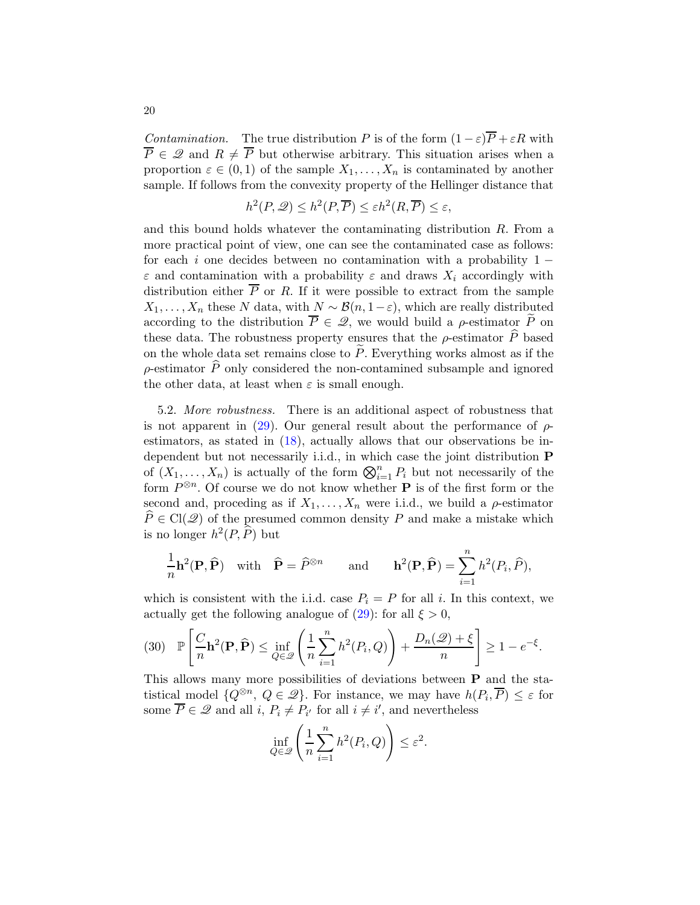*Contamination.* The true distribution $P$ is of the form $(1-\varepsilon)\overline{P}+\varepsilon R$ with $\overline{P} \in \mathscr{Q}$ and $R \neq \overline{P}$ but otherwise arbitrary. This situation arises when a proportion $\varepsilon \in (0,1)$ of the sample $X_1,\ldots,X_n$ is contaminated by another sample. If follows from the convexity property of the Hellinger distance that

$$h^2(P,\mathscr{Q}) \leq h^2(P,\overline{P}) \leq \varepsilon h^2(R,\overline{P}) \leq \varepsilon,$$

and this bound holds whatever the contaminating distribution $R$. From a more practical point of view, one can see the contaminated case as follows: for each $i$ one decides between no contamination with a probability $1-\varepsilon$ and contamination with a probability $\varepsilon$ and draws $X_i$ accordingly with distribution either $\overline{P}$ or $R$. If it were possible to extract from the sample $X_1,\ldots,X_n$ these $N$ data, with $N \sim \mathcal{B}(n,1-\varepsilon)$, which are really distributed according to the distribution $\overline{P} \in \mathscr{Q}$, we would build a $\rho$-estimator $\widetilde{P}$ on these data. The robustness property ensures that the $\rho$-estimator $\widehat{P}$ based on the whole data set remains close to $\widetilde{P}$. Everything works almost as if the $\rho$-estimator $\widehat{P}$ only considered the non-contamined subsample and ignored the other data, at least when $\varepsilon$ is small enough.

5.2. *More robustness.* There is an additional aspect of robustness that is not apparent in (29). Our general result about the performance of $\rho$-estimators, as stated in (18), actually allows that our observations be independent but not necessarily i.i.d., in which case the joint distribution $\mathbf{P}$ of $(X_1,\ldots,X_n)$ is actually of the form $\bigotimes_{i=1}^n P_i$ but not necessarily of the form $P^{\otimes n}$. Of course we do not know whether $\mathbf{P}$ is of the first form or the second and, proceding as if $X_1,\ldots,X_n$ were i.i.d., we build a $\rho$-estimator $\widehat{P} \in \mathrm{Cl}(\mathscr{Q})$ of the presumed common density $P$ and make a mistake which is no longer $h^2(P,\widehat{P})$ but

$$\frac{1}{n}\mathbf{h}^2(\mathbf{P},\widehat{\mathbf{P}}) \quad \text{with} \quad \widehat{\mathbf{P}} = \widehat{P}^{\otimes n} \qquad \text{and} \qquad \mathbf{h}^2(\mathbf{P},\widehat{\mathbf{P}}) = \sum_{i=1}^n h^2(P_i,\widehat{P}),$$

which is consistent with the i.i.d. case $P_i = P$ for all $i$. In this context, we actually get the following analogue of (29): for all $\xi > 0$,

$$\mathbb{P}\left[\frac{C}{n}\mathbf{h}^2(\mathbf{P},\widehat{\mathbf{P}}) \leq \inf_{Q\in\mathscr{Q}}\left(\frac{1}{n}\sum_{i=1}^n h^2(P_i,Q)\right) + \frac{D_n(\mathscr{Q})+\xi}{n}\right] \geq 1-e^{-\xi}. \tag{30}$$

This allows many more possibilities of deviations between $\mathbf{P}$ and the statistical model $\{Q^{\otimes n},\, Q \in \mathscr{Q}\}$. For instance, we may have $h(P_i,\overline{P}) \leq \varepsilon$ for some $\overline{P} \in \mathscr{Q}$ and all $i$, $P_i \neq P_{i'}$ for all $i \neq i'$, and nevertheless

$$\inf_{Q\in\mathscr{Q}}\left(\frac{1}{n}\sum_{i=1}^n h^2(P_i,Q)\right) \leq \varepsilon^2.$$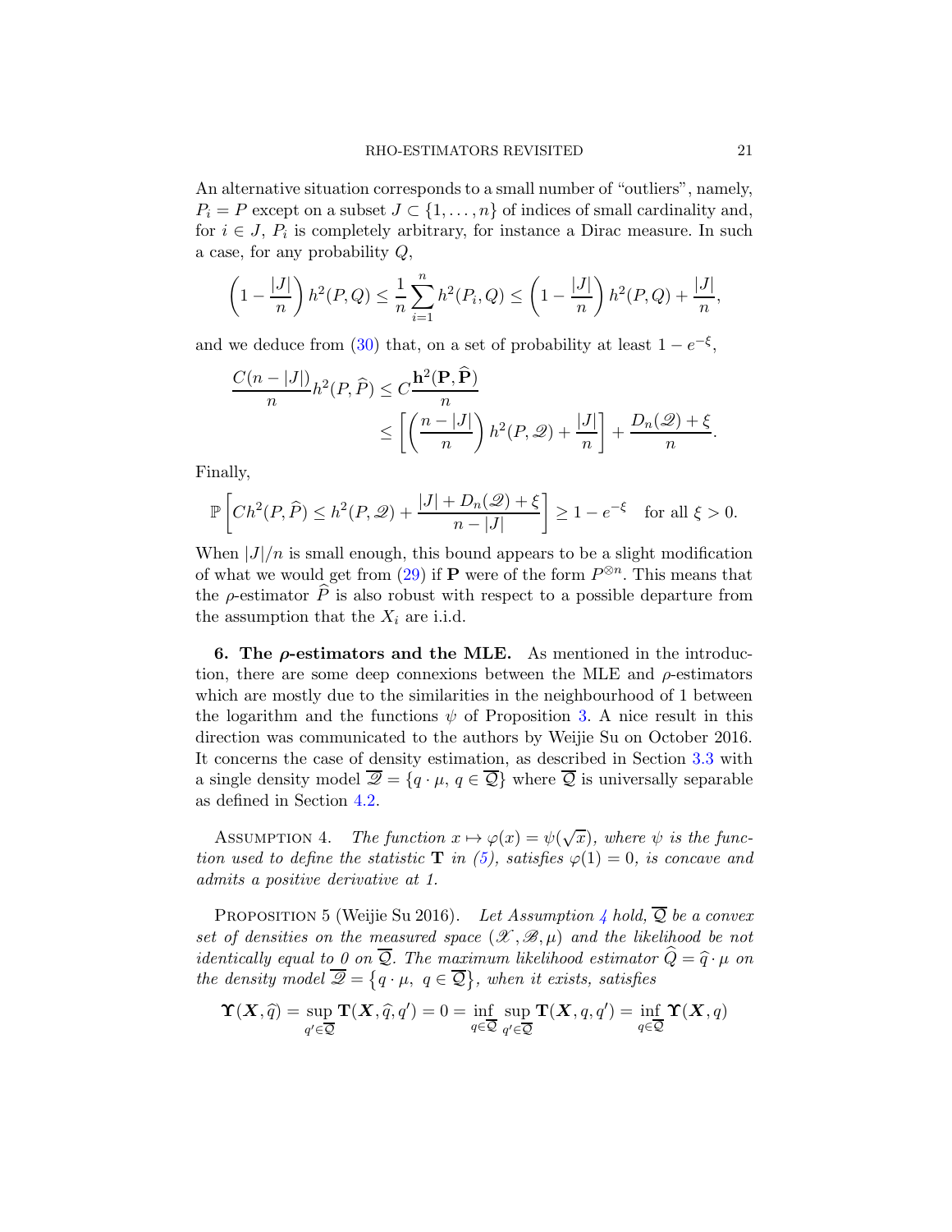An alternative situation corresponds to a small number of "outliers", namely, $P_i = P$ except on a subset $J \subset \{1, \ldots, n\}$ of indices of small cardinality and, for $i \in J$, $P_i$ is completely arbitrary, for instance a Dirac measure. In such a case, for any probability $Q$,

$$\left(1 - \frac{|J|}{n}\right) h^2(P, Q) \leq \frac{1}{n} \sum_{i=1}^{n} h^2(P_i, Q) \leq \left(1 - \frac{|J|}{n}\right) h^2(P, Q) + \frac{|J|}{n},$$

and we deduce from (30) that, on a set of probability at least $1 - e^{-\xi}$,

$$\begin{aligned}\frac{C(n - |J|)}{n} h^2(P, \widehat{P}) \leq C \frac{\mathbf{h}^2(\mathbf{P}, \widehat{\mathbf{P}})}{n} & \\ \leq \left[\left(\frac{n - |J|}{n}\right) h^2(P, \mathscr{Q}) + \frac{|J|}{n}\right] &+ \frac{D_n(\mathscr{Q}) + \xi}{n}.\end{aligned}$$

Finally,

$$\mathbb{P}\left[C h^2(P, \widehat{P}) \leq h^2(P, \mathscr{Q}) + \frac{|J| + D_n(\mathscr{Q}) + \xi}{n - |J|}\right] \geq 1 - e^{-\xi} \quad \text{for all } \xi > 0.$$

When $|J|/n$ is small enough, this bound appears to be a slight modification of what we would get from (29) if $\mathbf{P}$ were of the form $P^{\otimes n}$. This means that the $\rho$-estimator $\widehat{P}$ is also robust with respect to a possible departure from the assumption that the $X_i$ are i.i.d.

## 6. The $\rho$-estimators and the MLE.

As mentioned in the introduction, there are some deep connexions between the MLE and $\rho$-estimators which are mostly due to the similarities in the neighbourhood of 1 between the logarithm and the functions $\psi$ of Proposition 3. A nice result in this direction was communicated to the authors by Weijie Su on October 2016. It concerns the case of density estimation, as described in Section 3.3 with a single density model $\overline{\mathscr{Q}} = \{q \cdot \mu,\ q \in \overline{\mathcal{Q}}\}$ where $\overline{\mathcal{Q}}$ is universally separable as defined in Section 4.2.

ASSUMPTION 4. *The function $x \mapsto \varphi(x) = \psi(\sqrt{x})$, where $\psi$ is the function used to define the statistic $\mathbf{T}$ in (5), satisfies $\varphi(1) = 0$, is concave and admits a positive derivative at 1.*

PROPOSITION 5 (Weijie Su 2016). *Let Assumption 4 hold, $\overline{\mathcal{Q}}$ be a convex set of densities on the measured space $(\mathscr{X}, \mathscr{B}, \mu)$ and the likelihood be not identically equal to 0 on $\overline{\mathcal{Q}}$. The maximum likelihood estimator $\widehat{Q} = \widehat{q} \cdot \mu$ on the density model $\overline{\mathscr{Q}} = \{q \cdot \mu,\ q \in \overline{\mathcal{Q}}\}$, when it exists, satisfies*

$$\boldsymbol{\Upsilon}(\boldsymbol{X}, \widehat{q}) = \sup_{q' \in \overline{\mathcal{Q}}} \mathbf{T}(\boldsymbol{X}, \widehat{q}, q') = 0 = \inf_{q \in \overline{\mathcal{Q}}} \sup_{q' \in \overline{\mathcal{Q}}} \mathbf{T}(\boldsymbol{X}, q, q') = \inf_{q \in \overline{\mathcal{Q}}} \boldsymbol{\Upsilon}(\boldsymbol{X}, q)$$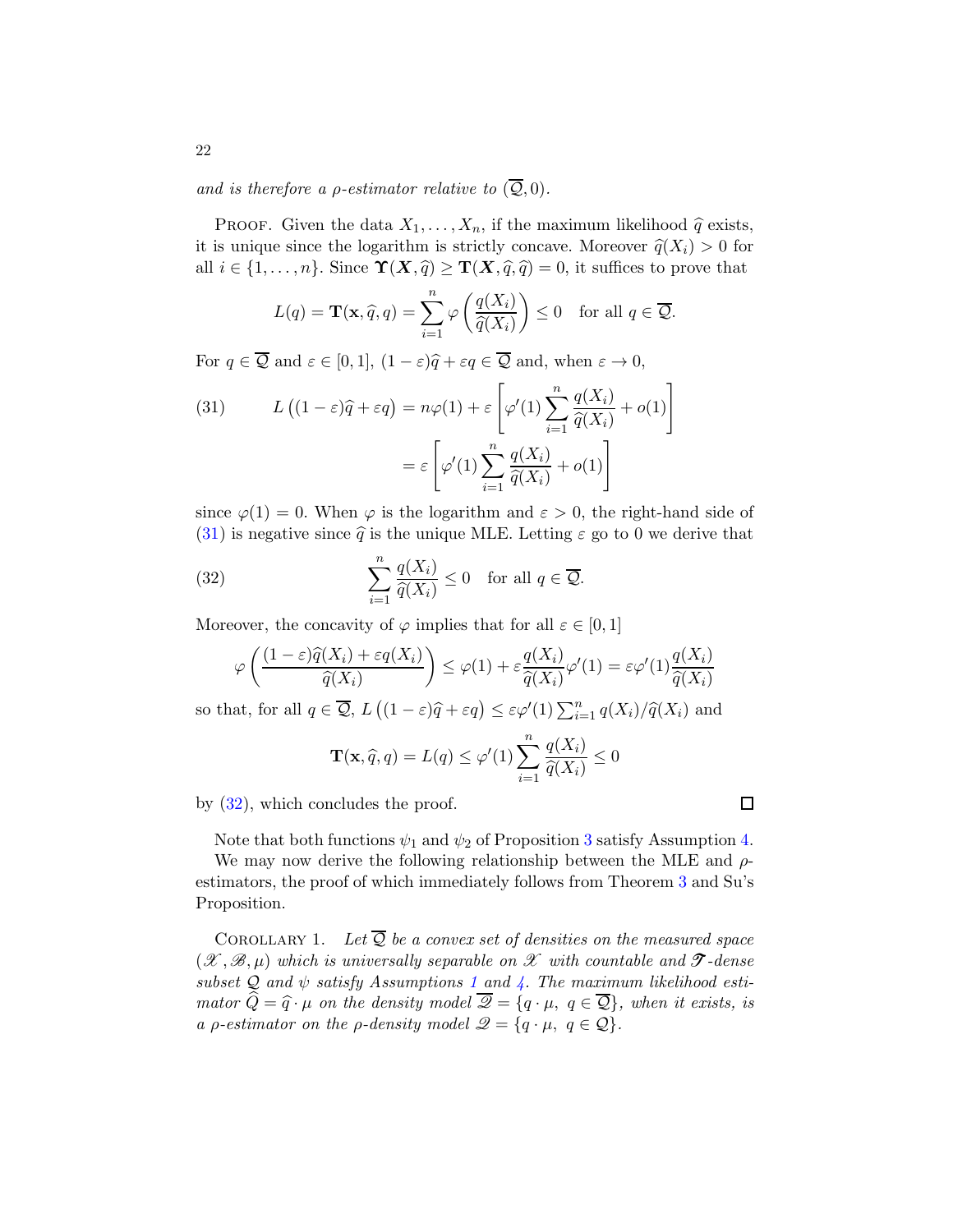*and is therefore a $\rho$-estimator relative to $(\overline{\mathcal{Q}}, 0)$.*

PROOF. Given the data $X_1, \ldots, X_n$, if the maximum likelihood $\widehat{q}$ exists, it is unique since the logarithm is strictly concave. Moreover $\widehat{q}(X_i) > 0$ for all $i \in \{1, \ldots, n\}$. Since $\boldsymbol{\Upsilon}(\boldsymbol{X}, \widehat{q}) \geq \mathbf{T}(\boldsymbol{X}, \widehat{q}, \widehat{q}) = 0$, it suffices to prove that

$$L(q) = \mathbf{T}(\mathbf{x}, \widehat{q}, q) = \sum_{i=1}^{n} \varphi\left(\frac{q(X_i)}{\widehat{q}(X_i)}\right) \leq 0 \quad \text{for all } q \in \overline{\mathcal{Q}}.$$

For $q \in \overline{\mathcal{Q}}$ and $\varepsilon \in [0,1]$, $(1-\varepsilon)\widehat{q} + \varepsilon q \in \overline{\mathcal{Q}}$ and, when $\varepsilon \to 0$,

$$\begin{aligned}
L\big((1-\varepsilon)\widehat{q} + \varepsilon q\big) &= n\varphi(1) + \varepsilon\left[\varphi'(1)\sum_{i=1}^{n} \frac{q(X_i)}{\widehat{q}(X_i)} + o(1)\right] \\
&= \varepsilon\left[\varphi'(1)\sum_{i=1}^{n} \frac{q(X_i)}{\widehat{q}(X_i)} + o(1)\right]
\end{aligned} \tag{31}$$

since $\varphi(1) = 0$. When $\varphi$ is the logarithm and $\varepsilon > 0$, the right-hand side of (31) is negative since $\widehat{q}$ is the unique MLE. Letting $\varepsilon$ go to 0 we derive that

$$\sum_{i=1}^{n} \frac{q(X_i)}{\widehat{q}(X_i)} \leq 0 \quad \text{for all } q \in \overline{\mathcal{Q}}. \tag{32}$$

Moreover, the concavity of $\varphi$ implies that for all $\varepsilon \in [0,1]$

$$\varphi\left(\frac{(1-\varepsilon)\widehat{q}(X_i) + \varepsilon q(X_i)}{\widehat{q}(X_i)}\right) \leq \varphi(1) + \varepsilon \frac{q(X_i)}{\widehat{q}(X_i)}\varphi'(1) = \varepsilon\varphi'(1)\frac{q(X_i)}{\widehat{q}(X_i)}$$

so that, for all $q \in \overline{\mathcal{Q}}$, $L\big((1-\varepsilon)\widehat{q} + \varepsilon q\big) \leq \varepsilon\varphi'(1)\sum_{i=1}^{n} q(X_i)/\widehat{q}(X_i)$ and

$$\mathbf{T}(\mathbf{x}, \widehat{q}, q) = L(q) \leq \varphi'(1)\sum_{i=1}^{n} \frac{q(X_i)}{\widehat{q}(X_i)} \leq 0$$

by (32), which concludes the proof. $\square$

Note that both functions $\psi_1$ and $\psi_2$ of Proposition 3 satisfy Assumption 4.

We may now derive the following relationship between the MLE and $\rho$-estimators, the proof of which immediately follows from Theorem 3 and Su's Proposition.

COROLLARY 1. *Let $\overline{\mathcal{Q}}$ be a convex set of densities on the measured space $(\mathscr{X}, \mathscr{B}, \mu)$ which is universally separable on $\mathscr{X}$ with countable and $\boldsymbol{\mathscr{T}}$-dense subset $\mathcal{Q}$ and $\psi$ satisfy Assumptions 1 and 4. The maximum likelihood estimator $\widehat{Q} = \widehat{q} \cdot \mu$ on the density model $\overline{\mathscr{Q}} = \{q \cdot \mu,\ q \in \overline{\mathcal{Q}}\}$, when it exists, is a $\rho$-estimator on the $\rho$-density model $\mathscr{Q} = \{q \cdot \mu,\ q \in \mathcal{Q}\}$.*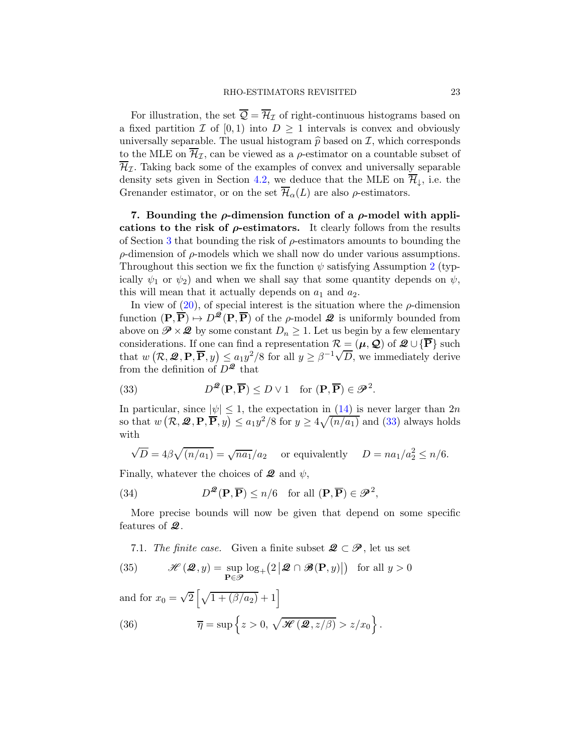For illustration, the set $\overline{\mathcal{Q}} = \overline{\mathcal{H}}_{\mathcal{I}}$ of right-continuous histograms based on a fixed partition $\mathcal{I}$ of $[0,1)$ into $D \geq 1$ intervals is convex and obviously universally separable. The usual histogram $\widehat{p}$ based on $\mathcal{I}$, which corresponds to the MLE on $\overline{\mathcal{H}}_{\mathcal{I}}$, can be viewed as a $\rho$-estimator on a countable subset of $\overline{\mathcal{H}}_{\mathcal{I}}$. Taking back some of the examples of convex and universally separable density sets given in Section 4.2, we deduce that the MLE on $\overline{\mathcal{H}}_{\downarrow}$, i.e. the Grenander estimator, or on the set $\overline{\mathcal{H}}_{\alpha}(L)$ are also $\rho$-estimators.

**7. Bounding the $\rho$-dimension function of a $\rho$-model with applications to the risk of $\rho$-estimators.** It clearly follows from the results of Section 3 that bounding the risk of $\rho$-estimators amounts to bounding the $\rho$-dimension of $\rho$-models which we shall now do under various assumptions. Throughout this section we fix the function $\psi$ satisfying Assumption 2 (typically $\psi_1$ or $\psi_2$) and when we shall say that some quantity depends on $\psi$, this will mean that it actually depends on $a_1$ and $a_2$.

In view of (20), of special interest is the situation where the $\rho$-dimension function $(\mathbf{P},\overline{\mathbf{P}}) \mapsto D^{\boldsymbol{\mathscr{Q}}}(\mathbf{P},\overline{\mathbf{P}})$ of the $\rho$-model $\boldsymbol{\mathscr{Q}}$ is uniformly bounded from above on $\boldsymbol{\mathscr{P}} \times \boldsymbol{\mathscr{Q}}$ by some constant $D_n \geq 1$. Let us begin by a few elementary considerations. If one can find a representation $\mathcal{R} = (\boldsymbol{\mu}, \boldsymbol{\mathcal{Q}})$ of $\boldsymbol{\mathscr{Q}} \cup \{\overline{\mathbf{P}}\}$ such that $w\left(\mathcal{R}, \boldsymbol{\mathscr{Q}}, \mathbf{P}, \overline{\mathbf{P}}, y\right) \leq a_1 y^2/8$ for all $y \geq \beta^{-1}\sqrt{D}$, we immediately derive from the definition of $D^{\boldsymbol{\mathscr{Q}}}$ that

$$
D^{\boldsymbol{\mathscr{Q}}}(\mathbf{P},\overline{\mathbf{P}}) \leq D \vee 1 \quad \text{for } (\mathbf{P},\overline{\mathbf{P}}) \in \boldsymbol{\mathscr{P}}^2. \tag{33}
$$

In particular, since $|\psi| \leq 1$, the expectation in (14) is never larger than $2n$ so that $w\left(\mathcal{R}, \boldsymbol{\mathscr{Q}}, \mathbf{P}, \overline{\mathbf{P}}, y\right) \leq a_1 y^2/8$ for $y \geq 4\sqrt{(n/a_1)}$ and (33) always holds with

$$
\sqrt{D} = 4\beta\sqrt{(n/a_1)} = \sqrt{n a_1}/a_2 \quad \text{ or equivalently } \quad D = n a_1/a_2^2 \leq n/6.
$$

Finally, whatever the choices of $\boldsymbol{\mathscr{Q}}$ and $\psi$,

$$
D^{\boldsymbol{\mathscr{Q}}}(\mathbf{P},\overline{\mathbf{P}}) \leq n/6 \quad \text{for all } (\mathbf{P},\overline{\mathbf{P}}) \in \boldsymbol{\mathscr{P}}^2, \tag{34}
$$

More precise bounds will now be given that depend on some specific features of $\boldsymbol{\mathscr{Q}}$.

7.1. *The finite case.* Given a finite subset $\boldsymbol{\mathscr{Q}} \subset \boldsymbol{\mathscr{P}}$, let us set

$$
\mathscr{H}\left(\boldsymbol{\mathscr{Q}}, y\right) = \sup_{\mathbf{P} \in \boldsymbol{\mathscr{P}}} \log_+\!\left(2\left|\boldsymbol{\mathscr{Q}} \cap \boldsymbol{\mathscr{B}}(\mathbf{P}, y)\right|\right) \quad \text{for all } y > 0 \tag{35}
$$

and for $x_0 = \sqrt{2}\left[\sqrt{1 + (\beta/a_2)} + 1\right]$

$$
\overline{\eta} = \sup\left\{z > 0,\ \sqrt{\mathscr{H}\left(\boldsymbol{\mathscr{Q}}, z/\beta\right)} > z/x_0\right\}. \tag{36}
$$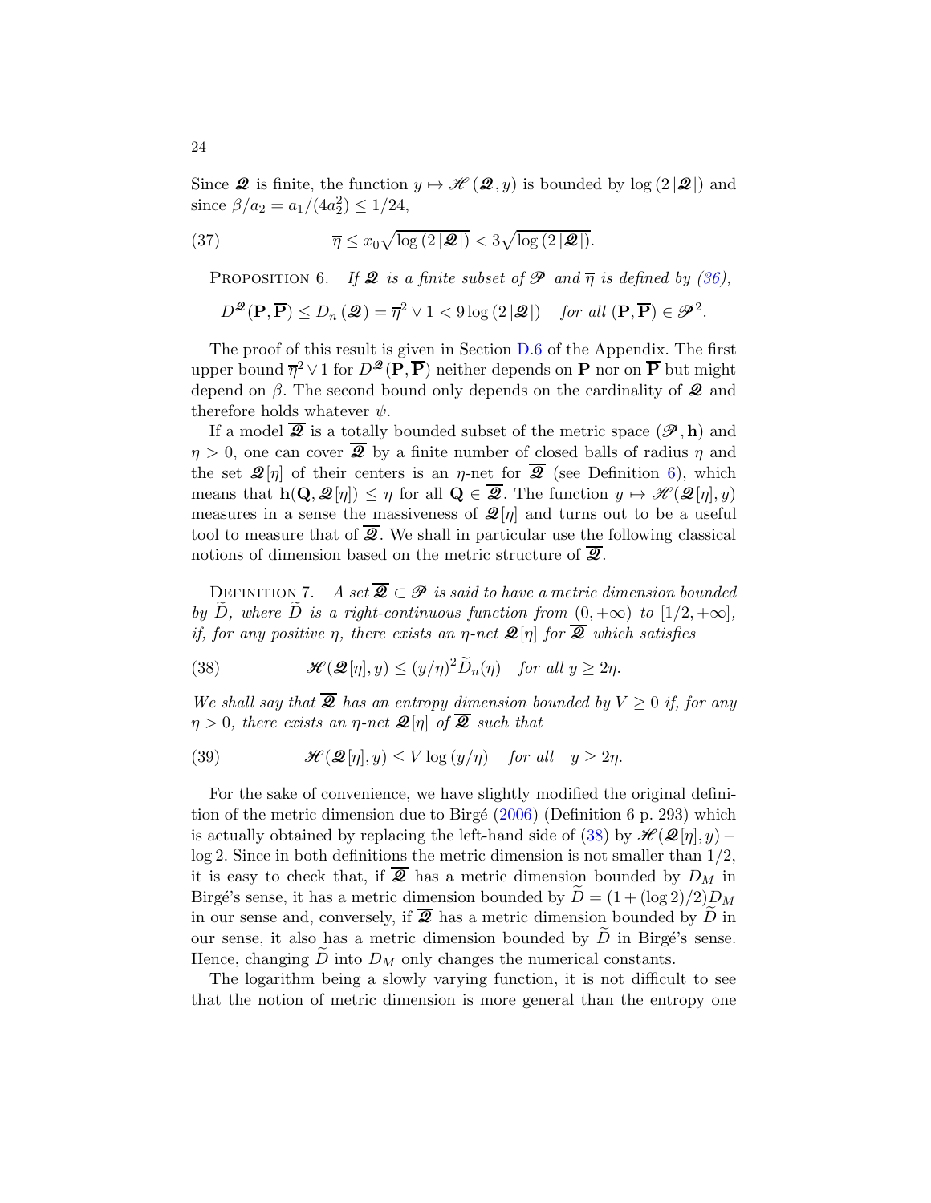Since $\mathscr{Q}$ is finite, the function $y \mapsto \mathscr{H}(\mathscr{Q}, y)$ is bounded by $\log(2|\mathscr{Q}|)$ and since $\beta/a_2 = a_1/(4a_2^2) \leq 1/24$,

$$\overline{\eta} \leq x_0 \sqrt{\log(2|\mathscr{Q}|)} < 3\sqrt{\log(2|\mathscr{Q}|)}. \tag{37}$$

Proposition 6. *If $\mathscr{Q}$ is a finite subset of $\mathscr{P}$ and $\overline{\eta}$ is defined by (36),*

$$D^{\mathscr{Q}}(\mathbf{P}, \overline{\mathbf{P}}) \leq D_n(\mathscr{Q}) = \overline{\eta}^2 \vee 1 < 9\log(2|\mathscr{Q}|) \quad \textit{for all } (\mathbf{P}, \overline{\mathbf{P}}) \in \mathscr{P}^2.$$

The proof of this result is given in Section D.6 of the Appendix. The first upper bound $\overline{\eta}^2 \vee 1$ for $D^{\mathscr{Q}}(\mathbf{P}, \overline{\mathbf{P}})$ neither depends on $\mathbf{P}$ nor on $\overline{\mathbf{P}}$ but might depend on $\beta$. The second bound only depends on the cardinality of $\mathscr{Q}$ and therefore holds whatever $\psi$.

If a model $\overline{\mathscr{Q}}$ is a totally bounded subset of the metric space $(\mathscr{P}, \mathbf{h})$ and $\eta > 0$, one can cover $\overline{\mathscr{Q}}$ by a finite number of closed balls of radius $\eta$ and the set $\mathscr{Q}[\eta]$ of their centers is an $\eta$-net for $\overline{\mathscr{Q}}$ (see Definition 6), which means that $\mathbf{h}(\mathbf{Q}, \mathscr{Q}[\eta]) \leq \eta$ for all $\mathbf{Q} \in \overline{\mathscr{Q}}$. The function $y \mapsto \mathscr{H}(\mathscr{Q}[\eta], y)$ measures in a sense the massiveness of $\mathscr{Q}[\eta]$ and turns out to be a useful tool to measure that of $\overline{\mathscr{Q}}$. We shall in particular use the following classical notions of dimension based on the metric structure of $\overline{\mathscr{Q}}$.

Definition 7. *A set $\overline{\mathscr{Q}} \subset \mathscr{P}$ is said to have a metric dimension bounded by $\widetilde{D}$, where $\widetilde{D}$ is a right-continuous function from $(0, +\infty)$ to $[1/2, +\infty]$, if, for any positive $\eta$, there exists an $\eta$-net $\mathscr{Q}[\eta]$ for $\overline{\mathscr{Q}}$ which satisfies*

$$\mathscr{H}(\mathscr{Q}[\eta], y) \leq (y/\eta)^2 \widetilde{D}_n(\eta) \quad \textit{for all } y \geq 2\eta. \tag{38}$$

*We shall say that $\overline{\mathscr{Q}}$ has an entropy dimension bounded by $V \geq 0$ if, for any $\eta > 0$, there exists an $\eta$-net $\mathscr{Q}[\eta]$ of $\overline{\mathscr{Q}}$ such that*

$$\mathscr{H}(\mathscr{Q}[\eta], y) \leq V \log(y/\eta) \quad \textit{for all} \quad y \geq 2\eta. \tag{39}$$

For the sake of convenience, we have slightly modified the original definition of the metric dimension due to Birgé (2006) (Definition 6 p. 293) which is actually obtained by replacing the left-hand side of (38) by $\mathscr{H}(\mathscr{Q}[\eta], y) - \log 2$. Since in both definitions the metric dimension is not smaller than $1/2$, it is easy to check that, if $\overline{\mathscr{Q}}$ has a metric dimension bounded by $D_M$ in Birgé's sense, it has a metric dimension bounded by $\widetilde{D} = (1 + (\log 2)/2)D_M$ in our sense and, conversely, if $\overline{\mathscr{Q}}$ has a metric dimension bounded by $\widetilde{D}$ in our sense, it also has a metric dimension bounded by $\widetilde{D}$ in Birgé's sense. Hence, changing $\widetilde{D}$ into $D_M$ only changes the numerical constants.

The logarithm being a slowly varying function, it is not difficult to see that the notion of metric dimension is more general than the entropy one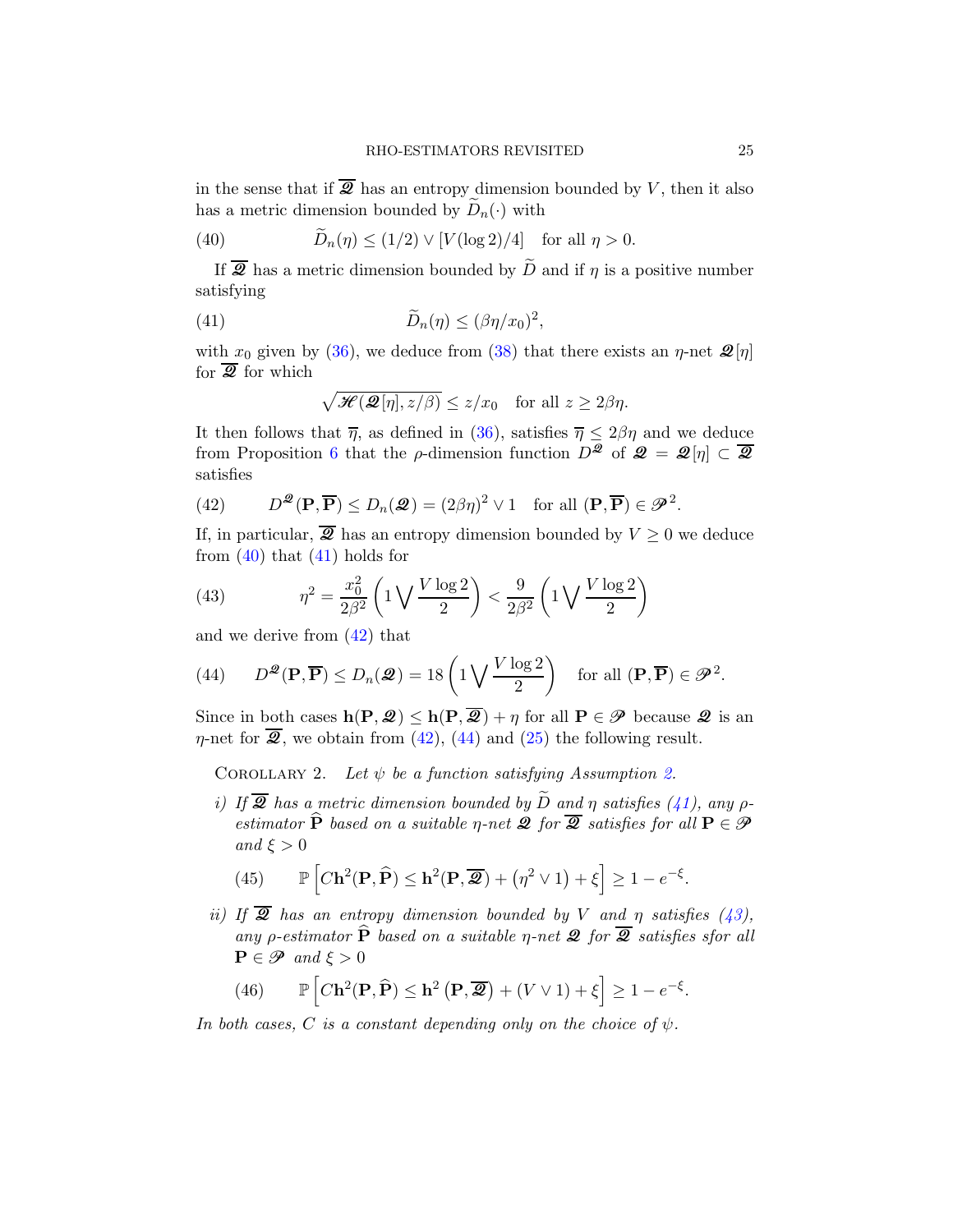in the sense that if $\overline{\mathscr{Q}}$ has an entropy dimension bounded by $V$, then it also has a metric dimension bounded by $\widetilde{D}_n(\cdot)$ with

$$\widetilde{D}_n(\eta) \le (1/2) \vee [V(\log 2)/4] \quad \text{for all } \eta > 0. \tag{40}$$

If $\overline{\mathscr{Q}}$ has a metric dimension bounded by $\widetilde{D}$ and if $\eta$ is a positive number satisfying

$$\widetilde{D}_n(\eta) \le (\beta\eta/x_0)^2, \tag{41}$$

with $x_0$ given by (36), we deduce from (38) that there exists an $\eta$-net $\mathscr{Q}[\eta]$ for $\overline{\mathscr{Q}}$ for which

$$\sqrt{\mathscr{H}(\mathscr{Q}[\eta], z/\beta)} \le z/x_0 \quad \text{for all } z \ge 2\beta\eta.$$

It then follows that $\overline{\eta}$, as defined in (36), satisfies $\overline{\eta} \le 2\beta\eta$ and we deduce from Proposition 6 that the $\rho$-dimension function $D^{\mathscr{Q}}$ of $\mathscr{Q} = \mathscr{Q}[\eta] \subset \overline{\mathscr{Q}}$ satisfies

$$D^{\mathscr{Q}}(\mathbf{P}, \overline{\mathbf{P}}) \le D_n(\mathscr{Q}) = (2\beta\eta)^2 \vee 1 \quad \text{for all } (\mathbf{P}, \overline{\mathbf{P}}) \in \mathscr{P}^2. \tag{42}$$

If, in particular, $\overline{\mathscr{Q}}$ has an entropy dimension bounded by $V \ge 0$ we deduce from (40) that (41) holds for

$$\eta^2 = \frac{x_0^2}{2\beta^2}\left(1 \bigvee \frac{V\log 2}{2}\right) < \frac{9}{2\beta^2}\left(1 \bigvee \frac{V\log 2}{2}\right) \tag{43}$$

and we derive from (42) that

$$D^{\mathscr{Q}}(\mathbf{P}, \overline{\mathbf{P}}) \le D_n(\mathscr{Q}) = 18\left(1 \bigvee \frac{V\log 2}{2}\right) \quad \text{for all } (\mathbf{P}, \overline{\mathbf{P}}) \in \mathscr{P}^2. \tag{44}$$

Since in both cases $\mathbf{h}(\mathbf{P}, \mathscr{Q}) \le \mathbf{h}(\mathbf{P}, \overline{\mathscr{Q}}) + \eta$ for all $\mathbf{P} \in \mathscr{P}$ because $\mathscr{Q}$ is an $\eta$-net for $\overline{\mathscr{Q}}$, we obtain from (42), (44) and (25) the following result.

**Corollary 2.** *Let $\psi$ be a function satisfying Assumption 2.*

*i) If $\overline{\mathscr{Q}}$ has a metric dimension bounded by $\widetilde{D}$ and $\eta$ satisfies (41), any $\rho$-estimator $\widehat{\mathbf{P}}$ based on a suitable $\eta$-net $\mathscr{Q}$ for $\overline{\mathscr{Q}}$ satisfies for all $\mathbf{P} \in \mathscr{P}$ and $\xi > 0$*

$$\mathbb{P}\left[C\mathbf{h}^2(\mathbf{P}, \widehat{\mathbf{P}}) \le \mathbf{h}^2(\mathbf{P}, \overline{\mathscr{Q}}) + \left(\eta^2 \vee 1\right) + \xi\right] \ge 1 - e^{-\xi}. \tag{45}$$

*ii) If $\overline{\mathscr{Q}}$ has an entropy dimension bounded by $V$ and $\eta$ satisfies (43), any $\rho$-estimator $\widehat{\mathbf{P}}$ based on a suitable $\eta$-net $\mathscr{Q}$ for $\overline{\mathscr{Q}}$ satisfies sfor all $\mathbf{P} \in \mathscr{P}$ and $\xi > 0$*

$$\mathbb{P}\left[C\mathbf{h}^2(\mathbf{P}, \widehat{\mathbf{P}}) \le \mathbf{h}^2\left(\mathbf{P}, \overline{\mathscr{Q}}\right) + (V \vee 1) + \xi\right] \ge 1 - e^{-\xi}. \tag{46}$$

*In both cases, $C$ is a constant depending only on the choice of $\psi$.*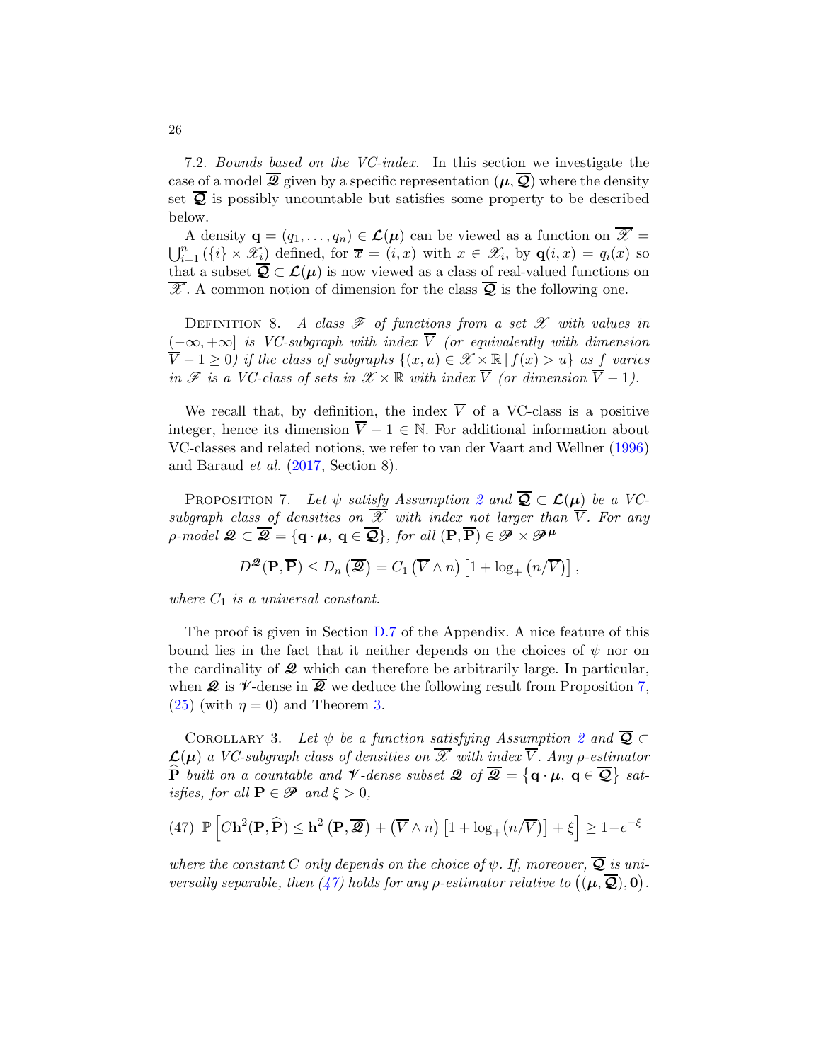7.2. *Bounds based on the VC-index.* In this section we investigate the case of a model $\overline{\mathscr{Q}}$ given by a specific representation $(\boldsymbol{\mu}, \overline{\boldsymbol{\mathcal{Q}}})$ where the density set $\overline{\boldsymbol{\mathcal{Q}}}$ is possibly uncountable but satisfies some property to be described below.

A density $\mathbf{q} = (q_1, \ldots, q_n) \in \boldsymbol{\mathcal{L}}(\boldsymbol{\mu})$ can be viewed as a function on $\overline{\mathscr{X}} = \bigcup_{i=1}^n (\{i\} \times \mathscr{X}_i)$ defined, for $\overline{x} = (i, x)$ with $x \in \mathscr{X}_i$, by $\mathbf{q}(i, x) = q_i(x)$ so that a subset $\overline{\boldsymbol{\mathcal{Q}}} \subset \boldsymbol{\mathcal{L}}(\boldsymbol{\mu})$ is now viewed as a class of real-valued functions on $\overline{\mathscr{X}}$. A common notion of dimension for the class $\overline{\boldsymbol{\mathcal{Q}}}$ is the following one.

Definition 8. *A class $\mathscr{F}$ of functions from a set $\mathscr{X}$ with values in $(-\infty, +\infty]$ is VC-subgraph with index $\overline{V}$ (or equivalently with dimension $\overline{V} - 1 \geq 0$) if the class of subgraphs $\{(x, u) \in \mathscr{X} \times \mathbb{R} \,|\, f(x) > u\}$ as $f$ varies in $\mathscr{F}$ is a VC-class of sets in $\mathscr{X} \times \mathbb{R}$ with index $\overline{V}$ (or dimension $\overline{V} - 1$).*

We recall that, by definition, the index $\overline{V}$ of a VC-class is a positive integer, hence its dimension $\overline{V} - 1 \in \mathbb{N}$. For additional information about VC-classes and related notions, we refer to van der Vaart and Wellner (1996) and Baraud *et al.* (2017, Section 8).

Proposition 7. *Let $\psi$ satisfy Assumption 2 and $\overline{\boldsymbol{\mathcal{Q}}} \subset \boldsymbol{\mathcal{L}}(\boldsymbol{\mu})$ be a VC-subgraph class of densities on $\overline{\mathscr{X}}$ with index not larger than $\overline{V}$. For any $\rho$-model $\mathscr{Q} \subset \overline{\mathscr{Q}} = \{\mathbf{q} \cdot \boldsymbol{\mu},\ \mathbf{q} \in \overline{\boldsymbol{\mathcal{Q}}}\}$, for all $(\mathbf{P}, \overline{\mathbf{P}}) \in \mathscr{P} \times \mathscr{P}^{\boldsymbol{\mu}}$*

$$D^{\mathscr{Q}}(\mathbf{P}, \overline{\mathbf{P}}) \leq D_n\left(\overline{\mathscr{Q}}\right) = C_1\left(\overline{V} \wedge n\right)\left[1 + \log_+\left(n/\overline{V}\right)\right],$$

*where $C_1$ is a universal constant.*

The proof is given in Section D.7 of the Appendix. A nice feature of this bound lies in the fact that it neither depends on the choices of $\psi$ nor on the cardinality of $\mathscr{Q}$ which can therefore be arbitrarily large. In particular, when $\mathscr{Q}$ is $\mathscr{V}$-dense in $\overline{\mathscr{Q}}$ we deduce the following result from Proposition 7, (25) (with $\eta = 0$) and Theorem 3.

Corollary 3. *Let $\psi$ be a function satisfying Assumption 2 and $\overline{\boldsymbol{\mathcal{Q}}} \subset \boldsymbol{\mathcal{L}}(\boldsymbol{\mu})$ a VC-subgraph class of densities on $\overline{\mathscr{X}}$ with index $\overline{V}$. Any $\rho$-estimator $\widehat{\mathbf{P}}$ built on a countable and $\mathscr{V}$-dense subset $\mathscr{Q}$ of $\overline{\mathscr{Q}} = \left\{\mathbf{q} \cdot \boldsymbol{\mu},\ \mathbf{q} \in \overline{\boldsymbol{\mathcal{Q}}}\right\}$ satisfies, for all $\mathbf{P} \in \mathscr{P}$ and $\xi > 0$,*

$$\mathbb{P}\left[C\mathbf{h}^2(\mathbf{P}, \widehat{\mathbf{P}}) \leq \mathbf{h}^2\left(\mathbf{P}, \overline{\mathscr{Q}}\right) + \left(\overline{V} \wedge n\right)\left[1 + \log_+(n/\overline{V})\right] + \xi\right] \geq 1 - e^{-\xi} \tag{47}$$

*where the constant $C$ only depends on the choice of $\psi$. If, moreover, $\overline{\boldsymbol{\mathcal{Q}}}$ is universally separable, then (47) holds for any $\rho$-estimator relative to $\left((\boldsymbol{\mu}, \overline{\boldsymbol{\mathcal{Q}}}), \mathbf{0}\right)$.*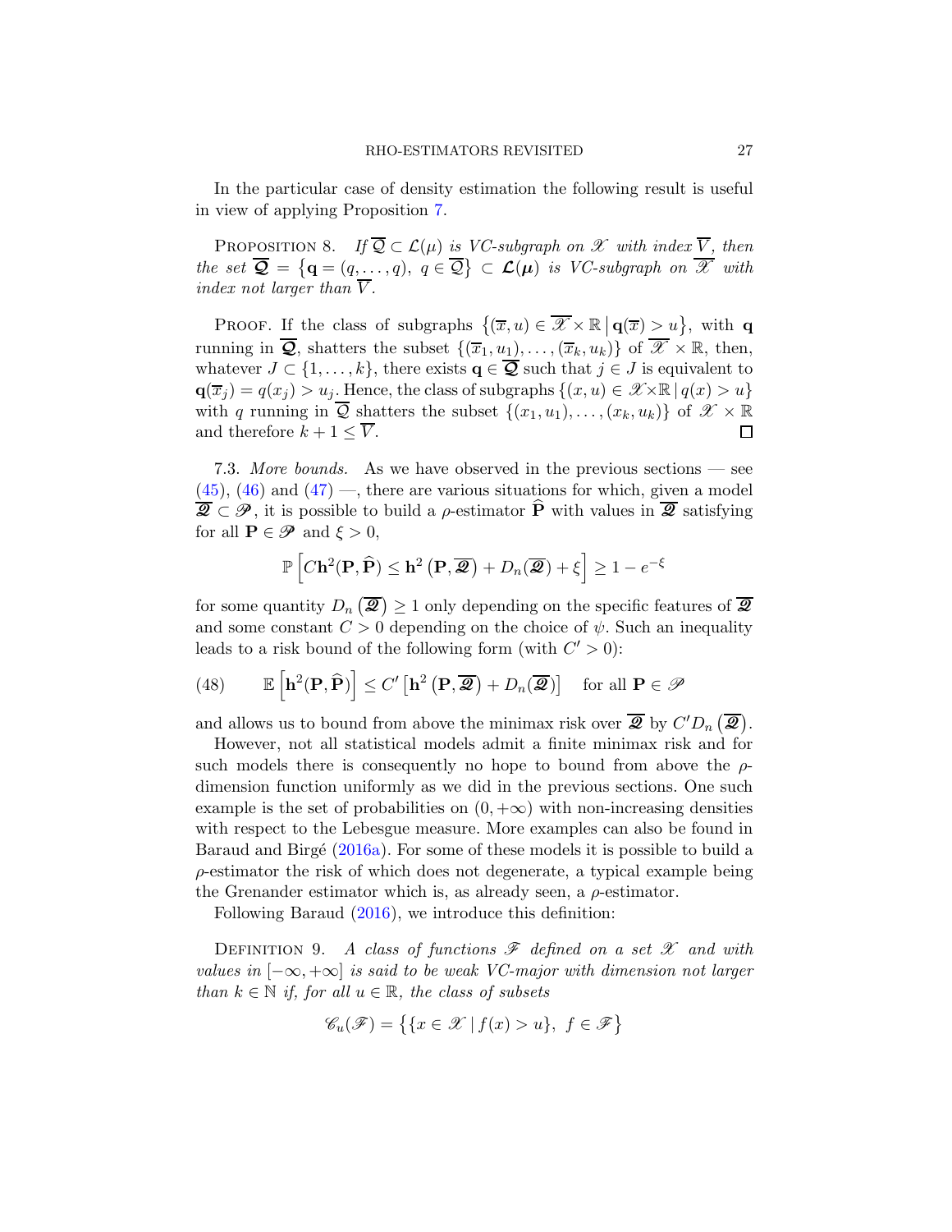In the particular case of density estimation the following result is useful in view of applying Proposition 7.

PROPOSITION 8. *If $\overline{\mathcal{Q}} \subset \mathcal{L}(\mu)$ is VC-subgraph on $\mathscr{X}$ with index $\overline{V}$, then the set $\overline{\boldsymbol{\mathcal{Q}}} = \left\{\mathbf{q} = (q, \ldots, q),\ q \in \overline{\mathcal{Q}}\right\} \subset \boldsymbol{\mathcal{L}}(\boldsymbol{\mu})$ is VC-subgraph on $\overline{\mathscr{X}}$ with index not larger than $\overline{V}$.*

PROOF. If the class of subgraphs $\left\{(\overline{x}, u) \in \overline{\mathscr{X}} \times \mathbb{R} \,\middle|\, \mathbf{q}(\overline{x}) > u\right\}$, with $\mathbf{q}$ running in $\overline{\boldsymbol{\mathcal{Q}}}$, shatters the subset $\{(\overline{x}_1, u_1), \ldots, (\overline{x}_k, u_k)\}$ of $\overline{\mathscr{X}} \times \mathbb{R}$, then, whatever $J \subset \{1, \ldots, k\}$, there exists $\mathbf{q} \in \overline{\boldsymbol{\mathcal{Q}}}$ such that $j \in J$ is equivalent to $\mathbf{q}(\overline{x}_j) = q(x_j) > u_j$. Hence, the class of subgraphs $\{(x, u) \in \mathscr{X} \times \mathbb{R} \,|\, q(x) > u\}$ with $q$ running in $\overline{\mathcal{Q}}$ shatters the subset $\{(x_1, u_1), \ldots, (x_k, u_k)\}$ of $\mathscr{X} \times \mathbb{R}$ and therefore $k + 1 \le \overline{V}$. □

7.3. *More bounds.* As we have observed in the previous sections — see (45), (46) and (47) —, there are various situations for which, given a model $\overline{\boldsymbol{\mathscr{Q}}} \subset \mathscr{P}$, it is possible to build a $\rho$-estimator $\widehat{\mathbf{P}}$ with values in $\overline{\boldsymbol{\mathscr{Q}}}$ satisfying for all $\mathbf{P} \in \mathscr{P}$ and $\xi > 0$,

$$\mathbb{P}\left[C\mathbf{h}^2(\mathbf{P}, \widehat{\mathbf{P}}) \le \mathbf{h}^2\left(\mathbf{P}, \overline{\boldsymbol{\mathscr{Q}}}\right) + D_n(\overline{\boldsymbol{\mathscr{Q}}}) + \xi\right] \ge 1 - e^{-\xi}$$

for some quantity $D_n\left(\overline{\boldsymbol{\mathscr{Q}}}\right) \ge 1$ only depending on the specific features of $\overline{\boldsymbol{\mathscr{Q}}}$ and some constant $C > 0$ depending on the choice of $\psi$. Such an inequality leads to a risk bound of the following form (with $C' > 0$):

$$\mathbb{E}\left[\mathbf{h}^2(\mathbf{P}, \widehat{\mathbf{P}})\right] \le C'\left[\mathbf{h}^2\left(\mathbf{P}, \overline{\boldsymbol{\mathscr{Q}}}\right) + D_n(\overline{\boldsymbol{\mathscr{Q}}})\right] \quad \text{for all } \mathbf{P} \in \mathscr{P} \tag{48}$$

and allows us to bound from above the minimax risk over $\overline{\boldsymbol{\mathscr{Q}}}$ by $C' D_n\left(\overline{\boldsymbol{\mathscr{Q}}}\right)$.

However, not all statistical models admit a finite minimax risk and for such models there is consequently no hope to bound from above the $\rho$-dimension function uniformly as we did in the previous sections. One such example is the set of probabilities on $(0, +\infty)$ with non-increasing densities with respect to the Lebesgue measure. More examples can also be found in Baraud and Birgé (2016a). For some of these models it is possible to build a $\rho$-estimator the risk of which does not degenerate, a typical example being the Grenander estimator which is, as already seen, a $\rho$-estimator.

Following Baraud (2016), we introduce this definition:

DEFINITION 9. *A class of functions $\mathscr{F}$ defined on a set $\mathscr{X}$ and with values in $[-\infty, +\infty]$ is said to be weak VC-major with dimension not larger than $k \in \mathbb{N}$ if, for all $u \in \mathbb{R}$, the class of subsets*

$$\mathscr{C}_u(\mathscr{F}) = \left\{\{x \in \mathscr{X} \,|\, f(x) > u\},\ f \in \mathscr{F}\right\}$$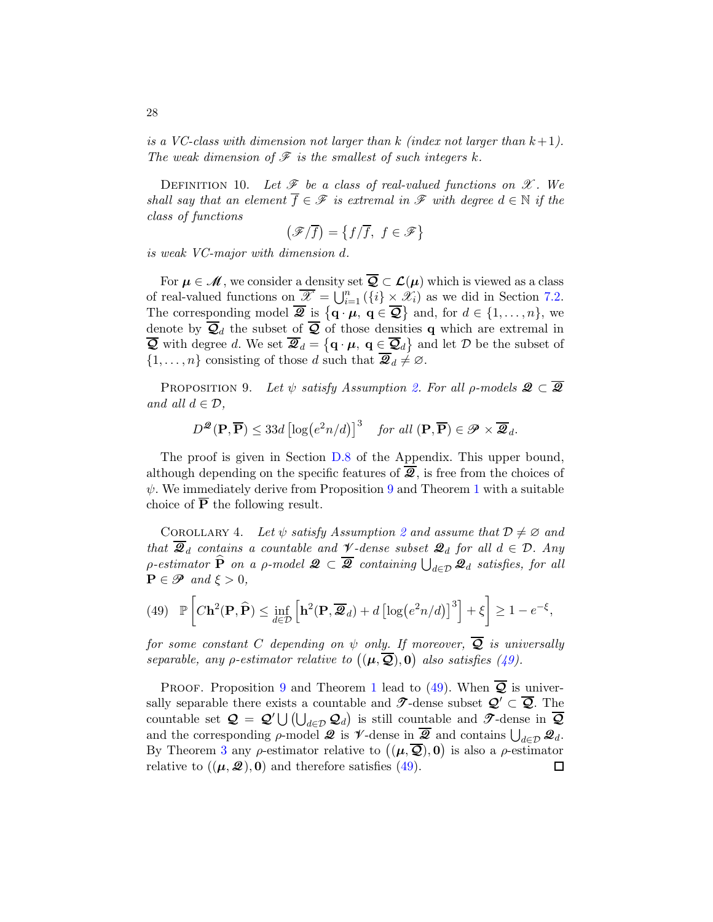*is a VC-class with dimension not larger than $k$ (index not larger than $k+1$). The weak dimension of $\mathscr{F}$ is the smallest of such integers $k$.*

DEFINITION 10. *Let $\mathscr{F}$ be a class of real-valued functions on $\mathscr{X}$. We shall say that an element $\overline{f} \in \mathscr{F}$ is extremal in $\mathscr{F}$ with degree $d \in \mathbb{N}$ if the class of functions*

$$\left(\mathscr{F}/\overline{f}\right) = \left\{f/\overline{f},\ f \in \mathscr{F}\right\}$$

*is weak VC-major with dimension $d$.*

For $\boldsymbol{\mu} \in \boldsymbol{\mathscr{M}}$, we consider a density set $\overline{\boldsymbol{\mathcal{Q}}} \subset \boldsymbol{\mathcal{L}}(\boldsymbol{\mu})$ which is viewed as a class of real-valued functions on $\overline{\mathscr{X}} = \bigcup_{i=1}^{n}\left(\{i\} \times \mathscr{X}_i\right)$ as we did in Section 7.2. The corresponding model $\overline{\boldsymbol{\mathscr{Q}}}$ is $\left\{\mathbf{q}\cdot\boldsymbol{\mu},\ \mathbf{q} \in \overline{\boldsymbol{\mathcal{Q}}}\right\}$ and, for $d \in \{1,\ldots,n\}$, we denote by $\overline{\boldsymbol{\mathcal{Q}}}_d$ the subset of $\overline{\boldsymbol{\mathcal{Q}}}$ of those densities $\mathbf{q}$ which are extremal in $\overline{\boldsymbol{\mathcal{Q}}}$ with degree $d$. We set $\overline{\boldsymbol{\mathscr{Q}}}_d = \left\{\mathbf{q}\cdot\boldsymbol{\mu},\ \mathbf{q} \in \overline{\boldsymbol{\mathcal{Q}}}_d\right\}$ and let $\mathcal{D}$ be the subset of $\{1,\ldots,n\}$ consisting of those $d$ such that $\overline{\boldsymbol{\mathscr{Q}}}_d \neq \varnothing$.

PROPOSITION 9. *Let $\psi$ satisfy Assumption 2. For all $\rho$-models $\boldsymbol{\mathscr{Q}} \subset \overline{\boldsymbol{\mathscr{Q}}}$ and all $d \in \mathcal{D}$,*

$$D^{\boldsymbol{\mathscr{Q}}}(\mathbf{P},\overline{\mathbf{P}}) \leq 33d\left[\log\left(e^2 n/d\right)\right]^3 \quad \text{for all } (\mathbf{P},\overline{\mathbf{P}}) \in \mathscr{P} \times \overline{\boldsymbol{\mathscr{Q}}}_d.$$

The proof is given in Section D.8 of the Appendix. This upper bound, although depending on the specific features of $\overline{\boldsymbol{\mathscr{Q}}}$, is free from the choices of $\psi$. We immediately derive from Proposition 9 and Theorem 1 with a suitable choice of $\overline{\mathbf{P}}$ the following result.

COROLLARY 4. *Let $\psi$ satisfy Assumption 2 and assume that $\mathcal{D} \neq \varnothing$ and that $\overline{\boldsymbol{\mathscr{Q}}}_d$ contains a countable and $\boldsymbol{\mathscr{V}}$-dense subset $\boldsymbol{\mathscr{Q}}_d$ for all $d \in \mathcal{D}$. Any $\rho$-estimator $\widehat{\mathbf{P}}$ on a $\rho$-model $\boldsymbol{\mathscr{Q}} \subset \overline{\boldsymbol{\mathscr{Q}}}$ containing $\bigcup_{d\in\mathcal{D}}\boldsymbol{\mathscr{Q}}_d$ satisfies, for all $\mathbf{P} \in \mathscr{P}$ and $\xi > 0$,*

$$\mathbb{P}\left[C\mathbf{h}^2(\mathbf{P},\widehat{\mathbf{P}}) \leq \inf_{d\in\mathcal{D}}\left[\mathbf{h}^2(\mathbf{P},\overline{\boldsymbol{\mathscr{Q}}}_d) + d\left[\log\left(e^2 n/d\right)\right]^3\right] + \xi\right] \geq 1 - e^{-\xi}, \tag{49}$$

*for some constant $C$ depending on $\psi$ only. If moreover, $\overline{\boldsymbol{\mathcal{Q}}}$ is universally separable, any $\rho$-estimator relative to $\left((\boldsymbol{\mu},\overline{\boldsymbol{\mathcal{Q}}}),\mathbf{0}\right)$ also satisfies (49).*

PROOF. Proposition 9 and Theorem 1 lead to (49). When $\overline{\boldsymbol{\mathcal{Q}}}$ is universally separable there exists a countable and $\mathscr{T}$-dense subset $\boldsymbol{\mathcal{Q}}' \subset \overline{\boldsymbol{\mathcal{Q}}}$. The countable set $\boldsymbol{\mathcal{Q}} = \boldsymbol{\mathcal{Q}}' \bigcup \left(\bigcup_{d\in\mathcal{D}}\boldsymbol{\mathcal{Q}}_d\right)$ is still countable and $\mathscr{T}$-dense in $\overline{\boldsymbol{\mathcal{Q}}}$ and the corresponding $\rho$-model $\boldsymbol{\mathscr{Q}}$ is $\boldsymbol{\mathscr{V}}$-dense in $\overline{\boldsymbol{\mathscr{Q}}}$ and contains $\bigcup_{d\in\mathcal{D}}\boldsymbol{\mathscr{Q}}_d$. By Theorem 3 any $\rho$-estimator relative to $\left((\boldsymbol{\mu},\overline{\boldsymbol{\mathcal{Q}}}),\mathbf{0}\right)$ is also a $\rho$-estimator relative to $((\boldsymbol{\mu},\boldsymbol{\mathscr{Q}}),\mathbf{0})$ and therefore satisfies (49). □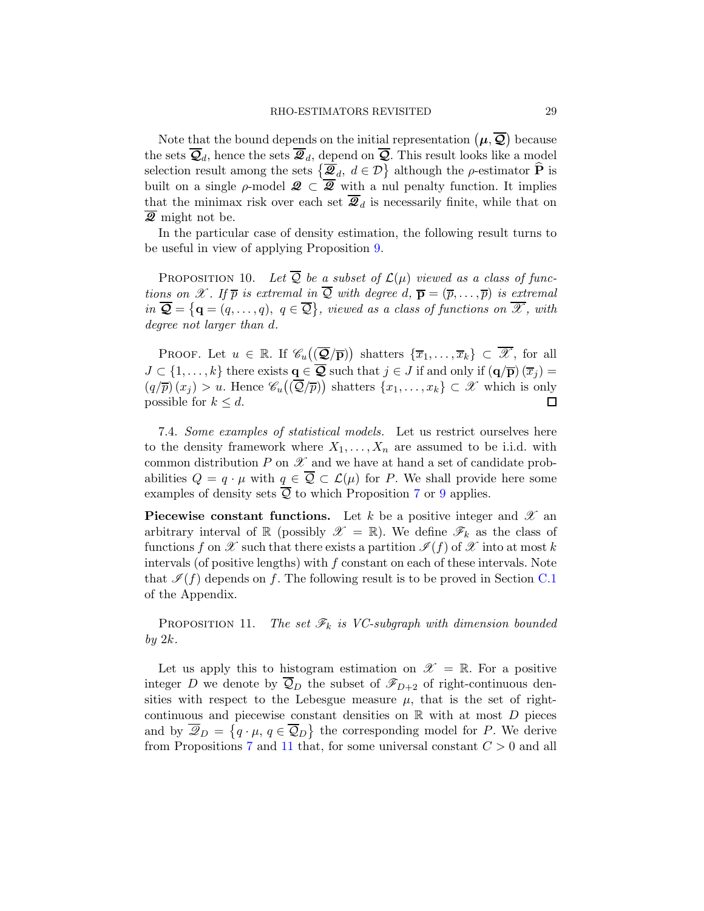Note that the bound depends on the initial representation $(\boldsymbol{\mu}, \overline{\boldsymbol{\mathcal{Q}}})$ because the sets $\overline{\boldsymbol{\mathcal{Q}}}_d$, hence the sets $\overline{\boldsymbol{\mathscr{Q}}}_d$, depend on $\overline{\boldsymbol{\mathcal{Q}}}$. This result looks like a model selection result among the sets $\{\overline{\boldsymbol{\mathscr{Q}}}_d,\ d \in \mathcal{D}\}$ although the $\rho$-estimator $\widehat{\mathbf{P}}$ is built on a single $\rho$-model $\boldsymbol{\mathscr{Q}} \subset \overline{\boldsymbol{\mathscr{Q}}}$ with a nul penalty function. It implies that the minimax risk over each set $\overline{\boldsymbol{\mathscr{Q}}}_d$ is necessarily finite, while that on $\overline{\boldsymbol{\mathscr{Q}}}$ might not be.

In the particular case of density estimation, the following result turns to be useful in view of applying Proposition 9.

Proposition 10. *Let $\overline{\mathcal{Q}}$ be a subset of $\mathcal{L}(\mu)$ viewed as a class of functions on $\mathscr{X}$. If $\overline{p}$ is extremal in $\overline{\mathcal{Q}}$ with degree $d$, $\overline{\mathbf{p}} = (\overline{p}, \ldots, \overline{p})$ is extremal in $\overline{\boldsymbol{\mathcal{Q}}} = \{\mathbf{q} = (q, \ldots, q),\ q \in \overline{\mathcal{Q}}\}$, viewed as a class of functions on $\overline{\mathscr{X}}$, with degree not larger than $d$.*

Proof. Let $u \in \mathbb{R}$. If $\mathscr{C}_u\big((\overline{\boldsymbol{\mathcal{Q}}}/\overline{\mathbf{p}})\big)$ shatters $\{\overline{x}_1, \ldots, \overline{x}_k\} \subset \overline{\mathscr{X}}$, for all $J \subset \{1, \ldots, k\}$ there exists $\mathbf{q} \in \overline{\boldsymbol{\mathcal{Q}}}$ such that $j \in J$ if and only if $(\mathbf{q}/\overline{\mathbf{p}})(\overline{x}_j) = (q/\overline{p})(x_j) > u$. Hence $\mathscr{C}_u\big((\overline{\mathcal{Q}}/\overline{p})\big)$ shatters $\{x_1, \ldots, x_k\} \subset \mathscr{X}$ which is only possible for $k \le d$. $\square$

7.4. *Some examples of statistical models.* Let us restrict ourselves here to the density framework where $X_1, \ldots, X_n$ are assumed to be i.i.d. with common distribution $P$ on $\mathscr{X}$ and we have at hand a set of candidate probabilities $Q = q \cdot \mu$ with $q \in \overline{\mathcal{Q}} \subset \mathcal{L}(\mu)$ for $P$. We shall provide here some examples of density sets $\overline{\mathcal{Q}}$ to which Proposition 7 or 9 applies.

**Piecewise constant functions.** Let $k$ be a positive integer and $\mathscr{X}$ an arbitrary interval of $\mathbb{R}$ (possibly $\mathscr{X} = \mathbb{R}$). We define $\mathscr{F}_k$ as the class of functions $f$ on $\mathscr{X}$ such that there exists a partition $\mathscr{I}(f)$ of $\mathscr{X}$ into at most $k$ intervals (of positive lengths) with $f$ constant on each of these intervals. Note that $\mathscr{I}(f)$ depends on $f$. The following result is to be proved in Section C.1 of the Appendix.

Proposition 11. *The set $\mathscr{F}_k$ is VC-subgraph with dimension bounded by $2k$.*

Let us apply this to histogram estimation on $\mathscr{X} = \mathbb{R}$. For a positive integer $D$ we denote by $\overline{\mathcal{Q}}_D$ the subset of $\mathscr{F}_{D+2}$ of right-continuous densities with respect to the Lebesgue measure $\mu$, that is the set of right-continuous and piecewise constant densities on $\mathbb{R}$ with at most $D$ pieces and by $\overline{\mathscr{Q}}_D = \{q \cdot \mu,\ q \in \overline{\mathcal{Q}}_D\}$ the corresponding model for $P$. We derive from Propositions 7 and 11 that, for some universal constant $C > 0$ and all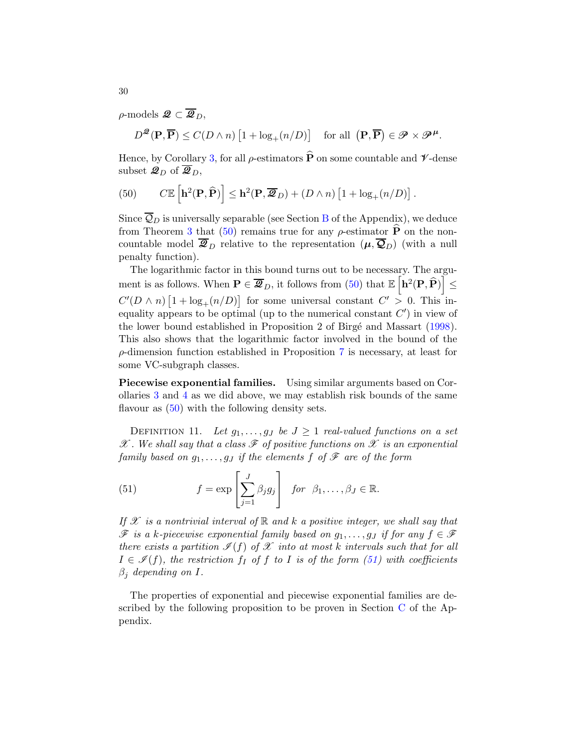$\rho$-models $\mathscr{Q} \subset \overline{\mathscr{Q}}_D$,

$$D^{\mathscr{Q}}(\mathbf{P}, \overline{\mathbf{P}}) \le C(D \wedge n)\left[1 + \log_+(n/D)\right] \quad \text{for all } \left(\mathbf{P}, \overline{\mathbf{P}}\right) \in \mathscr{P} \times \mathscr{P}^{\boldsymbol{\mu}}.$$

Hence, by Corollary 3, for all $\rho$-estimators $\widehat{\mathbf{P}}$ on some countable and $\mathscr{V}$-dense subset $\mathscr{Q}_D$ of $\overline{\mathscr{Q}}_D$,

$$C\mathbb{E}\left[\mathbf{h}^2(\mathbf{P}, \widehat{\mathbf{P}})\right] \le \mathbf{h}^2(\mathbf{P}, \overline{\mathscr{Q}}_D) + (D \wedge n)\left[1 + \log_+(n/D)\right]. \tag{50}$$

Since $\overline{\mathcal{Q}}_D$ is universally separable (see Section B of the Appendix), we deduce from Theorem 3 that (50) remains true for any $\rho$-estimator $\widehat{\mathbf{P}}$ on the non-countable model $\overline{\mathscr{Q}}_D$ relative to the representation $(\boldsymbol{\mu}, \overline{\mathcal{Q}}_D)$ (with a null penalty function).

The logarithmic factor in this bound turns out to be necessary. The argument is as follows. When $\mathbf{P} \in \overline{\mathscr{Q}}_D$, it follows from (50) that $\mathbb{E}\left[\mathbf{h}^2(\mathbf{P}, \widehat{\mathbf{P}})\right] \le C'(D \wedge n)\left[1 + \log_+(n/D)\right]$ for some universal constant $C' > 0$. This inequality appears to be optimal (up to the numerical constant $C'$) in view of the lower bound established in Proposition 2 of Birgé and Massart (1998). This also shows that the logarithmic factor involved in the bound of the $\rho$-dimension function established in Proposition 7 is necessary, at least for some VC-subgraph classes.

**Piecewise exponential families.** Using similar arguments based on Corollaries 3 and 4 as we did above, we may establish risk bounds of the same flavour as (50) with the following density sets.

Definition 11. *Let $g_1, \ldots, g_J$ be $J \ge 1$ real-valued functions on a set $\mathscr{X}$. We shall say that a class $\mathscr{F}$ of positive functions on $\mathscr{X}$ is an exponential family based on $g_1, \ldots, g_J$ if the elements $f$ of $\mathscr{F}$ are of the form*

$$f = \exp\left[\sum_{j=1}^{J} \beta_j g_j\right] \quad \text{for } \beta_1, \ldots, \beta_J \in \mathbb{R}. \tag{51}$$

*If $\mathscr{X}$ is a nontrivial interval of $\mathbb{R}$ and $k$ a positive integer, we shall say that $\mathscr{F}$ is a $k$-piecewise exponential family based on $g_1, \ldots, g_J$ if for any $f \in \mathscr{F}$ there exists a partition $\mathscr{I}(f)$ of $\mathscr{X}$ into at most $k$ intervals such that for all $I \in \mathscr{I}(f)$, the restriction $f_I$ of $f$ to $I$ is of the form (51) with coefficients $\beta_j$ depending on $I$.*

The properties of exponential and piecewise exponential families are described by the following proposition to be proven in Section C of the Appendix.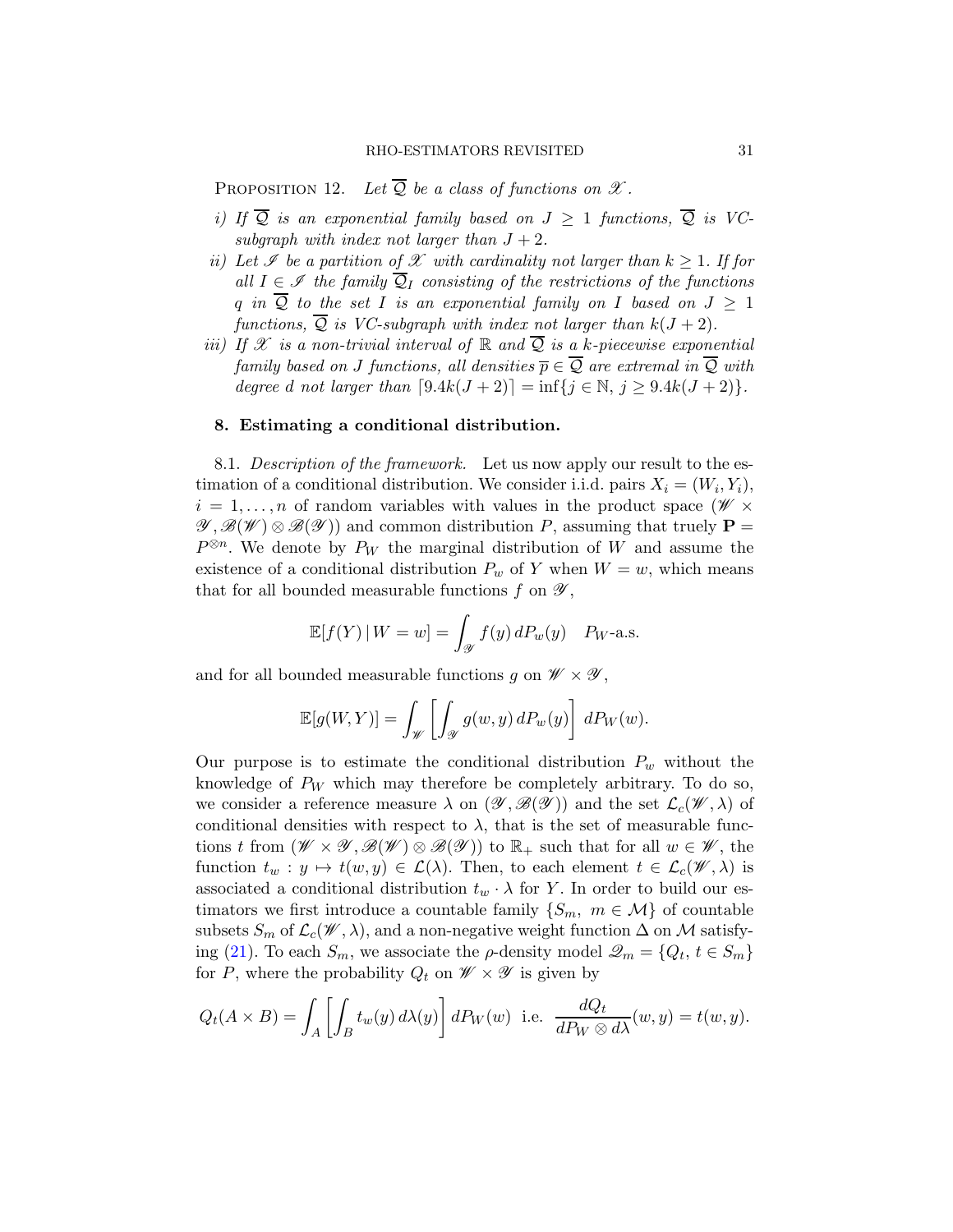PROPOSITION 12. *Let $\overline{\mathcal{Q}}$ be a class of functions on $\mathscr{X}$.*

*i) If $\overline{\mathcal{Q}}$ is an exponential family based on $J \geq 1$ functions, $\overline{\mathcal{Q}}$ is VC-subgraph with index not larger than $J+2$.*

*ii) Let $\mathscr{I}$ be a partition of $\mathscr{X}$ with cardinality not larger than $k \geq 1$. If for all $I \in \mathscr{I}$ the family $\overline{\mathcal{Q}}_I$ consisting of the restrictions of the functions $q$ in $\overline{\mathcal{Q}}$ to the set $I$ is an exponential family on $I$ based on $J \geq 1$ functions, $\overline{\mathcal{Q}}$ is VC-subgraph with index not larger than $k(J+2)$.*

*iii) If $\mathscr{X}$ is a non-trivial interval of $\mathbb{R}$ and $\overline{\mathcal{Q}}$ is a $k$-piecewise exponential family based on $J$ functions, all densities $\overline{p} \in \overline{\mathcal{Q}}$ are extremal in $\overline{\mathcal{Q}}$ with degree $d$ not larger than $\lceil 9.4k(J+2) \rceil = \inf\{j \in \mathbb{N},\ j \geq 9.4k(J+2)\}$.*

## 8. Estimating a conditional distribution.

8.1. *Description of the framework.* Let us now apply our result to the estimation of a conditional distribution. We consider i.i.d. pairs $X_i = (W_i, Y_i)$, $i = 1, \ldots, n$ of random variables with values in the product space $(\mathscr{W} \times \mathscr{Y}, \mathscr{B}(\mathscr{W}) \otimes \mathscr{B}(\mathscr{Y}))$ and common distribution $P$, assuming that truely $\mathbf{P} = P^{\otimes n}$. We denote by $P_W$ the marginal distribution of $W$ and assume the existence of a conditional distribution $P_w$ of $Y$ when $W = w$, which means that for all bounded measurable functions $f$ on $\mathscr{Y}$,

$$\mathbb{E}[f(Y) \,|\, W = w] = \int_{\mathscr{Y}} f(y)\, dP_w(y) \quad P_W\text{-a.s.}$$

and for all bounded measurable functions $g$ on $\mathscr{W} \times \mathscr{Y}$,

$$\mathbb{E}[g(W, Y)] = \int_{\mathscr{W}} \left[ \int_{\mathscr{Y}} g(w, y)\, dP_w(y) \right] dP_W(w).$$

Our purpose is to estimate the conditional distribution $P_w$ without the knowledge of $P_W$ which may therefore be completely arbitrary. To do so, we consider a reference measure $\lambda$ on $(\mathscr{Y}, \mathscr{B}(\mathscr{Y}))$ and the set $\mathcal{L}_c(\mathscr{W}, \lambda)$ of conditional densities with respect to $\lambda$, that is the set of measurable functions $t$ from $(\mathscr{W} \times \mathscr{Y}, \mathscr{B}(\mathscr{W}) \otimes \mathscr{B}(\mathscr{Y}))$ to $\mathbb{R}_+$ such that for all $w \in \mathscr{W}$, the function $t_w : y \mapsto t(w, y) \in \mathcal{L}(\lambda)$. Then, to each element $t \in \mathcal{L}_c(\mathscr{W}, \lambda)$ is associated a conditional distribution $t_w \cdot \lambda$ for $Y$. In order to build our estimators we first introduce a countable family $\{S_m,\ m \in \mathcal{M}\}$ of countable subsets $S_m$ of $\mathcal{L}_c(\mathscr{W}, \lambda)$, and a non-negative weight function $\Delta$ on $\mathcal{M}$ satisfying (21). To each $S_m$, we associate the $\rho$-density model $\mathscr{Q}_m = \{Q_t,\ t \in S_m\}$ for $P$, where the probability $Q_t$ on $\mathscr{W} \times \mathscr{Y}$ is given by

$$Q_t(A \times B) = \int_A \left[ \int_B t_w(y)\, d\lambda(y) \right] dP_W(w) \quad \text{i.e.} \quad \frac{dQ_t}{dP_W \otimes d\lambda}(w, y) = t(w, y).$$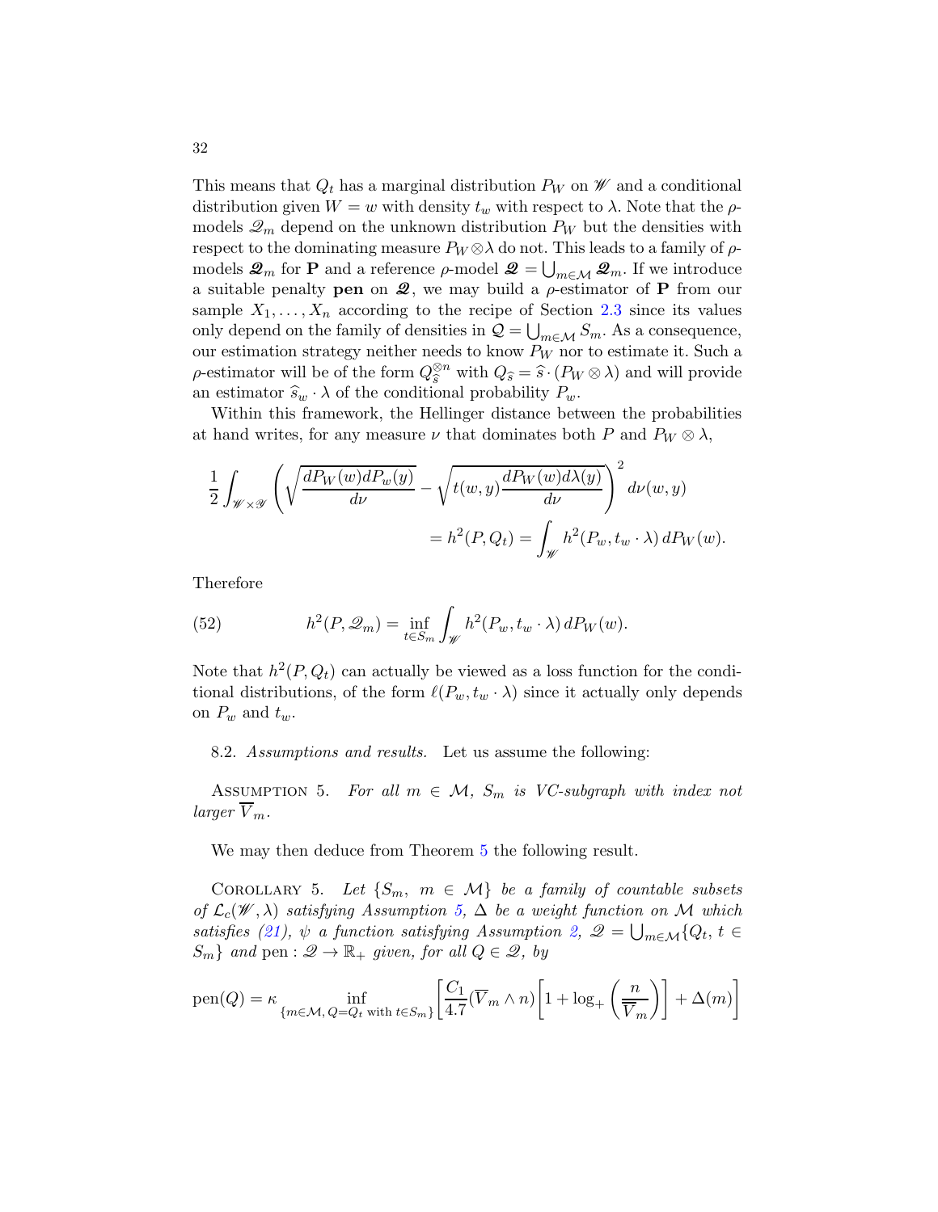This means that $Q_t$ has a marginal distribution $P_W$ on $\mathscr{W}$ and a conditional distribution given $W = w$ with density $t_w$ with respect to $\lambda$. Note that the $\rho$-models $\mathscr{Q}_m$ depend on the unknown distribution $P_W$ but the densities with respect to the dominating measure $P_W \otimes \lambda$ do not. This leads to a family of $\rho$-models $\boldsymbol{\mathscr{Q}}_m$ for $\mathbf{P}$ and a reference $\rho$-model $\boldsymbol{\mathscr{Q}} = \bigcup_{m\in\mathcal{M}} \boldsymbol{\mathscr{Q}}_m$. If we introduce a suitable penalty $\mathbf{pen}$ on $\boldsymbol{\mathscr{Q}}$, we may build a $\rho$-estimator of $\mathbf{P}$ from our sample $X_1, \ldots, X_n$ according to the recipe of Section 2.3 since its values only depend on the family of densities in $\mathcal{Q} = \bigcup_{m\in\mathcal{M}} S_m$. As a consequence, our estimation strategy neither needs to know $P_W$ nor to estimate it. Such a $\rho$-estimator will be of the form $Q_{\widehat{s}}^{\otimes n}$ with $Q_{\widehat{s}} = \widehat{s} \cdot (P_W \otimes \lambda)$ and will provide an estimator $\widehat{s}_w \cdot \lambda$ of the conditional probability $P_w$.

Within this framework, the Hellinger distance between the probabilities at hand writes, for any measure $\nu$ that dominates both $P$ and $P_W \otimes \lambda$,

$$\frac{1}{2}\int_{\mathscr{W}\times\mathscr{Y}} \left(\sqrt{\frac{dP_W(w)dP_w(y)}{d\nu}} - \sqrt{t(w,y)\frac{dP_W(w)d\lambda(y)}{d\nu}}\right)^2 d\nu(w,y)$$
$$= h^2(P, Q_t) = \int_{\mathscr{W}} h^2(P_w, t_w \cdot \lambda)\, dP_W(w).$$

Therefore

$$h^2(P, \mathscr{Q}_m) = \inf_{t\in S_m} \int_{\mathscr{W}} h^2(P_w, t_w \cdot \lambda)\, dP_W(w). \tag{52}$$

Note that $h^2(P, Q_t)$ can actually be viewed as a loss function for the conditional distributions, of the form $\ell(P_w, t_w \cdot \lambda)$ since it actually only depends on $P_w$ and $t_w$.

8.2. *Assumptions and results.* Let us assume the following:

Assumption 5. *For all $m \in \mathcal{M}$, $S_m$ is VC-subgraph with index not larger $\overline{V}_m$.*

We may then deduce from Theorem 5 the following result.

Corollary 5. *Let $\{S_m,\ m \in \mathcal{M}\}$ be a family of countable subsets of $\mathcal{L}_c(\mathscr{W}, \lambda)$ satisfying Assumption 5, $\Delta$ be a weight function on $\mathcal{M}$ which satisfies (21), $\psi$ a function satisfying Assumption 2, $\mathscr{Q} = \bigcup_{m\in\mathcal{M}}\{Q_t,\ t \in S_m\}$ and $\mathrm{pen} : \mathscr{Q} \to \mathbb{R}_+$ given, for all $Q \in \mathscr{Q}$, by*

$$\mathrm{pen}(Q) = \kappa \inf_{\{m\in\mathcal{M},\, Q=Q_t \text{ with } t\in S_m\}} \left[\frac{C_1}{4.7}(\overline{V}_m \wedge n)\left[1 + \log_+\left(\frac{n}{\overline{V}_m}\right)\right] + \Delta(m)\right]$$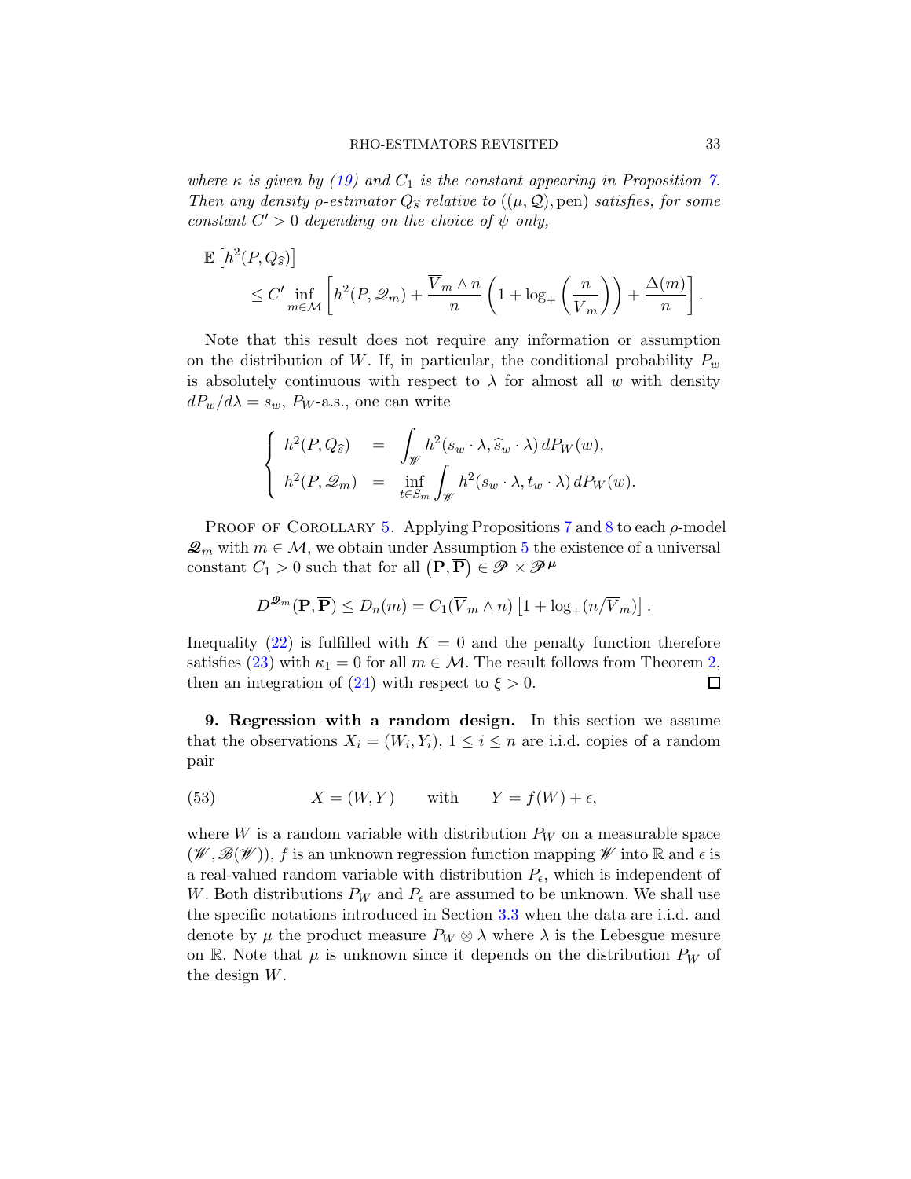*where $\kappa$ is given by (19) and $C_1$ is the constant appearing in Proposition 7. Then any density $\rho$-estimator $Q_{\widehat{s}}$ relative to $((\mu, \mathcal{Q}), \text{pen})$ satisfies, for some constant $C' > 0$ depending on the choice of $\psi$ only,*

$$
\begin{aligned}
&\mathbb{E}\left[h^2(P, Q_{\widehat{s}})\right] \\
&\qquad \leq C' \inf_{m \in \mathcal{M}} \left[ h^2(P, \mathscr{Q}_m) + \frac{\overline{V}_m \wedge n}{n} \left(1 + \log_+\left(\frac{n}{\overline{V}_m}\right)\right) + \frac{\Delta(m)}{n} \right].
\end{aligned}
$$

Note that this result does not require any information or assumption on the distribution of $W$. If, in particular, the conditional probability $P_w$ is absolutely continuous with respect to $\lambda$ for almost all $w$ with density $dP_w/d\lambda = s_w$, $P_W$-a.s., one can write

$$
\left\{
\begin{array}{lcl}
h^2(P, Q_{\widehat{s}}) & = & \displaystyle\int_{\mathscr{W}} h^2(s_w \cdot \lambda, \widehat{s}_w \cdot \lambda)\, dP_W(w), \\[2ex]
h^2(P, \mathscr{Q}_m) & = & \displaystyle\inf_{t \in S_m} \int_{\mathscr{W}} h^2(s_w \cdot \lambda, t_w \cdot \lambda)\, dP_W(w).
\end{array}
\right.
$$

Proof of Corollary 5. Applying Propositions 7 and 8 to each $\rho$-model $\boldsymbol{\mathscr{Q}}_m$ with $m \in \mathcal{M}$, we obtain under Assumption 5 the existence of a universal constant $C_1 > 0$ such that for all $\left(\mathbf{P}, \overline{\mathbf{P}}\right) \in \mathscr{P} \times \mathscr{P}^{\boldsymbol{\mu}}$

$$
D^{\boldsymbol{\mathscr{Q}}_m}(\mathbf{P}, \overline{\mathbf{P}}) \leq D_n(m) = C_1(\overline{V}_m \wedge n)\left[1 + \log_+(n/\overline{V}_m)\right].
$$

Inequality (22) is fulfilled with $K = 0$ and the penalty function therefore satisfies (23) with $\kappa_1 = 0$ for all $m \in \mathcal{M}$. The result follows from Theorem 2, then an integration of (24) with respect to $\xi > 0$. $\square$

## 9. Regression with a random design.

In this section we assume that the observations $X_i = (W_i, Y_i)$, $1 \leq i \leq n$ are i.i.d. copies of a random pair

$$
X = (W, Y) \qquad \text{with} \qquad Y = f(W) + \epsilon, \tag{53}
$$

where $W$ is a random variable with distribution $P_W$ on a measurable space $(\mathscr{W}, \mathscr{B}(\mathscr{W}))$, $f$ is an unknown regression function mapping $\mathscr{W}$ into $\mathbb{R}$ and $\epsilon$ is a real-valued random variable with distribution $P_\epsilon$, which is independent of $W$. Both distributions $P_W$ and $P_\epsilon$ are assumed to be unknown. We shall use the specific notations introduced in Section 3.3 when the data are i.i.d. and denote by $\mu$ the product measure $P_W \otimes \lambda$ where $\lambda$ is the Lebesgue mesure on $\mathbb{R}$. Note that $\mu$ is unknown since it depends on the distribution $P_W$ of the design $W$.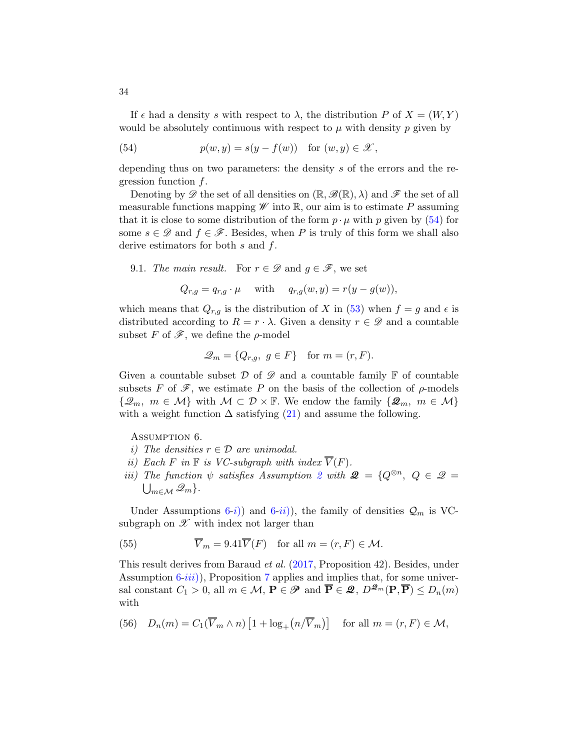If $\epsilon$ had a density $s$ with respect to $\lambda$, the distribution $P$ of $X = (W, Y)$ would be absolutely continuous with respect to $\mu$ with density $p$ given by

$$
p(w, y) = s(y - f(w)) \quad \text{for } (w, y) \in \mathscr{X}, \tag{54}
$$

depending thus on two parameters: the density $s$ of the errors and the regression function $f$.

Denoting by $\mathscr{D}$ the set of all densities on $(\mathbb{R}, \mathscr{B}(\mathbb{R}), \lambda)$ and $\mathscr{F}$ the set of all measurable functions mapping $\mathscr{W}$ into $\mathbb{R}$, our aim is to estimate $P$ assuming that it is close to some distribution of the form $p \cdot \mu$ with $p$ given by (54) for some $s \in \mathscr{D}$ and $f \in \mathscr{F}$. Besides, when $P$ is truly of this form we shall also derive estimators for both $s$ and $f$.

9.1. *The main result.* For $r \in \mathscr{D}$ and $g \in \mathscr{F}$, we set

$$
Q_{r,g} = q_{r,g} \cdot \mu \quad \text{ with } \quad q_{r,g}(w, y) = r(y - g(w)),
$$

which means that $Q_{r,g}$ is the distribution of $X$ in (53) when $f = g$ and $\epsilon$ is distributed according to $R = r \cdot \lambda$. Given a density $r \in \mathscr{D}$ and a countable subset $F$ of $\mathscr{F}$, we define the $\rho$-model

$$
\mathscr{Q}_m = \{Q_{r,g},\ g \in F\} \quad \text{for } m = (r, F).
$$

Given a countable subset $\mathcal{D}$ of $\mathscr{D}$ and a countable family $\mathbb{F}$ of countable subsets $F$ of $\mathscr{F}$, we estimate $P$ on the basis of the collection of $\rho$-models $\{\mathscr{Q}_m,\ m \in \mathcal{M}\}$ with $\mathcal{M} \subset \mathcal{D} \times \mathbb{F}$. We endow the family $\{\boldsymbol{\mathscr{Q}}_m,\ m \in \mathcal{M}\}$ with a weight function $\Delta$ satisfying (21) and assume the following.

Assumption 6.

*i) The densities $r \in \mathcal{D}$ are unimodal.*

*ii) Each $F$ in $\mathbb{F}$ is VC-subgraph with index $\overline{V}(F)$.*

*iii) The function $\psi$ satisfies Assumption 2 with $\boldsymbol{\mathscr{Q}} = \{Q^{\otimes n},\ Q \in \mathscr{Q} = \bigcup_{m \in \mathcal{M}} \mathscr{Q}_m\}$.*

Under Assumptions 6-*i)*) and 6-*ii)*), the family of densities $\mathcal{Q}_m$ is VC-subgraph on $\mathscr{X}$ with index not larger than

$$
\overline{V}_m = 9.41 \overline{V}(F) \quad \text{for all } m = (r, F) \in \mathcal{M}. \tag{55}
$$

This result derives from Baraud *et al.* (2017, Proposition 42). Besides, under Assumption 6-*iii)*), Proposition 7 applies and implies that, for some universal constant $C_1 > 0$, all $m \in \mathcal{M}$, $\mathbf{P} \in \mathscr{P}$ and $\overline{\mathbf{P}} \in \boldsymbol{\mathscr{Q}}$, $D^{\boldsymbol{\mathscr{Q}}_m}(\mathbf{P}, \overline{\mathbf{P}}) \le D_n(m)$ with

$$
D_n(m) = C_1 (\overline{V}_m \wedge n) \left[1 + \log_+\!\left(n / \overline{V}_m\right)\right] \quad \text{for all } m = (r, F) \in \mathcal{M}, \tag{56}
$$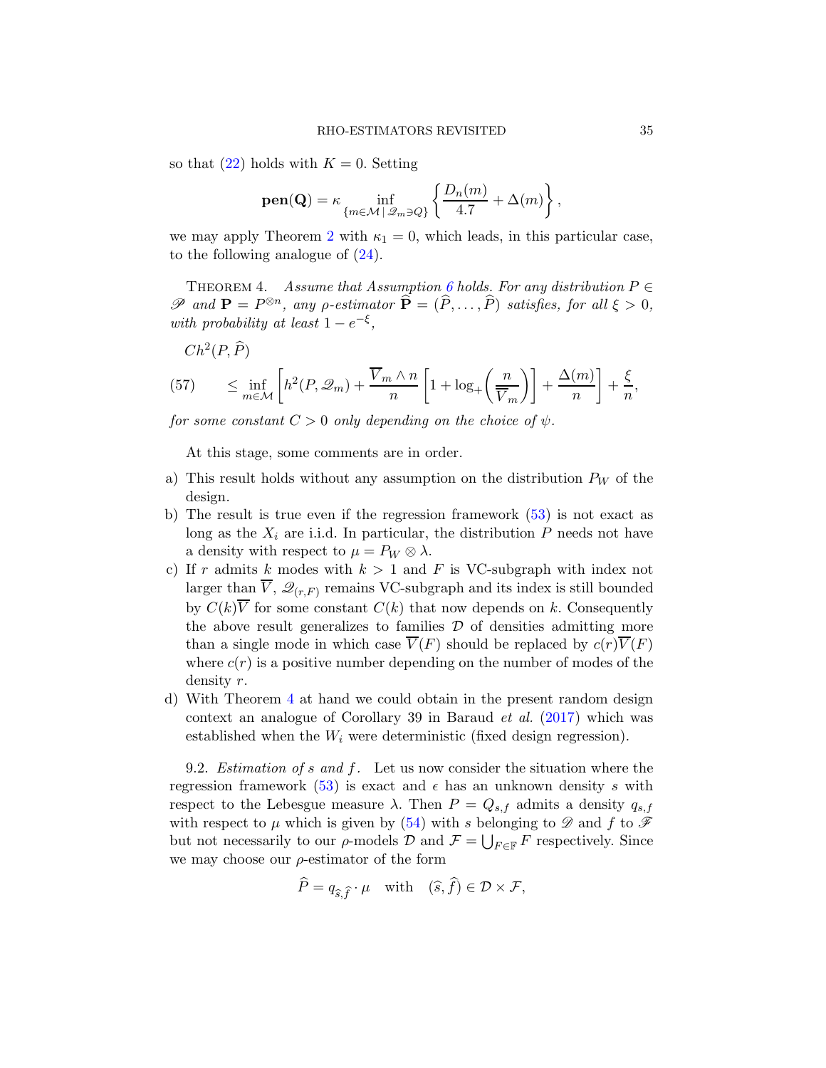so that (22) holds with $K = 0$. Setting

$$\mathbf{pen}(\mathbf{Q}) = \kappa \inf_{\{m\in\mathcal{M} \,|\, \mathscr{Q}_m \ni Q\}} \left\{ \frac{D_n(m)}{4.7} + \Delta(m) \right\},$$

we may apply Theorem 2 with $\kappa_1 = 0$, which leads, in this particular case, to the following analogue of (24).

Theorem 4. *Assume that Assumption 6 holds. For any distribution $P \in \mathscr{P}$ and $\mathbf{P} = P^{\otimes n}$, any $\rho$-estimator $\widehat{\mathbf{P}} = (\widehat{P}, \ldots, \widehat{P})$ satisfies, for all $\xi > 0$, with probability at least $1 - e^{-\xi}$,*

$$Ch^2(P, \widehat{P})$$

$$\leq \inf_{m\in\mathcal{M}} \left[ h^2(P, \mathscr{Q}_m) + \frac{\overline{V}_m \wedge n}{n} \left[ 1 + \log_+\left( \frac{n}{\overline{V}_m} \right) \right] + \frac{\Delta(m)}{n} \right] + \frac{\xi}{n}, \tag{57}$$

*for some constant $C > 0$ only depending on the choice of $\psi$.*

At this stage, some comments are in order.

a) This result holds without any assumption on the distribution $P_W$ of the design.
b) The result is true even if the regression framework (53) is not exact as long as the $X_i$ are i.i.d. In particular, the distribution $P$ needs not have a density with respect to $\mu = P_W \otimes \lambda$.
c) If $r$ admits $k$ modes with $k > 1$ and $F$ is VC-subgraph with index not larger than $\overline{V}$, $\mathscr{Q}_{(r,F)}$ remains VC-subgraph and its index is still bounded by $C(k)\overline{V}$ for some constant $C(k)$ that now depends on $k$. Consequently the above result generalizes to families $\mathcal{D}$ of densities admitting more than a single mode in which case $\overline{V}(F)$ should be replaced by $c(r)\overline{V}(F)$ where $c(r)$ is a positive number depending on the number of modes of the density $r$.
d) With Theorem 4 at hand we could obtain in the present random design context an analogue of Corollary 39 in Baraud *et al.* (2017) which was established when the $W_i$ were deterministic (fixed design regression).

9.2. *Estimation of $s$ and $f$.* Let us now consider the situation where the regression framework (53) is exact and $\epsilon$ has an unknown density $s$ with respect to the Lebesgue measure $\lambda$. Then $P = Q_{s,f}$ admits a density $q_{s,f}$ with respect to $\mu$ which is given by (54) with $s$ belonging to $\mathscr{D}$ and $f$ to $\mathscr{F}$ but not necessarily to our $\rho$-models $\mathcal{D}$ and $\mathcal{F} = \bigcup_{F\in\mathbb{F}} F$ respectively. Since we may choose our $\rho$-estimator of the form

$$\widehat{P} = q_{\widehat{s},\widehat{f}} \cdot \mu \quad \text{with} \quad (\widehat{s}, \widehat{f}) \in \mathcal{D} \times \mathcal{F},$$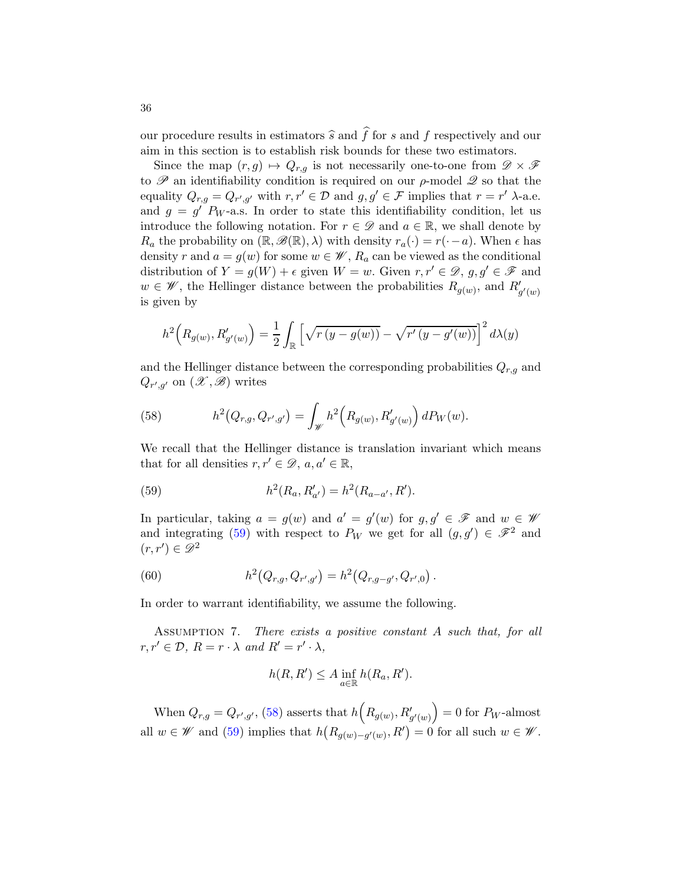our procedure results in estimators $\widehat{s}$ and $\widehat{f}$ for $s$ and $f$ respectively and our aim in this section is to establish risk bounds for these two estimators.

Since the map $(r,g) \mapsto Q_{r,g}$ is not necessarily one-to-one from $\mathscr{D} \times \mathscr{F}$ to $\mathscr{P}$ an identifiability condition is required on our $\rho$-model $\mathscr{Q}$ so that the equality $Q_{r,g} = Q_{r',g'}$ with $r, r' \in \mathcal{D}$ and $g, g' \in \mathcal{F}$ implies that $r = r'$ $\lambda$-a.e. and $g = g'$ $P_W$-a.s. In order to state this identifiability condition, let us introduce the following notation. For $r \in \mathscr{D}$ and $a \in \mathbb{R}$, we shall denote by $R_a$ the probability on $(\mathbb{R}, \mathscr{B}(\mathbb{R}), \lambda)$ with density $r_a(\cdot) = r(\cdot - a)$. When $\epsilon$ has density $r$ and $a = g(w)$ for some $w \in \mathscr{W}$, $R_a$ can be viewed as the conditional distribution of $Y = g(W) + \epsilon$ given $W = w$. Given $r, r' \in \mathscr{D}$, $g, g' \in \mathscr{F}$ and $w \in \mathscr{W}$, the Hellinger distance between the probabilities $R_{g(w)}$, and $R'_{g'(w)}$ is given by

$$h^2\Big(R_{g(w)}, R'_{g'(w)}\Big) = \frac{1}{2}\int_{\mathbb{R}} \left[\sqrt{r\left(y - g(w)\right)} - \sqrt{r'\left(y - g'(w)\right)}\right]^2 d\lambda(y)$$

and the Hellinger distance between the corresponding probabilities $Q_{r,g}$ and $Q_{r',g'}$ on $(\mathscr{X}, \mathscr{B})$ writes

$$h^2\big(Q_{r,g}, Q_{r',g'}\big) = \int_{\mathscr{W}} h^2\Big(R_{g(w)}, R'_{g'(w)}\Big)\, dP_W(w). \tag{58}$$

We recall that the Hellinger distance is translation invariant which means that for all densities $r, r' \in \mathscr{D}$, $a, a' \in \mathbb{R}$,

$$h^2(R_a, R'_{a'}) = h^2(R_{a-a'}, R'). \tag{59}$$

In particular, taking $a = g(w)$ and $a' = g'(w)$ for $g, g' \in \mathscr{F}$ and $w \in \mathscr{W}$ and integrating (59) with respect to $P_W$ we get for all $(g, g') \in \mathscr{F}^2$ and $(r, r') \in \mathscr{D}^2$

$$h^2\big(Q_{r,g}, Q_{r',g'}\big) = h^2\big(Q_{r,g-g'}, Q_{r',0}\big)\,. \tag{60}$$

In order to warrant identifiability, we assume the following.

Assumption 7. *There exists a positive constant $A$ such that, for all $r, r' \in \mathcal{D}$, $R = r \cdot \lambda$ and $R' = r' \cdot \lambda$,*

$$h(R, R') \le A \inf_{a \in \mathbb{R}} h(R_a, R').$$

When $Q_{r,g} = Q_{r',g'}$, (58) asserts that $h\Big(R_{g(w)}, R'_{g'(w)}\Big) = 0$ for $P_W$-almost all $w \in \mathscr{W}$ and (59) implies that $h\big(R_{g(w)-g'(w)}, R'\big) = 0$ for all such $w \in \mathscr{W}$.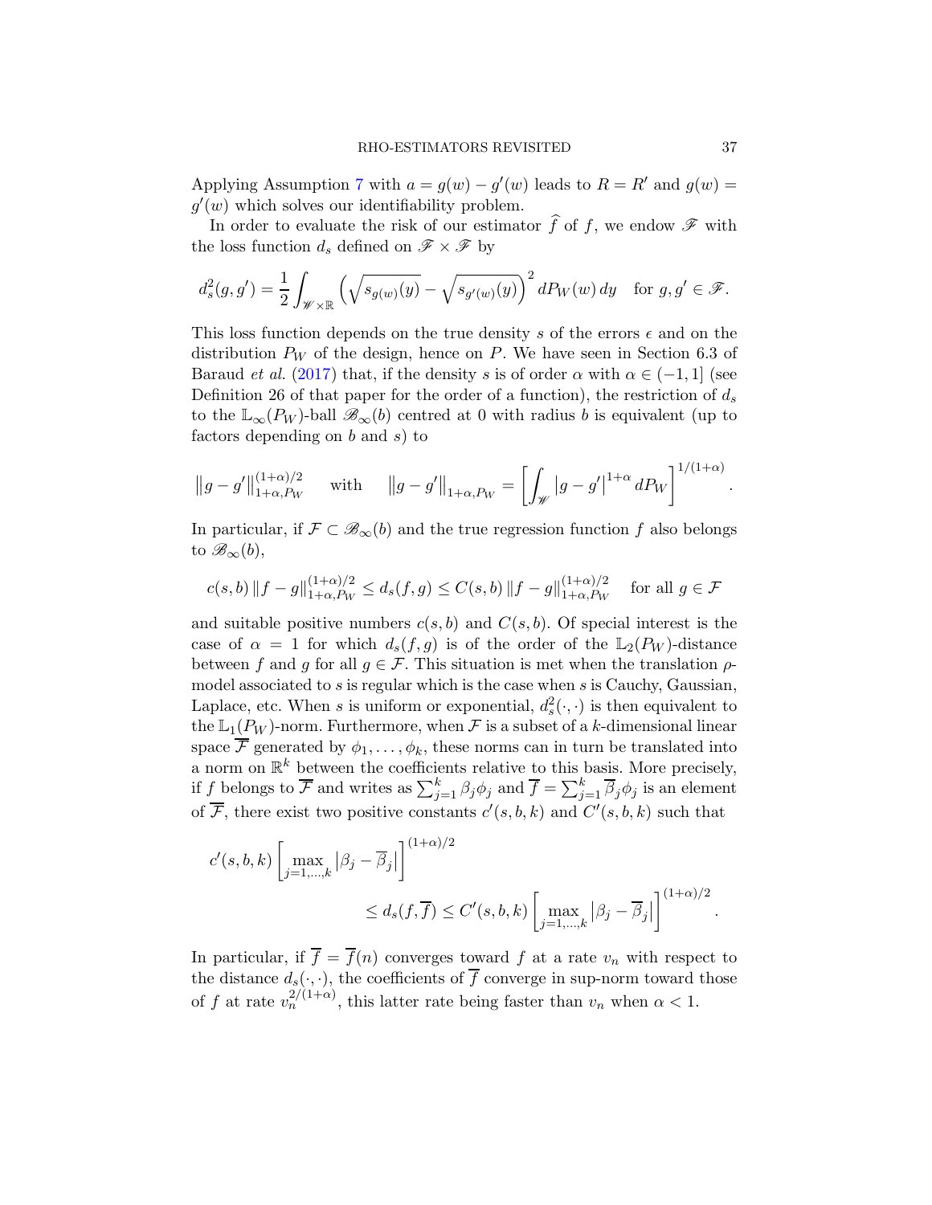Applying Assumption 7 with $a = g(w) - g'(w)$ leads to $R = R'$ and $g(w) = g'(w)$ which solves our identifiability problem.

In order to evaluate the risk of our estimator $\widehat{f}$ of $f$, we endow $\mathscr{F}$ with the loss function $d_s$ defined on $\mathscr{F} \times \mathscr{F}$ by

$$d_s^2(g, g') = \frac{1}{2} \int_{\mathscr{W} \times \mathbb{R}} \left( \sqrt{s_{g(w)}(y)} - \sqrt{s_{g'(w)}(y)} \right)^2 dP_W(w)\, dy \quad \text{for } g, g' \in \mathscr{F}.$$

This loss function depends on the true density $s$ of the errors $\epsilon$ and on the distribution $P_W$ of the design, hence on $P$. We have seen in Section 6.3 of Baraud *et al.* (2017) that, if the density $s$ is of order $\alpha$ with $\alpha \in (-1, 1]$ (see Definition 26 of that paper for the order of a function), the restriction of $d_s$ to the $\mathbb{L}_\infty(P_W)$-ball $\mathscr{B}_\infty(b)$ centred at 0 with radius $b$ is equivalent (up to factors depending on $b$ and $s$) to

$$\left\| g - g' \right\|_{1+\alpha, P_W}^{(1+\alpha)/2} \quad \text{with} \quad \left\| g - g' \right\|_{1+\alpha, P_W} = \left[ \int_{\mathscr{W}} \left| g - g' \right|^{1+\alpha} dP_W \right]^{1/(1+\alpha)}.$$

In particular, if $\mathcal{F} \subset \mathscr{B}_\infty(b)$ and the true regression function $f$ also belongs to $\mathscr{B}_\infty(b)$,

$$c(s, b) \left\| f - g \right\|_{1+\alpha, P_W}^{(1+\alpha)/2} \le d_s(f, g) \le C(s, b) \left\| f - g \right\|_{1+\alpha, P_W}^{(1+\alpha)/2} \quad \text{for all } g \in \mathcal{F}$$

and suitable positive numbers $c(s, b)$ and $C(s, b)$. Of special interest is the case of $\alpha = 1$ for which $d_s(f, g)$ is of the order of the $\mathbb{L}_2(P_W)$-distance between $f$ and $g$ for all $g \in \mathcal{F}$. This situation is met when the translation $\rho$-model associated to $s$ is regular which is the case when $s$ is Cauchy, Gaussian, Laplace, etc. When $s$ is uniform or exponential, $d_s^2(\cdot, \cdot)$ is then equivalent to the $\mathbb{L}_1(P_W)$-norm. Furthermore, when $\mathcal{F}$ is a subset of a $k$-dimensional linear space $\overline{\mathcal{F}}$ generated by $\phi_1, \ldots, \phi_k$, these norms can in turn be translated into a norm on $\mathbb{R}^k$ between the coefficients relative to this basis. More precisely, if $f$ belongs to $\overline{\mathcal{F}}$ and writes as $\sum_{j=1}^k \beta_j \phi_j$ and $\overline{f} = \sum_{j=1}^k \overline{\beta}_j \phi_j$ is an element of $\overline{\mathcal{F}}$, there exist two positive constants $c'(s, b, k)$ and $C'(s, b, k)$ such that

$$c'(s, b, k) \left[ \max_{j=1,\ldots,k} \left| \beta_j - \overline{\beta}_j \right| \right]^{(1+\alpha)/2} \le d_s(f, \overline{f}) \le C'(s, b, k) \left[ \max_{j=1,\ldots,k} \left| \beta_j - \overline{\beta}_j \right| \right]^{(1+\alpha)/2}.$$

In particular, if $\overline{f} = \overline{f}(n)$ converges toward $f$ at a rate $v_n$ with respect to the distance $d_s(\cdot, \cdot)$, the coefficients of $\overline{f}$ converge in sup-norm toward those of $f$ at rate $v_n^{2/(1+\alpha)}$, this latter rate being faster than $v_n$ when $\alpha < 1$.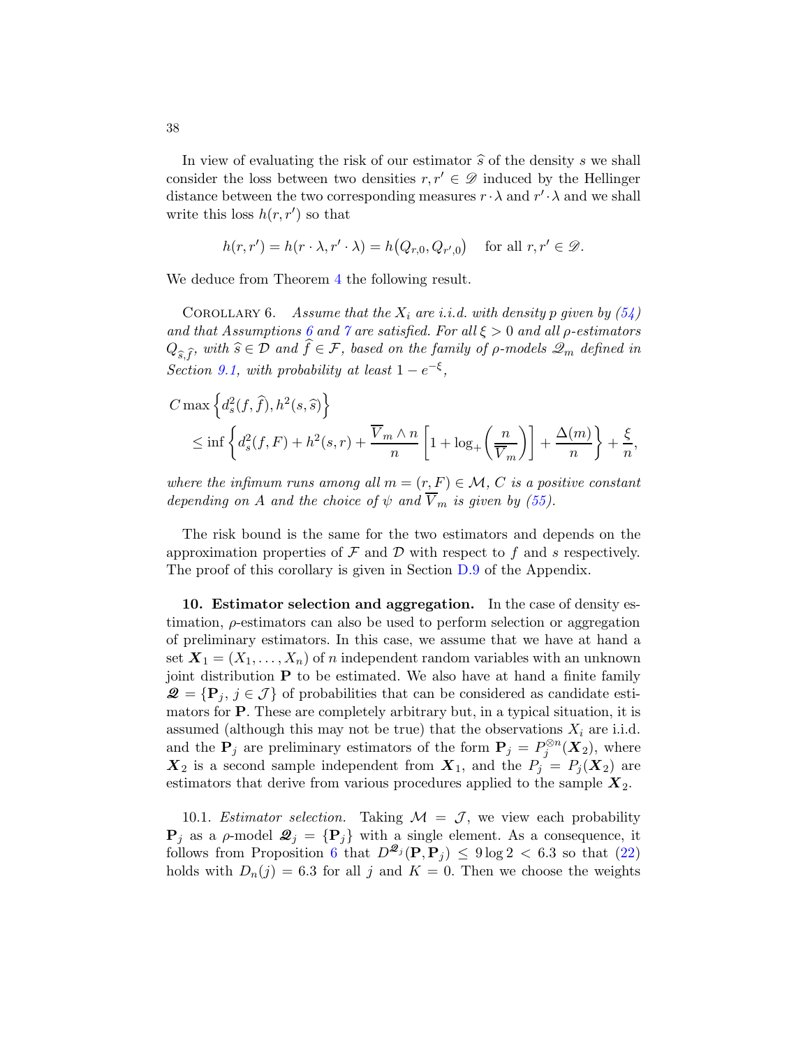In view of evaluating the risk of our estimator $\widehat{s}$ of the density $s$ we shall consider the loss between two densities $r, r' \in \mathscr{D}$ induced by the Hellinger distance between the two corresponding measures $r \cdot \lambda$ and $r' \cdot \lambda$ and we shall write this loss $h(r, r')$ so that

$$h(r, r') = h(r \cdot \lambda, r' \cdot \lambda) = h\big(Q_{r,0}, Q_{r',0}\big) \quad \text{for all } r, r' \in \mathscr{D}.$$

We deduce from Theorem 4 the following result.

COROLLARY 6. *Assume that the $X_i$ are i.i.d. with density $p$ given by (54) and that Assumptions 6 and 7 are satisfied. For all $\xi > 0$ and all $\rho$-estimators $Q_{\widehat{s},\widehat{f}}$, with $\widehat{s} \in \mathcal{D}$ and $\widehat{f} \in \mathcal{F}$, based on the family of $\rho$-models $\mathscr{Q}_m$ defined in Section 9.1, with probability at least $1 - e^{-\xi}$,*

$$\begin{aligned} &C \max\left\{d_s^2(f, \widehat{f}), h^2(s, \widehat{s})\right\} \\ &\quad \le \inf\left\{d_s^2(f, F) + h^2(s, r) + \frac{\overline{V}_m \wedge n}{n}\left[1 + \log_+\left(\frac{n}{\overline{V}_m}\right)\right] + \frac{\Delta(m)}{n}\right\} + \frac{\xi}{n}, \end{aligned}$$

*where the infimum runs among all $m = (r, F) \in \mathcal{M}$, $C$ is a positive constant depending on $A$ and the choice of $\psi$ and $\overline{V}_m$ is given by (55).*

The risk bound is the same for the two estimators and depends on the approximation properties of $\mathcal{F}$ and $\mathcal{D}$ with respect to $f$ and $s$ respectively. The proof of this corollary is given in Section D.9 of the Appendix.

**10. Estimator selection and aggregation.** In the case of density estimation, $\rho$-estimators can also be used to perform selection or aggregation of preliminary estimators. In this case, we assume that we have at hand a set $\boldsymbol{X}_1 = (X_1, \dots, X_n)$ of $n$ independent random variables with an unknown joint distribution $\mathbf{P}$ to be estimated. We also have at hand a finite family $\boldsymbol{\mathscr{Q}} = \{\mathbf{P}_j,\, j \in \mathcal{J}\}$ of probabilities that can be considered as candidate estimators for $\mathbf{P}$. These are completely arbitrary but, in a typical situation, it is assumed (although this may not be true) that the observations $X_i$ are i.i.d. and the $\mathbf{P}_j$ are preliminary estimators of the form $\mathbf{P}_j = P_j^{\otimes n}(\boldsymbol{X}_2)$, where $\boldsymbol{X}_2$ is a second sample independent from $\boldsymbol{X}_1$, and the $P_j = P_j(\boldsymbol{X}_2)$ are estimators that derive from various procedures applied to the sample $\boldsymbol{X}_2$.

10.1. *Estimator selection.* Taking $\mathcal{M} = \mathcal{J}$, we view each probability $\mathbf{P}_j$ as a $\rho$-model $\boldsymbol{\mathscr{Q}}_j = \{\mathbf{P}_j\}$ with a single element. As a consequence, it follows from Proposition 6 that $D^{\boldsymbol{\mathscr{Q}}_j}(\mathbf{P}, \mathbf{P}_j) \le 9 \log 2 < 6.3$ so that (22) holds with $D_n(j) = 6.3$ for all $j$ and $K = 0$. Then we choose the weights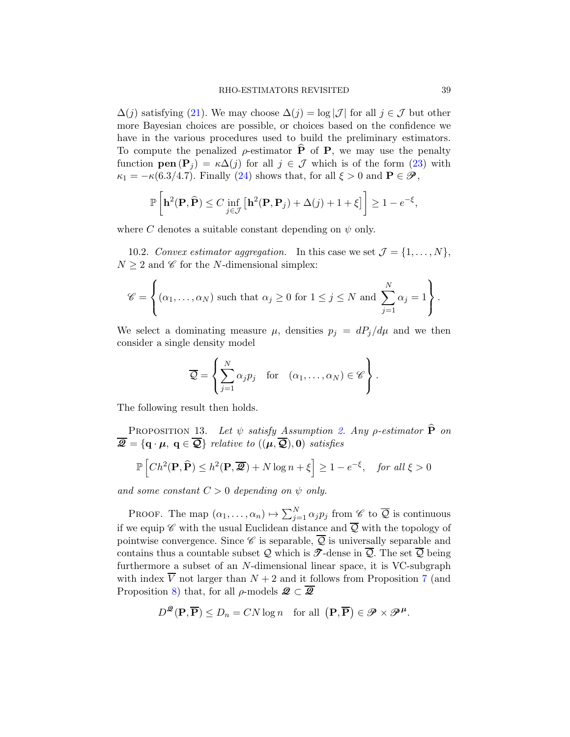$\Delta(j)$ satisfying (21). We may choose $\Delta(j) = \log|\mathcal{J}|$ for all $j \in \mathcal{J}$ but other more Bayesian choices are possible, or choices based on the confidence we have in the various procedures used to build the preliminary estimators. To compute the penalized $\rho$-estimator $\widehat{\mathbf{P}}$ of $\mathbf{P}$, we may use the penalty function $\mathbf{pen}(\mathbf{P}_j) = \kappa\Delta(j)$ for all $j \in \mathcal{J}$ which is of the form (23) with $\kappa_1 = -\kappa(6.3/4.7)$. Finally (24) shows that, for all $\xi > 0$ and $\mathbf{P} \in \mathscr{P}$,

$$\mathbb{P}\left[\mathbf{h}^2(\mathbf{P}, \widehat{\mathbf{P}}) \leq C \inf_{j \in \mathcal{J}} \left[\mathbf{h}^2(\mathbf{P}, \mathbf{P}_j) + \Delta(j) + 1 + \xi\right]\right] \geq 1 - e^{-\xi},$$

where $C$ denotes a suitable constant depending on $\psi$ only.

10.2. *Convex estimator aggregation.* In this case we set $\mathcal{J} = \{1, \ldots, N\}$, $N \geq 2$ and $\mathscr{C}$ for the $N$-dimensional simplex:

$$\mathscr{C} = \left\{(\alpha_1, \ldots, \alpha_N) \text{ such that } \alpha_j \geq 0 \text{ for } 1 \leq j \leq N \text{ and } \sum_{j=1}^{N} \alpha_j = 1\right\}.$$

We select a dominating measure $\mu$, densities $p_j = dP_j/d\mu$ and we then consider a single density model

$$\overline{\mathcal{Q}} = \left\{\sum_{j=1}^{N} \alpha_j p_j \quad \text{for} \quad (\alpha_1, \ldots, \alpha_N) \in \mathscr{C}\right\}.$$

The following result then holds.

PROPOSITION 13. *Let $\psi$ satisfy Assumption 2. Any $\rho$-estimator $\widehat{\mathbf{P}}$ on $\overline{\boldsymbol{\mathscr{Q}}} = \{\mathbf{q} \cdot \boldsymbol{\mu},\ \mathbf{q} \in \overline{\boldsymbol{\mathcal{Q}}}\}$ relative to $((\boldsymbol{\mu}, \overline{\boldsymbol{\mathcal{Q}}}), \mathbf{0})$ satisfies*

$$\mathbb{P}\left[Ch^2(\mathbf{P}, \widehat{\mathbf{P}}) \leq h^2(\mathbf{P}, \overline{\boldsymbol{\mathscr{Q}}}) + N\log n + \xi\right] \geq 1 - e^{-\xi}, \quad \textit{for all } \xi > 0$$

*and some constant $C > 0$ depending on $\psi$ only.*

PROOF. The map $(\alpha_1, \ldots, \alpha_n) \mapsto \sum_{j=1}^{N} \alpha_j p_j$ from $\mathscr{C}$ to $\overline{\mathcal{Q}}$ is continuous if we equip $\mathscr{C}$ with the usual Euclidean distance and $\overline{\mathcal{Q}}$ with the topology of pointwise convergence. Since $\mathscr{C}$ is separable, $\overline{\mathcal{Q}}$ is universally separable and contains thus a countable subset $\mathcal{Q}$ which is $\mathscr{T}$-dense in $\overline{\mathcal{Q}}$. The set $\overline{\mathcal{Q}}$ being furthermore a subset of an $N$-dimensional linear space, it is VC-subgraph with index $\overline{V}$ not larger than $N+2$ and it follows from Proposition 7 (and Proposition 8) that, for all $\rho$-models $\boldsymbol{\mathscr{Q}} \subset \overline{\boldsymbol{\mathscr{Q}}}$

$$D^{\boldsymbol{\mathscr{Q}}}(\mathbf{P}, \overline{\mathbf{P}}) \leq D_n = CN\log n \quad \text{for all } \left(\mathbf{P}, \overline{\mathbf{P}}\right) \in \mathscr{P} \times \mathscr{P}^{\boldsymbol{\mu}}.$$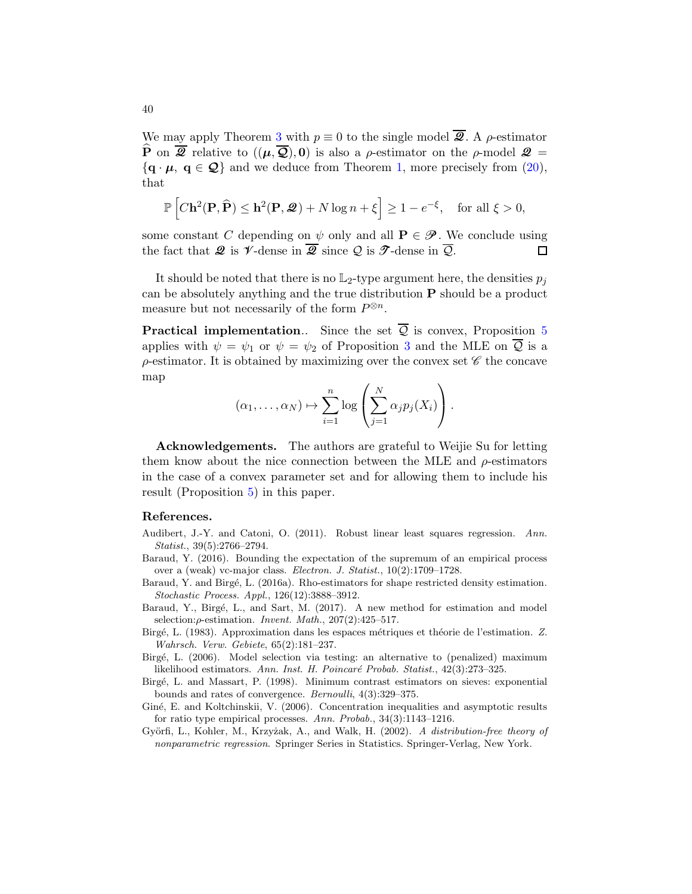We may apply Theorem 3 with $p \equiv 0$ to the single model $\overline{\boldsymbol{\mathscr{Q}}}$. A $\rho$-estimator $\widehat{\mathbf{P}}$ on $\overline{\boldsymbol{\mathscr{Q}}}$ relative to $((\boldsymbol{\mu}, \overline{\boldsymbol{\mathcal{Q}}}), \mathbf{0})$ is also a $\rho$-estimator on the $\rho$-model $\boldsymbol{\mathscr{Q}} = \{\mathbf{q} \cdot \boldsymbol{\mu},\ \mathbf{q} \in \boldsymbol{\mathcal{Q}}\}$ and we deduce from Theorem 1, more precisely from (20), that

$$\mathbb{P}\left[C\mathbf{h}^2(\mathbf{P}, \widehat{\mathbf{P}}) \leq \mathbf{h}^2(\mathbf{P}, \boldsymbol{\mathscr{Q}}) + N \log n + \xi\right] \geq 1 - e^{-\xi}, \quad \text{for all } \xi > 0,$$

some constant $C$ depending on $\psi$ only and all $\mathbf{P} \in \mathscr{P}$. We conclude using the fact that $\boldsymbol{\mathscr{Q}}$ is $\boldsymbol{\mathscr{V}}$-dense in $\overline{\boldsymbol{\mathscr{Q}}}$ since $\mathcal{Q}$ is $\mathscr{T}$-dense in $\overline{\mathcal{Q}}$. $\square$

It should be noted that there is no $\mathbb{L}_2$-type argument here, the densities $p_j$ can be absolutely anything and the true distribution $\mathbf{P}$ should be a product measure but not necessarily of the form $P^{\otimes n}$.

**Practical implementation.**. Since the set $\overline{\mathcal{Q}}$ is convex, Proposition 5 applies with $\psi = \psi_1$ or $\psi = \psi_2$ of Proposition 3 and the MLE on $\overline{\mathcal{Q}}$ is a $\rho$-estimator. It is obtained by maximizing over the convex set $\mathscr{C}$ the concave map

$$(\alpha_1, \ldots, \alpha_N) \mapsto \sum_{i=1}^{n} \log\left(\sum_{j=1}^{N} \alpha_j p_j(X_i)\right).$$

**Acknowledgements.** The authors are grateful to Weijie Su for letting them know about the nice connection between the MLE and $\rho$-estimators in the case of a convex parameter set and for allowing them to include his result (Proposition 5) in this paper.

## References.

Audibert, J.-Y. and Catoni, O. (2011). Robust linear least squares regression. *Ann. Statist.*, 39(5):2766–2794.

Baraud, Y. (2016). Bounding the expectation of the supremum of an empirical process over a (weak) vc-major class. *Electron. J. Statist.*, 10(2):1709–1728.

Baraud, Y. and Birgé, L. (2016a). Rho-estimators for shape restricted density estimation. *Stochastic Process. Appl.*, 126(12):3888–3912.

Baraud, Y., Birgé, L., and Sart, M. (2017). A new method for estimation and model selection:$\rho$-estimation. *Invent. Math.*, 207(2):425–517.

Birgé, L. (1983). Approximation dans les espaces métriques et théorie de l'estimation. *Z. Wahrsch. Verw. Gebiete*, 65(2):181–237.

Birgé, L. (2006). Model selection via testing: an alternative to (penalized) maximum likelihood estimators. *Ann. Inst. H. Poincaré Probab. Statist.*, 42(3):273–325.

Birgé, L. and Massart, P. (1998). Minimum contrast estimators on sieves: exponential bounds and rates of convergence. *Bernoulli*, 4(3):329–375.

Giné, E. and Koltchinskii, V. (2006). Concentration inequalities and asymptotic results for ratio type empirical processes. *Ann. Probab.*, 34(3):1143–1216.

Györfi, L., Kohler, M., Krzyżak, A., and Walk, H. (2002). *A distribution-free theory of nonparametric regression*. Springer Series in Statistics. Springer-Verlag, New York.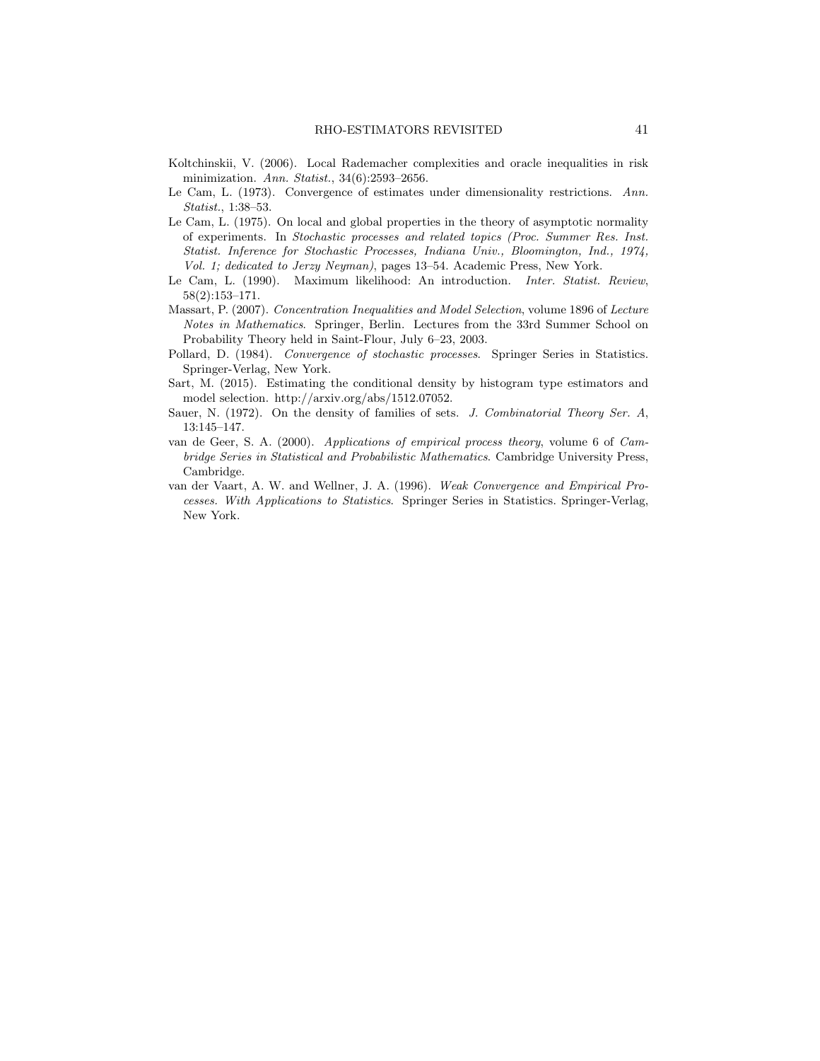Koltchinskii, V. (2006). Local Rademacher complexities and oracle inequalities in risk minimization. *Ann. Statist.*, 34(6):2593–2656.

Le Cam, L. (1973). Convergence of estimates under dimensionality restrictions. *Ann. Statist.*, 1:38–53.

Le Cam, L. (1975). On local and global properties in the theory of asymptotic normality of experiments. In *Stochastic processes and related topics (Proc. Summer Res. Inst. Statist. Inference for Stochastic Processes, Indiana Univ., Bloomington, Ind., 1974, Vol. 1; dedicated to Jerzy Neyman)*, pages 13–54. Academic Press, New York.

Le Cam, L. (1990). Maximum likelihood: An introduction. *Inter. Statist. Review*, 58(2):153–171.

Massart, P. (2007). *Concentration Inequalities and Model Selection*, volume 1896 of *Lecture Notes in Mathematics*. Springer, Berlin. Lectures from the 33rd Summer School on Probability Theory held in Saint-Flour, July 6–23, 2003.

Pollard, D. (1984). *Convergence of stochastic processes*. Springer Series in Statistics. Springer-Verlag, New York.

Sart, M. (2015). Estimating the conditional density by histogram type estimators and model selection. http://arxiv.org/abs/1512.07052.

Sauer, N. (1972). On the density of families of sets. *J. Combinatorial Theory Ser. A*, 13:145–147.

van de Geer, S. A. (2000). *Applications of empirical process theory*, volume 6 of *Cambridge Series in Statistical and Probabilistic Mathematics*. Cambridge University Press, Cambridge.

van der Vaart, A. W. and Wellner, J. A. (1996). *Weak Convergence and Empirical Processes. With Applications to Statistics*. Springer Series in Statistics. Springer-Verlag, New York.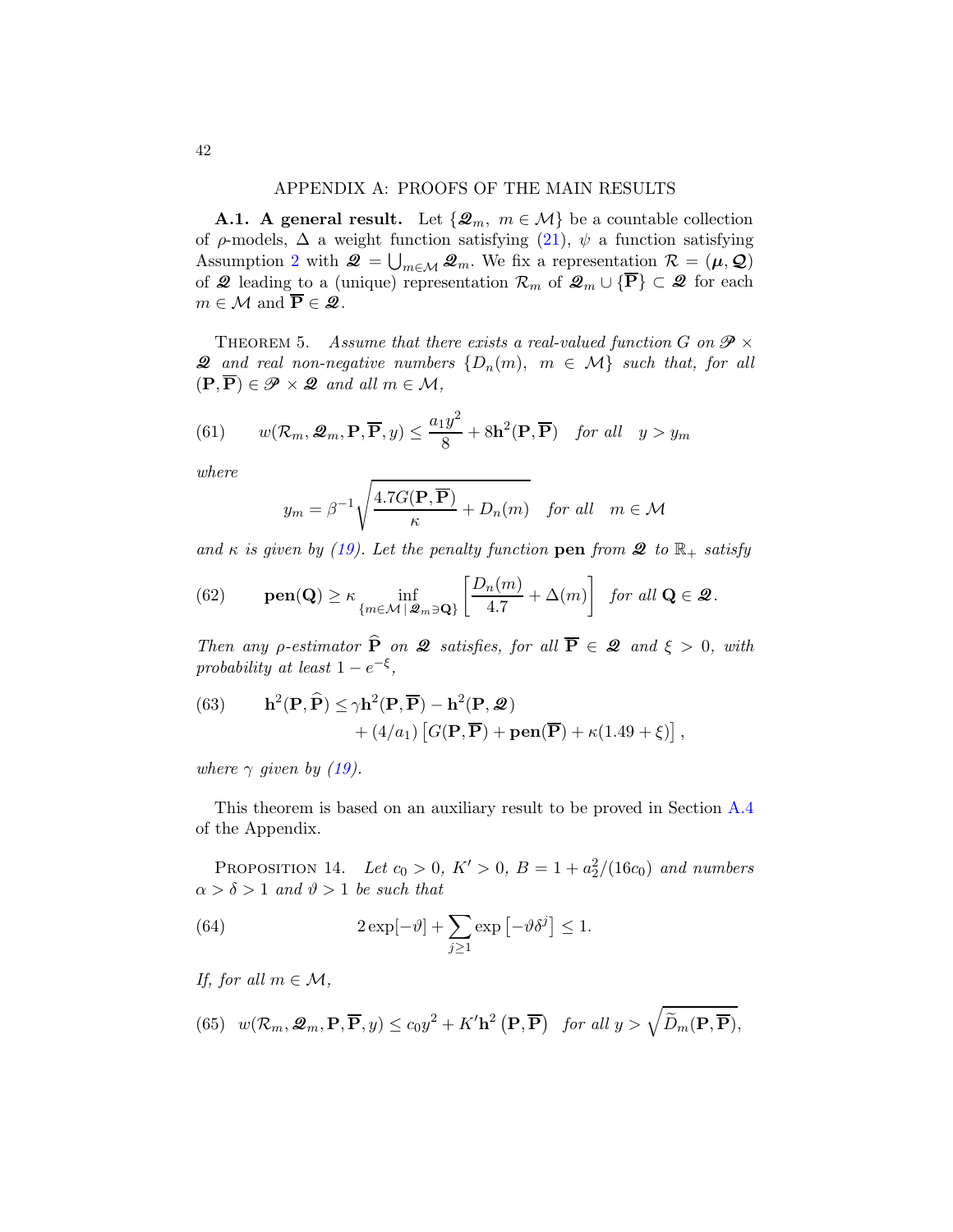## APPENDIX A: PROOFS OF THE MAIN RESULTS

**A.1. A general result.** Let $\{\mathscr{Q}_m,\ m\in\mathcal{M}\}$ be a countable collection of $\rho$-models, $\Delta$ a weight function satisfying (21), $\psi$ a function satisfying Assumption 2 with $\mathscr{Q}=\bigcup_{m\in\mathcal{M}}\mathscr{Q}_m$. We fix a representation $\mathcal{R}=(\boldsymbol{\mu},\mathcal{Q})$ of $\mathscr{Q}$ leading to a (unique) representation $\mathcal{R}_m$ of $\mathscr{Q}_m\cup\{\overline{\mathbf{P}}\}\subset\mathscr{Q}$ for each $m\in\mathcal{M}$ and $\overline{\mathbf{P}}\in\mathscr{Q}$.

THEOREM 5. *Assume that there exists a real-valued function $G$ on $\mathscr{P}\times\mathscr{Q}$ and real non-negative numbers $\{D_n(m),\ m\in\mathcal{M}\}$ such that, for all $(\mathbf{P},\overline{\mathbf{P}})\in\mathscr{P}\times\mathscr{Q}$ and all $m\in\mathcal{M}$,*

$$w(\mathcal{R}_m,\mathscr{Q}_m,\mathbf{P},\overline{\mathbf{P}},y)\le\frac{a_1y^2}{8}+8\mathbf{h}^2(\mathbf{P},\overline{\mathbf{P}})\quad\text{for all}\quad y>y_m \tag{61}$$

*where*

$$y_m=\beta^{-1}\sqrt{\frac{4.7G(\mathbf{P},\overline{\mathbf{P}})}{\kappa}+D_n(m)}\quad\text{for all}\quad m\in\mathcal{M}$$

*and $\kappa$ is given by (19). Let the penalty function $\mathbf{pen}$ from $\mathscr{Q}$ to $\mathbb{R}_+$ satisfy*

$$\mathbf{pen}(\mathbf{Q})\ge\kappa\inf_{\{m\in\mathcal{M}\,|\,\mathscr{Q}_m\ni\mathbf{Q}\}}\left[\frac{D_n(m)}{4.7}+\Delta(m)\right]\quad\text{for all }\mathbf{Q}\in\mathscr{Q}. \tag{62}$$

*Then any $\rho$-estimator $\widehat{\mathbf{P}}$ on $\mathscr{Q}$ satisfies, for all $\overline{\mathbf{P}}\in\mathscr{Q}$ and $\xi>0$, with probability at least $1-e^{-\xi}$,*

$$\begin{aligned}\mathbf{h}^2(\mathbf{P},\widehat{\mathbf{P}})\le&\ \gamma\mathbf{h}^2(\mathbf{P},\overline{\mathbf{P}})-\mathbf{h}^2(\mathbf{P},\mathscr{Q})\\&+(4/a_1)\left[G(\mathbf{P},\overline{\mathbf{P}})+\mathbf{pen}(\overline{\mathbf{P}})+\kappa(1.49+\xi)\right],\end{aligned} \tag{63}$$

*where $\gamma$ given by (19).*

This theorem is based on an auxiliary result to be proved in Section A.4 of the Appendix.

PROPOSITION 14. *Let $c_0>0$, $K'>0$, $B=1+a_2^2/(16c_0)$ and numbers $\alpha>\delta>1$ and $\vartheta>1$ be such that*

$$2\exp[-\vartheta]+\sum_{j\ge1}\exp\left[-\vartheta\delta^j\right]\le1. \tag{64}$$

*If, for all $m\in\mathcal{M}$,*

$$w(\mathcal{R}_m,\mathscr{Q}_m,\mathbf{P},\overline{\mathbf{P}},y)\le c_0y^2+K'\mathbf{h}^2\left(\mathbf{P},\overline{\mathbf{P}}\right)\quad\text{for all }y>\sqrt{\widetilde{D}_m(\mathbf{P},\overline{\mathbf{P}})}, \tag{65}$$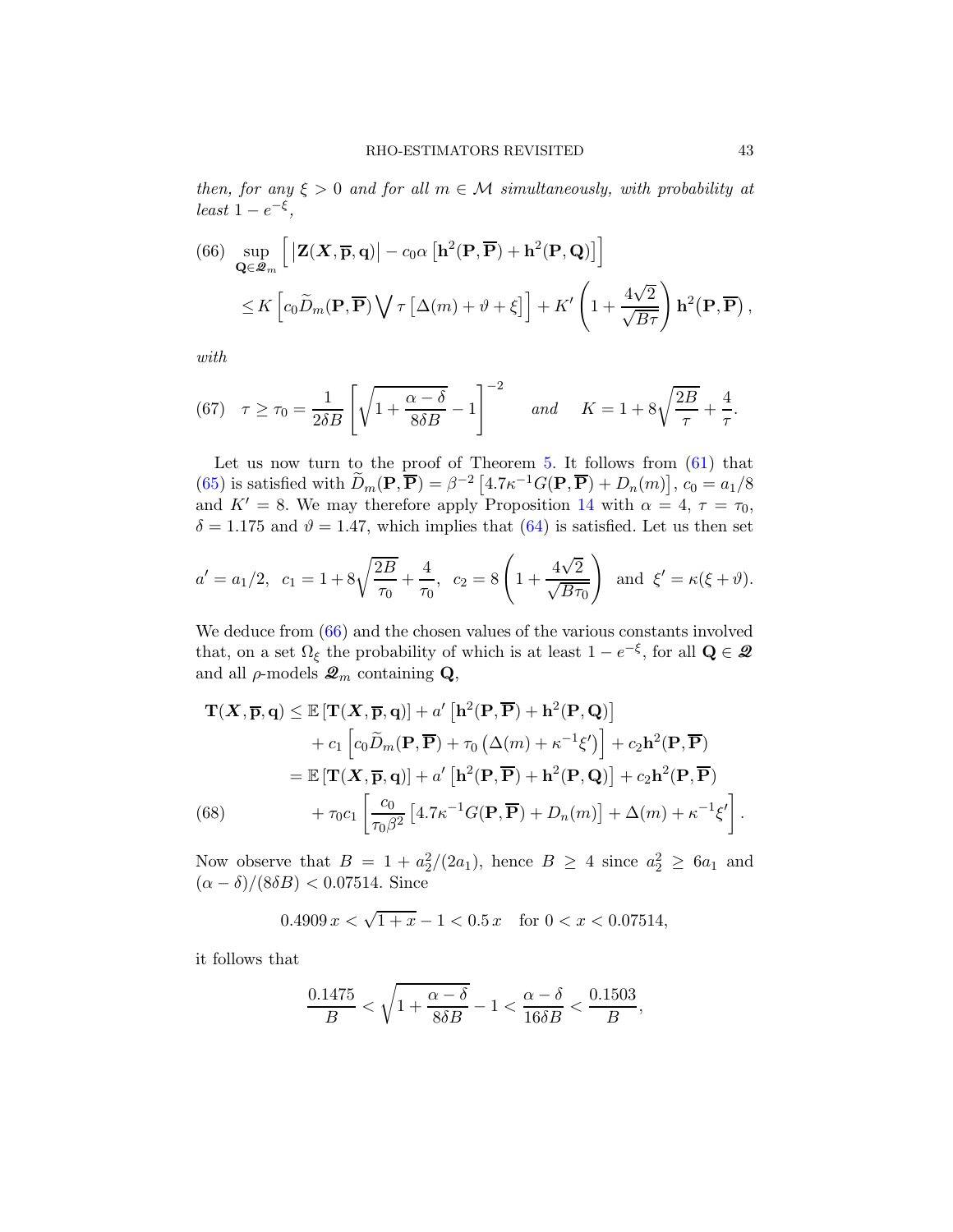*then, for any $\xi > 0$ and for all $m \in \mathcal{M}$ simultaneously, with probability at least $1 - e^{-\xi}$,*

$$
\begin{aligned}
(66)\quad \sup_{\mathbf{Q} \in \mathscr{Q}_m} & \left[ \left| \mathbf{Z}(\boldsymbol{X}, \overline{\mathbf{p}}, \mathbf{q}) \right| - c_0 \alpha \left[ \mathbf{h}^2(\mathbf{P}, \overline{\mathbf{P}}) + \mathbf{h}^2(\mathbf{P}, \mathbf{Q}) \right] \right] \\
& \leq K \left[ c_0 \widetilde{D}_m(\mathbf{P}, \overline{\mathbf{P}}) \bigvee \tau \left[ \Delta(m) + \vartheta + \xi \right] \right] + K' \left( 1 + \frac{4\sqrt{2}}{\sqrt{B\tau}} \right) \mathbf{h}^2(\mathbf{P}, \overline{\mathbf{P}}),
\end{aligned}
$$

*with*

$$
(67)\quad \tau \geq \tau_0 = \frac{1}{2\delta B} \left[ \sqrt{1 + \frac{\alpha - \delta}{8\delta B}} - 1 \right]^{-2} \quad \textit{and} \quad K = 1 + 8\sqrt{\frac{2B}{\tau}} + \frac{4}{\tau}.
$$

Let us now turn to the proof of Theorem 5. It follows from (61) that (65) is satisfied with $\widetilde{D}_m(\mathbf{P}, \overline{\mathbf{P}}) = \beta^{-2} \left[ 4.7\kappa^{-1} G(\mathbf{P}, \overline{\mathbf{P}}) + D_n(m) \right]$, $c_0 = a_1/8$ and $K' = 8$. We may therefore apply Proposition 14 with $\alpha = 4$, $\tau = \tau_0$, $\delta = 1.175$ and $\vartheta = 1.47$, which implies that (64) is satisfied. Let us then set

$$
a' = a_1/2, \;\; c_1 = 1 + 8\sqrt{\frac{2B}{\tau_0}} + \frac{4}{\tau_0}, \;\; c_2 = 8\left( 1 + \frac{4\sqrt{2}}{\sqrt{B\tau_0}} \right) \;\text{ and }\; \xi' = \kappa(\xi + \vartheta).
$$

We deduce from (66) and the chosen values of the various constants involved that, on a set $\Omega_\xi$ the probability of which is at least $1 - e^{-\xi}$, for all $\mathbf{Q} \in \mathscr{Q}$ and all $\rho$-models $\mathscr{Q}_m$ containing $\mathbf{Q}$,

$$
\begin{aligned}
\mathbf{T}(\boldsymbol{X}, \overline{\mathbf{p}}, \mathbf{q}) & \leq \mathbb{E}\left[ \mathbf{T}(\boldsymbol{X}, \overline{\mathbf{p}}, \mathbf{q}) \right] + a' \left[ \mathbf{h}^2(\mathbf{P}, \overline{\mathbf{P}}) + \mathbf{h}^2(\mathbf{P}, \mathbf{Q}) \right] \\
& \quad + c_1 \left[ c_0 \widetilde{D}_m(\mathbf{P}, \overline{\mathbf{P}}) + \tau_0 \left( \Delta(m) + \kappa^{-1}\xi' \right) \right] + c_2 \mathbf{h}^2(\mathbf{P}, \overline{\mathbf{P}}) \\
& = \mathbb{E}\left[ \mathbf{T}(\boldsymbol{X}, \overline{\mathbf{p}}, \mathbf{q}) \right] + a' \left[ \mathbf{h}^2(\mathbf{P}, \overline{\mathbf{P}}) + \mathbf{h}^2(\mathbf{P}, \mathbf{Q}) \right] + c_2 \mathbf{h}^2(\mathbf{P}, \overline{\mathbf{P}}) \\
(68)\qquad & \quad + \tau_0 c_1 \left[ \frac{c_0}{\tau_0 \beta^2} \left[ 4.7\kappa^{-1} G(\mathbf{P}, \overline{\mathbf{P}}) + D_n(m) \right] + \Delta(m) + \kappa^{-1}\xi' \right].
\end{aligned}
$$

Now observe that $B = 1 + a_2^2/(2a_1)$, hence $B \geq 4$ since $a_2^2 \geq 6a_1$ and $(\alpha - \delta)/(8\delta B) < 0.07514$. Since

$$
0.4909\, x < \sqrt{1 + x} - 1 < 0.5\, x \quad \text{for } 0 < x < 0.07514,
$$

it follows that

$$
\frac{0.1475}{B} < \sqrt{1 + \frac{\alpha - \delta}{8\delta B}} - 1 < \frac{\alpha - \delta}{16\delta B} < \frac{0.1503}{B},
$$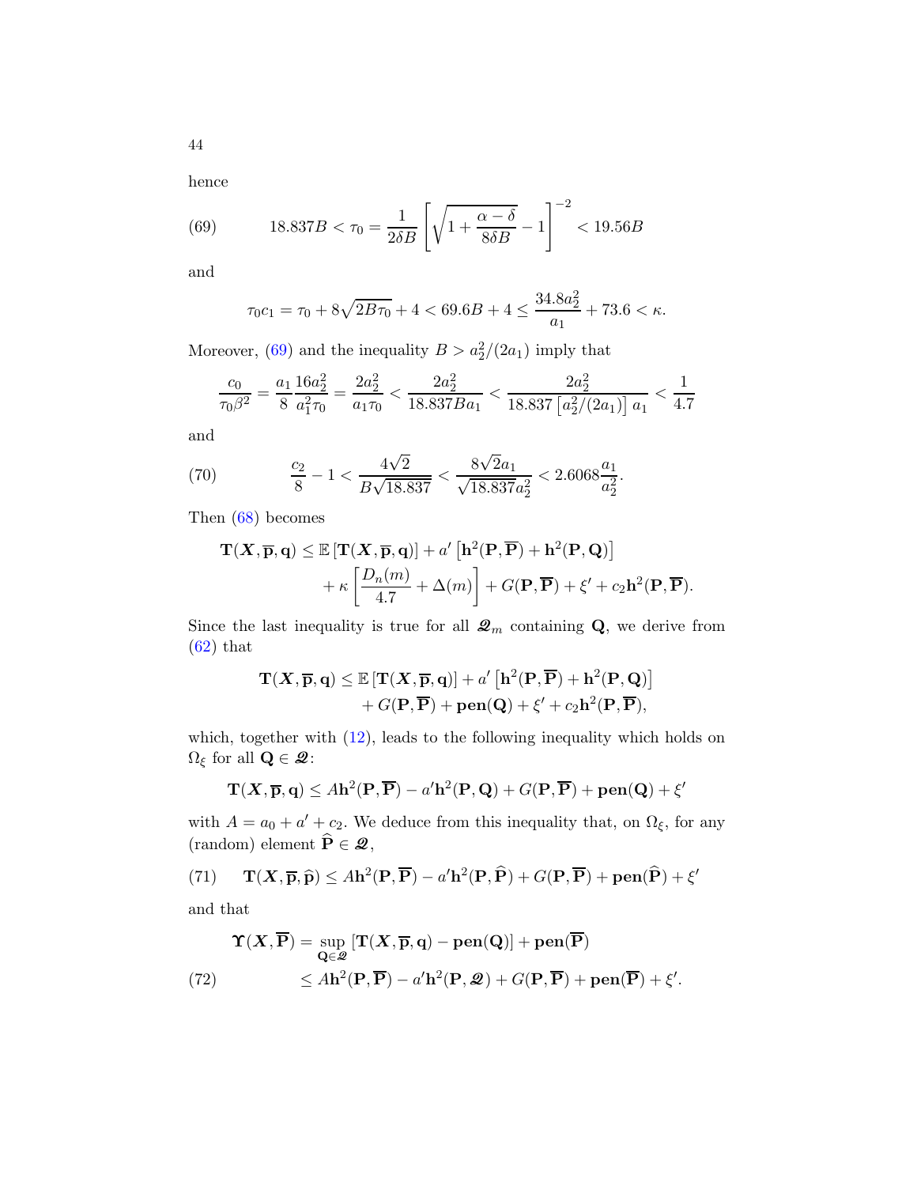hence

$$
(69) \qquad 18.837B < \tau_0 = \frac{1}{2\delta B}\left[\sqrt{1+\frac{\alpha-\delta}{8\delta B}}-1\right]^{-2} < 19.56B
$$

and

$$
\tau_0 c_1 = \tau_0 + 8\sqrt{2B\tau_0} + 4 < 69.6B + 4 \le \frac{34.8a_2^2}{a_1} + 73.6 < \kappa.
$$

Moreover, (69) and the inequality $B > a_2^2/(2a_1)$ imply that

$$
\frac{c_0}{\tau_0\beta^2} = \frac{a_1}{8}\frac{16a_2^2}{a_1^2\tau_0} = \frac{2a_2^2}{a_1\tau_0} < \frac{2a_2^2}{18.837Ba_1} < \frac{2a_2^2}{18.837\left[a_2^2/(2a_1)\right]a_1} < \frac{1}{4.7}
$$

and

$$
(70) \qquad \frac{c_2}{8} - 1 < \frac{4\sqrt{2}}{B\sqrt{18.837}} < \frac{8\sqrt{2}a_1}{\sqrt{18.837}a_2^2} < 2.6068\frac{a_1}{a_2^2}.
$$

Then (68) becomes

$$
\begin{aligned}
\mathbf{T}(\boldsymbol{X},\overline{\mathbf{p}},\mathbf{q}) \le \mathbb{E}\left[\mathbf{T}(\boldsymbol{X},\overline{\mathbf{p}},\mathbf{q})\right] + a'\left[\mathbf{h}^2(\mathbf{P},\overline{\mathbf{P}}) + \mathbf{h}^2(\mathbf{P},\mathbf{Q})\right] \\
+ \kappa\left[\frac{D_n(m)}{4.7} + \Delta(m)\right] + G(\mathbf{P},\overline{\mathbf{P}}) + \xi' + c_2\mathbf{h}^2(\mathbf{P},\overline{\mathbf{P}}).
\end{aligned}
$$

Since the last inequality is true for all $\mathscr{Q}_m$ containing $\mathbf{Q}$, we derive from (62) that

$$
\begin{aligned}
\mathbf{T}(\boldsymbol{X},\overline{\mathbf{p}},\mathbf{q}) \le \mathbb{E}\left[\mathbf{T}(\boldsymbol{X},\overline{\mathbf{p}},\mathbf{q})\right] + a'\left[\mathbf{h}^2(\mathbf{P},\overline{\mathbf{P}}) + \mathbf{h}^2(\mathbf{P},\mathbf{Q})\right] \\
+ G(\mathbf{P},\overline{\mathbf{P}}) + \mathbf{pen}(\mathbf{Q}) + \xi' + c_2\mathbf{h}^2(\mathbf{P},\overline{\mathbf{P}}),
\end{aligned}
$$

which, together with (12), leads to the following inequality which holds on $\Omega_\xi$ for all $\mathbf{Q} \in \mathscr{Q}$:

$$
\mathbf{T}(\boldsymbol{X},\overline{\mathbf{p}},\mathbf{q}) \le A\mathbf{h}^2(\mathbf{P},\overline{\mathbf{P}}) - a'\mathbf{h}^2(\mathbf{P},\mathbf{Q}) + G(\mathbf{P},\overline{\mathbf{P}}) + \mathbf{pen}(\mathbf{Q}) + \xi'
$$

with $A = a_0 + a' + c_2$. We deduce from this inequality that, on $\Omega_\xi$, for any (random) element $\widehat{\mathbf{P}} \in \mathscr{Q}$,

$$
(71) \qquad \mathbf{T}(\boldsymbol{X},\overline{\mathbf{p}},\widehat{\mathbf{p}}) \le A\mathbf{h}^2(\mathbf{P},\overline{\mathbf{P}}) - a'\mathbf{h}^2(\mathbf{P},\widehat{\mathbf{P}}) + G(\mathbf{P},\overline{\mathbf{P}}) + \mathbf{pen}(\widehat{\mathbf{P}}) + \xi'
$$

and that

$$
\begin{aligned}
\boldsymbol{\Upsilon}(\boldsymbol{X},\overline{\mathbf{P}}) &= \sup_{\mathbf{Q}\in\mathscr{Q}}\left[\mathbf{T}(\boldsymbol{X},\overline{\mathbf{p}},\mathbf{q}) - \mathbf{pen}(\mathbf{Q})\right] + \mathbf{pen}(\overline{\mathbf{P}}) \\
(72) \qquad &\le A\mathbf{h}^2(\mathbf{P},\overline{\mathbf{P}}) - a'\mathbf{h}^2(\mathbf{P},\mathscr{Q}) + G(\mathbf{P},\overline{\mathbf{P}}) + \mathbf{pen}(\overline{\mathbf{P}}) + \xi'.
\end{aligned}
$$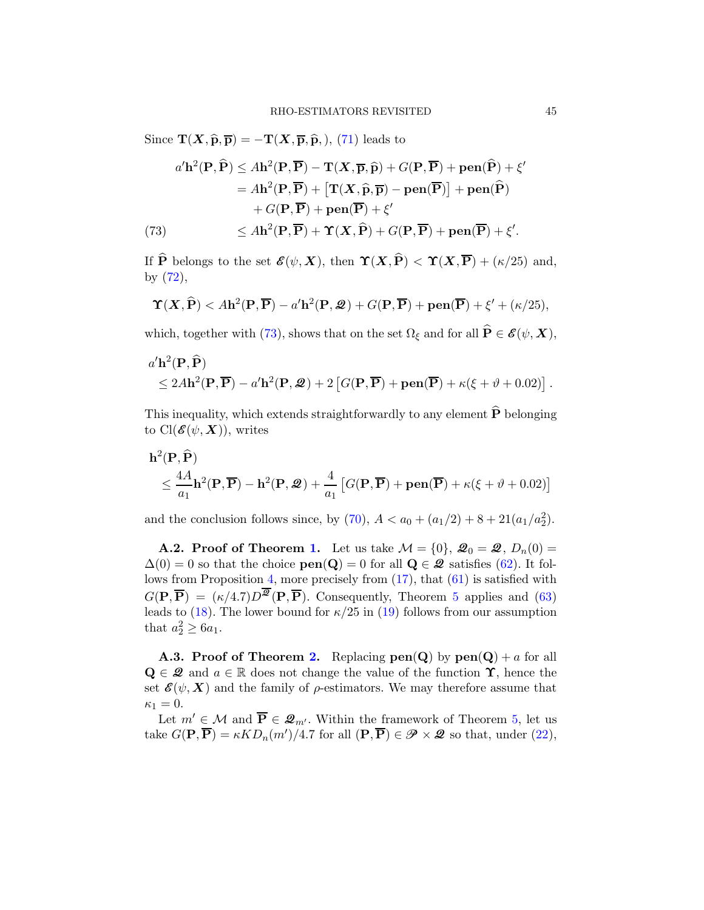Since $\mathbf{T}(\boldsymbol{X},\widehat{\mathbf{p}},\overline{\mathbf{p}})=-\mathbf{T}(\boldsymbol{X},\overline{\mathbf{p}},\widehat{\mathbf{p}},)$, (71) leads to

$$
\begin{aligned}
a'\mathbf{h}^2(\mathbf{P},\widehat{\mathbf{P}}) &\le A\mathbf{h}^2(\mathbf{P},\overline{\mathbf{P}})-\mathbf{T}(\boldsymbol{X},\overline{\mathbf{p}},\widehat{\mathbf{p}})+G(\mathbf{P},\overline{\mathbf{P}})+\mathbf{pen}(\widehat{\mathbf{P}})+\xi'\\
&= A\mathbf{h}^2(\mathbf{P},\overline{\mathbf{P}})+\left[\mathbf{T}(\boldsymbol{X},\widehat{\mathbf{p}},\overline{\mathbf{p}})-\mathbf{pen}(\overline{\mathbf{P}})\right]+\mathbf{pen}(\widehat{\mathbf{P}})\\
&\quad +G(\mathbf{P},\overline{\mathbf{P}})+\mathbf{pen}(\overline{\mathbf{P}})+\xi'\\
&\le A\mathbf{h}^2(\mathbf{P},\overline{\mathbf{P}})+\boldsymbol{\Upsilon}(\boldsymbol{X},\widehat{\mathbf{P}})+G(\mathbf{P},\overline{\mathbf{P}})+\mathbf{pen}(\overline{\mathbf{P}})+\xi'. \qquad (73)
\end{aligned}
$$

If $\widehat{\mathbf{P}}$ belongs to the set $\mathscr{E}(\psi,\boldsymbol{X})$, then $\boldsymbol{\Upsilon}(\boldsymbol{X},\widehat{\mathbf{P}})<\boldsymbol{\Upsilon}(\boldsymbol{X},\overline{\mathbf{P}})+(\kappa/25)$ and, by (72),

$$
\boldsymbol{\Upsilon}(\boldsymbol{X},\widehat{\mathbf{P}})<A\mathbf{h}^2(\mathbf{P},\overline{\mathbf{P}})-a'\mathbf{h}^2(\mathbf{P},\mathscr{Q})+G(\mathbf{P},\overline{\mathbf{P}})+\mathbf{pen}(\overline{\mathbf{P}})+\xi'+(\kappa/25),
$$

which, together with (73), shows that on the set $\Omega_\xi$ and for all $\widehat{\mathbf{P}}\in\mathscr{E}(\psi,\boldsymbol{X})$,

$$
\begin{aligned}
&a'\mathbf{h}^2(\mathbf{P},\widehat{\mathbf{P}})\\
&\quad\le 2A\mathbf{h}^2(\mathbf{P},\overline{\mathbf{P}})-a'\mathbf{h}^2(\mathbf{P},\mathscr{Q})+2\left[G(\mathbf{P},\overline{\mathbf{P}})+\mathbf{pen}(\overline{\mathbf{P}})+\kappa(\xi+\vartheta+0.02)\right].
\end{aligned}
$$

This inequality, which extends straightforwardly to any element $\widehat{\mathbf{P}}$ belonging to $\mathrm{Cl}(\mathscr{E}(\psi,\boldsymbol{X}))$, writes

$$
\begin{aligned}
&\mathbf{h}^2(\mathbf{P},\widehat{\mathbf{P}})\\
&\quad\le \frac{4A}{a_1}\mathbf{h}^2(\mathbf{P},\overline{\mathbf{P}})-\mathbf{h}^2(\mathbf{P},\mathscr{Q})+\frac{4}{a_1}\left[G(\mathbf{P},\overline{\mathbf{P}})+\mathbf{pen}(\overline{\mathbf{P}})+\kappa(\xi+\vartheta+0.02)\right]
\end{aligned}
$$

and the conclusion follows since, by (70), $A<a_0+(a_1/2)+8+21(a_1/a_2^2)$.

**A.2. Proof of Theorem 1.** Let us take $\mathcal{M}=\{0\}$, $\mathscr{Q}_0=\mathscr{Q}$, $D_n(0)=\Delta(0)=0$ so that the choice $\mathbf{pen}(\mathbf{Q})=0$ for all $\mathbf{Q}\in\mathscr{Q}$ satisfies (62). It follows from Proposition 4, more precisely from (17), that (61) is satisfied with $G(\mathbf{P},\overline{\mathbf{P}})=(\kappa/4.7)D^{\mathscr{Q}}(\mathbf{P},\overline{\mathbf{P}})$. Consequently, Theorem 5 applies and (63) leads to (18). The lower bound for $\kappa/25$ in (19) follows from our assumption that $a_2^2\ge 6a_1$.

**A.3. Proof of Theorem 2.** Replacing $\mathbf{pen}(\mathbf{Q})$ by $\mathbf{pen}(\mathbf{Q})+a$ for all $\mathbf{Q}\in\mathscr{Q}$ and $a\in\mathbb{R}$ does not change the value of the function $\boldsymbol{\Upsilon}$, hence the set $\mathscr{E}(\psi,\boldsymbol{X})$ and the family of $\rho$-estimators. We may therefore assume that $\kappa_1=0$.

Let $m'\in\mathcal{M}$ and $\overline{\mathbf{P}}\in\mathscr{Q}_{m'}$. Within the framework of Theorem 5, let us take $G(\mathbf{P},\overline{\mathbf{P}})=\kappa K D_n(m')/4.7$ for all $(\mathbf{P},\overline{\mathbf{P}})\in\mathscr{P}\times\mathscr{Q}$ so that, under (22),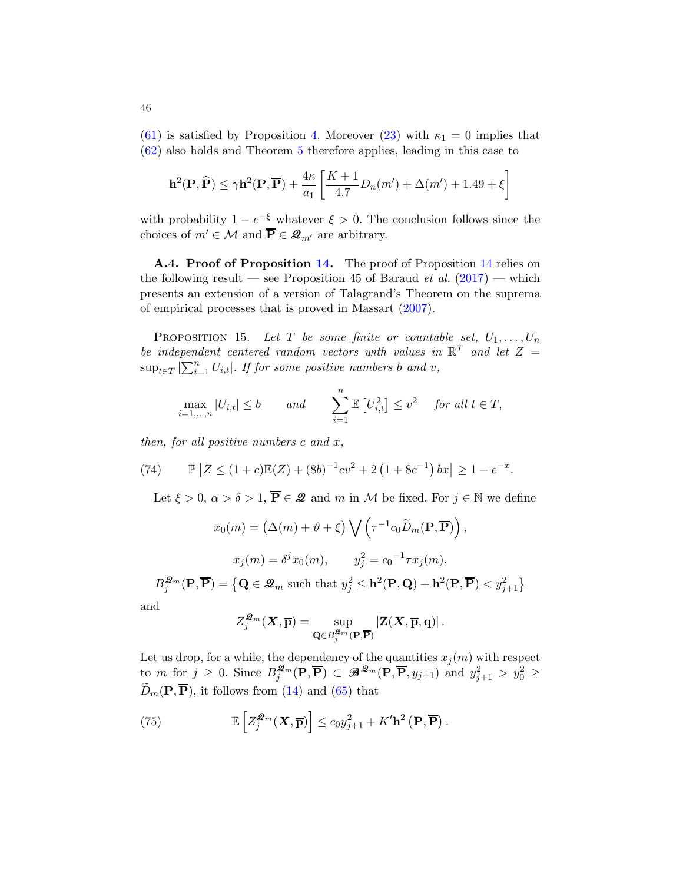(61) is satisfied by Proposition 4. Moreover (23) with $\kappa_1 = 0$ implies that (62) also holds and Theorem 5 therefore applies, leading in this case to

$$\mathbf{h}^2(\mathbf{P}, \widehat{\mathbf{P}}) \le \gamma \mathbf{h}^2(\mathbf{P}, \overline{\mathbf{P}}) + \frac{4\kappa}{a_1}\left[\frac{K+1}{4.7} D_n(m') + \Delta(m') + 1.49 + \xi\right]$$

with probability $1 - e^{-\xi}$ whatever $\xi > 0$. The conclusion follows since the choices of $m' \in \mathcal{M}$ and $\overline{\mathbf{P}} \in \mathscr{Q}_{m'}$ are arbitrary.

**A.4. Proof of Proposition 14.** The proof of Proposition 14 relies on the following result — see Proposition 45 of Baraud *et al.* (2017) — which presents an extension of a version of Talagrand's Theorem on the suprema of empirical processes that is proved in Massart (2007).

Proposition 15. *Let $T$ be some finite or countable set, $U_1, \ldots, U_n$ be independent centered random vectors with values in $\mathbb{R}^T$ and let $Z = \sup_{t \in T} \left|\sum_{i=1}^n U_{i,t}\right|$. If for some positive numbers $b$ and $v$,*

$$\max_{i=1,\ldots,n} |U_{i,t}| \le b \qquad \text{and} \qquad \sum_{i=1}^n \mathbb{E}\left[U_{i,t}^2\right] \le v^2 \quad \text{for all } t \in T,$$

*then, for all positive numbers $c$ and $x$,*

$$\mathbb{P}\left[Z \le (1+c)\mathbb{E}(Z) + (8b)^{-1} c v^2 + 2\left(1 + 8c^{-1}\right) bx\right] \ge 1 - e^{-x}. \tag{74}$$

Let $\xi > 0$, $\alpha > \delta > 1$, $\overline{\mathbf{P}} \in \mathscr{Q}$ and $m$ in $\mathcal{M}$ be fixed. For $j \in \mathbb{N}$ we define

$$x_0(m) = \left(\Delta(m) + \vartheta + \xi\right) \bigvee \left(\tau^{-1} c_0 \widetilde{D}_m(\mathbf{P}, \overline{\mathbf{P}})\right),$$

$$x_j(m) = \delta^j x_0(m), \qquad y_j^2 = {c_0}^{-1} \tau x_j(m),$$

$$B_j^{\mathscr{Q}_m}(\mathbf{P}, \overline{\mathbf{P}}) = \left\{\mathbf{Q} \in \mathscr{Q}_m \text{ such that } y_j^2 \le \mathbf{h}^2(\mathbf{P}, \mathbf{Q}) + \mathbf{h}^2(\mathbf{P}, \overline{\mathbf{P}}) < y_{j+1}^2\right\}$$

and

$$Z_j^{\mathscr{Q}_m}(\boldsymbol{X}, \overline{\mathbf{p}}) = \sup_{\mathbf{Q} \in B_j^{\mathscr{Q}_m}(\mathbf{P}, \overline{\mathbf{P}})} |\mathbf{Z}(\boldsymbol{X}, \overline{\mathbf{p}}, \mathbf{q})|.$$

Let us drop, for a while, the dependency of the quantities $x_j(m)$ with respect to $m$ for $j \ge 0$. Since $B_j^{\mathscr{Q}_m}(\mathbf{P}, \overline{\mathbf{P}}) \subset \mathscr{B}^{\mathscr{Q}_m}(\mathbf{P}, \overline{\mathbf{P}}, y_{j+1})$ and $y_{j+1}^2 > y_0^2 \ge \widetilde{D}_m(\mathbf{P}, \overline{\mathbf{P}})$, it follows from (14) and (65) that

$$\mathbb{E}\left[Z_j^{\mathscr{Q}_m}(\boldsymbol{X}, \overline{\mathbf{p}})\right] \le c_0 y_{j+1}^2 + K' \mathbf{h}^2\left(\mathbf{P}, \overline{\mathbf{P}}\right). \tag{75}$$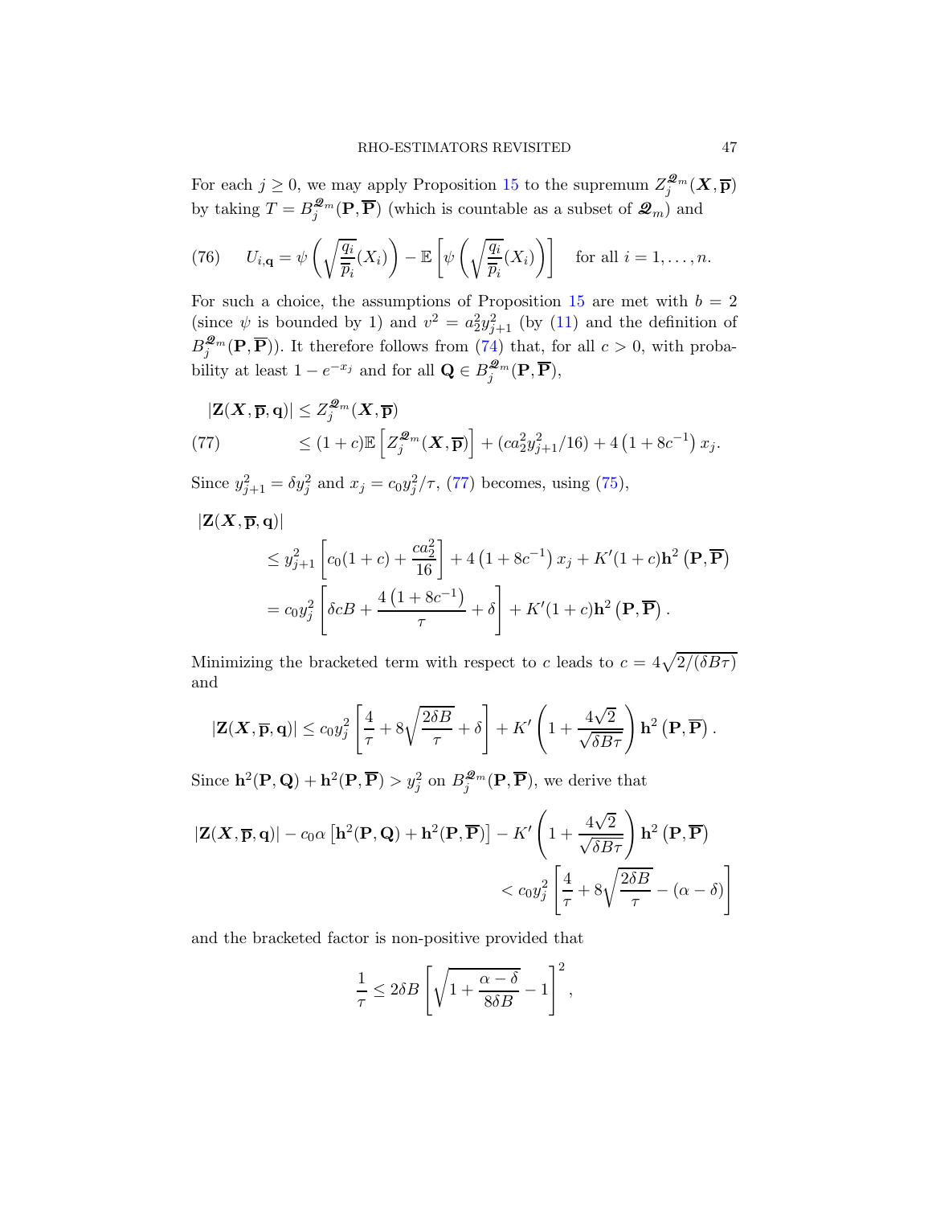For each $j \geq 0$, we may apply Proposition 15 to the supremum $Z_j^{\mathscr{Q}_m}(\boldsymbol{X}, \overline{\mathbf{p}})$ by taking $T = B_j^{\mathscr{Q}_m}(\mathbf{P}, \overline{\mathbf{P}})$ (which is countable as a subset of $\mathscr{Q}_m$) and

$$
U_{i,\mathbf{q}} = \psi\left(\sqrt{\frac{q_i}{\overline{p}_i}}(X_i)\right) - \mathbb{E}\left[\psi\left(\sqrt{\frac{q_i}{\overline{p}_i}}(X_i)\right)\right] \quad \text{for all } i = 1, \ldots, n. \tag{76}
$$

For such a choice, the assumptions of Proposition 15 are met with $b = 2$ (since $\psi$ is bounded by 1) and $v^2 = a_2^2 y_{j+1}^2$ (by (11) and the definition of $B_j^{\mathscr{Q}_m}(\mathbf{P}, \overline{\mathbf{P}})$). It therefore follows from (74) that, for all $c > 0$, with probability at least $1 - e^{-x_j}$ and for all $\mathbf{Q} \in B_j^{\mathscr{Q}_m}(\mathbf{P}, \overline{\mathbf{P}})$,

$$
\begin{aligned}
|\mathbf{Z}(\boldsymbol{X}, \overline{\mathbf{p}}, \mathbf{q})| &\leq Z_j^{\mathscr{Q}_m}(\boldsymbol{X}, \overline{\mathbf{p}}) \\
&\leq (1+c)\mathbb{E}\left[Z_j^{\mathscr{Q}_m}(\boldsymbol{X}, \overline{\mathbf{p}})\right] + (ca_2^2 y_{j+1}^2/16) + 4\left(1 + 8c^{-1}\right)x_j.
\end{aligned} \tag{77}
$$

Since $y_{j+1}^2 = \delta y_j^2$ and $x_j = c_0 y_j^2/\tau$, (77) becomes, using (75),

$$
\begin{aligned}
|\mathbf{Z}(\boldsymbol{X}, \overline{\mathbf{p}}, \mathbf{q})| & \\
&\leq y_{j+1}^2\left[c_0(1+c) + \frac{ca_2^2}{16}\right] + 4\left(1 + 8c^{-1}\right)x_j + K'(1+c)\mathbf{h}^2\left(\mathbf{P}, \overline{\mathbf{P}}\right) \\
&= c_0 y_j^2\left[\delta c B + \frac{4\left(1 + 8c^{-1}\right)}{\tau} + \delta\right] + K'(1+c)\mathbf{h}^2\left(\mathbf{P}, \overline{\mathbf{P}}\right).
\end{aligned}
$$

Minimizing the bracketed term with respect to $c$ leads to $c = 4\sqrt{2/(\delta B\tau)}$ and

$$
|\mathbf{Z}(\boldsymbol{X}, \overline{\mathbf{p}}, \mathbf{q})| \leq c_0 y_j^2\left[\frac{4}{\tau} + 8\sqrt{\frac{2\delta B}{\tau}} + \delta\right] + K'\left(1 + \frac{4\sqrt{2}}{\sqrt{\delta B\tau}}\right)\mathbf{h}^2\left(\mathbf{P}, \overline{\mathbf{P}}\right).
$$

Since $\mathbf{h}^2(\mathbf{P}, \mathbf{Q}) + \mathbf{h}^2(\mathbf{P}, \overline{\mathbf{P}}) > y_j^2$ on $B_j^{\mathscr{Q}_m}(\mathbf{P}, \overline{\mathbf{P}})$, we derive that

$$
\begin{aligned}
|\mathbf{Z}(\boldsymbol{X}, \overline{\mathbf{p}}, \mathbf{q})| - c_0\alpha\left[\mathbf{h}^2(\mathbf{P}, \mathbf{Q}) + \mathbf{h}^2(\mathbf{P}, \overline{\mathbf{P}})\right] - K'\left(1 + \frac{4\sqrt{2}}{\sqrt{\delta B\tau}}\right)\mathbf{h}^2\left(\mathbf{P}, \overline{\mathbf{P}}\right) \\
< c_0 y_j^2\left[\frac{4}{\tau} + 8\sqrt{\frac{2\delta B}{\tau}} - (\alpha - \delta)\right]
\end{aligned}
$$

and the bracketed factor is non-positive provided that

$$
\frac{1}{\tau} \leq 2\delta B\left[\sqrt{1 + \frac{\alpha - \delta}{8\delta B}} - 1\right]^2,
$$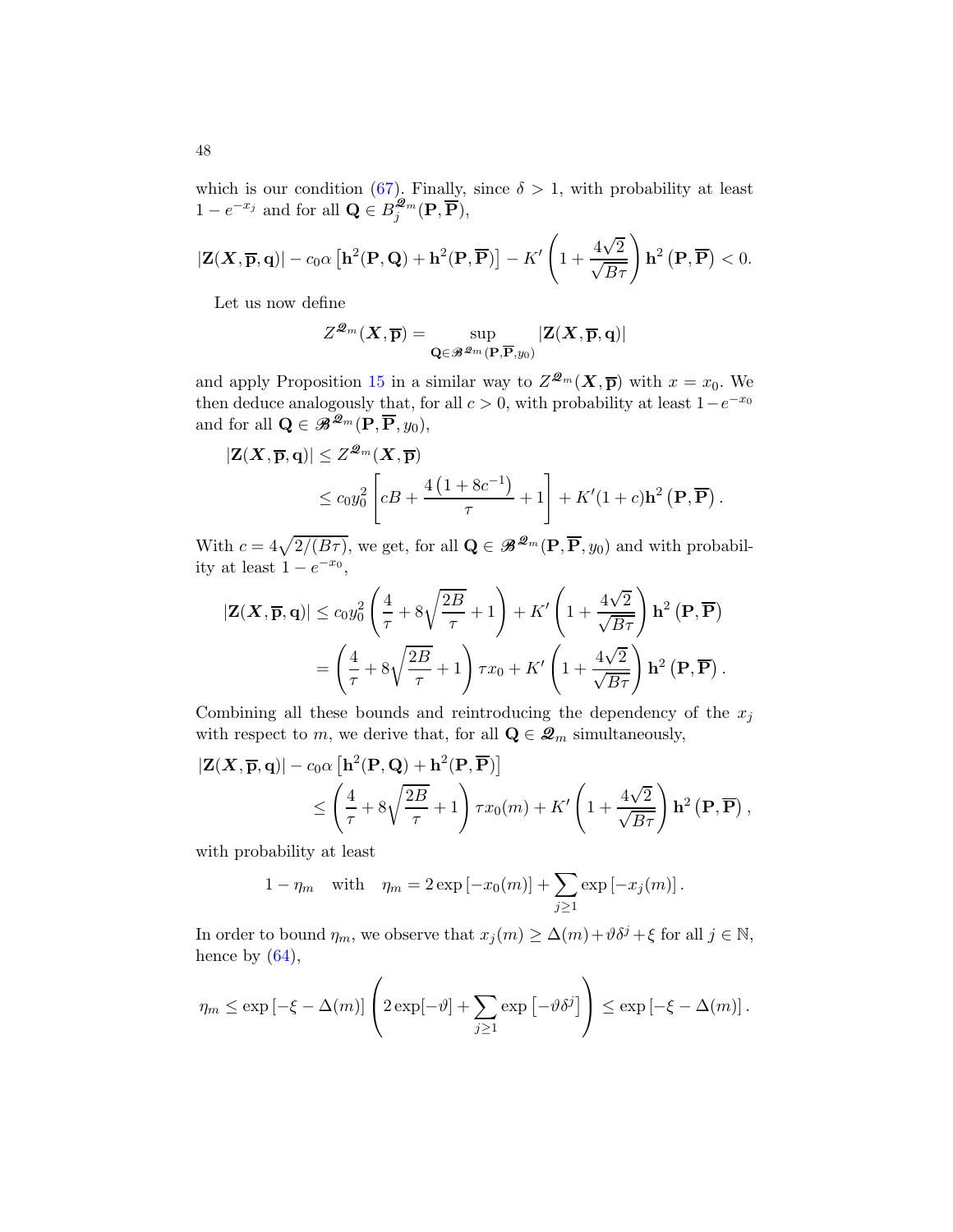which is our condition (67). Finally, since $\delta > 1$, with probability at least $1 - e^{-x_j}$ and for all $\mathbf{Q} \in B_j^{\mathscr{Q}_m}(\mathbf{P}, \overline{\mathbf{P}})$,

$$|\mathbf{Z}(\boldsymbol{X}, \overline{\mathbf{p}}, \mathbf{q})| - c_0\alpha \left[\mathbf{h}^2(\mathbf{P}, \mathbf{Q}) + \mathbf{h}^2(\mathbf{P}, \overline{\mathbf{P}})\right] - K'\left(1 + \frac{4\sqrt{2}}{\sqrt{B\tau}}\right)\mathbf{h}^2\left(\mathbf{P}, \overline{\mathbf{P}}\right) < 0.$$

Let us now define

$$Z^{\mathscr{Q}_m}(\boldsymbol{X}, \overline{\mathbf{p}}) = \sup_{\mathbf{Q} \in \mathscr{B}^{\mathscr{Q}_m}(\mathbf{P}, \overline{\mathbf{P}}, y_0)} |\mathbf{Z}(\boldsymbol{X}, \overline{\mathbf{p}}, \mathbf{q})|$$

and apply Proposition 15 in a similar way to $Z^{\mathscr{Q}_m}(\boldsymbol{X}, \overline{\mathbf{p}})$ with $x = x_0$. We then deduce analogously that, for all $c > 0$, with probability at least $1 - e^{-x_0}$ and for all $\mathbf{Q} \in \mathscr{B}^{\mathscr{Q}_m}(\mathbf{P}, \overline{\mathbf{P}}, y_0)$,

$$\begin{aligned}
|\mathbf{Z}(\boldsymbol{X}, \overline{\mathbf{p}}, \mathbf{q})| &\leq Z^{\mathscr{Q}_m}(\boldsymbol{X}, \overline{\mathbf{p}}) \\
&\leq c_0 y_0^2 \left[cB + \frac{4\left(1 + 8c^{-1}\right)}{\tau} + 1\right] + K'(1 + c)\mathbf{h}^2\left(\mathbf{P}, \overline{\mathbf{P}}\right).
\end{aligned}$$

With $c = 4\sqrt{2/(B\tau)}$, we get, for all $\mathbf{Q} \in \mathscr{B}^{\mathscr{Q}_m}(\mathbf{P}, \overline{\mathbf{P}}, y_0)$ and with probability at least $1 - e^{-x_0}$,

$$\begin{aligned}
|\mathbf{Z}(\boldsymbol{X}, \overline{\mathbf{p}}, \mathbf{q})| &\leq c_0 y_0^2 \left(\frac{4}{\tau} + 8\sqrt{\frac{2B}{\tau}} + 1\right) + K'\left(1 + \frac{4\sqrt{2}}{\sqrt{B\tau}}\right)\mathbf{h}^2\left(\mathbf{P}, \overline{\mathbf{P}}\right) \\
&= \left(\frac{4}{\tau} + 8\sqrt{\frac{2B}{\tau}} + 1\right)\tau x_0 + K'\left(1 + \frac{4\sqrt{2}}{\sqrt{B\tau}}\right)\mathbf{h}^2\left(\mathbf{P}, \overline{\mathbf{P}}\right).
\end{aligned}$$

Combining all these bounds and reintroducing the dependency of the $x_j$ with respect to $m$, we derive that, for all $\mathbf{Q} \in \mathscr{Q}_m$ simultaneously,

$$\begin{aligned}
&|\mathbf{Z}(\boldsymbol{X}, \overline{\mathbf{p}}, \mathbf{q})| - c_0\alpha\left[\mathbf{h}^2(\mathbf{P}, \mathbf{Q}) + \mathbf{h}^2(\mathbf{P}, \overline{\mathbf{P}})\right] \\
&\qquad\qquad \leq \left(\frac{4}{\tau} + 8\sqrt{\frac{2B}{\tau}} + 1\right)\tau x_0(m) + K'\left(1 + \frac{4\sqrt{2}}{\sqrt{B\tau}}\right)\mathbf{h}^2\left(\mathbf{P}, \overline{\mathbf{P}}\right),
\end{aligned}$$

with probability at least

$$1 - \eta_m \quad \text{with} \quad \eta_m = 2\exp\left[-x_0(m)\right] + \sum_{j \geq 1} \exp\left[-x_j(m)\right].$$

In order to bound $\eta_m$, we observe that $x_j(m) \geq \Delta(m) + \vartheta\delta^j + \xi$ for all $j \in \mathbb{N}$, hence by (64),

$$\eta_m \leq \exp\left[-\xi - \Delta(m)\right]\left(2\exp[-\vartheta] + \sum_{j \geq 1} \exp\left[-\vartheta\delta^j\right]\right) \leq \exp\left[-\xi - \Delta(m)\right].$$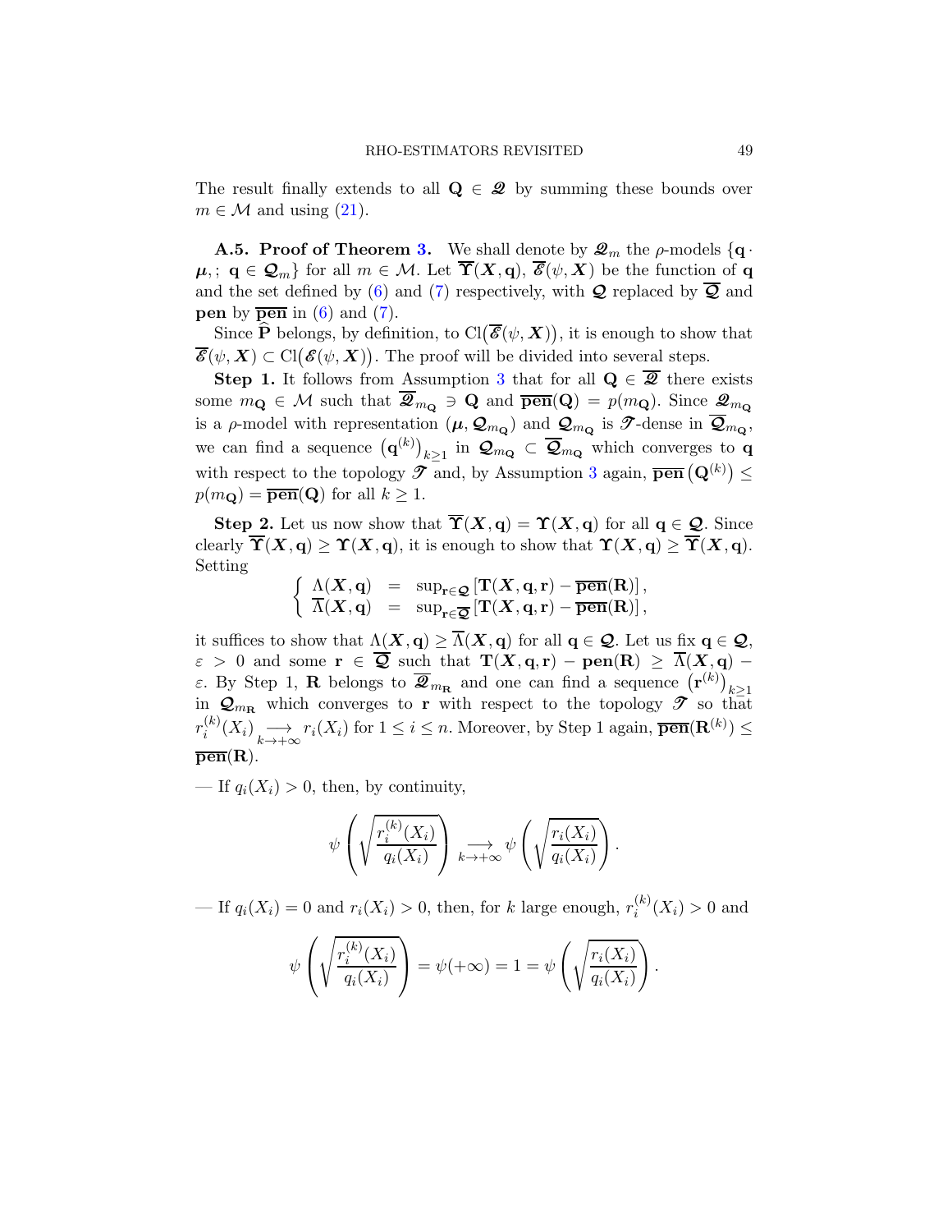The result finally extends to all $\mathbf{Q} \in \mathscr{Q}$ by summing these bounds over $m \in \mathcal{M}$ and using (21).

**A.5. Proof of Theorem 3.** We shall denote by $\mathscr{Q}_m$ the $\rho$-models $\{\mathbf{q} \cdot \boldsymbol{\mu},; \ \mathbf{q} \in \boldsymbol{\mathcal{Q}}_m\}$ for all $m \in \mathcal{M}$. Let $\overline{\boldsymbol{\Upsilon}}(\boldsymbol{X}, \mathbf{q})$, $\overline{\mathscr{E}}(\psi, \boldsymbol{X})$ be the function of $\mathbf{q}$ and the set defined by (6) and (7) respectively, with $\boldsymbol{\mathcal{Q}}$ replaced by $\overline{\boldsymbol{\mathcal{Q}}}$ and **pen** by $\overline{\mathbf{pen}}$ in (6) and (7).

Since $\widehat{\mathbf{P}}$ belongs, by definition, to $\mathrm{Cl}\big(\overline{\mathscr{E}}(\psi, \boldsymbol{X})\big)$, it is enough to show that $\overline{\mathscr{E}}(\psi, \boldsymbol{X}) \subset \mathrm{Cl}\big(\mathscr{E}(\psi, \boldsymbol{X})\big)$. The proof will be divided into several steps.

**Step 1.** It follows from Assumption 3 that for all $\mathbf{Q} \in \overline{\mathscr{Q}}$ there exists some $m_{\mathbf{Q}} \in \mathcal{M}$ such that $\overline{\mathscr{Q}}_{m_{\mathbf{Q}}} \ni \mathbf{Q}$ and $\overline{\mathbf{pen}}(\mathbf{Q}) = p(m_{\mathbf{Q}})$. Since $\mathscr{Q}_{m_{\mathbf{Q}}}$ is a $\rho$-model with representation $(\boldsymbol{\mu}, \boldsymbol{\mathcal{Q}}_{m_{\mathbf{Q}}})$ and $\boldsymbol{\mathcal{Q}}_{m_{\mathbf{Q}}}$ is $\mathscr{T}$-dense in $\overline{\boldsymbol{\mathcal{Q}}}_{m_{\mathbf{Q}}}$, we can find a sequence $\big(\mathbf{q}^{(k)}\big)_{k\geq 1}$ in $\boldsymbol{\mathcal{Q}}_{m_{\mathbf{Q}}} \subset \overline{\boldsymbol{\mathcal{Q}}}_{m_{\mathbf{Q}}}$ which converges to $\mathbf{q}$ with respect to the topology $\mathscr{T}$ and, by Assumption 3 again, $\overline{\mathbf{pen}}\left(\mathbf{Q}^{(k)}\right) \leq p(m_{\mathbf{Q}}) = \overline{\mathbf{pen}}(\mathbf{Q})$ for all $k \geq 1$.

**Step 2.** Let us now show that $\overline{\boldsymbol{\Upsilon}}(\boldsymbol{X}, \mathbf{q}) = \boldsymbol{\Upsilon}(\boldsymbol{X}, \mathbf{q})$ for all $\mathbf{q} \in \boldsymbol{\mathcal{Q}}$. Since clearly $\overline{\boldsymbol{\Upsilon}}(\boldsymbol{X}, \mathbf{q}) \geq \boldsymbol{\Upsilon}(\boldsymbol{X}, \mathbf{q})$, it is enough to show that $\boldsymbol{\Upsilon}(\boldsymbol{X}, \mathbf{q}) \geq \overline{\boldsymbol{\Upsilon}}(\boldsymbol{X}, \mathbf{q})$. Setting

$$\left\{ \begin{array}{lcl} \Lambda(\boldsymbol{X}, \mathbf{q}) & = & \sup_{\mathbf{r} \in \boldsymbol{\mathcal{Q}}} \left[ \mathbf{T}(\boldsymbol{X}, \mathbf{q}, \mathbf{r}) - \overline{\mathbf{pen}}(\mathbf{R}) \right], \\ \overline{\Lambda}(\boldsymbol{X}, \mathbf{q}) & = & \sup_{\mathbf{r} \in \overline{\boldsymbol{\mathcal{Q}}}} \left[ \mathbf{T}(\boldsymbol{X}, \mathbf{q}, \mathbf{r}) - \overline{\mathbf{pen}}(\mathbf{R}) \right], \end{array} \right.$$

it suffices to show that $\Lambda(\boldsymbol{X}, \mathbf{q}) \geq \overline{\Lambda}(\boldsymbol{X}, \mathbf{q})$ for all $\mathbf{q} \in \boldsymbol{\mathcal{Q}}$. Let us fix $\mathbf{q} \in \boldsymbol{\mathcal{Q}}$, $\varepsilon > 0$ and some $\mathbf{r} \in \overline{\boldsymbol{\mathcal{Q}}}$ such that $\mathbf{T}(\boldsymbol{X}, \mathbf{q}, \mathbf{r}) - \mathbf{pen}(\mathbf{R}) \geq \overline{\Lambda}(\boldsymbol{X}, \mathbf{q}) - \varepsilon$. By Step 1, $\mathbf{R}$ belongs to $\overline{\mathscr{Q}}_{m_{\mathbf{R}}}$ and one can find a sequence $\big(\mathbf{r}^{(k)}\big)_{k\geq 1}$ in $\boldsymbol{\mathcal{Q}}_{m_{\mathbf{R}}}$ which converges to $\mathbf{r}$ with respect to the topology $\mathscr{T}$ so that $r_i^{(k)}(X_i) \underset{k\to+\infty}{\longrightarrow} r_i(X_i)$ for $1 \leq i \leq n$. Moreover, by Step 1 again, $\overline{\mathbf{pen}}(\mathbf{R}^{(k)}) \leq \overline{\mathbf{pen}}(\mathbf{R})$.

— If $q_i(X_i) > 0$, then, by continuity,

$$\psi\left(\sqrt{\frac{r_i^{(k)}(X_i)}{q_i(X_i)}}\right) \underset{k\to+\infty}{\longrightarrow} \psi\left(\sqrt{\frac{r_i(X_i)}{q_i(X_i)}}\right).$$

— If $q_i(X_i) = 0$ and $r_i(X_i) > 0$, then, for $k$ large enough, $r_i^{(k)}(X_i) > 0$ and

$$\psi\left(\sqrt{\frac{r_i^{(k)}(X_i)}{q_i(X_i)}}\right) = \psi(+\infty) = 1 = \psi\left(\sqrt{\frac{r_i(X_i)}{q_i(X_i)}}\right).$$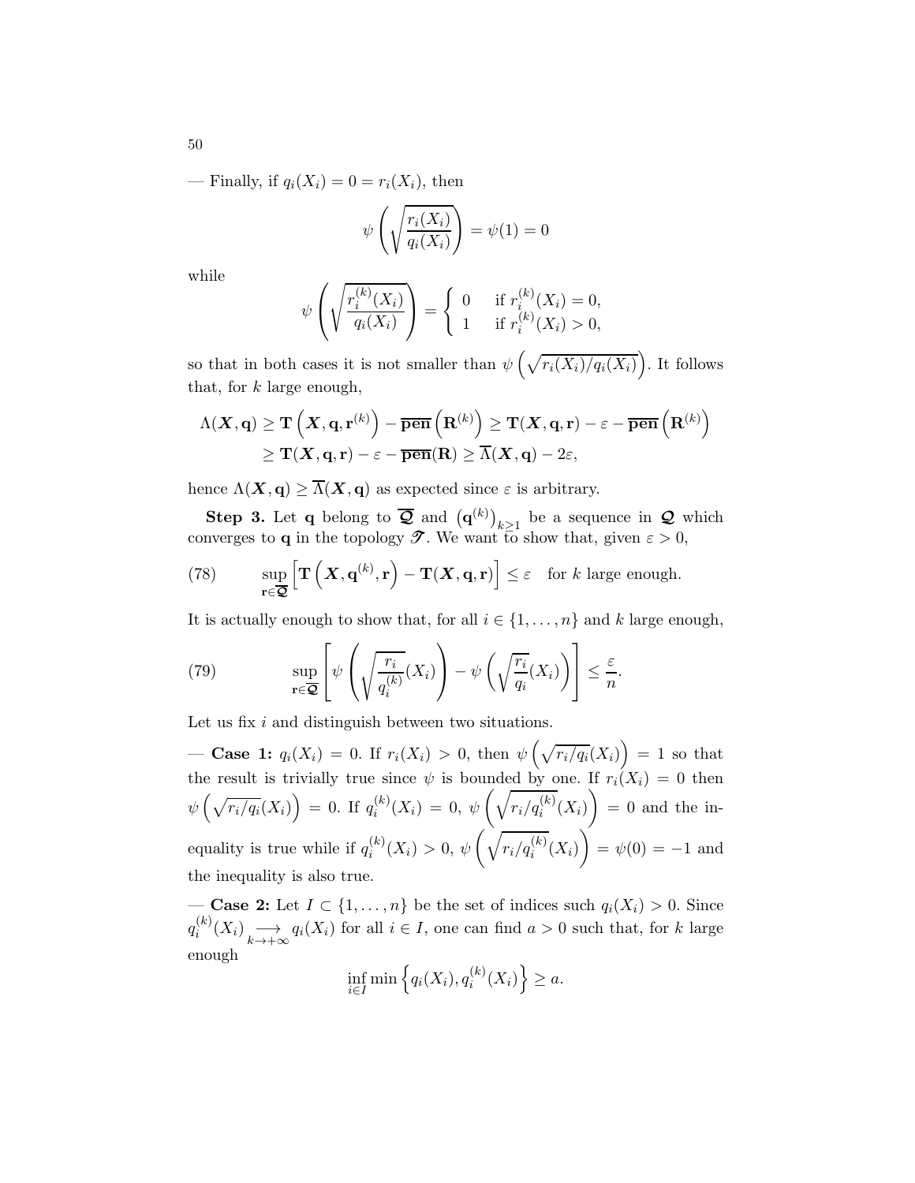— Finally, if $q_i(X_i) = 0 = r_i(X_i)$, then

$$\psi\left(\sqrt{\frac{r_i(X_i)}{q_i(X_i)}}\right) = \psi(1) = 0$$

while

$$\psi\left(\sqrt{\frac{r_i^{(k)}(X_i)}{q_i(X_i)}}\right) = \begin{cases} 0 & \text{if } r_i^{(k)}(X_i) = 0, \\ 1 & \text{if } r_i^{(k)}(X_i) > 0, \end{cases}$$

so that in both cases it is not smaller than $\psi\left(\sqrt{r_i(X_i)/q_i(X_i)}\right)$. It follows that, for $k$ large enough,

$$\begin{aligned}\Lambda(\boldsymbol{X}, \mathbf{q}) &\geq \mathbf{T}\left(\boldsymbol{X}, \mathbf{q}, \mathbf{r}^{(k)}\right) - \overline{\mathbf{pen}}\left(\mathbf{R}^{(k)}\right) \geq \mathbf{T}(\boldsymbol{X}, \mathbf{q}, \mathbf{r}) - \varepsilon - \overline{\mathbf{pen}}\left(\mathbf{R}^{(k)}\right) \\ &\geq \mathbf{T}(\boldsymbol{X}, \mathbf{q}, \mathbf{r}) - \varepsilon - \overline{\mathbf{pen}}(\mathbf{R}) \geq \overline{\Lambda}(\boldsymbol{X}, \mathbf{q}) - 2\varepsilon,\end{aligned}$$

hence $\Lambda(\boldsymbol{X}, \mathbf{q}) \geq \overline{\Lambda}(\boldsymbol{X}, \mathbf{q})$ as expected since $\varepsilon$ is arbitrary.

**Step 3.** Let $\mathbf{q}$ belong to $\overline{\boldsymbol{\mathcal{Q}}}$ and $\left(\mathbf{q}^{(k)}\right)_{k\geq 1}$ be a sequence in $\boldsymbol{\mathcal{Q}}$ which converges to $\mathbf{q}$ in the topology $\mathscr{T}$. We want to show that, given $\varepsilon > 0$,

$$\sup_{\mathbf{r}\in\overline{\boldsymbol{\mathcal{Q}}}}\left[\mathbf{T}\left(\boldsymbol{X}, \mathbf{q}^{(k)}, \mathbf{r}\right) - \mathbf{T}(\boldsymbol{X}, \mathbf{q}, \mathbf{r})\right] \leq \varepsilon \quad \text{for } k \text{ large enough.} \tag{78}$$

It is actually enough to show that, for all $i \in \{1, \ldots, n\}$ and $k$ large enough,

$$\sup_{\mathbf{r}\in\overline{\boldsymbol{\mathcal{Q}}}}\left[\psi\left(\sqrt{\frac{r_i}{q_i^{(k)}}(X_i)}\right) - \psi\left(\sqrt{\frac{r_i}{q_i}(X_i)}\right)\right] \leq \frac{\varepsilon}{n}. \tag{79}$$

Let us fix $i$ and distinguish between two situations.

— **Case 1:** $q_i(X_i) = 0$. If $r_i(X_i) > 0$, then $\psi\left(\sqrt{r_i/q_i}(X_i)\right) = 1$ so that the result is trivially true since $\psi$ is bounded by one. If $r_i(X_i) = 0$ then $\psi\left(\sqrt{r_i/q_i}(X_i)\right) = 0$. If $q_i^{(k)}(X_i) = 0$, $\psi\left(\sqrt{r_i/q_i^{(k)}}(X_i)\right) = 0$ and the inequality is true while if $q_i^{(k)}(X_i) > 0$, $\psi\left(\sqrt{r_i/q_i^{(k)}}(X_i)\right) = \psi(0) = -1$ and the inequality is also true.

— **Case 2:** Let $I \subset \{1, \ldots, n\}$ be the set of indices such $q_i(X_i) > 0$. Since $q_i^{(k)}(X_i) \underset{k\to+\infty}{\longrightarrow} q_i(X_i)$ for all $i \in I$, one can find $a > 0$ such that, for $k$ large enough

$$\inf_{i\in I}\min\left\{q_i(X_i), q_i^{(k)}(X_i)\right\} \geq a.$$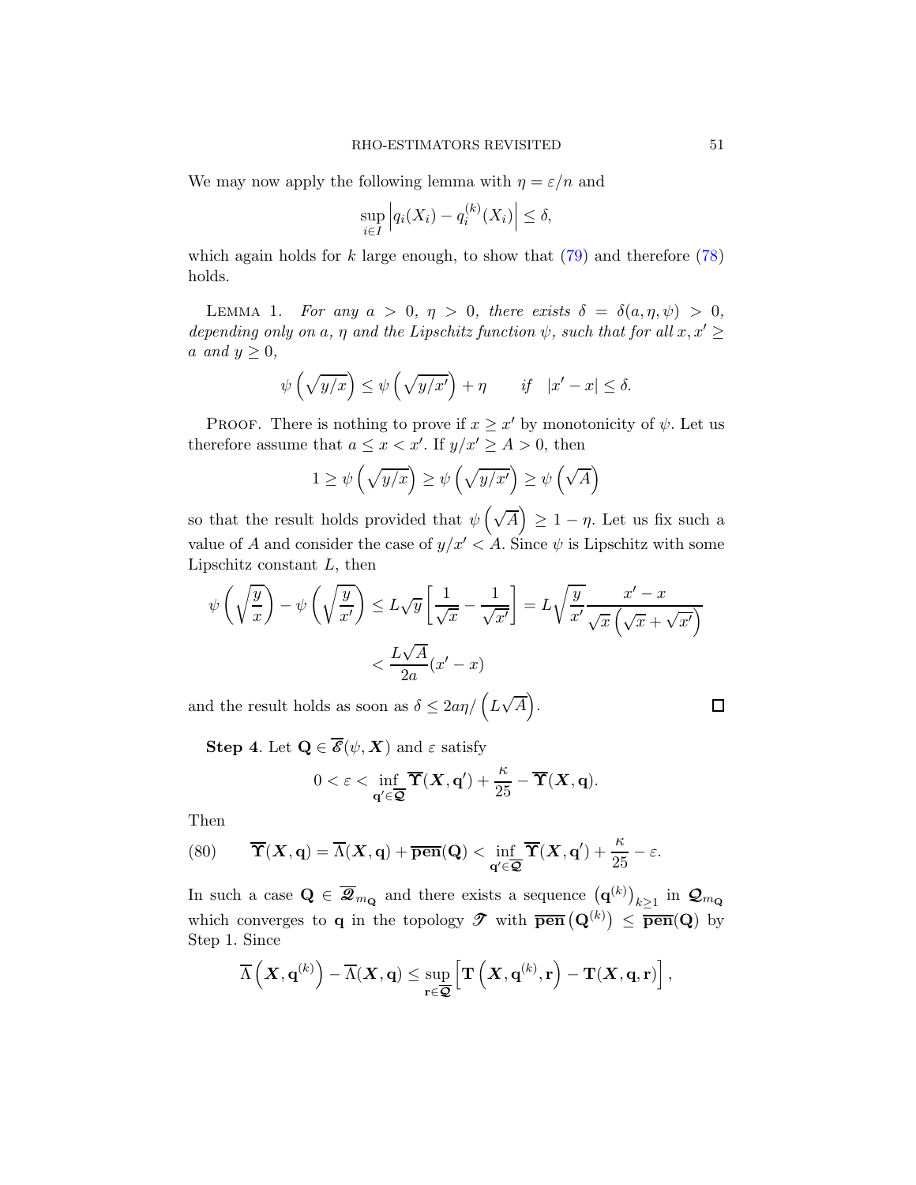We may now apply the following lemma with $\eta = \varepsilon/n$ and

$$\sup_{i \in I} \left| q_i(X_i) - q_i^{(k)}(X_i) \right| \leq \delta,$$

which again holds for $k$ large enough, to show that (79) and therefore (78) holds.

LEMMA 1. *For any $a > 0$, $\eta > 0$, there exists $\delta = \delta(a, \eta, \psi) > 0$, depending only on $a$, $\eta$ and the Lipschitz function $\psi$, such that for all $x, x' \geq a$ and $y \geq 0$,*

$$\psi\left(\sqrt{y/x}\right) \leq \psi\left(\sqrt{y/x'}\right) + \eta \qquad \text{if} \quad |x' - x| \leq \delta.$$

PROOF. There is nothing to prove if $x \geq x'$ by monotonicity of $\psi$. Let us therefore assume that $a \leq x < x'$. If $y/x' \geq A > 0$, then

$$1 \geq \psi\left(\sqrt{y/x}\right) \geq \psi\left(\sqrt{y/x'}\right) \geq \psi\left(\sqrt{A}\right)$$

so that the result holds provided that $\psi\left(\sqrt{A}\right) \geq 1 - \eta$. Let us fix such a value of $A$ and consider the case of $y/x' < A$. Since $\psi$ is Lipschitz with some Lipschitz constant $L$, then

$$\psi\left(\sqrt{\frac{y}{x}}\right) - \psi\left(\sqrt{\frac{y}{x'}}\right) \leq L\sqrt{y}\left[\frac{1}{\sqrt{x}} - \frac{1}{\sqrt{x'}}\right] = L\sqrt{\frac{y}{x'}}\frac{x' - x}{\sqrt{x}\left(\sqrt{x} + \sqrt{x'}\right)}$$

$$< \frac{L\sqrt{A}}{2a}(x' - x)$$

and the result holds as soon as $\delta \leq 2a\eta/\left(L\sqrt{A}\right)$. □

**Step 4**. Let $\mathbf{Q} \in \overline{\mathscr{E}}(\psi, \boldsymbol{X})$ and $\varepsilon$ satisfy

$$0 < \varepsilon < \inf_{\mathbf{q}' \in \overline{\mathcal{Q}}} \overline{\Upsilon}(\boldsymbol{X}, \mathbf{q}') + \frac{\kappa}{25} - \overline{\Upsilon}(\boldsymbol{X}, \mathbf{q}).$$

Then

$$\overline{\Upsilon}(\boldsymbol{X}, \mathbf{q}) = \overline{\Lambda}(\boldsymbol{X}, \mathbf{q}) + \overline{\mathbf{pen}}(\mathbf{Q}) < \inf_{\mathbf{q}' \in \overline{\mathcal{Q}}} \overline{\Upsilon}(\boldsymbol{X}, \mathbf{q}') + \frac{\kappa}{25} - \varepsilon. \tag{80}$$

In such a case $\mathbf{Q} \in \overline{\mathscr{Q}}_{m_{\mathbf{Q}}}$ and there exists a sequence $\left(\mathbf{q}^{(k)}\right)_{k \geq 1}$ in $\mathcal{Q}_{m_{\mathbf{Q}}}$ which converges to $\mathbf{q}$ in the topology $\mathscr{T}$ with $\overline{\mathbf{pen}}\left(\mathbf{Q}^{(k)}\right) \leq \overline{\mathbf{pen}}(\mathbf{Q})$ by Step 1. Since

$$\overline{\Lambda}\left(\boldsymbol{X}, \mathbf{q}^{(k)}\right) - \overline{\Lambda}(\boldsymbol{X}, \mathbf{q}) \leq \sup_{\mathbf{r} \in \overline{\mathcal{Q}}} \left[\mathbf{T}\left(\boldsymbol{X}, \mathbf{q}^{(k)}, \mathbf{r}\right) - \mathbf{T}(\boldsymbol{X}, \mathbf{q}, \mathbf{r})\right],$$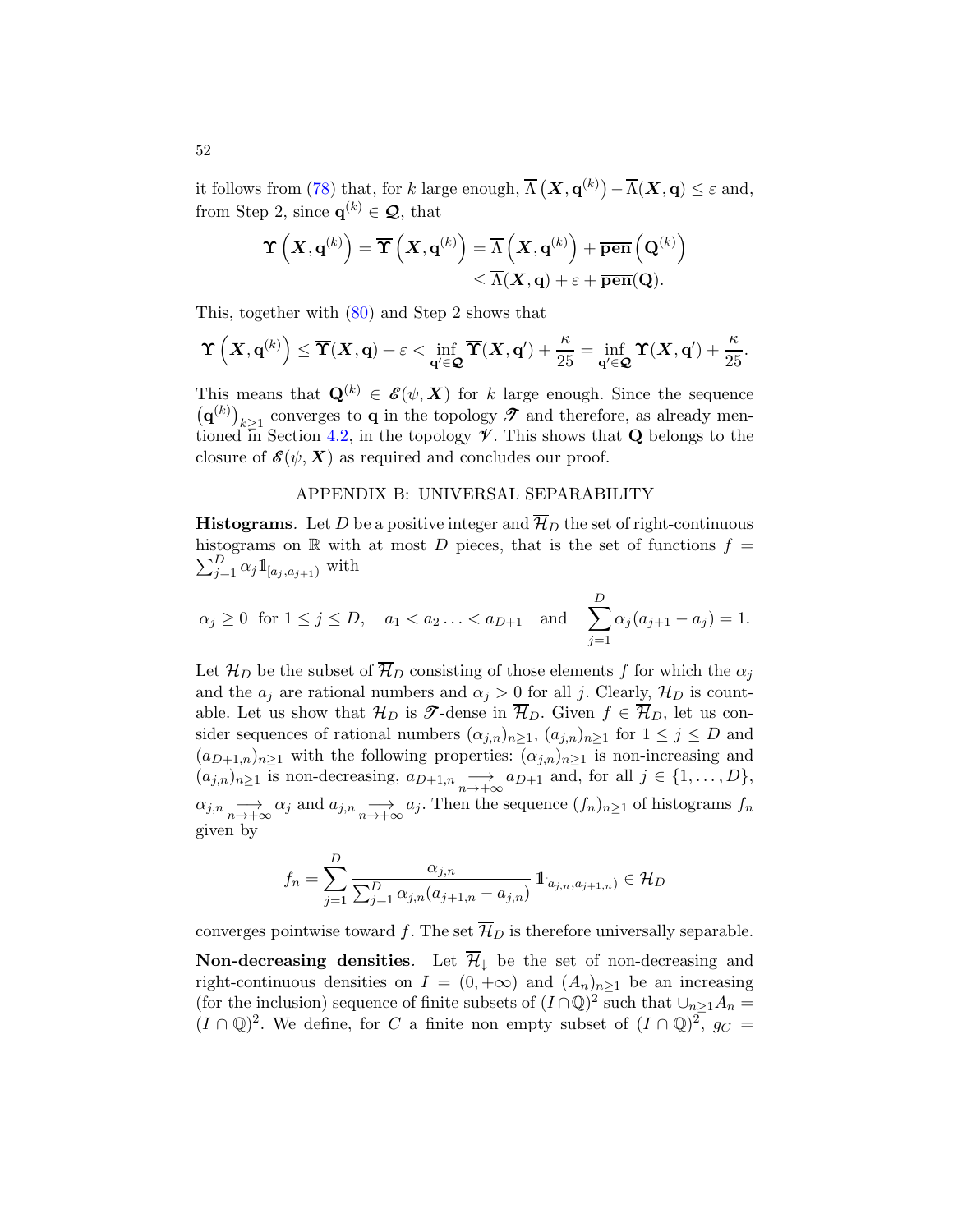it follows from (78) that, for $k$ large enough, $\overline{\Lambda}\left(\boldsymbol{X}, \mathbf{q}^{(k)}\right) - \overline{\Lambda}(\boldsymbol{X}, \mathbf{q}) \le \varepsilon$ and, from Step 2, since $\mathbf{q}^{(k)} \in \boldsymbol{\mathcal{Q}}$, that

$$\begin{aligned}
\boldsymbol{\Upsilon}\left(\boldsymbol{X}, \mathbf{q}^{(k)}\right) = \overline{\boldsymbol{\Upsilon}}\left(\boldsymbol{X}, \mathbf{q}^{(k)}\right) &= \overline{\Lambda}\left(\boldsymbol{X}, \mathbf{q}^{(k)}\right) + \overline{\mathbf{pen}}\left(\mathbf{Q}^{(k)}\right) \\
&\le \overline{\Lambda}(\boldsymbol{X}, \mathbf{q}) + \varepsilon + \overline{\mathbf{pen}}(\mathbf{Q}).
\end{aligned}$$

This, together with (80) and Step 2 shows that

$$\boldsymbol{\Upsilon}\left(\boldsymbol{X}, \mathbf{q}^{(k)}\right) \le \overline{\boldsymbol{\Upsilon}}(\boldsymbol{X}, \mathbf{q}) + \varepsilon < \inf_{\mathbf{q}' \in \boldsymbol{\mathcal{Q}}} \overline{\boldsymbol{\Upsilon}}(\boldsymbol{X}, \mathbf{q}') + \frac{\kappa}{25} = \inf_{\mathbf{q}' \in \boldsymbol{\mathcal{Q}}} \boldsymbol{\Upsilon}(\boldsymbol{X}, \mathbf{q}') + \frac{\kappa}{25}.$$

This means that $\mathbf{Q}^{(k)} \in \boldsymbol{\mathscr{E}}(\psi, \boldsymbol{X})$ for $k$ large enough. Since the sequence $\left(\mathbf{q}^{(k)}\right)_{k\ge 1}$ converges to $\mathbf{q}$ in the topology $\mathscr{T}$ and therefore, as already mentioned in Section 4.2, in the topology $\mathscr{V}$. This shows that $\mathbf{Q}$ belongs to the closure of $\boldsymbol{\mathscr{E}}(\psi, \boldsymbol{X})$ as required and concludes our proof.

## APPENDIX B: UNIVERSAL SEPARABILITY

**Histograms**. Let $D$ be a positive integer and $\overline{\mathcal{H}}_D$ the set of right-continuous histograms on $\mathbb{R}$ with at most $D$ pieces, that is the set of functions $f = \sum_{j=1}^{D} \alpha_j 1\!\!1_{[a_j, a_{j+1})}$ with

$$\alpha_j \ge 0 \ \text{ for } 1 \le j \le D, \quad a_1 < a_2 \ldots < a_{D+1} \quad \text{and} \quad \sum_{j=1}^{D} \alpha_j (a_{j+1} - a_j) = 1.$$

Let $\mathcal{H}_D$ be the subset of $\overline{\mathcal{H}}_D$ consisting of those elements $f$ for which the $\alpha_j$ and the $a_j$ are rational numbers and $\alpha_j > 0$ for all $j$. Clearly, $\mathcal{H}_D$ is countable. Let us show that $\mathcal{H}_D$ is $\mathscr{T}$-dense in $\overline{\mathcal{H}}_D$. Given $f \in \overline{\mathcal{H}}_D$, let us consider sequences of rational numbers $(\alpha_{j,n})_{n\ge 1}$, $(a_{j,n})_{n\ge 1}$ for $1 \le j \le D$ and $(a_{D+1,n})_{n\ge 1}$ with the following properties: $(\alpha_{j,n})_{n\ge 1}$ is non-increasing and $(a_{j,n})_{n\ge 1}$ is non-decreasing, $a_{D+1,n} \underset{n\to+\infty}{\longrightarrow} a_{D+1}$ and, for all $j \in \{1, \ldots, D\}$, $\alpha_{j,n} \underset{n\to+\infty}{\longrightarrow} \alpha_j$ and $a_{j,n} \underset{n\to+\infty}{\longrightarrow} a_j$. Then the sequence $(f_n)_{n\ge 1}$ of histograms $f_n$ given by

$$f_n = \sum_{j=1}^{D} \frac{\alpha_{j,n}}{\sum_{j=1}^{D} \alpha_{j,n}(a_{j+1,n} - a_{j,n})} 1\!\!1_{[a_{j,n}, a_{j+1,n})} \in \mathcal{H}_D$$

converges pointwise toward $f$. The set $\overline{\mathcal{H}}_D$ is therefore universally separable.

**Non-decreasing densities**. Let $\overline{\mathcal{H}}_{\downarrow}$ be the set of non-decreasing and right-continuous densities on $I = (0, +\infty)$ and $(A_n)_{n\ge 1}$ be an increasing (for the inclusion) sequence of finite subsets of $(I \cap \mathbb{Q})^2$ such that $\cup_{n\ge 1} A_n = (I \cap \mathbb{Q})^2$. We define, for $C$ a finite non empty subset of $(I \cap \mathbb{Q})^2$, $g_C =$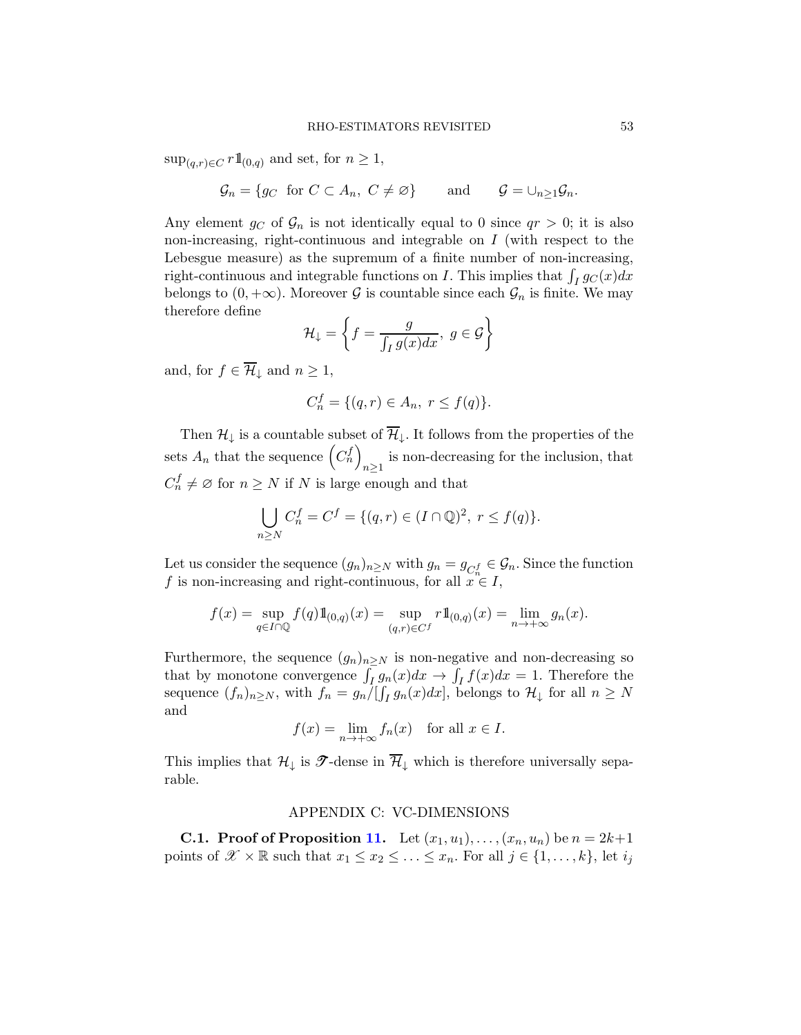$\sup_{(q,r)\in C} r1\!\!1_{(0,q)}$ and set, for $n \geq 1$,

$$\mathcal{G}_n = \{g_C \text{ for } C \subset A_n,\ C \neq \varnothing\} \qquad \text{and} \qquad \mathcal{G} = \cup_{n\geq 1}\mathcal{G}_n.$$

Any element $g_C$ of $\mathcal{G}_n$ is not identically equal to 0 since $qr > 0$; it is also non-increasing, right-continuous and integrable on $I$ (with respect to the Lebesgue measure) as the supremum of a finite number of non-increasing, right-continuous and integrable functions on $I$. This implies that $\int_I g_C(x)dx$ belongs to $(0, +\infty)$. Moreover $\mathcal{G}$ is countable since each $\mathcal{G}_n$ is finite. We may therefore define

$$\mathcal{H}_{\downarrow} = \left\{ f = \frac{g}{\int_I g(x)dx},\ g \in \mathcal{G} \right\}$$

and, for $f \in \overline{\mathcal{H}}_{\downarrow}$ and $n \geq 1$,

$$C_n^f = \{(q,r) \in A_n,\ r \leq f(q)\}.$$

Then $\mathcal{H}_{\downarrow}$ is a countable subset of $\overline{\mathcal{H}}_{\downarrow}$. It follows from the properties of the sets $A_n$ that the sequence $\left(C_n^f\right)_{n\geq 1}$ is non-decreasing for the inclusion, that $C_n^f \neq \varnothing$ for $n \geq N$ if $N$ is large enough and that

$$\bigcup_{n\geq N} C_n^f = C^f = \{(q,r) \in (I \cap \mathbb{Q})^2,\ r \leq f(q)\}.$$

Let us consider the sequence $(g_n)_{n\geq N}$ with $g_n = g_{C_n^f} \in \mathcal{G}_n$. Since the function $f$ is non-increasing and right-continuous, for all $x \in I$,

$$f(x) = \sup_{q\in I\cap\mathbb{Q}} f(q)1\!\!1_{(0,q)}(x) = \sup_{(q,r)\in C^f} r1\!\!1_{(0,q)}(x) = \lim_{n\to+\infty} g_n(x).$$

Furthermore, the sequence $(g_n)_{n\geq N}$ is non-negative and non-decreasing so that by monotone convergence $\int_I g_n(x)dx \to \int_I f(x)dx = 1$. Therefore the sequence $(f_n)_{n\geq N}$, with $f_n = g_n/[\int_I g_n(x)dx]$, belongs to $\mathcal{H}_{\downarrow}$ for all $n \geq N$ and

$$f(x) = \lim_{n\to+\infty} f_n(x) \quad \text{for all } x \in I.$$

This implies that $\mathcal{H}_{\downarrow}$ is $\mathscr{T}$-dense in $\overline{\mathcal{H}}_{\downarrow}$ which is therefore universally separable.

## APPENDIX C: VC-DIMENSIONS

**C.1. Proof of Proposition 11.** Let $(x_1, u_1), \ldots, (x_n, u_n)$ be $n = 2k+1$ points of $\mathscr{X} \times \mathbb{R}$ such that $x_1 \leq x_2 \leq \ldots \leq x_n$. For all $j \in \{1, \ldots, k\}$, let $i_j$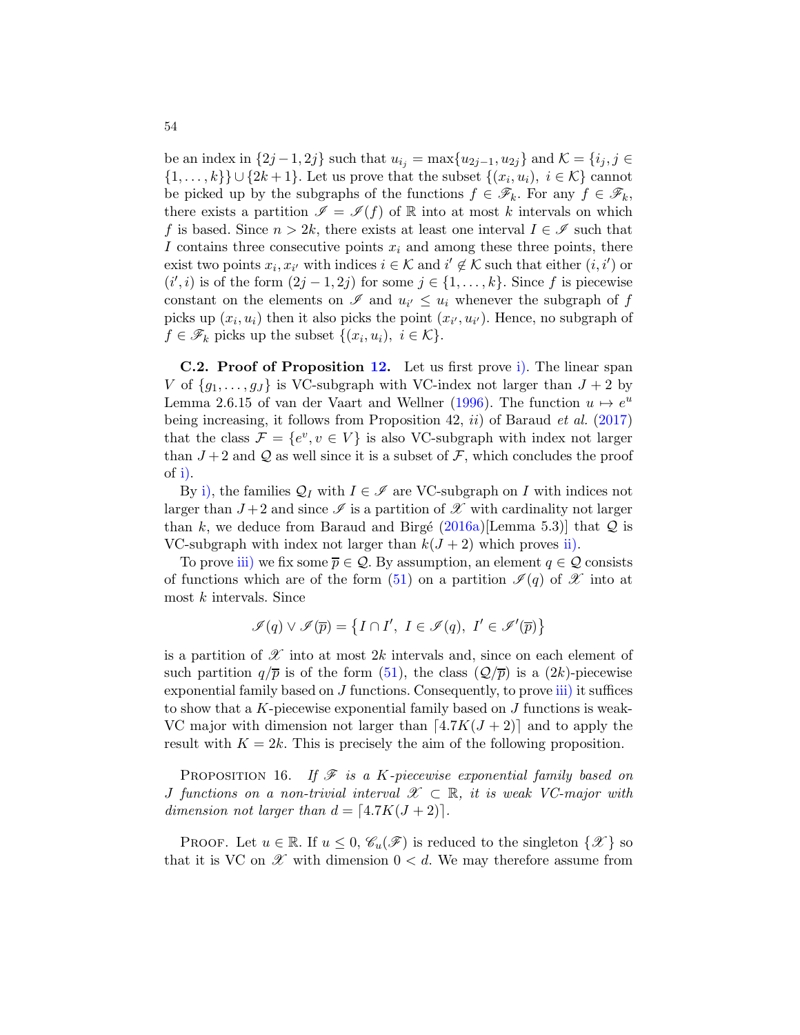be an index in $\{2j-1, 2j\}$ such that $u_{i_j} = \max\{u_{2j-1}, u_{2j}\}$ and $\mathcal{K} = \{i_j, j \in \{1, \ldots, k\}\} \cup \{2k+1\}$. Let us prove that the subset $\{(x_i, u_i),\ i \in \mathcal{K}\}$ cannot be picked up by the subgraphs of the functions $f \in \mathscr{F}_k$. For any $f \in \mathscr{F}_k$, there exists a partition $\mathscr{I} = \mathscr{I}(f)$ of $\mathbb{R}$ into at most $k$ intervals on which $f$ is based. Since $n > 2k$, there exists at least one interval $I \in \mathscr{I}$ such that $I$ contains three consecutive points $x_i$ and among these three points, there exist two points $x_i, x_{i'}$ with indices $i \in \mathcal{K}$ and $i' \notin \mathcal{K}$ such that either $(i, i')$ or $(i', i)$ is of the form $(2j-1, 2j)$ for some $j \in \{1, \ldots, k\}$. Since $f$ is piecewise constant on the elements on $\mathscr{I}$ and $u_{i'} \le u_i$ whenever the subgraph of $f$ picks up $(x_i, u_i)$ then it also picks the point $(x_{i'}, u_{i'})$. Hence, no subgraph of $f \in \mathscr{F}_k$ picks up the subset $\{(x_i, u_i),\ i \in \mathcal{K}\}$.

**C.2. Proof of Proposition 12.** Let us first prove i). The linear span $V$ of $\{g_1, \ldots, g_J\}$ is VC-subgraph with VC-index not larger than $J+2$ by Lemma 2.6.15 of van der Vaart and Wellner (1996). The function $u \mapsto e^u$ being increasing, it follows from Proposition 42, *ii)* of Baraud *et al.* (2017) that the class $\mathcal{F} = \{e^v, v \in V\}$ is also VC-subgraph with index not larger than $J+2$ and $\mathcal{Q}$ as well since it is a subset of $\mathcal{F}$, which concludes the proof of i).

By i), the families $\mathcal{Q}_I$ with $I \in \mathscr{I}$ are VC-subgraph on $I$ with indices not larger than $J+2$ and since $\mathscr{I}$ is a partition of $\mathscr{X}$ with cardinality not larger than $k$, we deduce from Baraud and Birgé (2016a)[Lemma 5.3)] that $\mathcal{Q}$ is VC-subgraph with index not larger than $k(J+2)$ which proves ii).

To prove iii) we fix some $\overline{p} \in \mathcal{Q}$. By assumption, an element $q \in \mathcal{Q}$ consists of functions which are of the form (51) on a partition $\mathscr{I}(q)$ of $\mathscr{X}$ into at most $k$ intervals. Since

$$\mathscr{I}(q) \vee \mathscr{I}(\overline{p}) = \left\{I \cap I',\ I \in \mathscr{I}(q),\ I' \in \mathscr{I}'(\overline{p})\right\}$$

is a partition of $\mathscr{X}$ into at most $2k$ intervals and, since on each element of such partition $q/\overline{p}$ is of the form (51), the class $(\mathcal{Q}/\overline{p})$ is a $(2k)$-piecewise exponential family based on $J$ functions. Consequently, to prove iii) it suffices to show that a $K$-piecewise exponential family based on $J$ functions is weak-VC major with dimension not larger than $\lceil 4.7K(J+2)\rceil$ and to apply the result with $K = 2k$. This is precisely the aim of the following proposition.

Proposition 16. *If $\mathscr{F}$ is a $K$-piecewise exponential family based on $J$ functions on a non-trivial interval $\mathscr{X} \subset \mathbb{R}$, it is weak VC-major with dimension not larger than $d = \lceil 4.7K(J+2)\rceil$.*

Proof. Let $u \in \mathbb{R}$. If $u \le 0$, $\mathscr{C}_u(\mathscr{F})$ is reduced to the singleton $\{\mathscr{X}\}$ so that it is VC on $\mathscr{X}$ with dimension $0 < d$. We may therefore assume from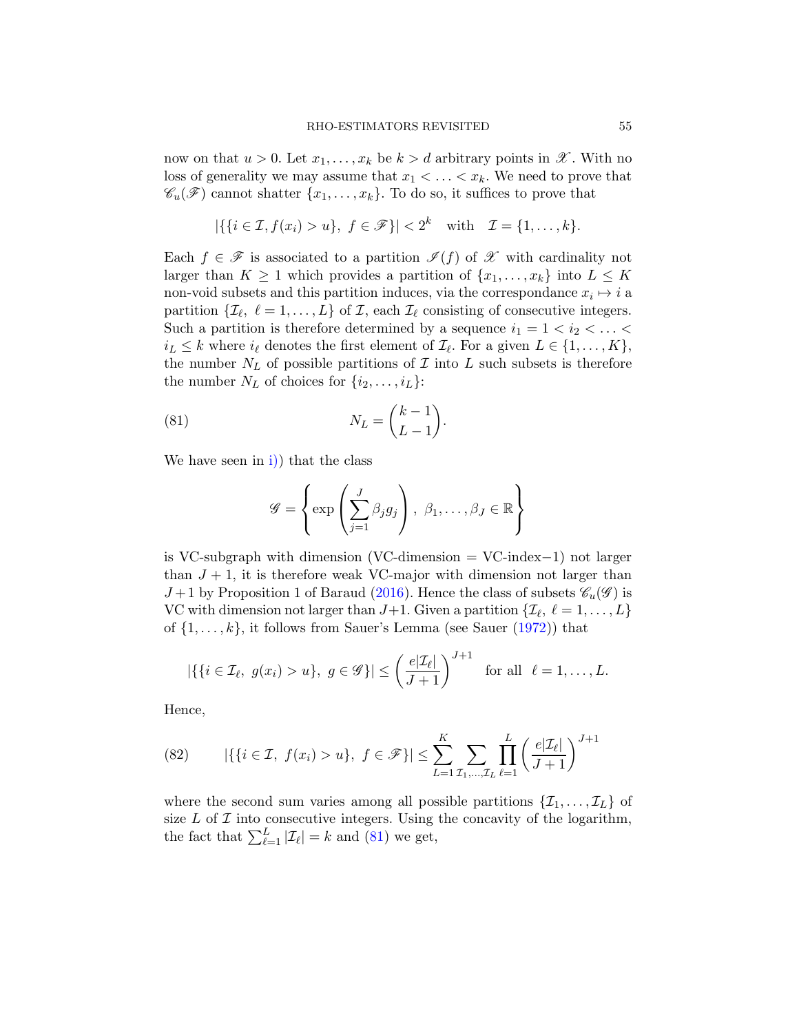now on that $u > 0$. Let $x_1, \ldots, x_k$ be $k > d$ arbitrary points in $\mathscr{X}$. With no loss of generality we may assume that $x_1 < \ldots < x_k$. We need to prove that $\mathscr{C}_u(\mathscr{F})$ cannot shatter $\{x_1, \ldots, x_k\}$. To do so, it suffices to prove that

$$|\{\{i \in \mathcal{I}, f(x_i) > u\},\ f \in \mathscr{F}\}| < 2^k \quad \text{with} \quad \mathcal{I} = \{1, \ldots, k\}.$$

Each $f \in \mathscr{F}$ is associated to a partition $\mathscr{I}(f)$ of $\mathscr{X}$ with cardinality not larger than $K \geq 1$ which provides a partition of $\{x_1, \ldots, x_k\}$ into $L \leq K$ non-void subsets and this partition induces, via the correspondance $x_i \mapsto i$ a partition $\{\mathcal{I}_\ell,\ \ell = 1, \ldots, L\}$ of $\mathcal{I}$, each $\mathcal{I}_\ell$ consisting of consecutive integers. Such a partition is therefore determined by a sequence $i_1 = 1 < i_2 < \ldots < i_L \leq k$ where $i_\ell$ denotes the first element of $\mathcal{I}_\ell$. For a given $L \in \{1, \ldots, K\}$, the number $N_L$ of possible partitions of $\mathcal{I}$ into $L$ such subsets is therefore the number $N_L$ of choices for $\{i_2, \ldots, i_L\}$:

$$N_L = \binom{k-1}{L-1}. \tag{81}$$

We have seen in i)) that the class

$$\mathscr{G} = \left\{ \exp\left( \sum_{j=1}^{J} \beta_j g_j \right),\ \beta_1, \ldots, \beta_J \in \mathbb{R} \right\}$$

is VC-subgraph with dimension (VC-dimension = VC-index$-1$) not larger than $J+1$, it is therefore weak VC-major with dimension not larger than $J+1$ by Proposition 1 of Baraud (2016). Hence the class of subsets $\mathscr{C}_u(\mathscr{G})$ is VC with dimension not larger than $J+1$. Given a partition $\{\mathcal{I}_\ell,\ \ell = 1, \ldots, L\}$ of $\{1, \ldots, k\}$, it follows from Sauer's Lemma (see Sauer (1972)) that

$$|\{\{i \in \mathcal{I}_\ell,\ g(x_i) > u\},\ g \in \mathscr{G}\}| \leq \left( \frac{e|\mathcal{I}_\ell|}{J+1} \right)^{J+1} \quad \text{for all} \ \ \ell = 1, \ldots, L.$$

Hence,

$$|\{\{i \in \mathcal{I},\ f(x_i) > u\},\ f \in \mathscr{F}\}| \leq \sum_{L=1}^{K} \sum_{\mathcal{I}_1, \ldots, \mathcal{I}_L} \prod_{\ell=1}^{L} \left( \frac{e|\mathcal{I}_\ell|}{J+1} \right)^{J+1} \tag{82}$$

where the second sum varies among all possible partitions $\{\mathcal{I}_1, \ldots, \mathcal{I}_L\}$ of size $L$ of $\mathcal{I}$ into consecutive integers. Using the concavity of the logarithm, the fact that $\sum_{\ell=1}^{L} |\mathcal{I}_\ell| = k$ and (81) we get,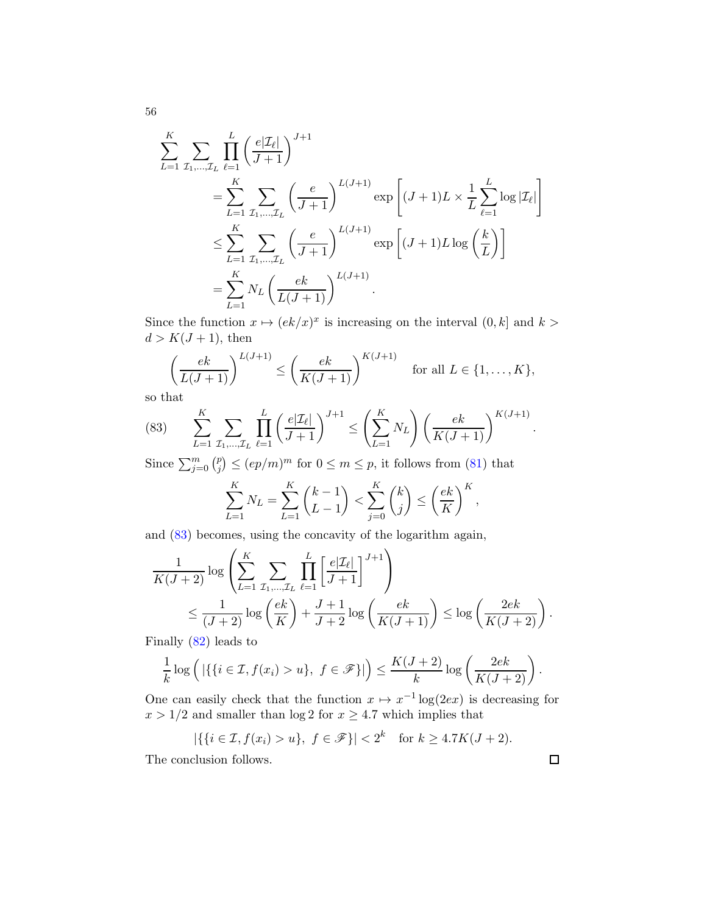$$
\begin{aligned}
\sum_{L=1}^{K} \sum_{\mathcal{I}_1,\ldots,\mathcal{I}_L} \prod_{\ell=1}^{L} \left(\frac{e|\mathcal{I}_\ell|}{J+1}\right)^{J+1}
&= \sum_{L=1}^{K} \sum_{\mathcal{I}_1,\ldots,\mathcal{I}_L} \left(\frac{e}{J+1}\right)^{L(J+1)} \exp\left[(J+1)L \times \frac{1}{L}\sum_{\ell=1}^{L} \log|\mathcal{I}_\ell|\right] \\
&\leq \sum_{L=1}^{K} \sum_{\mathcal{I}_1,\ldots,\mathcal{I}_L} \left(\frac{e}{J+1}\right)^{L(J+1)} \exp\left[(J+1)L\log\left(\frac{k}{L}\right)\right] \\
&= \sum_{L=1}^{K} N_L \left(\frac{ek}{L(J+1)}\right)^{L(J+1)}.
\end{aligned}
$$

Since the function $x \mapsto (ek/x)^x$ is increasing on the interval $(0, k]$ and $k > d > K(J+1)$, then

$$
\left(\frac{ek}{L(J+1)}\right)^{L(J+1)} \leq \left(\frac{ek}{K(J+1)}\right)^{K(J+1)} \quad \text{for all } L \in \{1,\ldots,K\},
$$

so that

$$
\sum_{L=1}^{K} \sum_{\mathcal{I}_1,\ldots,\mathcal{I}_L} \prod_{\ell=1}^{L} \left(\frac{e|\mathcal{I}_\ell|}{J+1}\right)^{J+1} \leq \left(\sum_{L=1}^{K} N_L\right)\left(\frac{ek}{K(J+1)}\right)^{K(J+1)}. \tag{83}
$$

Since $\sum_{j=0}^{m}\binom{p}{j} \leq (ep/m)^m$ for $0 \leq m \leq p$, it follows from (81) that

$$
\sum_{L=1}^{K} N_L = \sum_{L=1}^{K}\binom{k-1}{L-1} < \sum_{j=0}^{K}\binom{k}{j} \leq \left(\frac{ek}{K}\right)^K,
$$

and (83) becomes, using the concavity of the logarithm again,

$$
\begin{aligned}
\frac{1}{K(J+2)}\log&\left(\sum_{L=1}^{K}\sum_{\mathcal{I}_1,\ldots,\mathcal{I}_L}\prod_{\ell=1}^{L}\left[\frac{e|\mathcal{I}_\ell|}{J+1}\right]^{J+1}\right) \\
&\leq \frac{1}{(J+2)}\log\left(\frac{ek}{K}\right) + \frac{J+1}{J+2}\log\left(\frac{ek}{K(J+1)}\right) \leq \log\left(\frac{2ek}{K(J+2)}\right).
\end{aligned}
$$

Finally (82) leads to

$$
\frac{1}{k}\log\Big(\left|\{\{i \in \mathcal{I}, f(x_i) > u\},\ f \in \mathscr{F}\}\right|\Big) \leq \frac{K(J+2)}{k}\log\left(\frac{2ek}{K(J+2)}\right).
$$

One can easily check that the function $x \mapsto x^{-1}\log(2ex)$ is decreasing for $x > 1/2$ and smaller than $\log 2$ for $x \geq 4.7$ which implies that

$$
\left|\{\{i \in \mathcal{I}, f(x_i) > u\},\ f \in \mathscr{F}\}\right| < 2^k \quad \text{for } k \geq 4.7K(J+2).
$$

The conclusion follows. □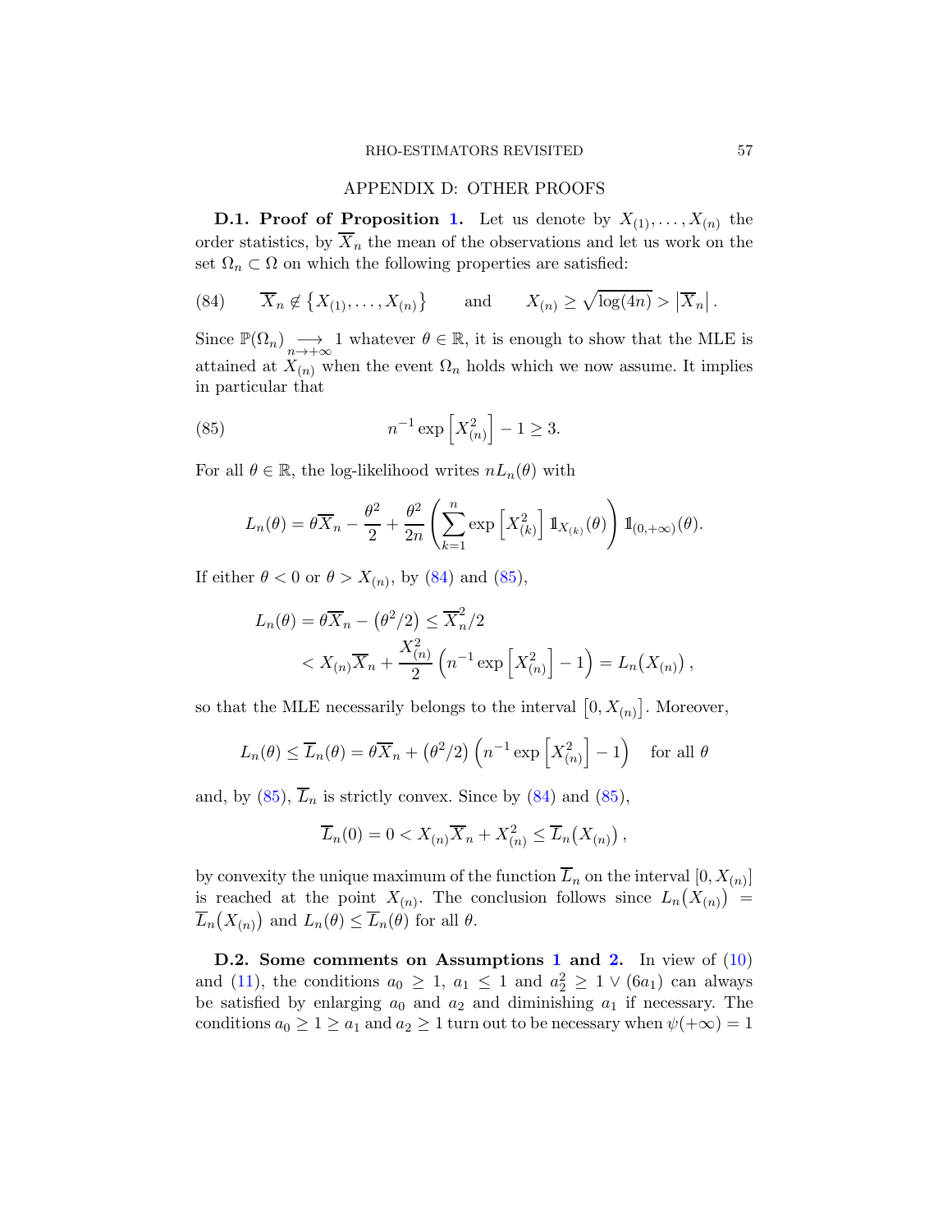# APPENDIX D: OTHER PROOFS

**D.1. Proof of Proposition 1.** Let us denote by $X_{(1)}, \ldots, X_{(n)}$ the order statistics, by $\overline{X}_n$ the mean of the observations and let us work on the set $\Omega_n \subset \Omega$ on which the following properties are satisfied:

$$\overline{X}_n \notin \left\{X_{(1)}, \ldots, X_{(n)}\right\} \qquad \text{and} \qquad X_{(n)} \geq \sqrt{\log(4n)} > \left|\overline{X}_n\right|. \tag{84}$$

Since $\mathbb{P}(\Omega_n) \underset{n\to+\infty}{\longrightarrow} 1$ whatever $\theta \in \mathbb{R}$, it is enough to show that the MLE is attained at $X_{(n)}$ when the event $\Omega_n$ holds which we now assume. It implies in particular that

$$n^{-1} \exp\left[X_{(n)}^2\right] - 1 \geq 3. \tag{85}$$

For all $\theta \in \mathbb{R}$, the log-likelihood writes $nL_n(\theta)$ with

$$L_n(\theta) = \theta \overline{X}_n - \frac{\theta^2}{2} + \frac{\theta^2}{2n}\left(\sum_{k=1}^{n} \exp\left[X_{(k)}^2\right] 1\!\!1_{X_{(k)}}(\theta)\right) 1\!\!1_{(0,+\infty)}(\theta).$$

If either $\theta < 0$ or $\theta > X_{(n)}$, by (84) and (85),

$$\begin{aligned} L_n(\theta) &= \theta\overline{X}_n - \left(\theta^2/2\right) \leq \overline{X}_n^2/2 \\ &< X_{(n)}\overline{X}_n + \frac{X_{(n)}^2}{2}\left(n^{-1}\exp\left[X_{(n)}^2\right] - 1\right) = L_n\big(X_{(n)}\big), \end{aligned}$$

so that the MLE necessarily belongs to the interval $\left[0, X_{(n)}\right]$. Moreover,

$$L_n(\theta) \leq \overline{L}_n(\theta) = \theta\overline{X}_n + \left(\theta^2/2\right)\left(n^{-1}\exp\left[X_{(n)}^2\right] - 1\right) \quad \text{for all } \theta$$

and, by (85), $\overline{L}_n$ is strictly convex. Since by (84) and (85),

$$\overline{L}_n(0) = 0 < X_{(n)}\overline{X}_n + X_{(n)}^2 \leq \overline{L}_n\big(X_{(n)}\big),$$

by convexity the unique maximum of the function $\overline{L}_n$ on the interval $[0, X_{(n)}]$ is reached at the point $X_{(n)}$. The conclusion follows since $L_n\big(X_{(n)}\big) = \overline{L}_n\big(X_{(n)}\big)$ and $L_n(\theta) \leq \overline{L}_n(\theta)$ for all $\theta$.

**D.2. Some comments on Assumptions 1 and 2.** In view of (10) and (11), the conditions $a_0 \geq 1$, $a_1 \leq 1$ and $a_2^2 \geq 1 \vee (6a_1)$ can always be satisfied by enlarging $a_0$ and $a_2$ and diminishing $a_1$ if necessary. The conditions $a_0 \geq 1 \geq a_1$ and $a_2 \geq 1$ turn out to be necessary when $\psi(+\infty) = 1$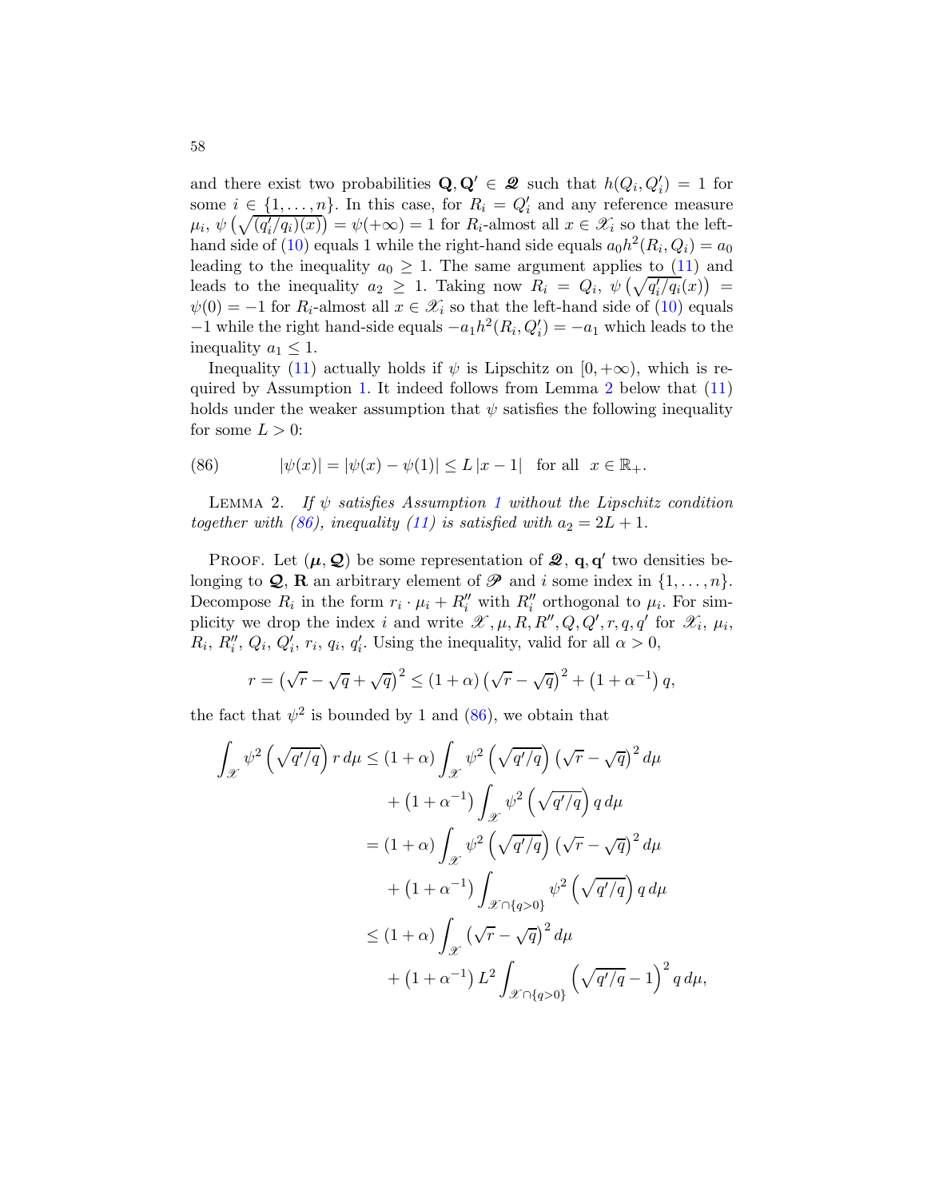and there exist two probabilities $\mathbf{Q}, \mathbf{Q}' \in \boldsymbol{\mathscr{Q}}$ such that $h(Q_i, Q_i') = 1$ for some $i \in \{1, \ldots, n\}$. In this case, for $R_i = Q_i'$ and any reference measure $\mu_i$, $\psi\left(\sqrt{(q_i'/q_i)(x)}\right) = \psi(+\infty) = 1$ for $R_i$-almost all $x \in \mathscr{X}_i$ so that the left-hand side of (10) equals 1 while the right-hand side equals $a_0 h^2(R_i, Q_i) = a_0$ leading to the inequality $a_0 \geq 1$. The same argument applies to (11) and leads to the inequality $a_2 \geq 1$. Taking now $R_i = Q_i$, $\psi\left(\sqrt{q_i'/q_i}(x)\right) = \psi(0) = -1$ for $R_i$-almost all $x \in \mathscr{X}_i$ so that the left-hand side of (10) equals $-1$ while the right hand-side equals $-a_1 h^2(R_i, Q_i') = -a_1$ which leads to the inequality $a_1 \leq 1$.

Inequality (11) actually holds if $\psi$ is Lipschitz on $[0, +\infty)$, which is required by Assumption 1. It indeed follows from Lemma 2 below that (11) holds under the weaker assumption that $\psi$ satisfies the following inequality for some $L > 0$:

$$
|\psi(x)| = |\psi(x) - \psi(1)| \leq L\,|x - 1| \quad \text{for all} \quad x \in \mathbb{R}_+. \tag{86}
$$

LEMMA 2. *If $\psi$ satisfies Assumption 1 without the Lipschitz condition together with (86), inequality (11) is satisfied with $a_2 = 2L + 1$.*

PROOF. Let $(\boldsymbol{\mu}, \boldsymbol{\mathscr{Q}})$ be some representation of $\boldsymbol{\mathscr{Q}}$, $\mathbf{q}, \mathbf{q}'$ two densities belonging to $\boldsymbol{\mathscr{Q}}$, $\mathbf{R}$ an arbitrary element of $\boldsymbol{\mathscr{P}}$ and $i$ some index in $\{1, \ldots, n\}$. Decompose $R_i$ in the form $r_i \cdot \mu_i + R_i''$ with $R_i''$ orthogonal to $\mu_i$. For simplicity we drop the index $i$ and write $\mathscr{X}, \mu, R, R'', Q, Q', r, q, q'$ for $\mathscr{X}_i$, $\mu_i$, $R_i$, $R_i''$, $Q_i$, $Q_i'$, $r_i$, $q_i$, $q_i'$. Using the inequality, valid for all $\alpha > 0$,

$$
r = \left(\sqrt{r} - \sqrt{q} + \sqrt{q}\right)^2 \leq (1 + \alpha)\left(\sqrt{r} - \sqrt{q}\right)^2 + \left(1 + \alpha^{-1}\right) q,
$$

the fact that $\psi^2$ is bounded by 1 and (86), we obtain that

$$
\begin{aligned}
\int_{\mathscr{X}} \psi^2\left(\sqrt{q'/q}\right) r\, d\mu &\leq (1 + \alpha) \int_{\mathscr{X}} \psi^2\left(\sqrt{q'/q}\right)\left(\sqrt{r} - \sqrt{q}\right)^2 d\mu \\
&\quad + \left(1 + \alpha^{-1}\right) \int_{\mathscr{X}} \psi^2\left(\sqrt{q'/q}\right) q\, d\mu \\
&= (1 + \alpha) \int_{\mathscr{X}} \psi^2\left(\sqrt{q'/q}\right)\left(\sqrt{r} - \sqrt{q}\right)^2 d\mu \\
&\quad + \left(1 + \alpha^{-1}\right) \int_{\mathscr{X} \cap \{q > 0\}} \psi^2\left(\sqrt{q'/q}\right) q\, d\mu \\
&\leq (1 + \alpha) \int_{\mathscr{X}} \left(\sqrt{r} - \sqrt{q}\right)^2 d\mu \\
&\quad + \left(1 + \alpha^{-1}\right) L^2 \int_{\mathscr{X} \cap \{q > 0\}} \left(\sqrt{q'/q} - 1\right)^2 q\, d\mu,
\end{aligned}
$$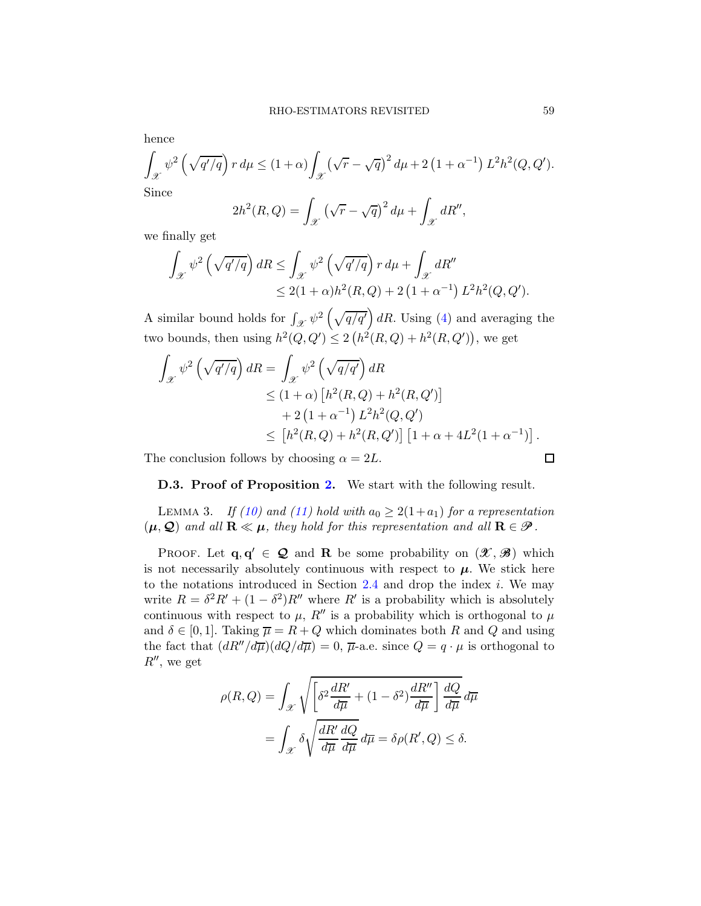hence

$$\int_{\mathscr{X}} \psi^2\left(\sqrt{q'/q}\right) r\, d\mu \leq (1+\alpha)\int_{\mathscr{X}} \left(\sqrt{r}-\sqrt{q}\right)^2 d\mu + 2\left(1+\alpha^{-1}\right) L^2 h^2(Q,Q').$$

Since

$$2h^2(R,Q) = \int_{\mathscr{X}} \left(\sqrt{r}-\sqrt{q}\right)^2 d\mu + \int_{\mathscr{X}} dR'',$$

we finally get

$$\begin{aligned}
\int_{\mathscr{X}} \psi^2\left(\sqrt{q'/q}\right) dR &\leq \int_{\mathscr{X}} \psi^2\left(\sqrt{q'/q}\right) r\, d\mu + \int_{\mathscr{X}} dR'' \\
&\leq 2(1+\alpha) h^2(R,Q) + 2\left(1+\alpha^{-1}\right) L^2 h^2(Q,Q').
\end{aligned}$$

A similar bound holds for $\int_{\mathscr{X}} \psi^2\left(\sqrt{q/q'}\right) dR$. Using (4) and averaging the two bounds, then using $h^2(Q,Q') \leq 2\left(h^2(R,Q)+h^2(R,Q')\right)$, we get

$$\begin{aligned}
\int_{\mathscr{X}} \psi^2\left(\sqrt{q'/q}\right) dR &= \int_{\mathscr{X}} \psi^2\left(\sqrt{q/q'}\right) dR \\
&\leq (1+\alpha)\left[h^2(R,Q)+h^2(R,Q')\right] \\
&\quad + 2\left(1+\alpha^{-1}\right) L^2 h^2(Q,Q') \\
&\leq \left[h^2(R,Q)+h^2(R,Q')\right]\left[1+\alpha+4L^2(1+\alpha^{-1})\right].
\end{aligned}$$

The conclusion follows by choosing $\alpha = 2L$. $\square$

### D.3. Proof of Proposition 2.

We start with the following result.

Lemma 3. *If (10) and (11) hold with $a_0 \geq 2(1+a_1)$ for a representation $(\boldsymbol{\mu}, \boldsymbol{\mathcal{Q}})$ and all $\mathbf{R} \ll \boldsymbol{\mu}$, they hold for this representation and all $\mathbf{R} \in \mathscr{P}$.*

Proof. Let $\mathbf{q}, \mathbf{q}' \in \boldsymbol{\mathcal{Q}}$ and $\mathbf{R}$ be some probability on $(\mathscr{X}, \mathscr{B})$ which is not necessarily absolutely continuous with respect to $\boldsymbol{\mu}$. We stick here to the notations introduced in Section 2.4 and drop the index $i$. We may write $R = \delta^2 R' + (1-\delta^2)R''$ where $R'$ is a probability which is absolutely continuous with respect to $\mu$, $R''$ is a probability which is orthogonal to $\mu$ and $\delta \in [0,1]$. Taking $\overline{\mu} = R + Q$ which dominates both $R$ and $Q$ and using the fact that $(dR''/d\overline{\mu})(dQ/d\overline{\mu}) = 0$, $\overline{\mu}$-a.e. since $Q = q \cdot \mu$ is orthogonal to $R''$, we get

$$\begin{aligned}
\rho(R,Q) &= \int_{\mathscr{X}} \sqrt{\left[\delta^2 \frac{dR'}{d\overline{\mu}} + (1-\delta^2)\frac{dR''}{d\overline{\mu}}\right] \frac{dQ}{d\overline{\mu}}}\, d\overline{\mu} \\
&= \int_{\mathscr{X}} \delta \sqrt{\frac{dR'}{d\overline{\mu}} \frac{dQ}{d\overline{\mu}}}\, d\overline{\mu} = \delta \rho(R',Q) \leq \delta.
\end{aligned}$$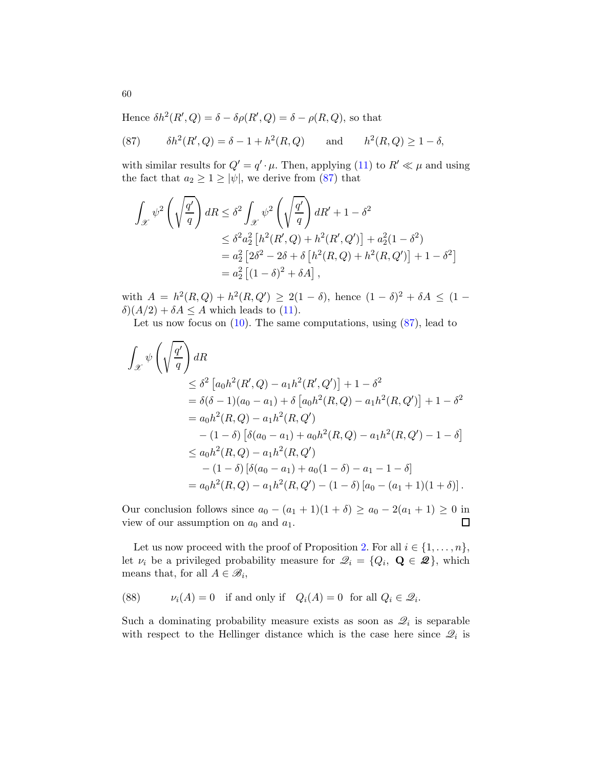Hence $\delta h^2(R', Q) = \delta - \delta\rho(R', Q) = \delta - \rho(R, Q)$, so that

$$\text{(87)} \qquad \delta h^2(R', Q) = \delta - 1 + h^2(R, Q) \qquad \text{and} \qquad h^2(R, Q) \geq 1 - \delta,$$

with similar results for $Q' = q' \cdot \mu$. Then, applying (11) to $R' \ll \mu$ and using the fact that $a_2 \geq 1 \geq |\psi|$, we derive from (87) that

$$\begin{aligned}
\int_{\mathscr{X}} \psi^2\left(\sqrt{\frac{q'}{q}}\right) dR &\leq \delta^2 \int_{\mathscr{X}} \psi^2\left(\sqrt{\frac{q'}{q}}\right) dR' + 1 - \delta^2 \\
&\leq \delta^2 a_2^2 \left[h^2(R', Q) + h^2(R', Q')\right] + a_2^2(1 - \delta^2) \\
&= a_2^2 \left[2\delta^2 - 2\delta + \delta\left[h^2(R, Q) + h^2(R, Q')\right] + 1 - \delta^2\right] \\
&= a_2^2 \left[(1 - \delta)^2 + \delta A\right],
\end{aligned}$$

with $A = h^2(R, Q) + h^2(R, Q') \geq 2(1 - \delta)$, hence $(1 - \delta)^2 + \delta A \leq (1 - \delta)(A/2) + \delta A \leq A$ which leads to (11).

Let us now focus on (10). The same computations, using (87), lead to

$$\begin{aligned}
&\int_{\mathscr{X}} \psi\left(\sqrt{\frac{q'}{q}}\right) dR \\
&\quad \leq \delta^2 \left[a_0 h^2(R', Q) - a_1 h^2(R', Q')\right] + 1 - \delta^2 \\
&\quad = \delta(\delta - 1)(a_0 - a_1) + \delta\left[a_0 h^2(R, Q) - a_1 h^2(R, Q')\right] + 1 - \delta^2 \\
&\quad = a_0 h^2(R, Q) - a_1 h^2(R, Q') \\
&\qquad - (1 - \delta)\left[\delta(a_0 - a_1) + a_0 h^2(R, Q) - a_1 h^2(R, Q') - 1 - \delta\right] \\
&\quad \leq a_0 h^2(R, Q) - a_1 h^2(R, Q') \\
&\qquad - (1 - \delta)\left[\delta(a_0 - a_1) + a_0(1 - \delta) - a_1 - 1 - \delta\right] \\
&\quad = a_0 h^2(R, Q) - a_1 h^2(R, Q') - (1 - \delta)\left[a_0 - (a_1 + 1)(1 + \delta)\right].
\end{aligned}$$

Our conclusion follows since $a_0 - (a_1 + 1)(1 + \delta) \geq a_0 - 2(a_1 + 1) \geq 0$ in view of our assumption on $a_0$ and $a_1$. □

Let us now proceed with the proof of Proposition 2. For all $i \in \{1, \ldots, n\}$, let $\nu_i$ be a privileged probability measure for $\mathscr{Q}_i = \{Q_i,\ \mathbf{Q} \in \boldsymbol{\mathscr{Q}}\}$, which means that, for all $A \in \mathscr{B}_i$,

$$\text{(88)} \qquad \nu_i(A) = 0 \quad \text{if and only if} \quad Q_i(A) = 0 \ \text{ for all } Q_i \in \mathscr{Q}_i.$$

Such a dominating probability measure exists as soon as $\mathscr{Q}_i$ is separable with respect to the Hellinger distance which is the case here since $\mathscr{Q}_i$ is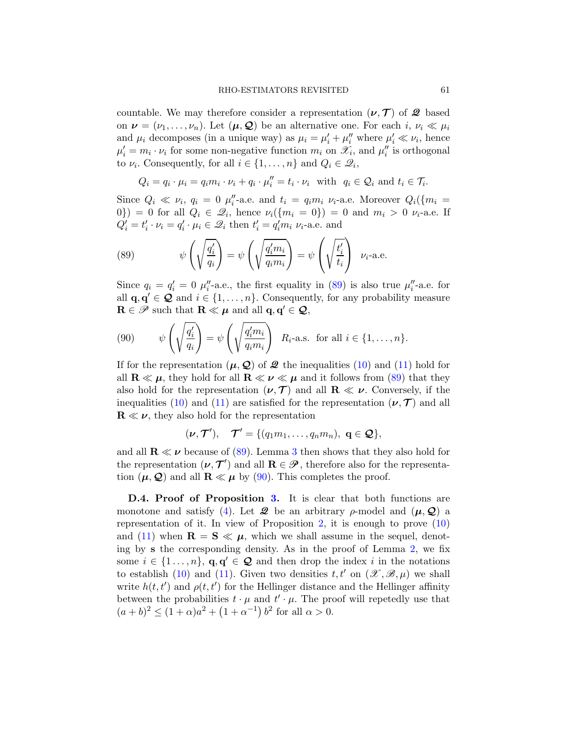countable. We may therefore consider a representation $(\boldsymbol{\nu}, \boldsymbol{\mathcal{T}})$ of $\boldsymbol{\mathscr{Q}}$ based on $\boldsymbol{\nu} = (\nu_1, \ldots, \nu_n)$. Let $(\boldsymbol{\mu}, \boldsymbol{\mathcal{Q}})$ be an alternative one. For each $i$, $\nu_i \ll \mu_i$ and $\mu_i$ decomposes (in a unique way) as $\mu_i = \mu_i' + \mu_i''$ where $\mu_i' \ll \nu_i$, hence $\mu_i' = m_i \cdot \nu_i$ for some non-negative function $m_i$ on $\mathscr{X}_i$, and $\mu_i''$ is orthogonal to $\nu_i$. Consequently, for all $i \in \{1, \ldots, n\}$ and $Q_i \in \mathscr{Q}_i$,

$$Q_i = q_i \cdot \mu_i = q_i m_i \cdot \nu_i + q_i \cdot \mu_i'' = t_i \cdot \nu_i \quad \text{with} \quad q_i \in \mathcal{Q}_i \text{ and } t_i \in \mathcal{T}_i.$$

Since $Q_i \ll \nu_i$, $q_i = 0$ $\mu_i''$-a.e. and $t_i = q_i m_i$ $\nu_i$-a.e. Moreover $Q_i(\{m_i = 0\}) = 0$ for all $Q_i \in \mathscr{Q}_i$, hence $\nu_i(\{m_i = 0\}) = 0$ and $m_i > 0$ $\nu_i$-a.e. If $Q_i' = t_i' \cdot \nu_i = q_i' \cdot \mu_i \in \mathscr{Q}_i$ then $t_i' = q_i' m_i$ $\nu_i$-a.e. and

$$\psi\left(\sqrt{\frac{q_i'}{q_i}}\right) = \psi\left(\sqrt{\frac{q_i' m_i}{q_i m_i}}\right) = \psi\left(\sqrt{\frac{t_i'}{t_i}}\right) \quad \nu_i\text{-a.e.} \tag{89}$$

Since $q_i = q_i' = 0$ $\mu_i''$-a.e., the first equality in (89) is also true $\mu_i''$-a.e. for all $\mathbf{q}, \mathbf{q}' \in \boldsymbol{\mathcal{Q}}$ and $i \in \{1, \ldots, n\}$. Consequently, for any probability measure $\mathbf{R} \in \mathscr{P}$ such that $\mathbf{R} \ll \boldsymbol{\mu}$ and all $\mathbf{q}, \mathbf{q}' \in \boldsymbol{\mathcal{Q}}$,

$$\psi\left(\sqrt{\frac{q_i'}{q_i}}\right) = \psi\left(\sqrt{\frac{q_i' m_i}{q_i m_i}}\right) \quad R_i\text{-a.s. for all } i \in \{1, \ldots, n\}. \tag{90}$$

If for the representation $(\boldsymbol{\mu}, \boldsymbol{\mathcal{Q}})$ of $\boldsymbol{\mathscr{Q}}$ the inequalities (10) and (11) hold for all $\mathbf{R} \ll \boldsymbol{\mu}$, they hold for all $\mathbf{R} \ll \boldsymbol{\nu} \ll \boldsymbol{\mu}$ and it follows from (89) that they also hold for the representation $(\boldsymbol{\nu}, \boldsymbol{\mathcal{T}})$ and all $\mathbf{R} \ll \boldsymbol{\nu}$. Conversely, if the inequalities (10) and (11) are satisfied for the representation $(\boldsymbol{\nu}, \boldsymbol{\mathcal{T}})$ and all $\mathbf{R} \ll \boldsymbol{\nu}$, they also hold for the representation

$$(\boldsymbol{\nu}, \boldsymbol{\mathcal{T}}'), \quad \boldsymbol{\mathcal{T}}' = \{(q_1 m_1, \ldots, q_n m_n),\ \mathbf{q} \in \boldsymbol{\mathcal{Q}}\},$$

and all $\mathbf{R} \ll \boldsymbol{\nu}$ because of (89). Lemma 3 then shows that they also hold for the representation $(\boldsymbol{\nu}, \boldsymbol{\mathcal{T}}')$ and all $\mathbf{R} \in \mathscr{P}$, therefore also for the representation $(\boldsymbol{\mu}, \boldsymbol{\mathcal{Q}})$ and all $\mathbf{R} \ll \boldsymbol{\mu}$ by (90). This completes the proof.

**D.4. Proof of Proposition 3.** It is clear that both functions are monotone and satisfy (4). Let $\boldsymbol{\mathscr{Q}}$ be an arbitrary $\rho$-model and $(\boldsymbol{\mu}, \boldsymbol{\mathcal{Q}})$ a representation of it. In view of Proposition 2, it is enough to prove (10) and (11) when $\mathbf{R} = \mathbf{S} \ll \boldsymbol{\mu}$, which we shall assume in the sequel, denoting by $\mathbf{s}$ the corresponding density. As in the proof of Lemma 2, we fix some $i \in \{1 \ldots, n\}$, $\mathbf{q}, \mathbf{q}' \in \boldsymbol{\mathcal{Q}}$ and then drop the index $i$ in the notations to establish (10) and (11). Given two densities $t, t'$ on $(\mathscr{X}, \mathscr{B}, \mu)$ we shall write $h(t, t')$ and $\rho(t, t')$ for the Hellinger distance and the Hellinger affinity between the probabilities $t \cdot \mu$ and $t' \cdot \mu$. The proof will repetedly use that $(a + b)^2 \leq (1 + \alpha)a^2 + \left(1 + \alpha^{-1}\right) b^2$ for all $\alpha > 0$.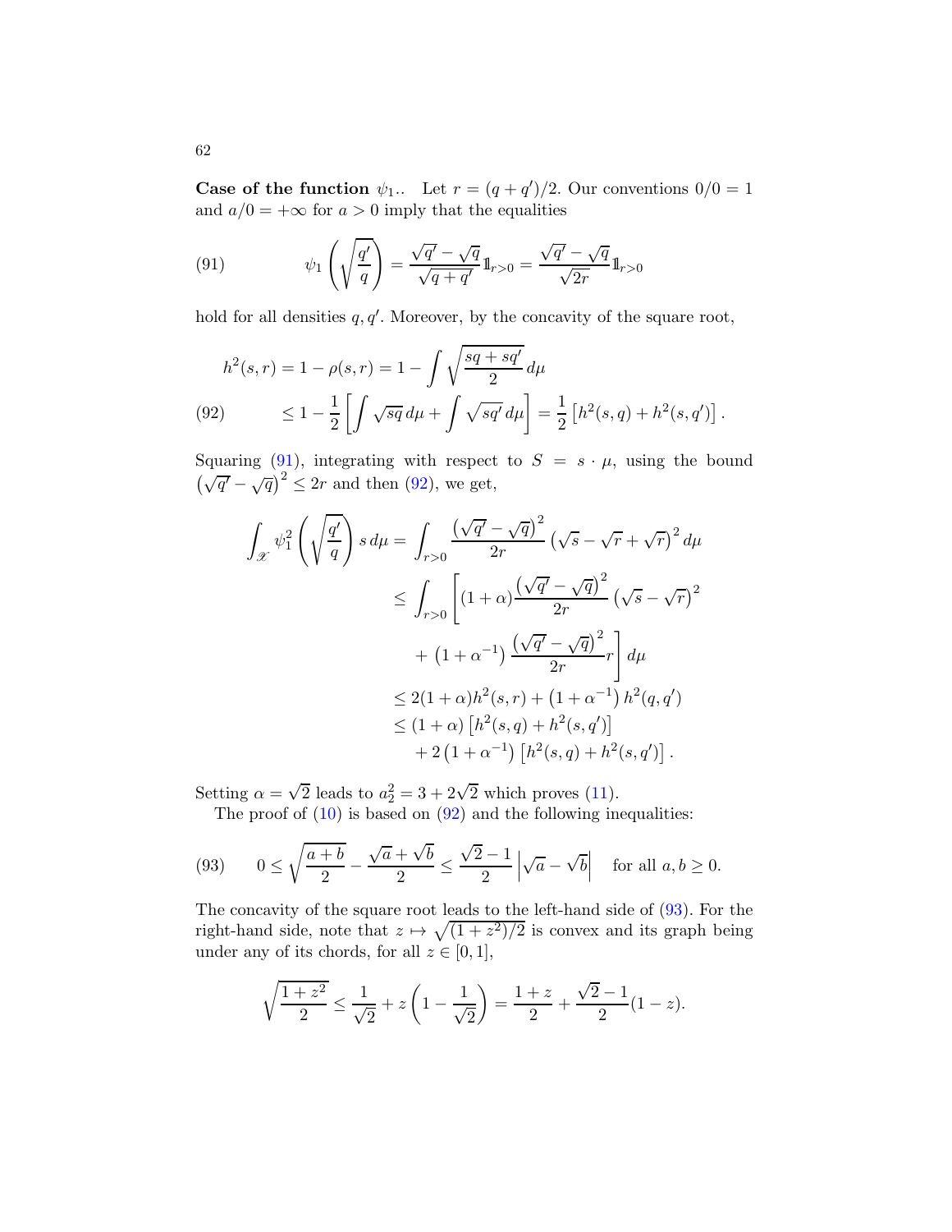**Case of the function $\psi_1$..** Let $r = (q+q')/2$. Our conventions $0/0 = 1$ and $a/0 = +\infty$ for $a > 0$ imply that the equalities

$$\psi_1\left(\sqrt{\frac{q'}{q}}\right) = \frac{\sqrt{q'}-\sqrt{q}}{\sqrt{q+q'}}\mathbb{1}_{r>0} = \frac{\sqrt{q'}-\sqrt{q}}{\sqrt{2r}}\mathbb{1}_{r>0} \tag{91}$$

hold for all densities $q, q'$. Moreover, by the concavity of the square root,

$$\begin{aligned}
h^2(s,r) &= 1 - \rho(s,r) = 1 - \int \sqrt{\frac{sq+sq'}{2}}\,d\mu \\
&\leq 1 - \frac{1}{2}\left[\int \sqrt{sq}\,d\mu + \int \sqrt{sq'}\,d\mu\right] = \frac{1}{2}\left[h^2(s,q) + h^2(s,q')\right]. 
\end{aligned} \tag{92}$$

Squaring (91), integrating with respect to $S = s \cdot \mu$, using the bound $\left(\sqrt{q'}-\sqrt{q}\right)^2 \leq 2r$ and then (92), we get,

$$\begin{aligned}
\int_{\mathscr{X}} \psi_1^2\left(\sqrt{\frac{q'}{q}}\right) s\,d\mu &= \int_{r>0} \frac{\left(\sqrt{q'}-\sqrt{q}\right)^2}{2r}\left(\sqrt{s}-\sqrt{r}+\sqrt{r}\right)^2 d\mu \\
&\leq \int_{r>0}\left[(1+\alpha)\frac{\left(\sqrt{q'}-\sqrt{q}\right)^2}{2r}\left(\sqrt{s}-\sqrt{r}\right)^2\right. \\
&\qquad \left. + \left(1+\alpha^{-1}\right)\frac{\left(\sqrt{q'}-\sqrt{q}\right)^2}{2r} r\right] d\mu \\
&\leq 2(1+\alpha)h^2(s,r) + \left(1+\alpha^{-1}\right)h^2(q,q') \\
&\leq (1+\alpha)\left[h^2(s,q)+h^2(s,q')\right] \\
&\qquad + 2\left(1+\alpha^{-1}\right)\left[h^2(s,q)+h^2(s,q')\right].
\end{aligned}$$

Setting $\alpha = \sqrt{2}$ leads to $a_2^2 = 3 + 2\sqrt{2}$ which proves (11).

The proof of (10) is based on (92) and the following inequalities:

$$0 \leq \sqrt{\frac{a+b}{2}} - \frac{\sqrt{a}+\sqrt{b}}{2} \leq \frac{\sqrt{2}-1}{2}\left|\sqrt{a}-\sqrt{b}\right| \quad \text{for all } a, b \geq 0. \tag{93}$$

The concavity of the square root leads to the left-hand side of (93). For the right-hand side, note that $z \mapsto \sqrt{(1+z^2)/2}$ is convex and its graph being under any of its chords, for all $z \in [0,1]$,

$$\sqrt{\frac{1+z^2}{2}} \leq \frac{1}{\sqrt{2}} + z\left(1 - \frac{1}{\sqrt{2}}\right) = \frac{1+z}{2} + \frac{\sqrt{2}-1}{2}(1-z).$$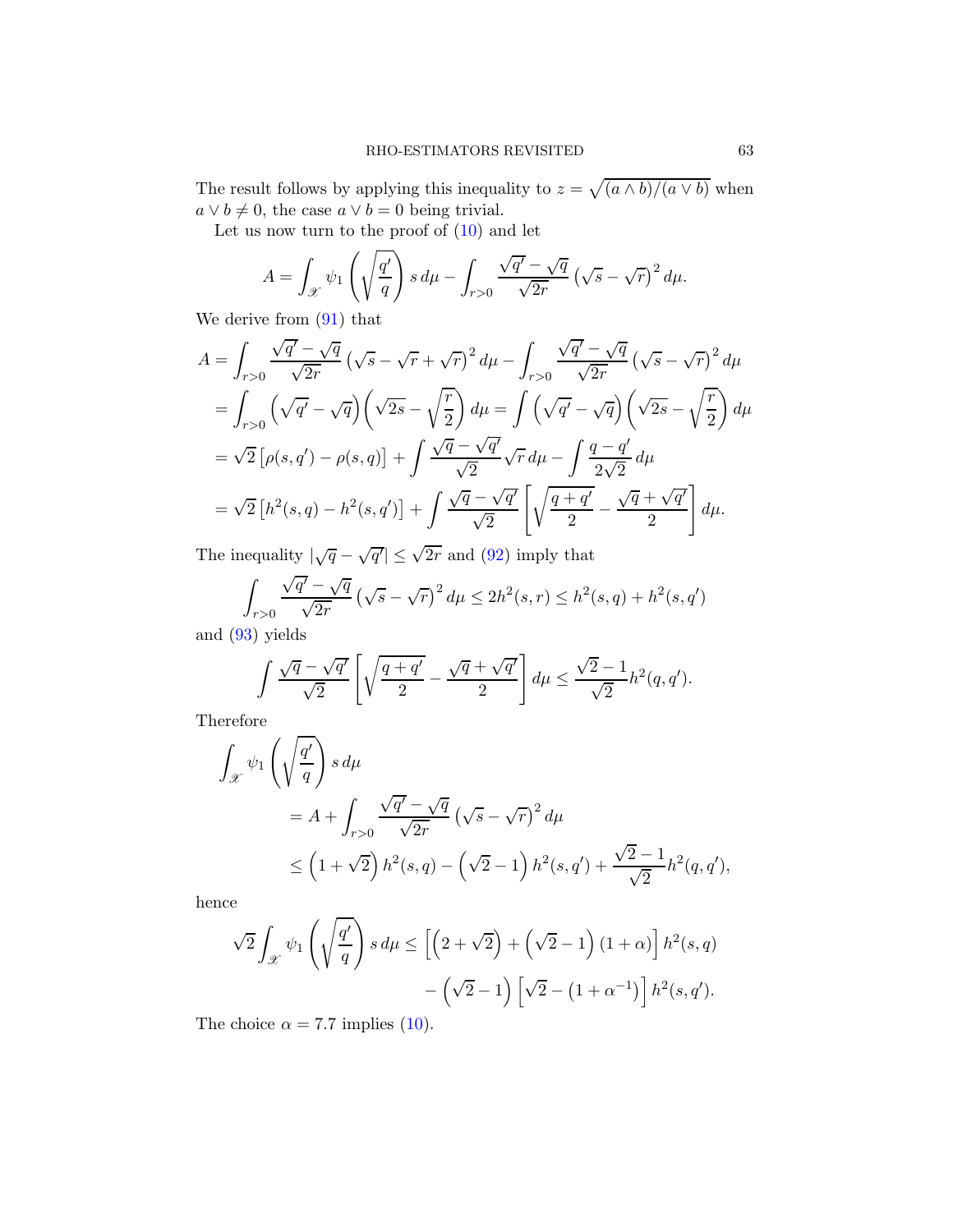The result follows by applying this inequality to $z = \sqrt{(a \wedge b)/(a \vee b)}$ when $a \vee b \neq 0$, the case $a \vee b = 0$ being trivial.

Let us now turn to the proof of (10) and let

$$A = \int_{\mathscr{X}} \psi_1\left(\sqrt{\frac{q'}{q}}\right) s\, d\mu - \int_{r>0} \frac{\sqrt{q'} - \sqrt{q}}{\sqrt{2r}} \left(\sqrt{s} - \sqrt{r}\right)^2 d\mu.$$

We derive from (91) that

$$\begin{aligned}
A &= \int_{r>0} \frac{\sqrt{q'} - \sqrt{q}}{\sqrt{2r}} \left(\sqrt{s} - \sqrt{r} + \sqrt{r}\right)^2 d\mu - \int_{r>0} \frac{\sqrt{q'} - \sqrt{q}}{\sqrt{2r}} \left(\sqrt{s} - \sqrt{r}\right)^2 d\mu \\
&= \int_{r>0} \left(\sqrt{q'} - \sqrt{q}\right)\left(\sqrt{2s} - \sqrt{\frac{r}{2}}\right) d\mu = \int \left(\sqrt{q'} - \sqrt{q}\right)\left(\sqrt{2s} - \sqrt{\frac{r}{2}}\right) d\mu \\
&= \sqrt{2}\left[\rho(s,q') - \rho(s,q)\right] + \int \frac{\sqrt{q} - \sqrt{q'}}{\sqrt{2}} \sqrt{r}\, d\mu - \int \frac{q - q'}{2\sqrt{2}}\, d\mu \\
&= \sqrt{2}\left[h^2(s,q) - h^2(s,q')\right] + \int \frac{\sqrt{q} - \sqrt{q'}}{\sqrt{2}} \left[\sqrt{\frac{q+q'}{2}} - \frac{\sqrt{q} + \sqrt{q'}}{2}\right] d\mu.
\end{aligned}$$

The inequality $|\sqrt{q} - \sqrt{q'}| \leq \sqrt{2r}$ and (92) imply that

$$\int_{r>0} \frac{\sqrt{q'} - \sqrt{q}}{\sqrt{2r}} \left(\sqrt{s} - \sqrt{r}\right)^2 d\mu \leq 2h^2(s,r) \leq h^2(s,q) + h^2(s,q')$$

and (93) yields

$$\int \frac{\sqrt{q} - \sqrt{q'}}{\sqrt{2}} \left[\sqrt{\frac{q+q'}{2}} - \frac{\sqrt{q} + \sqrt{q'}}{2}\right] d\mu \leq \frac{\sqrt{2}-1}{\sqrt{2}} h^2(q,q').$$

Therefore

$$\begin{aligned}
&\int_{\mathscr{X}} \psi_1\left(\sqrt{\frac{q'}{q}}\right) s\, d\mu \\
&\qquad = A + \int_{r>0} \frac{\sqrt{q'} - \sqrt{q}}{\sqrt{2r}} \left(\sqrt{s} - \sqrt{r}\right)^2 d\mu \\
&\qquad \leq \left(1 + \sqrt{2}\right) h^2(s,q) - \left(\sqrt{2} - 1\right) h^2(s,q') + \frac{\sqrt{2}-1}{\sqrt{2}} h^2(q,q'),
\end{aligned}$$

hence

$$\begin{aligned}
\sqrt{2}\int_{\mathscr{X}} \psi_1\left(\sqrt{\frac{q'}{q}}\right) s\, d\mu \leq &\left[\left(2 + \sqrt{2}\right) + \left(\sqrt{2} - 1\right)(1 + \alpha)\right] h^2(s,q) \\
&- \left(\sqrt{2} - 1\right)\left[\sqrt{2} - \left(1 + \alpha^{-1}\right)\right] h^2(s,q').
\end{aligned}$$

The choice $\alpha = 7.7$ implies (10).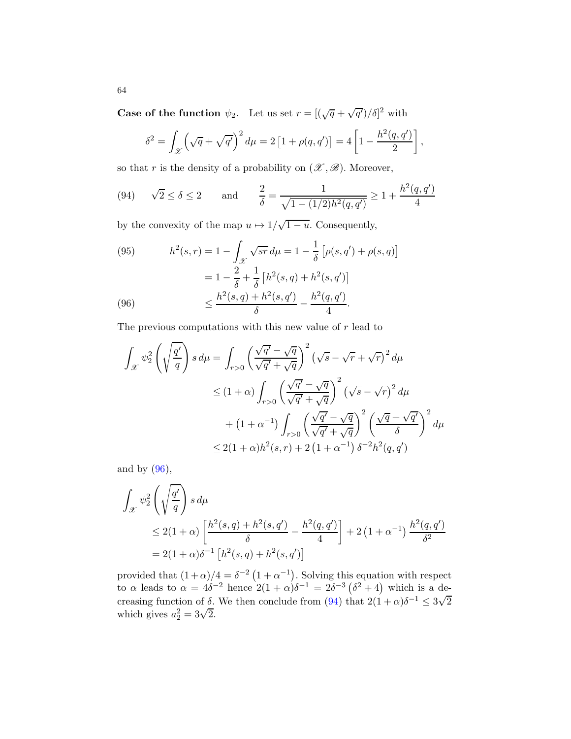**Case of the function** $\psi_2$. Let us set $r = [(\sqrt{q}+\sqrt{q'})/\delta]^2$ with

$$\delta^2 = \int_{\mathscr{X}} \left(\sqrt{q}+\sqrt{q'}\right)^2 d\mu = 2\left[1+\rho(q,q')\right] = 4\left[1 - \frac{h^2(q,q')}{2}\right],$$

so that $r$ is the density of a probability on $(\mathscr{X}, \mathscr{B})$. Moreover,

$$\sqrt{2} \le \delta \le 2 \qquad \text{and} \qquad \frac{2}{\delta} = \frac{1}{\sqrt{1-(1/2)h^2(q,q')}} \ge 1 + \frac{h^2(q,q')}{4} \tag{94}$$

by the convexity of the map $u \mapsto 1/\sqrt{1-u}$. Consequently,

$$\begin{aligned} h^2(s,r) &= 1 - \int_{\mathscr{X}} \sqrt{sr}\, d\mu = 1 - \frac{1}{\delta}\left[\rho(s,q') + \rho(s,q)\right] \qquad (95)\\ &= 1 - \frac{2}{\delta} + \frac{1}{\delta}\left[h^2(s,q) + h^2(s,q')\right] \\ &\le \frac{h^2(s,q)+h^2(s,q')}{\delta} - \frac{h^2(q,q')}{4}. \qquad (96) \end{aligned}$$

The previous computations with this new value of $r$ lead to

$$\begin{aligned} \int_{\mathscr{X}} \psi_2^2\left(\sqrt{\frac{q'}{q}}\right) s\, d\mu &= \int_{r>0} \left(\frac{\sqrt{q'}-\sqrt{q}}{\sqrt{q'}+\sqrt{q}}\right)^2 \left(\sqrt{s} - \sqrt{r} + \sqrt{r}\right)^2 d\mu \\ &\le (1+\alpha)\int_{r>0} \left(\frac{\sqrt{q'}-\sqrt{q}}{\sqrt{q'}+\sqrt{q}}\right)^2 \left(\sqrt{s}-\sqrt{r}\right)^2 d\mu \\ &\quad + \left(1+\alpha^{-1}\right)\int_{r>0} \left(\frac{\sqrt{q'}-\sqrt{q}}{\sqrt{q'}+\sqrt{q}}\right)^2 \left(\frac{\sqrt{q}+\sqrt{q'}}{\delta}\right)^2 d\mu \\ &\le 2(1+\alpha)h^2(s,r) + 2\left(1+\alpha^{-1}\right)\delta^{-2}h^2(q,q') \end{aligned}$$

and by (96),

$$\begin{aligned} &\int_{\mathscr{X}} \psi_2^2\left(\sqrt{\frac{q'}{q}}\right) s\, d\mu \\ &\quad \le 2(1+\alpha)\left[\frac{h^2(s,q)+h^2(s,q')}{\delta} - \frac{h^2(q,q')}{4}\right] + 2\left(1+\alpha^{-1}\right)\frac{h^2(q,q')}{\delta^2} \\ &\quad = 2(1+\alpha)\delta^{-1}\left[h^2(s,q)+h^2(s,q')\right] \end{aligned}$$

provided that $(1+\alpha)/4 = \delta^{-2}\left(1+\alpha^{-1}\right)$. Solving this equation with respect to $\alpha$ leads to $\alpha = 4\delta^{-2}$ hence $2(1+\alpha)\delta^{-1} = 2\delta^{-3}\left(\delta^2+4\right)$ which is a decreasing function of $\delta$. We then conclude from (94) that $2(1+\alpha)\delta^{-1} \le 3\sqrt{2}$ which gives $a_2^2 = 3\sqrt{2}$.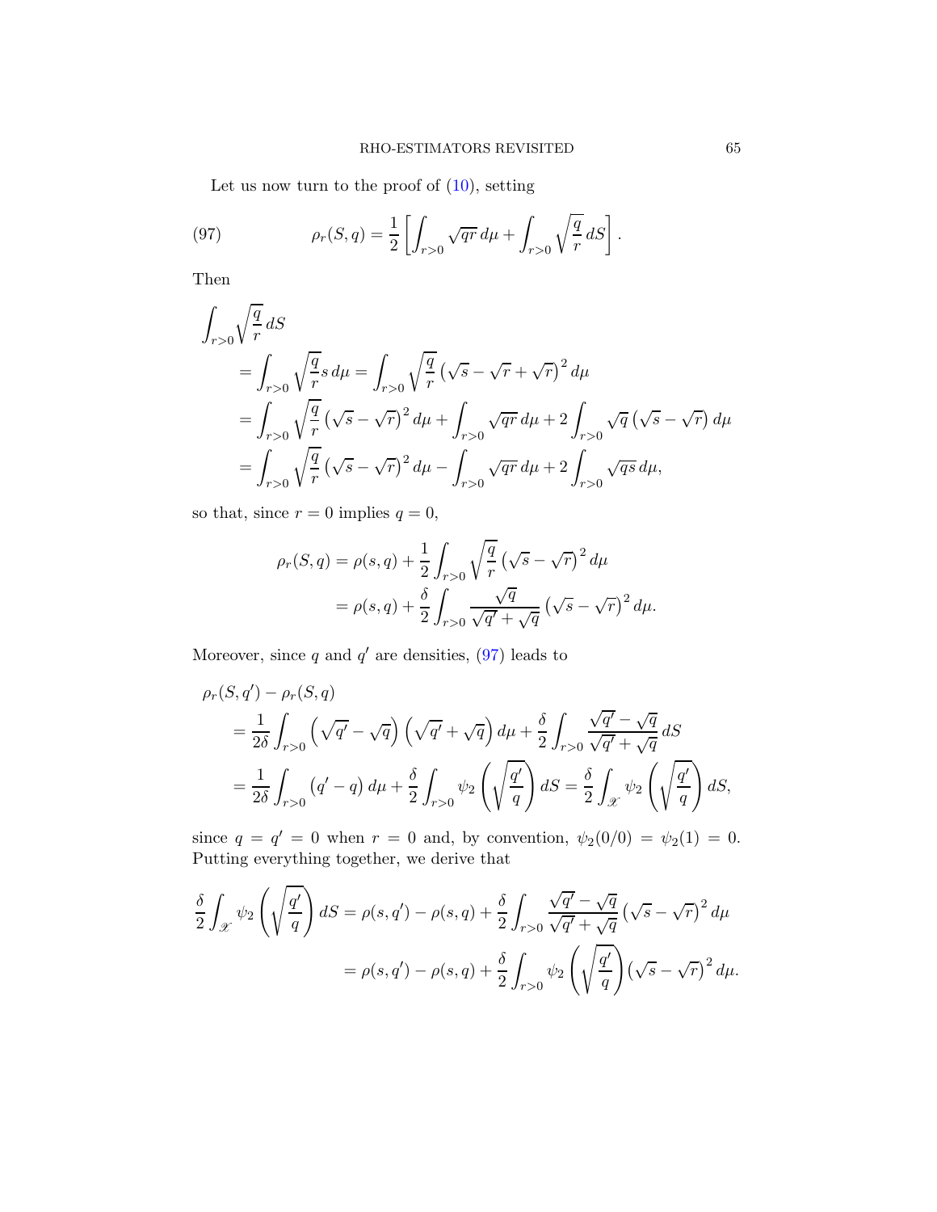Let us now turn to the proof of (10), setting

$$\rho_r(S, q) = \frac{1}{2}\left[\int_{r>0} \sqrt{qr}\, d\mu + \int_{r>0} \sqrt{\frac{q}{r}}\, dS\right]. \tag{97}$$

Then

$$\begin{aligned}
&\int_{r>0} \sqrt{\frac{q}{r}}\, dS \\
&\quad = \int_{r>0} \sqrt{\frac{q}{r}} s\, d\mu = \int_{r>0} \sqrt{\frac{q}{r}} \left(\sqrt{s} - \sqrt{r} + \sqrt{r}\right)^2 d\mu \\
&\quad = \int_{r>0} \sqrt{\frac{q}{r}} \left(\sqrt{s} - \sqrt{r}\right)^2 d\mu + \int_{r>0} \sqrt{qr}\, d\mu + 2\int_{r>0} \sqrt{q}\left(\sqrt{s} - \sqrt{r}\right) d\mu \\
&\quad = \int_{r>0} \sqrt{\frac{q}{r}} \left(\sqrt{s} - \sqrt{r}\right)^2 d\mu - \int_{r>0} \sqrt{qr}\, d\mu + 2\int_{r>0} \sqrt{qs}\, d\mu,
\end{aligned}$$

so that, since $r = 0$ implies $q = 0$,

$$\begin{aligned}
\rho_r(S, q) &= \rho(s, q) + \frac{1}{2}\int_{r>0} \sqrt{\frac{q}{r}} \left(\sqrt{s} - \sqrt{r}\right)^2 d\mu \\
&= \rho(s, q) + \frac{\delta}{2}\int_{r>0} \frac{\sqrt{q}}{\sqrt{q'} + \sqrt{q}} \left(\sqrt{s} - \sqrt{r}\right)^2 d\mu.
\end{aligned}$$

Moreover, since $q$ and $q'$ are densities, (97) leads to

$$\begin{aligned}
&\rho_r(S, q') - \rho_r(S, q) \\
&\quad = \frac{1}{2\delta}\int_{r>0} \left(\sqrt{q'} - \sqrt{q}\right)\left(\sqrt{q'} + \sqrt{q}\right) d\mu + \frac{\delta}{2}\int_{r>0} \frac{\sqrt{q'} - \sqrt{q}}{\sqrt{q'} + \sqrt{q}}\, dS \\
&\quad = \frac{1}{2\delta}\int_{r>0} \left(q' - q\right) d\mu + \frac{\delta}{2}\int_{r>0} \psi_2\left(\sqrt{\frac{q'}{q}}\right) dS = \frac{\delta}{2}\int_{\mathscr{X}} \psi_2\left(\sqrt{\frac{q'}{q}}\right) dS,
\end{aligned}$$

since $q = q' = 0$ when $r = 0$ and, by convention, $\psi_2(0/0) = \psi_2(1) = 0$. Putting everything together, we derive that

$$\begin{aligned}
\frac{\delta}{2}\int_{\mathscr{X}} \psi_2\left(\sqrt{\frac{q'}{q}}\right) dS &= \rho(s, q') - \rho(s, q) + \frac{\delta}{2}\int_{r>0} \frac{\sqrt{q'} - \sqrt{q}}{\sqrt{q'} + \sqrt{q}} \left(\sqrt{s} - \sqrt{r}\right)^2 d\mu \\
&= \rho(s, q') - \rho(s, q) + \frac{\delta}{2}\int_{r>0} \psi_2\left(\sqrt{\frac{q'}{q}}\right) \left(\sqrt{s} - \sqrt{r}\right)^2 d\mu.
\end{aligned}$$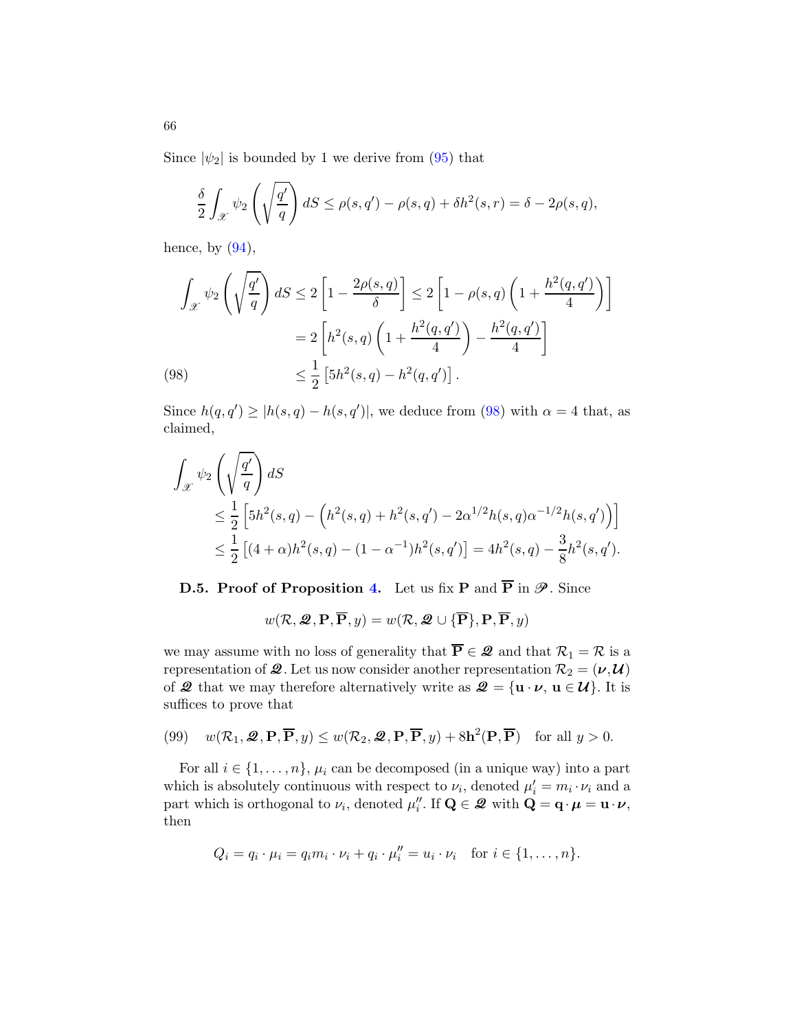Since $|\psi_2|$ is bounded by 1 we derive from (95) that

$$\frac{\delta}{2}\int_{\mathscr{X}} \psi_2\left(\sqrt{\frac{q'}{q}}\right) dS \leq \rho(s,q') - \rho(s,q) + \delta h^2(s,r) = \delta - 2\rho(s,q),$$

hence, by (94),

$$\begin{aligned}
\int_{\mathscr{X}} \psi_2\left(\sqrt{\frac{q'}{q}}\right) dS &\leq 2\left[1 - \frac{2\rho(s,q)}{\delta}\right] \leq 2\left[1 - \rho(s,q)\left(1 + \frac{h^2(q,q')}{4}\right)\right] \\
&= 2\left[h^2(s,q)\left(1 + \frac{h^2(q,q')}{4}\right) - \frac{h^2(q,q')}{4}\right] \\
&\leq \frac{1}{2}\left[5h^2(s,q) - h^2(q,q')\right]. \qquad (98)
\end{aligned}$$

Since $h(q,q') \geq |h(s,q) - h(s,q')|$, we deduce from (98) with $\alpha = 4$ that, as claimed,

$$\begin{aligned}
&\int_{\mathscr{X}} \psi_2\left(\sqrt{\frac{q'}{q}}\right) dS \\
&\quad\leq \frac{1}{2}\left[5h^2(s,q) - \left(h^2(s,q) + h^2(s,q') - 2\alpha^{1/2}h(s,q)\alpha^{-1/2}h(s,q')\right)\right] \\
&\quad\leq \frac{1}{2}\left[(4+\alpha)h^2(s,q) - (1-\alpha^{-1})h^2(s,q')\right] = 4h^2(s,q) - \frac{3}{8}h^2(s,q').
\end{aligned}$$

**D.5. Proof of Proposition 4.** Let us fix $\mathbf{P}$ and $\overline{\mathbf{P}}$ in $\mathscr{P}$. Since

$$w(\mathcal{R}, \boldsymbol{\mathscr{Q}}, \mathbf{P}, \overline{\mathbf{P}}, y) = w(\mathcal{R}, \boldsymbol{\mathscr{Q}} \cup \{\overline{\mathbf{P}}\}, \mathbf{P}, \overline{\mathbf{P}}, y)$$

we may assume with no loss of generality that $\overline{\mathbf{P}} \in \boldsymbol{\mathscr{Q}}$ and that $\mathcal{R}_1 = \mathcal{R}$ is a representation of $\boldsymbol{\mathscr{Q}}$. Let us now consider another representation $\mathcal{R}_2 = (\boldsymbol{\nu}, \boldsymbol{\mathcal{U}})$ of $\boldsymbol{\mathscr{Q}}$ that we may therefore alternatively write as $\boldsymbol{\mathscr{Q}} = \{\mathbf{u}\cdot\boldsymbol{\nu},\ \mathbf{u} \in \boldsymbol{\mathcal{U}}\}$. It is suffices to prove that

$$w(\mathcal{R}_1, \boldsymbol{\mathscr{Q}}, \mathbf{P}, \overline{\mathbf{P}}, y) \leq w(\mathcal{R}_2, \boldsymbol{\mathscr{Q}}, \mathbf{P}, \overline{\mathbf{P}}, y) + 8\mathbf{h}^2(\mathbf{P}, \overline{\mathbf{P}}) \quad \text{for all } y > 0. \qquad (99)$$

For all $i \in \{1, \ldots, n\}$, $\mu_i$ can be decomposed (in a unique way) into a part which is absolutely continuous with respect to $\nu_i$, denoted $\mu_i' = m_i \cdot \nu_i$ and a part which is orthogonal to $\nu_i$, denoted $\mu_i''$. If $\mathbf{Q} \in \boldsymbol{\mathscr{Q}}$ with $\mathbf{Q} = \mathbf{q}\cdot\boldsymbol{\mu} = \mathbf{u}\cdot\boldsymbol{\nu}$, then

$$Q_i = q_i \cdot \mu_i = q_i m_i \cdot \nu_i + q_i \cdot \mu_i'' = u_i \cdot \nu_i \quad \text{for } i \in \{1, \ldots, n\}.$$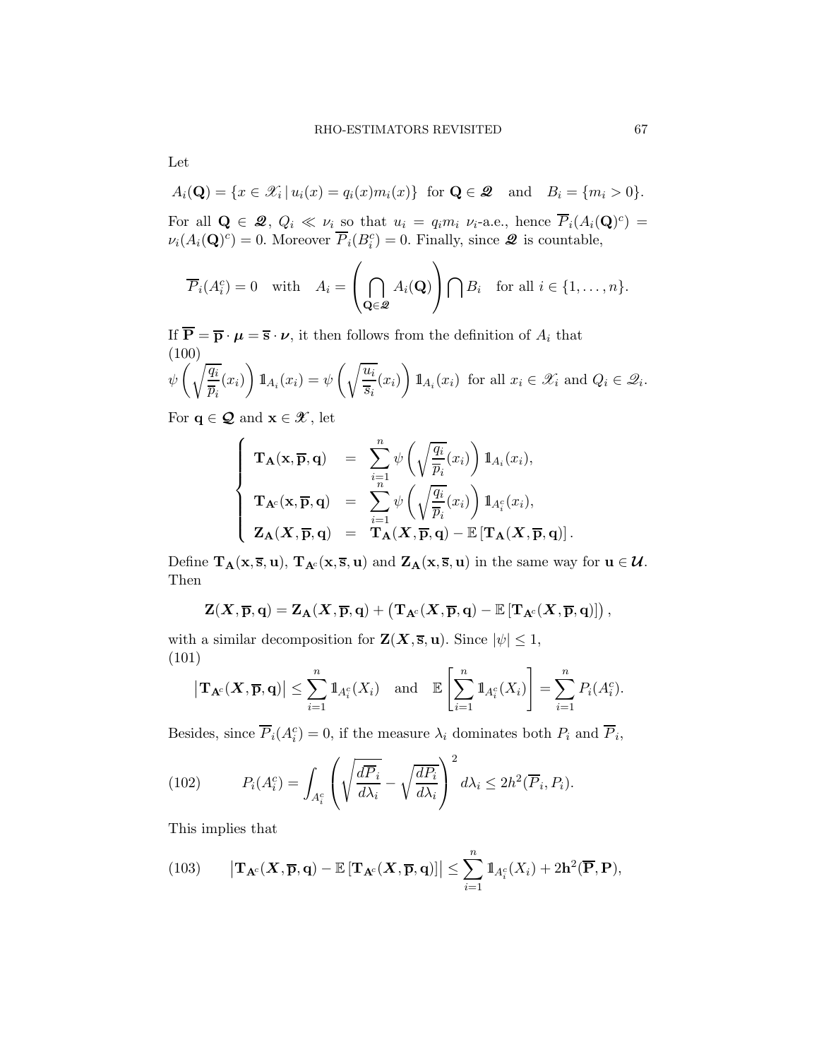Let

$$A_i(\mathbf{Q}) = \{x \in \mathscr{X}_i \,|\, u_i(x) = q_i(x)m_i(x)\} \;\text{ for } \mathbf{Q} \in \boldsymbol{\mathscr{Q}} \quad \text{and} \quad B_i = \{m_i > 0\}.$$

For all $\mathbf{Q} \in \boldsymbol{\mathscr{Q}}$, $Q_i \ll \nu_i$ so that $u_i = q_i m_i$ $\nu_i$-a.e., hence $\overline{P}_i(A_i(\mathbf{Q})^c) = \nu_i(A_i(\mathbf{Q})^c) = 0$. Moreover $\overline{P}_i(B_i^c) = 0$. Finally, since $\boldsymbol{\mathscr{Q}}$ is countable,

$$\overline{P}_i(A_i^c) = 0 \quad \text{with} \quad A_i = \left(\bigcap_{\mathbf{Q}\in\boldsymbol{\mathscr{Q}}} A_i(\mathbf{Q})\right) \bigcap B_i \quad \text{for all } i \in \{1,\ldots,n\}.$$

If $\overline{\mathbf{P}} = \overline{\mathbf{p}} \cdot \boldsymbol{\mu} = \overline{\mathbf{s}} \cdot \boldsymbol{\nu}$, it then follows from the definition of $A_i$ that

$$\psi\left(\sqrt{\frac{q_i}{\overline{p}_i}}(x_i)\right) \mathbb{1}_{A_i}(x_i) = \psi\left(\sqrt{\frac{u_i}{\overline{s}_i}}(x_i)\right) \mathbb{1}_{A_i}(x_i) \;\text{ for all } x_i \in \mathscr{X}_i \text{ and } Q_i \in \mathscr{Q}_i. \tag{100}$$

For $\mathbf{q} \in \boldsymbol{\mathcal{Q}}$ and $\mathbf{x} \in \boldsymbol{\mathscr{X}}$, let

$$\left\{\begin{array}{lcl} \mathbf{T}_{\mathbf{A}}(\mathbf{x},\overline{\mathbf{p}},\mathbf{q}) & = & \displaystyle\sum_{i=1}^n \psi\left(\sqrt{\frac{q_i}{\overline{p}_i}}(x_i)\right) \mathbb{1}_{A_i}(x_i), \\ \mathbf{T}_{\mathbf{A}^c}(\mathbf{x},\overline{\mathbf{p}},\mathbf{q}) & = & \displaystyle\sum_{i=1}^n \psi\left(\sqrt{\frac{q_i}{\overline{p}_i}}(x_i)\right) \mathbb{1}_{A_i^c}(x_i), \\ \mathbf{Z}_{\mathbf{A}}(\boldsymbol{X},\overline{\mathbf{p}},\mathbf{q}) & = & \mathbf{T}_{\mathbf{A}}(\boldsymbol{X},\overline{\mathbf{p}},\mathbf{q}) - \mathbb{E}\left[\mathbf{T}_{\mathbf{A}}(\boldsymbol{X},\overline{\mathbf{p}},\mathbf{q})\right]. \end{array}\right.$$

Define $\mathbf{T}_{\mathbf{A}}(\mathbf{x},\overline{\mathbf{s}},\mathbf{u})$, $\mathbf{T}_{\mathbf{A}^c}(\mathbf{x},\overline{\mathbf{s}},\mathbf{u})$ and $\mathbf{Z}_{\mathbf{A}}(\mathbf{x},\overline{\mathbf{s}},\mathbf{u})$ in the same way for $\mathbf{u} \in \boldsymbol{\mathcal{U}}$. Then

$$\mathbf{Z}(\boldsymbol{X},\overline{\mathbf{p}},\mathbf{q}) = \mathbf{Z}_{\mathbf{A}}(\boldsymbol{X},\overline{\mathbf{p}},\mathbf{q}) + \left(\mathbf{T}_{\mathbf{A}^c}(\boldsymbol{X},\overline{\mathbf{p}},\mathbf{q}) - \mathbb{E}\left[\mathbf{T}_{\mathbf{A}^c}(\boldsymbol{X},\overline{\mathbf{p}},\mathbf{q})\right]\right),$$

with a similar decomposition for $\mathbf{Z}(\boldsymbol{X},\overline{\mathbf{s}},\mathbf{u})$. Since $|\psi| \le 1$,

$$\left|\mathbf{T}_{\mathbf{A}^c}(\boldsymbol{X},\overline{\mathbf{p}},\mathbf{q})\right| \le \sum_{i=1}^n \mathbb{1}_{A_i^c}(X_i) \quad \text{and} \quad \mathbb{E}\left[\sum_{i=1}^n \mathbb{1}_{A_i^c}(X_i)\right] = \sum_{i=1}^n P_i(A_i^c). \tag{101}$$

Besides, since $\overline{P}_i(A_i^c) = 0$, if the measure $\lambda_i$ dominates both $P_i$ and $\overline{P}_i$,

$$P_i(A_i^c) = \int_{A_i^c} \left(\sqrt{\frac{d\overline{P}_i}{d\lambda_i}} - \sqrt{\frac{dP_i}{d\lambda_i}}\right)^2 d\lambda_i \le 2h^2(\overline{P}_i, P_i). \tag{102}$$

This implies that

$$\left|\mathbf{T}_{\mathbf{A}^c}(\boldsymbol{X},\overline{\mathbf{p}},\mathbf{q}) - \mathbb{E}\left[\mathbf{T}_{\mathbf{A}^c}(\boldsymbol{X},\overline{\mathbf{p}},\mathbf{q})\right]\right| \le \sum_{i=1}^n \mathbb{1}_{A_i^c}(X_i) + 2\mathbf{h}^2(\overline{\mathbf{P}},\mathbf{P}), \tag{103}$$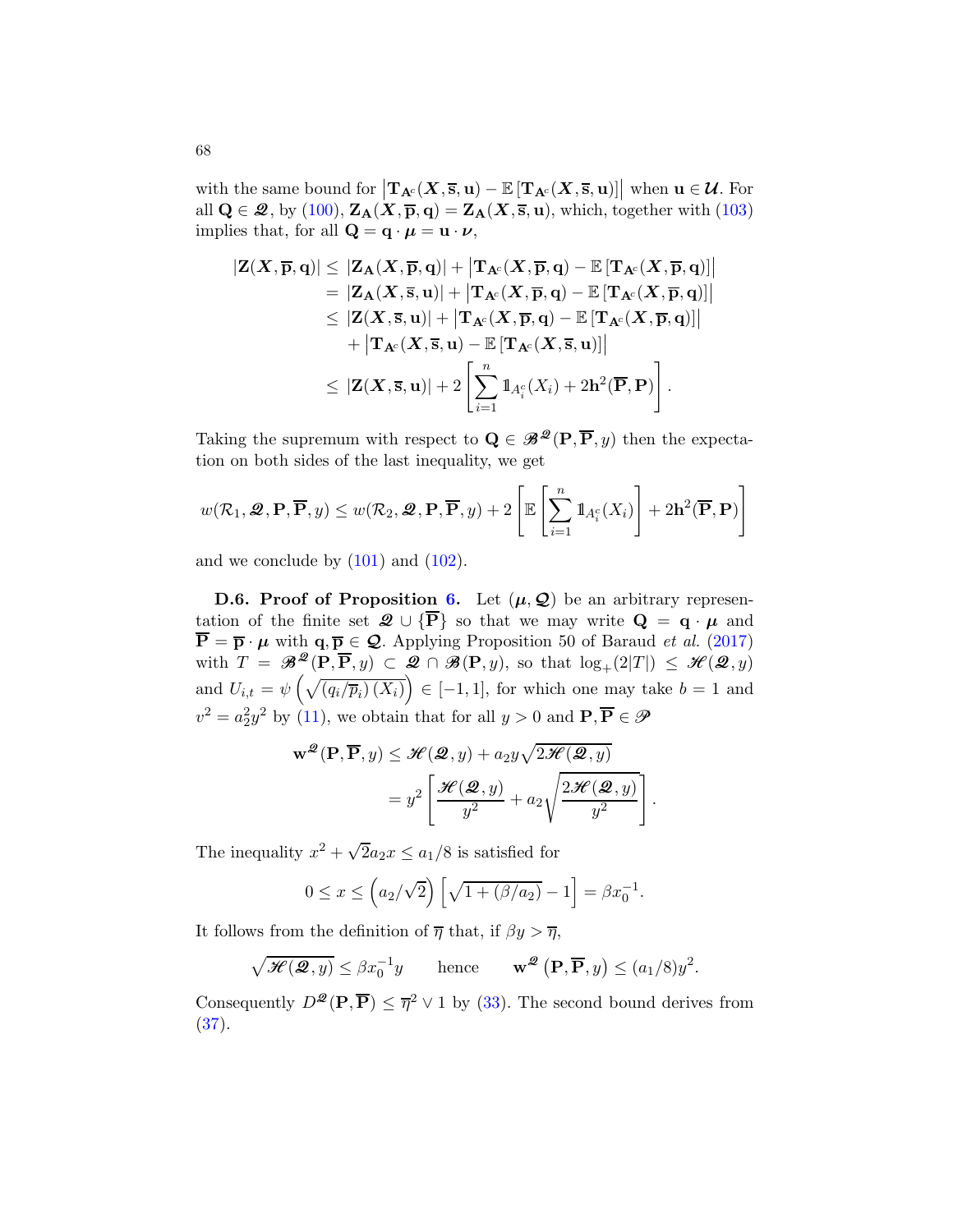with the same bound for $\left|\mathbf{T}_{\mathbf{A}^c}(\boldsymbol{X},\overline{\mathbf{s}},\mathbf{u})-\mathbb{E}\left[\mathbf{T}_{\mathbf{A}^c}(\boldsymbol{X},\overline{\mathbf{s}},\mathbf{u})\right]\right|$ when $\mathbf{u}\in\boldsymbol{\mathcal{U}}$. For all $\mathbf{Q}\in\boldsymbol{\mathscr{Q}}$, by (100), $\mathbf{Z}_{\mathbf{A}}(\boldsymbol{X},\overline{\mathbf{p}},\mathbf{q})=\mathbf{Z}_{\mathbf{A}}(\boldsymbol{X},\overline{\mathbf{s}},\mathbf{u})$, which, together with (103) implies that, for all $\mathbf{Q}=\mathbf{q}\cdot\boldsymbol{\mu}=\mathbf{u}\cdot\boldsymbol{\nu}$,

$$
\begin{aligned}
|\mathbf{Z}(\boldsymbol{X},\overline{\mathbf{p}},\mathbf{q})| &\leq |\mathbf{Z}_{\mathbf{A}}(\boldsymbol{X},\overline{\mathbf{p}},\mathbf{q})| + \left|\mathbf{T}_{\mathbf{A}^c}(\boldsymbol{X},\overline{\mathbf{p}},\mathbf{q})-\mathbb{E}\left[\mathbf{T}_{\mathbf{A}^c}(\boldsymbol{X},\overline{\mathbf{p}},\mathbf{q})\right]\right| \\
&= |\mathbf{Z}_{\mathbf{A}}(\boldsymbol{X},\overline{\mathbf{s}},\mathbf{u})| + \left|\mathbf{T}_{\mathbf{A}^c}(\boldsymbol{X},\overline{\mathbf{p}},\mathbf{q})-\mathbb{E}\left[\mathbf{T}_{\mathbf{A}^c}(\boldsymbol{X},\overline{\mathbf{p}},\mathbf{q})\right]\right| \\
&\leq |\mathbf{Z}(\boldsymbol{X},\overline{\mathbf{s}},\mathbf{u})| + \left|\mathbf{T}_{\mathbf{A}^c}(\boldsymbol{X},\overline{\mathbf{p}},\mathbf{q})-\mathbb{E}\left[\mathbf{T}_{\mathbf{A}^c}(\boldsymbol{X},\overline{\mathbf{p}},\mathbf{q})\right]\right| \\
&\quad + \left|\mathbf{T}_{\mathbf{A}^c}(\boldsymbol{X},\overline{\mathbf{s}},\mathbf{u})-\mathbb{E}\left[\mathbf{T}_{\mathbf{A}^c}(\boldsymbol{X},\overline{\mathbf{s}},\mathbf{u})\right]\right| \\
&\leq |\mathbf{Z}(\boldsymbol{X},\overline{\mathbf{s}},\mathbf{u})| + 2\left[\sum_{i=1}^{n}\mathbb{1}_{A_i^c}(X_i)+2\mathbf{h}^2(\overline{\mathbf{P}},\mathbf{P})\right].
\end{aligned}
$$

Taking the supremum with respect to $\mathbf{Q}\in\boldsymbol{\mathscr{B}}^{\boldsymbol{\mathscr{Q}}}(\mathbf{P},\overline{\mathbf{P}},y)$ then the expectation on both sides of the last inequality, we get

$$
w(\mathcal{R}_1,\boldsymbol{\mathscr{Q}},\mathbf{P},\overline{\mathbf{P}},y)\leq w(\mathcal{R}_2,\boldsymbol{\mathscr{Q}},\mathbf{P},\overline{\mathbf{P}},y)+2\left[\mathbb{E}\left[\sum_{i=1}^{n}\mathbb{1}_{A_i^c}(X_i)\right]+2\mathbf{h}^2(\overline{\mathbf{P}},\mathbf{P})\right]
$$

and we conclude by (101) and (102).

**D.6. Proof of Proposition 6.** Let $(\boldsymbol{\mu},\boldsymbol{\mathcal{Q}})$ be an arbitrary representation of the finite set $\boldsymbol{\mathscr{Q}}\cup\{\overline{\mathbf{P}}\}$ so that we may write $\mathbf{Q}=\mathbf{q}\cdot\boldsymbol{\mu}$ and $\overline{\mathbf{P}}=\overline{\mathbf{p}}\cdot\boldsymbol{\mu}$ with $\mathbf{q},\overline{\mathbf{p}}\in\boldsymbol{\mathcal{Q}}$. Applying Proposition 50 of Baraud *et al.* (2017) with $T=\boldsymbol{\mathscr{B}}^{\boldsymbol{\mathscr{Q}}}(\mathbf{P},\overline{\mathbf{P}},y)\subset\boldsymbol{\mathscr{Q}}\cap\boldsymbol{\mathscr{B}}(\mathbf{P},y)$, so that $\log_+(2|T|)\leq\mathscr{H}(\boldsymbol{\mathscr{Q}},y)$ and $U_{i,t}=\psi\left(\sqrt{(q_i/\overline{p}_i)\,(X_i)}\right)\in[-1,1]$, for which one may take $b=1$ and $v^2=a_2^2y^2$ by (11), we obtain that for all $y>0$ and $\mathbf{P},\overline{\mathbf{P}}\in\mathscr{P}$

$$
\begin{aligned}
\mathbf{w}^{\boldsymbol{\mathscr{Q}}}(\mathbf{P},\overline{\mathbf{P}},y) &\leq \mathscr{H}(\boldsymbol{\mathscr{Q}},y)+a_2y\sqrt{2\mathscr{H}(\boldsymbol{\mathscr{Q}},y)} \\
&= y^2\left[\frac{\mathscr{H}(\boldsymbol{\mathscr{Q}},y)}{y^2}+a_2\sqrt{\frac{2\mathscr{H}(\boldsymbol{\mathscr{Q}},y)}{y^2}}\right].
\end{aligned}
$$

The inequality $x^2+\sqrt{2}a_2x\leq a_1/8$ is satisfied for

$$
0\leq x\leq\left(a_2/\sqrt{2}\right)\left[\sqrt{1+(\beta/a_2)}-1\right]=\beta x_0^{-1}.
$$

It follows from the definition of $\overline{\eta}$ that, if $\beta y>\overline{\eta}$,

$$
\sqrt{\mathscr{H}(\boldsymbol{\mathscr{Q}},y)}\leq\beta x_0^{-1}y \qquad \text{hence} \qquad \mathbf{w}^{\boldsymbol{\mathscr{Q}}}\left(\mathbf{P},\overline{\mathbf{P}},y\right)\leq(a_1/8)y^2.
$$

Consequently $D^{\boldsymbol{\mathscr{Q}}}(\mathbf{P},\overline{\mathbf{P}})\leq\overline{\eta}^2\vee 1$ by (33). The second bound derives from (37).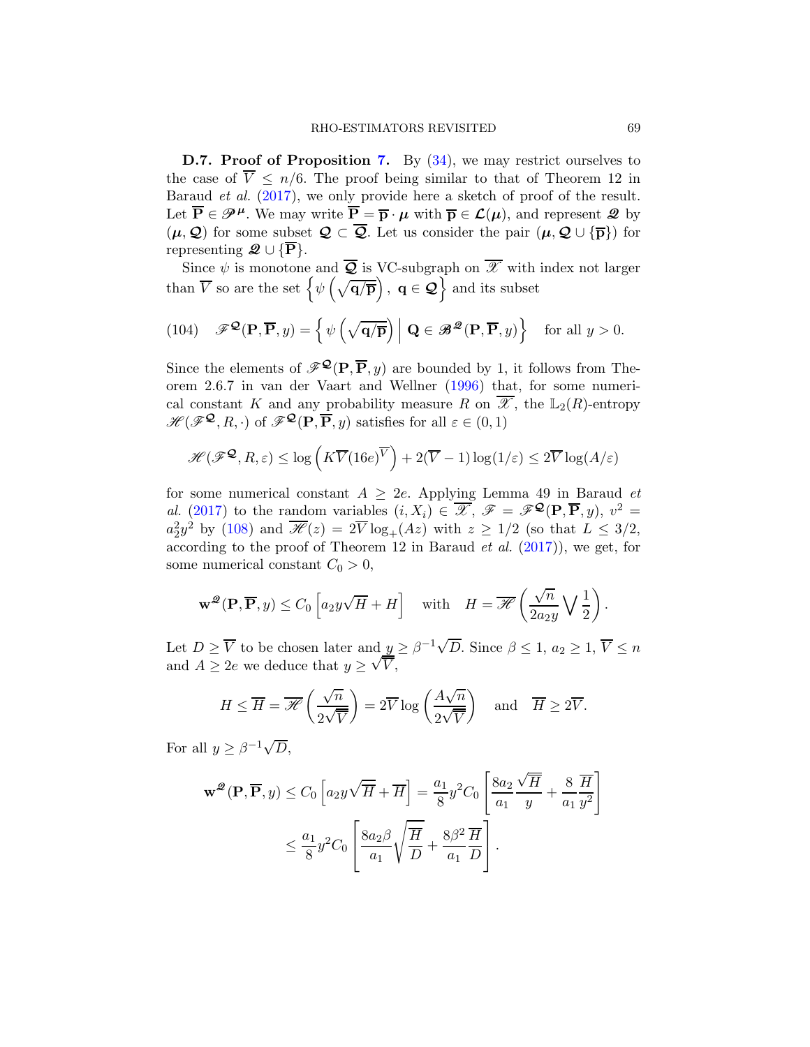**D.7. Proof of Proposition 7.** By (34), we may restrict ourselves to the case of $\overline{V} \le n/6$. The proof being similar to that of Theorem 12 in Baraud *et al.* (2017), we only provide here a sketch of proof of the result. Let $\overline{\mathbf{P}} \in \mathscr{P}^{\boldsymbol{\mu}}$. We may write $\overline{\mathbf{P}} = \overline{\mathbf{p}} \cdot \boldsymbol{\mu}$ with $\overline{\mathbf{p}} \in \boldsymbol{\mathcal{L}}(\boldsymbol{\mu})$, and represent $\boldsymbol{\mathscr{Q}}$ by $(\boldsymbol{\mu}, \boldsymbol{\mathcal{Q}})$ for some subset $\boldsymbol{\mathcal{Q}} \subset \overline{\boldsymbol{\mathcal{Q}}}$. Let us consider the pair $(\boldsymbol{\mu}, \boldsymbol{\mathcal{Q}} \cup \{\overline{\mathbf{p}}\})$ for representing $\boldsymbol{\mathscr{Q}} \cup \{\overline{\mathbf{P}}\}$.

Since $\psi$ is monotone and $\overline{\boldsymbol{\mathcal{Q}}}$ is VC-subgraph on $\overline{\mathscr{X}}$ with index not larger than $\overline{V}$ so are the set $\left\{\psi\left(\sqrt{\mathbf{q}/\overline{\mathbf{p}}}\right),\ \mathbf{q} \in \boldsymbol{\mathcal{Q}}\right\}$ and its subset

$$
\mathscr{F}^{\boldsymbol{\mathscr{Q}}}(\mathbf{P}, \overline{\mathbf{P}}, y) = \left\{ \psi\left(\sqrt{\mathbf{q}/\overline{\mathbf{p}}}\right) \;\middle|\; \mathbf{Q} \in \mathscr{B}^{\boldsymbol{\mathscr{Q}}}(\mathbf{P}, \overline{\mathbf{P}}, y) \right\} \quad \text{for all } y > 0. \tag{104}
$$

Since the elements of $\mathscr{F}^{\boldsymbol{\mathscr{Q}}}(\mathbf{P}, \overline{\mathbf{P}}, y)$ are bounded by 1, it follows from Theorem 2.6.7 in van der Vaart and Wellner (1996) that, for some numerical constant $K$ and any probability measure $R$ on $\overline{\mathscr{X}}$, the $\mathbb{L}_2(R)$-entropy $\mathscr{H}(\mathscr{F}^{\boldsymbol{\mathscr{Q}}}, R, \cdot)$ of $\mathscr{F}^{\boldsymbol{\mathscr{Q}}}(\mathbf{P}, \overline{\mathbf{P}}, y)$ satisfies for all $\varepsilon \in (0,1)$

$$
\mathscr{H}(\mathscr{F}^{\boldsymbol{\mathscr{Q}}}, R, \varepsilon) \le \log\left(K\overline{V}(16e)^{\overline{V}}\right) + 2(\overline{V} - 1)\log(1/\varepsilon) \le 2\overline{V}\log(A/\varepsilon)
$$

for some numerical constant $A \ge 2e$. Applying Lemma 49 in Baraud *et al.* (2017) to the random variables $(i, X_i) \in \overline{\mathscr{X}}$, $\mathscr{F} = \mathscr{F}^{\boldsymbol{\mathscr{Q}}}(\mathbf{P}, \overline{\mathbf{P}}, y)$, $v^2 = a_2^2 y^2$ by (108) and $\overline{\mathscr{H}}(z) = 2\overline{V}\log_+(Az)$ with $z \ge 1/2$ (so that $L \le 3/2$, according to the proof of Theorem 12 in Baraud *et al.* (2017)), we get, for some numerical constant $C_0 > 0$,

$$
\mathbf{w}^{\boldsymbol{\mathscr{Q}}}(\mathbf{P}, \overline{\mathbf{P}}, y) \le C_0\left[a_2 y\sqrt{H} + H\right] \quad \text{with} \quad H = \overline{\mathscr{H}}\left(\frac{\sqrt{n}}{2a_2 y}\bigvee\frac{1}{2}\right).
$$

Let $D \ge \overline{V}$ to be chosen later and $y \ge \beta^{-1}\sqrt{D}$. Since $\beta \le 1$, $a_2 \ge 1$, $\overline{V} \le n$ and $A \ge 2e$ we deduce that $y \ge \sqrt{\overline{V}}$,

$$
H \le \overline{H} = \overline{\mathscr{H}}\left(\frac{\sqrt{n}}{2\sqrt{\overline{V}}}\right) = 2\overline{V}\log\left(\frac{A\sqrt{n}}{2\sqrt{\overline{V}}}\right) \quad \text{and} \quad \overline{H} \ge 2\overline{V}.
$$

For all $y \ge \beta^{-1}\sqrt{D}$,

$$
\begin{aligned}
\mathbf{w}^{\boldsymbol{\mathscr{Q}}}(\mathbf{P}, \overline{\mathbf{P}}, y) &\le C_0\left[a_2 y\sqrt{\overline{H}} + \overline{H}\right] = \frac{a_1}{8}y^2 C_0\left[\frac{8a_2}{a_1}\frac{\sqrt{\overline{H}}}{y} + \frac{8}{a_1}\frac{\overline{H}}{y^2}\right] \\
&\le \frac{a_1}{8}y^2 C_0\left[\frac{8a_2\beta}{a_1}\sqrt{\frac{\overline{H}}{D}} + \frac{8\beta^2}{a_1}\frac{\overline{H}}{D}\right].
\end{aligned}
$$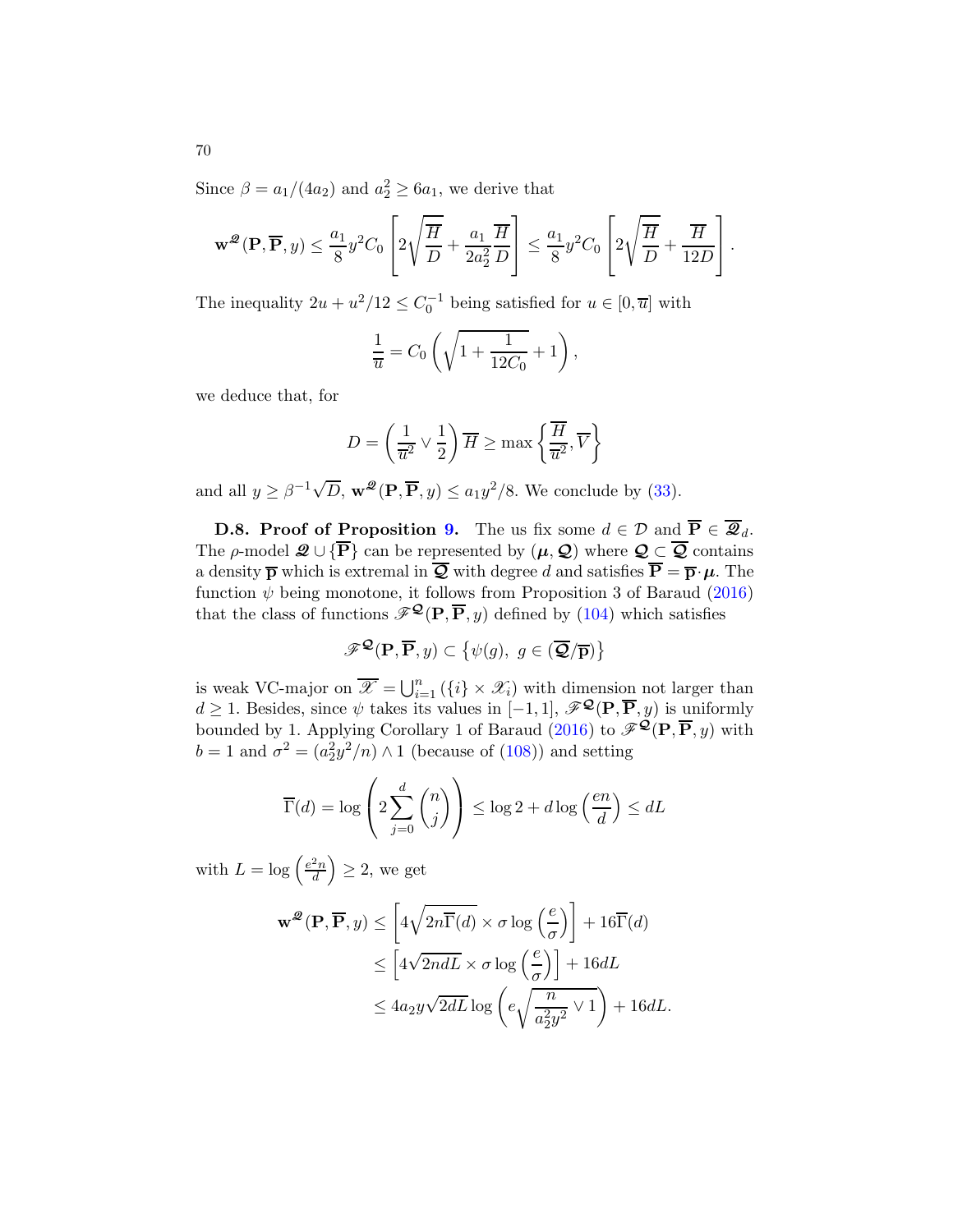Since $\beta = a_1/(4a_2)$ and $a_2^2 \geq 6a_1$, we derive that

$$\mathbf{w}^{\mathscr{Q}}(\mathbf{P}, \overline{\mathbf{P}}, y) \leq \frac{a_1}{8} y^2 C_0 \left[ 2\sqrt{\frac{\overline{H}}{D}} + \frac{a_1}{2a_2^2} \frac{\overline{H}}{D} \right] \leq \frac{a_1}{8} y^2 C_0 \left[ 2\sqrt{\frac{\overline{H}}{D}} + \frac{\overline{H}}{12D} \right].$$

The inequality $2u + u^2/12 \leq C_0^{-1}$ being satisfied for $u \in [0, \overline{u}]$ with

$$\frac{1}{\overline{u}} = C_0 \left( \sqrt{1 + \frac{1}{12C_0}} + 1 \right),$$

we deduce that, for

$$D = \left( \frac{1}{\overline{u}^2} \vee \frac{1}{2} \right) \overline{H} \geq \max\left\{ \frac{\overline{H}}{\overline{u}^2}, \overline{V} \right\}$$

and all $y \geq \beta^{-1}\sqrt{D}$, $\mathbf{w}^{\mathscr{Q}}(\mathbf{P}, \overline{\mathbf{P}}, y) \leq a_1 y^2/8$. We conclude by (33).

**D.8. Proof of Proposition 9.** The us fix some $d \in \mathcal{D}$ and $\overline{\mathbf{P}} \in \overline{\mathscr{Q}}_d$. The $\rho$-model $\mathscr{Q} \cup \{\overline{\mathbf{P}}\}$ can be represented by $(\boldsymbol{\mu}, \boldsymbol{\mathcal{Q}})$ where $\boldsymbol{\mathcal{Q}} \subset \overline{\boldsymbol{\mathcal{Q}}}$ contains a density $\overline{\mathbf{p}}$ which is extremal in $\overline{\boldsymbol{\mathcal{Q}}}$ with degree $d$ and satisfies $\overline{\mathbf{P}} = \overline{\mathbf{p}} \cdot \boldsymbol{\mu}$. The function $\psi$ being monotone, it follows from Proposition 3 of Baraud (2016) that the class of functions $\mathscr{F}^{\boldsymbol{\mathcal{Q}}}(\mathbf{P}, \overline{\mathbf{P}}, y)$ defined by (104) which satisfies

$$\mathscr{F}^{\boldsymbol{\mathcal{Q}}}(\mathbf{P}, \overline{\mathbf{P}}, y) \subset \left\{ \psi(g),\ g \in (\overline{\boldsymbol{\mathcal{Q}}}/\overline{\mathbf{p}}) \right\}$$

is weak VC-major on $\overline{\mathscr{X}} = \bigcup_{i=1}^n (\{i\} \times \mathscr{X}_i)$ with dimension not larger than $d \geq 1$. Besides, since $\psi$ takes its values in $[-1, 1]$, $\mathscr{F}^{\boldsymbol{\mathcal{Q}}}(\mathbf{P}, \overline{\mathbf{P}}, y)$ is uniformly bounded by 1. Applying Corollary 1 of Baraud (2016) to $\mathscr{F}^{\boldsymbol{\mathcal{Q}}}(\mathbf{P}, \overline{\mathbf{P}}, y)$ with $b = 1$ and $\sigma^2 = (a_2^2 y^2/n) \wedge 1$ (because of (108)) and setting

$$\overline{\Gamma}(d) = \log\left( 2 \sum_{j=0}^{d} \binom{n}{j} \right) \leq \log 2 + d \log\left( \frac{en}{d} \right) \leq dL$$

with $L = \log\left(\frac{e^2 n}{d}\right) \geq 2$, we get

$$\begin{aligned}
\mathbf{w}^{\mathscr{Q}}(\mathbf{P}, \overline{\mathbf{P}}, y) &\leq \left[ 4\sqrt{2n\overline{\Gamma}(d)} \times \sigma \log\left( \frac{e}{\sigma} \right) \right] + 16\overline{\Gamma}(d) \\
&\leq \left[ 4\sqrt{2ndL} \times \sigma \log\left( \frac{e}{\sigma} \right) \right] + 16dL \\
&\leq 4a_2 y \sqrt{2dL} \log\left( e\sqrt{\frac{n}{a_2^2 y^2} \vee 1} \right) + 16dL.
\end{aligned}$$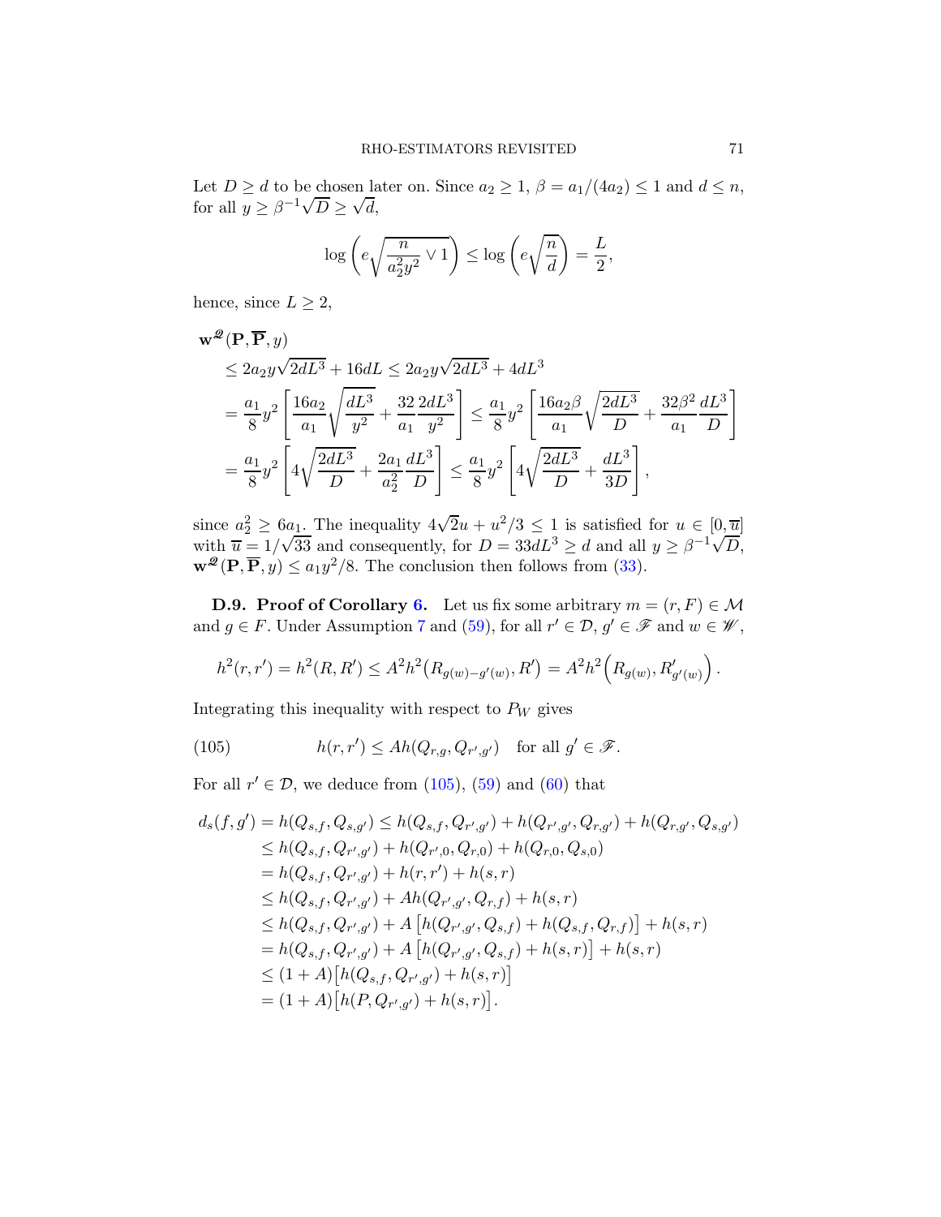Let $D \geq d$ to be chosen later on. Since $a_2 \geq 1$, $\beta = a_1/(4a_2) \leq 1$ and $d \leq n$, for all $y \geq \beta^{-1}\sqrt{D} \geq \sqrt{d}$,

$$\log\left(e\sqrt{\frac{n}{a_2^2 y^2} \vee 1}\right) \leq \log\left(e\sqrt{\frac{n}{d}}\right) = \frac{L}{2},$$

hence, since $L \geq 2$,

$$\begin{aligned}
&\mathbf{w}^{\mathscr{Q}}(\mathbf{P}, \overline{\mathbf{P}}, y) \\
&\quad \leq 2a_2 y\sqrt{2dL^3} + 16dL \leq 2a_2 y\sqrt{2dL^3} + 4dL^3 \\
&\quad = \frac{a_1}{8}y^2\left[\frac{16a_2}{a_1}\sqrt{\frac{dL^3}{y^2}} + \frac{32}{a_1}\frac{2dL^3}{y^2}\right] \leq \frac{a_1}{8}y^2\left[\frac{16a_2\beta}{a_1}\sqrt{\frac{2dL^3}{D}} + \frac{32\beta^2}{a_1}\frac{dL^3}{D}\right] \\
&\quad = \frac{a_1}{8}y^2\left[4\sqrt{\frac{2dL^3}{D}} + \frac{2a_1}{a_2^2}\frac{dL^3}{D}\right] \leq \frac{a_1}{8}y^2\left[4\sqrt{\frac{2dL^3}{D}} + \frac{dL^3}{3D}\right],
\end{aligned}$$

since $a_2^2 \geq 6a_1$. The inequality $4\sqrt{2}u + u^2/3 \leq 1$ is satisfied for $u \in [0, \overline{u}]$ with $\overline{u} = 1/\sqrt{33}$ and consequently, for $D = 33dL^3 \geq d$ and all $y \geq \beta^{-1}\sqrt{D}$, $\mathbf{w}^{\mathscr{Q}}(\mathbf{P}, \overline{\mathbf{P}}, y) \leq a_1 y^2/8$. The conclusion then follows from (33).

**D.9. Proof of Corollary 6.** Let us fix some arbitrary $m = (r, F) \in \mathcal{M}$ and $g \in F$. Under Assumption 7 and (59), for all $r' \in \mathcal{D}$, $g' \in \mathscr{F}$ and $w \in \mathscr{W}$,

$$h^2(r, r') = h^2(R, R') \leq A^2 h^2\big(R_{g(w)-g'(w)}, R'\big) = A^2 h^2\Big(R_{g(w)}, R'_{g'(w)}\Big).$$

Integrating this inequality with respect to $P_W$ gives

$$h(r, r') \leq A h(Q_{r,g}, Q_{r',g'}) \quad \text{for all } g' \in \mathscr{F}. \tag{105}$$

For all $r' \in \mathcal{D}$, we deduce from (105), (59) and (60) that

$$\begin{aligned}
d_s(f, g') &= h(Q_{s,f}, Q_{s,g'}) \leq h(Q_{s,f}, Q_{r',g'}) + h(Q_{r',g'}, Q_{r,g'}) + h(Q_{r,g'}, Q_{s,g'}) \\
&\leq h(Q_{s,f}, Q_{r',g'}) + h(Q_{r',0}, Q_{r,0}) + h(Q_{r,0}, Q_{s,0}) \\
&= h(Q_{s,f}, Q_{r',g'}) + h(r, r') + h(s, r) \\
&\leq h(Q_{s,f}, Q_{r',g'}) + A h(Q_{r',g'}, Q_{r,f}) + h(s, r) \\
&\leq h(Q_{s,f}, Q_{r',g'}) + A\left[h(Q_{r',g'}, Q_{s,f}) + h(Q_{s,f}, Q_{r,f})\right] + h(s, r) \\
&= h(Q_{s,f}, Q_{r',g'}) + A\left[h(Q_{r',g'}, Q_{s,f}) + h(s, r)\right] + h(s, r) \\
&\leq (1 + A)\big[h(Q_{s,f}, Q_{r',g'}) + h(s, r)\big] \\
&= (1 + A)\big[h(P, Q_{r',g'}) + h(s, r)\big].
\end{aligned}$$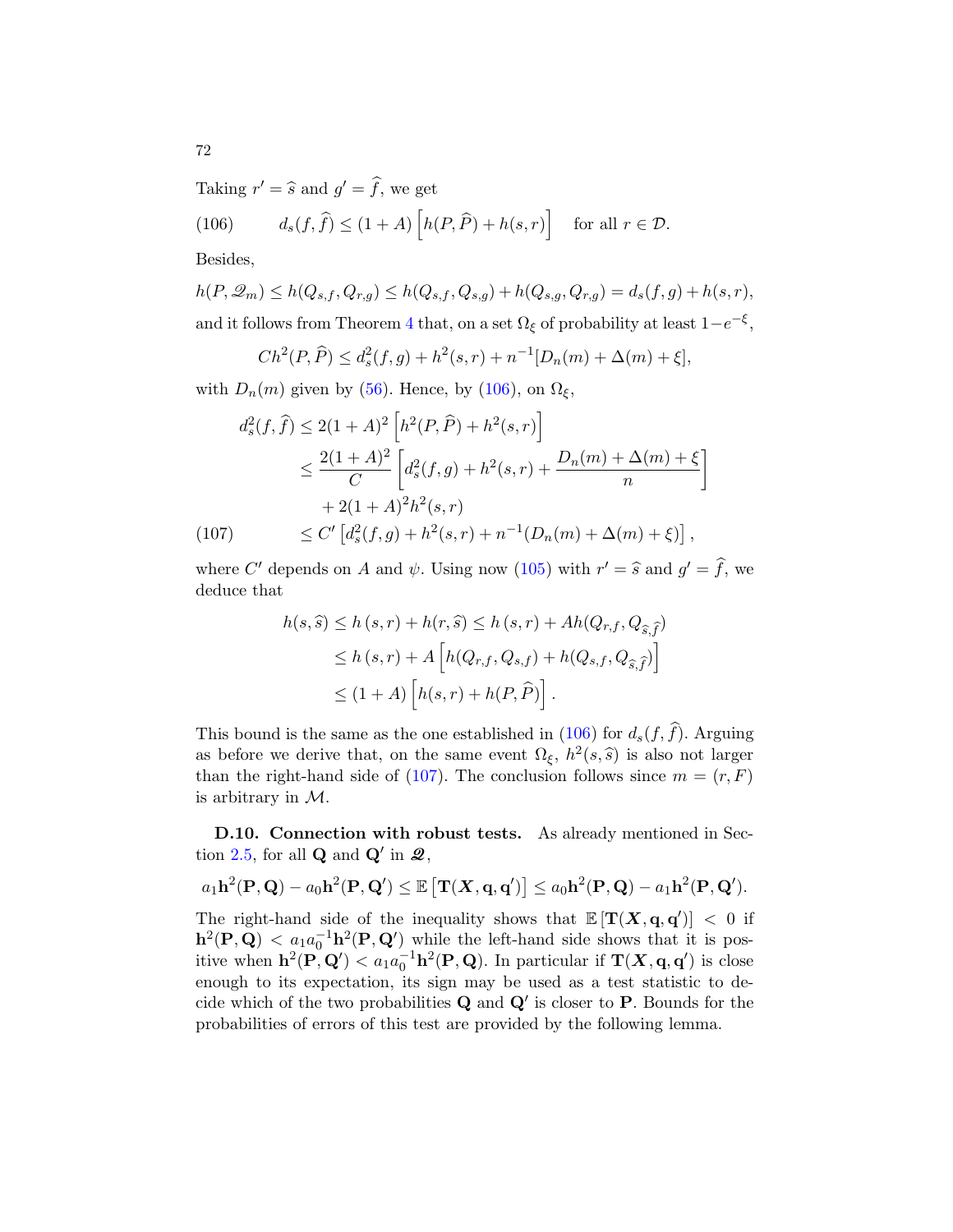Taking $r' = \widehat{s}$ and $g' = \widehat{f}$, we get

$$d_s(f, \widehat{f}) \le (1 + A) \left[ h(P, \widehat{P}) + h(s, r) \right] \quad \text{for all } r \in \mathcal{D}. \tag{106}$$

Besides,

$$h(P, \mathscr{Q}_m) \le h(Q_{s,f}, Q_{r,g}) \le h(Q_{s,f}, Q_{s,g}) + h(Q_{s,g}, Q_{r,g}) = d_s(f, g) + h(s, r),$$

and it follows from Theorem 4 that, on a set $\Omega_\xi$ of probability at least $1 - e^{-\xi}$,

$$Ch^2(P, \widehat{P}) \le d_s^2(f, g) + h^2(s, r) + n^{-1}[D_n(m) + \Delta(m) + \xi],$$

with $D_n(m)$ given by (56). Hence, by (106), on $\Omega_\xi$,

$$\begin{aligned}
d_s^2(f, \widehat{f}) &\le 2(1 + A)^2 \left[ h^2(P, \widehat{P}) + h^2(s, r) \right] \\
&\le \frac{2(1 + A)^2}{C} \left[ d_s^2(f, g) + h^2(s, r) + \frac{D_n(m) + \Delta(m) + \xi}{n} \right] \\
&\quad + 2(1 + A)^2 h^2(s, r) \\
&\le C' \left[ d_s^2(f, g) + h^2(s, r) + n^{-1}(D_n(m) + \Delta(m) + \xi) \right],
\end{aligned} \tag{107}$$

where $C'$ depends on $A$ and $\psi$. Using now (105) with $r' = \widehat{s}$ and $g' = \widehat{f}$, we deduce that

$$\begin{aligned}
h(s, \widehat{s}) &\le h(s, r) + h(r, \widehat{s}) \le h(s, r) + A h(Q_{r,f}, Q_{\widehat{s},\widehat{f}}) \\
&\le h(s, r) + A \left[ h(Q_{r,f}, Q_{s,f}) + h(Q_{s,f}, Q_{\widehat{s},\widehat{f}}) \right] \\
&\le (1 + A) \left[ h(s, r) + h(P, \widehat{P}) \right].
\end{aligned}$$

This bound is the same as the one established in (106) for $d_s(f, \widehat{f})$. Arguing as before we derive that, on the same event $\Omega_\xi$, $h^2(s, \widehat{s})$ is also not larger than the right-hand side of (107). The conclusion follows since $m = (r, F)$ is arbitrary in $\mathcal{M}$.

**D.10. Connection with robust tests.** As already mentioned in Section 2.5, for all $\mathbf{Q}$ and $\mathbf{Q}'$ in $\boldsymbol{\mathscr{Q}}$,

$$a_1 \mathbf{h}^2(\mathbf{P}, \mathbf{Q}) - a_0 \mathbf{h}^2(\mathbf{P}, \mathbf{Q}') \le \mathbb{E}\left[ \mathbf{T}(\boldsymbol{X}, \mathbf{q}, \mathbf{q}') \right] \le a_0 \mathbf{h}^2(\mathbf{P}, \mathbf{Q}) - a_1 \mathbf{h}^2(\mathbf{P}, \mathbf{Q}').$$

The right-hand side of the inequality shows that $\mathbb{E}\left[\mathbf{T}(\boldsymbol{X}, \mathbf{q}, \mathbf{q}')\right] < 0$ if $\mathbf{h}^2(\mathbf{P}, \mathbf{Q}) < a_1 a_0^{-1} \mathbf{h}^2(\mathbf{P}, \mathbf{Q}')$ while the left-hand side shows that it is positive when $\mathbf{h}^2(\mathbf{P}, \mathbf{Q}') < a_1 a_0^{-1} \mathbf{h}^2(\mathbf{P}, \mathbf{Q})$. In particular if $\mathbf{T}(\boldsymbol{X}, \mathbf{q}, \mathbf{q}')$ is close enough to its expectation, its sign may be used as a test statistic to decide which of the two probabilities $\mathbf{Q}$ and $\mathbf{Q}'$ is closer to $\mathbf{P}$. Bounds for the probabilities of errors of this test are provided by the following lemma.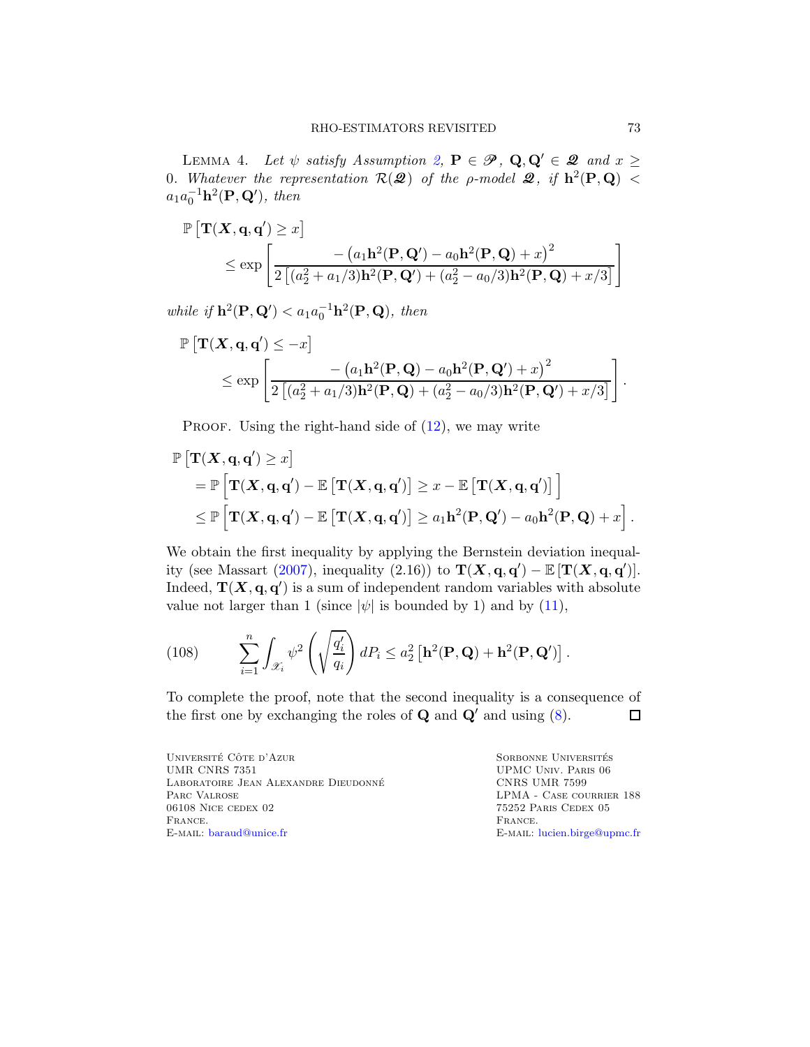LEMMA 4. *Let $\psi$ satisfy Assumption 2, $\mathbf{P} \in \mathscr{P}$, $\mathbf{Q}, \mathbf{Q}' \in \boldsymbol{\mathscr{Q}}$ and $x \geq 0$. Whatever the representation $\mathcal{R}(\boldsymbol{\mathscr{Q}})$ of the $\rho$-model $\boldsymbol{\mathscr{Q}}$, if $\mathbf{h}^2(\mathbf{P}, \mathbf{Q}) < a_1 a_0^{-1} \mathbf{h}^2(\mathbf{P}, \mathbf{Q}')$, then*

$$
\begin{aligned}
&\mathbb{P}\left[\mathbf{T}(\boldsymbol{X}, \mathbf{q}, \mathbf{q}') \geq x\right] \\
&\qquad \leq \exp\left[\frac{-\left(a_1 \mathbf{h}^2(\mathbf{P}, \mathbf{Q}') - a_0 \mathbf{h}^2(\mathbf{P}, \mathbf{Q}) + x\right)^2}{2\left[(a_2^2 + a_1/3)\mathbf{h}^2(\mathbf{P}, \mathbf{Q}') + (a_2^2 - a_0/3)\mathbf{h}^2(\mathbf{P}, \mathbf{Q}) + x/3\right]}\right]
\end{aligned}
$$

*while if $\mathbf{h}^2(\mathbf{P}, \mathbf{Q}') < a_1 a_0^{-1} \mathbf{h}^2(\mathbf{P}, \mathbf{Q})$, then*

$$
\begin{aligned}
&\mathbb{P}\left[\mathbf{T}(\boldsymbol{X}, \mathbf{q}, \mathbf{q}') \leq -x\right] \\
&\qquad \leq \exp\left[\frac{-\left(a_1 \mathbf{h}^2(\mathbf{P}, \mathbf{Q}) - a_0 \mathbf{h}^2(\mathbf{P}, \mathbf{Q}') + x\right)^2}{2\left[(a_2^2 + a_1/3)\mathbf{h}^2(\mathbf{P}, \mathbf{Q}) + (a_2^2 - a_0/3)\mathbf{h}^2(\mathbf{P}, \mathbf{Q}') + x/3\right]}\right].
\end{aligned}
$$

PROOF. Using the right-hand side of (12), we may write

$$
\begin{aligned}
&\mathbb{P}\left[\mathbf{T}(\boldsymbol{X}, \mathbf{q}, \mathbf{q}') \geq x\right] \\
&\quad = \mathbb{P}\Big[\mathbf{T}(\boldsymbol{X}, \mathbf{q}, \mathbf{q}') - \mathbb{E}\left[\mathbf{T}(\boldsymbol{X}, \mathbf{q}, \mathbf{q}')\right] \geq x - \mathbb{E}\left[\mathbf{T}(\boldsymbol{X}, \mathbf{q}, \mathbf{q}')\right]\Big] \\
&\quad \leq \mathbb{P}\Big[\mathbf{T}(\boldsymbol{X}, \mathbf{q}, \mathbf{q}') - \mathbb{E}\left[\mathbf{T}(\boldsymbol{X}, \mathbf{q}, \mathbf{q}')\right] \geq a_1 \mathbf{h}^2(\mathbf{P}, \mathbf{Q}') - a_0 \mathbf{h}^2(\mathbf{P}, \mathbf{Q}) + x\Big].
\end{aligned}
$$

We obtain the first inequality by applying the Bernstein deviation inequality (see Massart (2007), inequality (2.16)) to $\mathbf{T}(\boldsymbol{X}, \mathbf{q}, \mathbf{q}') - \mathbb{E}\left[\mathbf{T}(\boldsymbol{X}, \mathbf{q}, \mathbf{q}')\right]$. Indeed, $\mathbf{T}(\boldsymbol{X}, \mathbf{q}, \mathbf{q}')$ is a sum of independent random variables with absolute value not larger than 1 (since $|\psi|$ is bounded by 1) and by (11),

$$
\sum_{i=1}^{n} \int_{\mathscr{X}_i} \psi^2\left(\sqrt{\frac{q_i'}{q_i}}\right) dP_i \leq a_2^2\left[\mathbf{h}^2(\mathbf{P}, \mathbf{Q}) + \mathbf{h}^2(\mathbf{P}, \mathbf{Q}')\right]. \tag{108}
$$

To complete the proof, note that the second inequality is a consequence of the first one by exchanging the roles of $\mathbf{Q}$ and $\mathbf{Q}'$ and using (8). □

UNIVERSITÉ CÔTE D'AZUR
UMR CNRS 7351
LABORATOIRE JEAN ALEXANDRE DIEUDONNÉ
PARC VALROSE
06108 NICE CEDEX 02
FRANCE.
E-MAIL: baraud@unice.fr

SORBONNE UNIVERSITÉS
UPMC UNIV. PARIS 06
CNRS UMR 7599
LPMA - CASE COURRIER 188
75252 PARIS CEDEX 05
FRANCE.
E-MAIL: lucien.birge@upmc.fr